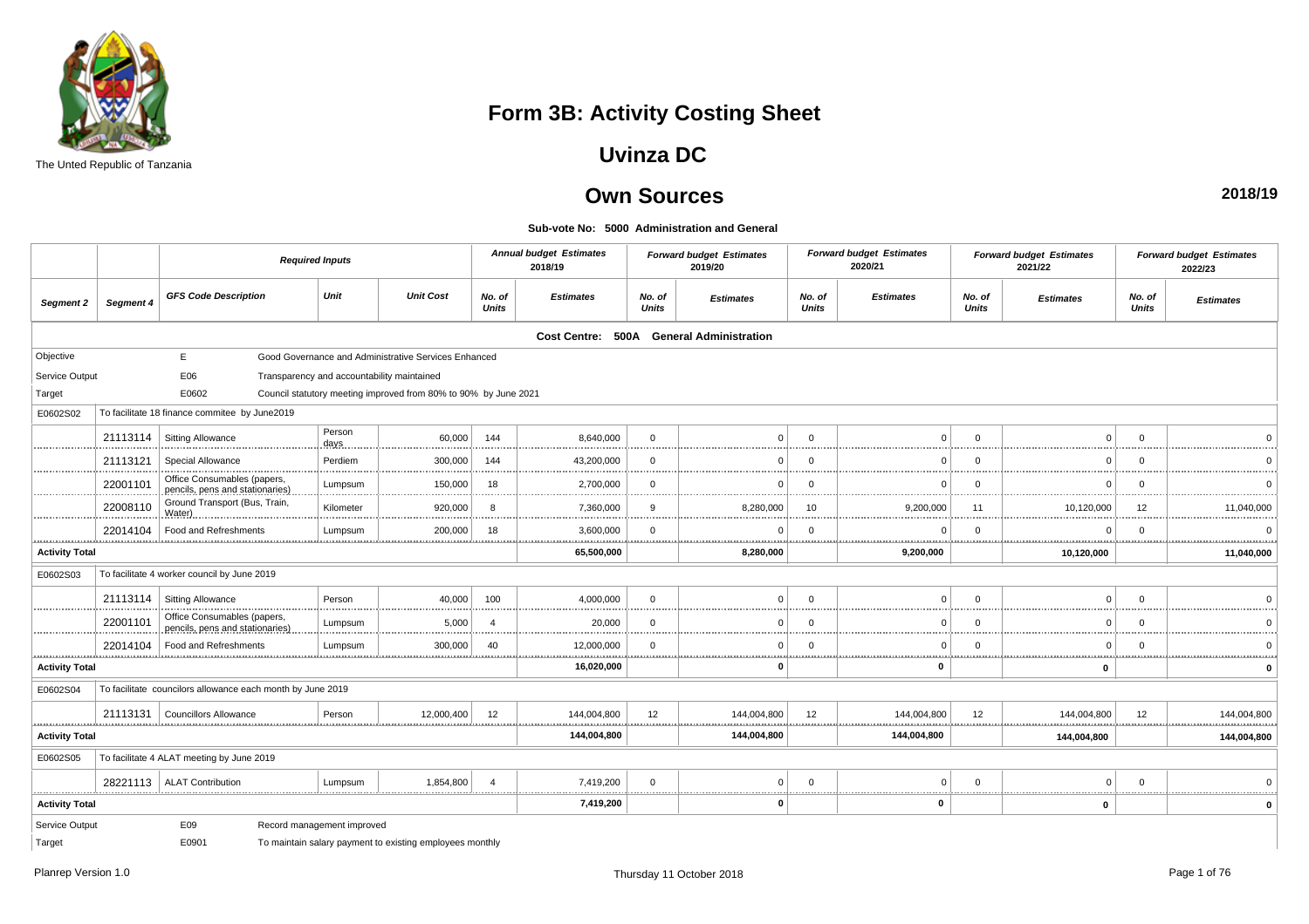The Unted Republic of Tanzania

# Form 3B: Activity Costing Sheet

## Uvinza DC

## Own Sources

**2018/19**

**Sub-vote No: 5000 Administration and General**

| | | Required Inputs | | | Annual budget Estimates 2018/19 | | Forward budget Estimates 2019/20 | | Forward budget Estimates 2020/21 | | Forward budget Estimates 2021/22 | | Forward budget Estimates 2022/23 | |
|---|---|---|---|---|---|---|---|---|---|---|---|---|---|---|
| **Segment 2** | **Segment 4** | **GFS Code Description** | **Unit** | **Unit Cost** | **No. of Units** | **Estimates** | **No. of Units** | **Estimates** | **No. of Units** | **Estimates** | **No. of Units** | **Estimates** | **No. of Units** | **Estimates** |
| **Cost Centre: 500A General Administration** | | | | | | | | | | | | | | |
| Objective | | E | Good Governance and Administrative Services Enhanced | | | | | | | | | | | |
| Service Output | | E06 | Transparency and accountability maintained | | | | | | | | | | | |
| Target | | E0602 | Council statutory meeting improved from 80% to 90% by June 2021 | | | | | | | | | | | |
| E0602S02 | To facilitate 18 finance commitee by June2019 | | | | | | | | | | | | | |
| | 21113114 | Sitting Allowance | Person days | 60,000 | 144 | 8,640,000 | 0 | 0 | 0 | 0 | 0 | 0 | 0 | 0 |
| | 21113121 | Special Allowance | Perdiem | 300,000 | 144 | 43,200,000 | 0 | 0 | 0 | 0 | 0 | 0 | 0 | 0 |
| | 22001101 | Office Consumables (papers, pencils, pens and stationaries) | Lumpsum | 150,000 | 18 | 2,700,000 | 0 | 0 | 0 | 0 | 0 | 0 | 0 | 0 |
| | 22008110 | Ground Transport (Bus, Train, Water) | Kilometer | 920,000 | 8 | 7,360,000 | 9 | 8,280,000 | 10 | 9,200,000 | 11 | 10,120,000 | 12 | 11,040,000 |
| | 22014104 | Food and Refreshments | Lumpsum | 200,000 | 18 | 3,600,000 | 0 | 0 | 0 | 0 | 0 | 0 | 0 | 0 |
| **Activity Total** | | | | | | **65,500,000** | | **8,280,000** | | **9,200,000** | | **10,120,000** | | **11,040,000** |
| E0602S03 | To facilitate 4 worker council by June 2019 | | | | | | | | | | | | | |
| | 21113114 | Sitting Allowance | Person | 40,000 | 100 | 4,000,000 | 0 | 0 | 0 | 0 | 0 | 0 | 0 | 0 |
| | 22001101 | Office Consumables (papers, pencils, pens and stationaries) | Lumpsum | 5,000 | 4 | 20,000 | 0 | 0 | 0 | 0 | 0 | 0 | 0 | 0 |
| | 22014104 | Food and Refreshments | Lumpsum | 300,000 | 40 | 12,000,000 | 0 | 0 | 0 | 0 | 0 | 0 | 0 | 0 |
| **Activity Total** | | | | | | **16,020,000** | | **0** | | **0** | | **0** | | **0** |
| E0602S04 | To facilitate councilors allowance each month by June 2019 | | | | | | | | | | | | | |
| | 21113131 | Councillors Allowance | Person | 12,000,400 | 12 | 144,004,800 | 12 | 144,004,800 | 12 | 144,004,800 | 12 | 144,004,800 | 12 | 144,004,800 |
| **Activity Total** | | | | | | **144,004,800** | | **144,004,800** | | **144,004,800** | | **144,004,800** | | **144,004,800** |
| E0602S05 | To facilitate 4 ALAT meeting by June 2019 | | | | | | | | | | | | | |
| | 28221113 | ALAT Contribution | Lumpsum | 1,854,800 | 4 | 7,419,200 | 0 | 0 | 0 | 0 | 0 | 0 | 0 | 0 |
| **Activity Total** | | | | | | **7,419,200** | | **0** | | **0** | | **0** | | **0** |
| Service Output | | E09 | Record management improved | | | | | | | | | | | |
| Target | | E0901 | To maintain salary payment to existing employees monthly | | | | | | | | | | | |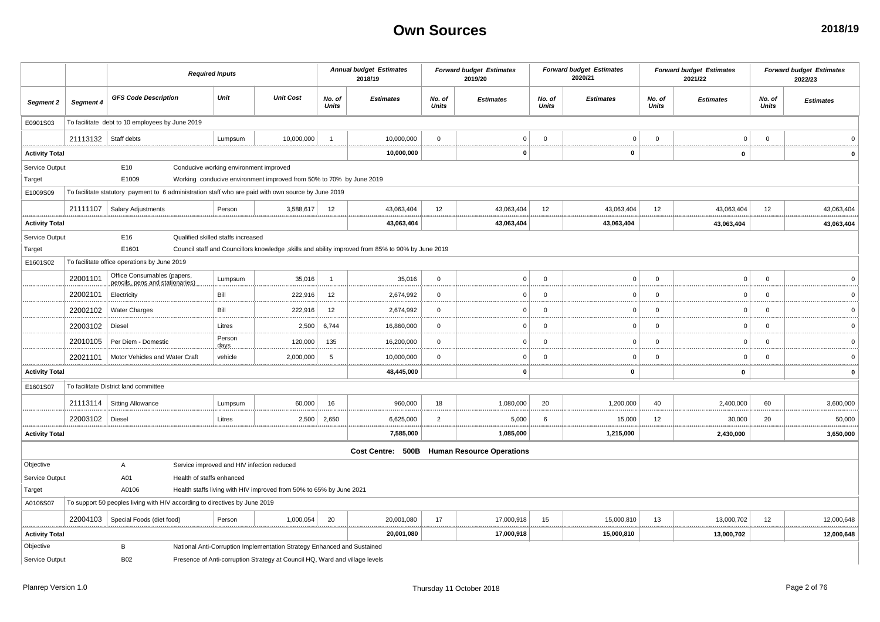# Own Sources

**2018/19**

| Segment 2 | Segment 4 | GFS Code Description | Unit | Unit Cost | Annual budget Estimates 2018/19 No. of Units | Annual budget Estimates 2018/19 Estimates | Forward budget Estimates 2019/20 No. of Units | Forward budget Estimates 2019/20 Estimates | Forward budget Estimates 2020/21 No. of Units | Forward budget Estimates 2020/21 Estimates | Forward budget Estimates 2021/22 No. of Units | Forward budget Estimates 2021/22 Estimates | Forward budget Estimates 2022/23 No. of Units | Forward budget Estimates 2022/23 Estimates |
|---|---|---|---|---|---|---|---|---|---|---|---|---|---|---|
| E0901S03 | To facilitate debt to 10 employees by June 2019 | | | | | | | | | | | | | |
| | 21113132 | Staff debts | Lumpsum | 10,000,000 | 1 | 10,000,000 | 0 | 0 | 0 | 0 | 0 | 0 | 0 | 0 |
| **Activity Total** | | | | | | **10,000,000** | | **0** | | **0** | | **0** | | **0** |
| Service Output | | E10 | Conducive working environment improved | | | | | | | | | | | |
| Target | | E1009 | Working conducive environment improved from 50% to 70% by June 2019 | | | | | | | | | | | |
| E1009S09 | To facilitate statutory payment to 6 administration staff who are paid with own source by June 2019 | | | | | | | | | | | | | |
| | 21111107 | Salary Adjustments | Person | 3,588,617 | 12 | 43,063,404 | 12 | 43,063,404 | 12 | 43,063,404 | 12 | 43,063,404 | 12 | 43,063,404 |
| **Activity Total** | | | | | | **43,063,404** | | **43,063,404** | | **43,063,404** | | **43,063,404** | | **43,063,404** |
| Service Output | | E16 | Qualified skilled staffs increased | | | | | | | | | | | |
| Target | | E1601 | Council staff and Councillors knowledge ,skills and ability improved from 85% to 90% by June 2019 | | | | | | | | | | | |
| E1601S02 | To facilitate office operations by June 2019 | | | | | | | | | | | | | |
| | 22001101 | Office Consumables (papers, pencils, pens and stationaries) | Lumpsum | 35,016 | 1 | 35,016 | 0 | 0 | 0 | 0 | 0 | 0 | 0 | 0 |
| | 22002101 | Electricity | Bill | 222,916 | 12 | 2,674,992 | 0 | 0 | 0 | 0 | 0 | 0 | 0 | 0 |
| | 22002102 | Water Charges | Bill | 222,916 | 12 | 2,674,992 | 0 | 0 | 0 | 0 | 0 | 0 | 0 | 0 |
| | 22003102 | Diesel | Litres | 2,500 | 6,744 | 16,860,000 | 0 | 0 | 0 | 0 | 0 | 0 | 0 | 0 |
| | 22010105 | Per Diem - Domestic | Person days | 120,000 | 135 | 16,200,000 | 0 | 0 | 0 | 0 | 0 | 0 | 0 | 0 |
| | 22021101 | Motor Vehicles and Water Craft | vehicle | 2,000,000 | 5 | 10,000,000 | 0 | 0 | 0 | 0 | 0 | 0 | 0 | 0 |
| **Activity Total** | | | | | | **48,445,000** | | **0** | | **0** | | **0** | | **0** |
| E1601S07 | To facilitate District land committee | | | | | | | | | | | | | |
| | 21113114 | Sitting Allowance | Lumpsum | 60,000 | 16 | 960,000 | 18 | 1,080,000 | 20 | 1,200,000 | 40 | 2,400,000 | 60 | 3,600,000 |
| | 22003102 | Diesel | Litres | 2,500 | 2,650 | 6,625,000 | 2 | 5,000 | 6 | 15,000 | 12 | 30,000 | 20 | 50,000 |
| **Activity Total** | | | | | | **7,585,000** | | **1,085,000** | | **1,215,000** | | **2,430,000** | | **3,650,000** |
| | | | | | | **Cost Centre: 500B Human Resource Operations** | | | | | | | | |
| Objective | | A | Service improved and HIV infection reduced | | | | | | | | | | | |
| Service Output | | A01 | Health of staffs enhanced | | | | | | | | | | | |
| Target | | A0106 | Health staffs living with HIV improved from 50% to 65% by June 2021 | | | | | | | | | | | |
| A0106S07 | To support 50 peoples living with HIV according to directives by June 2019 | | | | | | | | | | | | | |
| | 22004103 | Special Foods (diet food) | Person | 1,000,054 | 20 | 20,001,080 | 17 | 17,000,918 | 15 | 15,000,810 | 13 | 13,000,702 | 12 | 12,000,648 |
| **Activity Total** | | | | | | **20,001,080** | | **17,000,918** | | **15,000,810** | | **13,000,702** | | **12,000,648** |
| Objective | | B | National Anti-Corruption Implementation Strategy Enhanced and Sustained | | | | | | | | | | | |
| Service Output | | B02 | Presence of Anti-corruption Strategy at Council HQ, Ward and village levels | | | | | | | | | | | |

Planrep Version 1.0 — Thursday 11 October 2018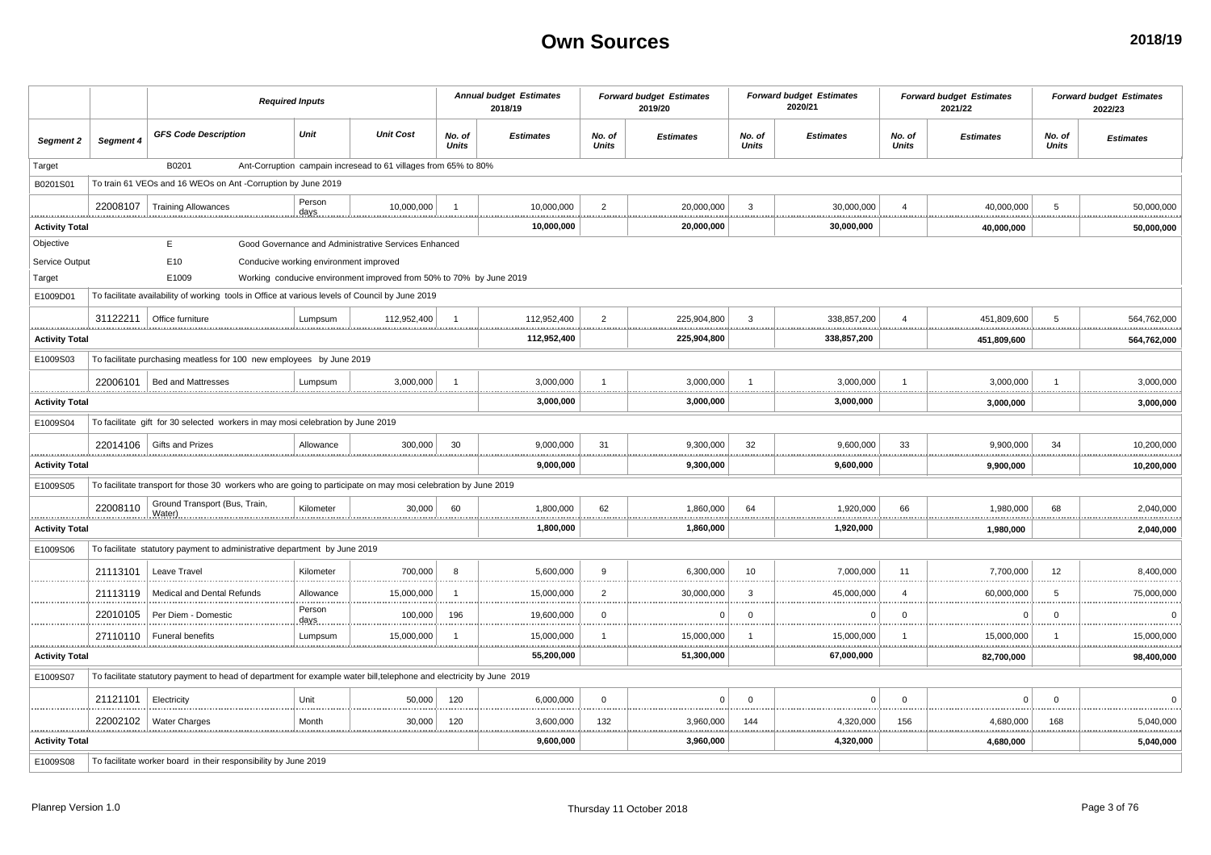# Own Sources

**2018/19**

| Segment 2 | Segment 4 | GFS Code Description | Unit | Unit Cost | Annual budget Estimates 2018/19 No. of Units | Annual budget Estimates 2018/19 Estimates | Forward budget Estimates 2019/20 No. of Units | Forward budget Estimates 2019/20 Estimates | Forward budget Estimates 2020/21 No. of Units | Forward budget Estimates 2020/21 Estimates | Forward budget Estimates 2021/22 No. of Units | Forward budget Estimates 2021/22 Estimates | Forward budget Estimates 2022/23 No. of Units | Forward budget Estimates 2022/23 Estimates |
|---|---|---|---|---|---|---|---|---|---|---|---|---|---|---|
| Target | | B0201 | Ant-Corruption campain incresead to 61 villages from 65% to 80% | | | | | | | | | | | |
| B0201S01 | To train 61 VEOs and 16 WEOs on Ant -Corruption by June 2019 | | | | | | | | | | | | | |
| | 22008107 | Training Allowances | Person days | 10,000,000 | 1 | 10,000,000 | 2 | 20,000,000 | 3 | 30,000,000 | 4 | 40,000,000 | 5 | 50,000,000 |
| **Activity Total** | | | | | | **10,000,000** | | **20,000,000** | | **30,000,000** | | **40,000,000** | | **50,000,000** |
| Objective | | E | Good Governance and Administrative Services Enhanced | | | | | | | | | | | |
| Service Output | | E10 | Conducive working environment improved | | | | | | | | | | | |
| Target | | E1009 | Working conducive environment improved from 50% to 70% by June 2019 | | | | | | | | | | | |
| E1009D01 | To facilitate availability of working tools in Office at various levels of Council by June 2019 | | | | | | | | | | | | | |
| | 31122211 | Office furniture | Lumpsum | 112,952,400 | 1 | 112,952,400 | 2 | 225,904,800 | 3 | 338,857,200 | 4 | 451,809,600 | 5 | 564,762,000 |
| **Activity Total** | | | | | | **112,952,400** | | **225,904,800** | | **338,857,200** | | **451,809,600** | | **564,762,000** |
| E1009S03 | To facilitate purchasing meatless for 100 new employees by June 2019 | | | | | | | | | | | | | |
| | 22006101 | Bed and Mattresses | Lumpsum | 3,000,000 | 1 | 3,000,000 | 1 | 3,000,000 | 1 | 3,000,000 | 1 | 3,000,000 | 1 | 3,000,000 |
| **Activity Total** | | | | | | **3,000,000** | | **3,000,000** | | **3,000,000** | | **3,000,000** | | **3,000,000** |
| E1009S04 | To facilitate gift for 30 selected workers in may mosi celebration by June 2019 | | | | | | | | | | | | | |
| | 22014106 | Gifts and Prizes | Allowance | 300,000 | 30 | 9,000,000 | 31 | 9,300,000 | 32 | 9,600,000 | 33 | 9,900,000 | 34 | 10,200,000 |
| **Activity Total** | | | | | | **9,000,000** | | **9,300,000** | | **9,600,000** | | **9,900,000** | | **10,200,000** |
| E1009S05 | To facilitate transport for those 30 workers who are going to participate on may mosi celebration by June 2019 | | | | | | | | | | | | | |
| | 22008110 | Ground Transport (Bus, Train, Water) | Kilometer | 30,000 | 60 | 1,800,000 | 62 | 1,860,000 | 64 | 1,920,000 | 66 | 1,980,000 | 68 | 2,040,000 |
| **Activity Total** | | | | | | **1,800,000** | | **1,860,000** | | **1,920,000** | | **1,980,000** | | **2,040,000** |
| E1009S06 | To facilitate statutory payment to administrative department by June 2019 | | | | | | | | | | | | | |
| | 21113101 | Leave Travel | Kilometer | 700,000 | 8 | 5,600,000 | 9 | 6,300,000 | 10 | 7,000,000 | 11 | 7,700,000 | 12 | 8,400,000 |
| | 21113119 | Medical and Dental Refunds | Allowance | 15,000,000 | 1 | 15,000,000 | 2 | 30,000,000 | 3 | 45,000,000 | 4 | 60,000,000 | 5 | 75,000,000 |
| | 22010105 | Per Diem - Domestic | Person days | 100,000 | 196 | 19,600,000 | 0 | 0 | 0 | 0 | 0 | 0 | 0 | 0 |
| | 27110110 | Funeral benefits | Lumpsum | 15,000,000 | 1 | 15,000,000 | 1 | 15,000,000 | 1 | 15,000,000 | 1 | 15,000,000 | 1 | 15,000,000 |
| **Activity Total** | | | | | | **55,200,000** | | **51,300,000** | | **67,000,000** | | **82,700,000** | | **98,400,000** |
| E1009S07 | To facilitate statutory payment to head of department for example water bill,telephone and electricity by June 2019 | | | | | | | | | | | | | |
| | 21121101 | Electricity | Unit | 50,000 | 120 | 6,000,000 | 0 | 0 | 0 | 0 | 0 | 0 | 0 | 0 |
| | 22002102 | Water Charges | Month | 30,000 | 120 | 3,600,000 | 132 | 3,960,000 | 144 | 4,320,000 | 156 | 4,680,000 | 168 | 5,040,000 |
| **Activity Total** | | | | | | **9,600,000** | | **3,960,000** | | **4,320,000** | | **4,680,000** | | **5,040,000** |
| E1009S08 | To facilitate worker board in their responsibility by June 2019 | | | | | | | | | | | | | |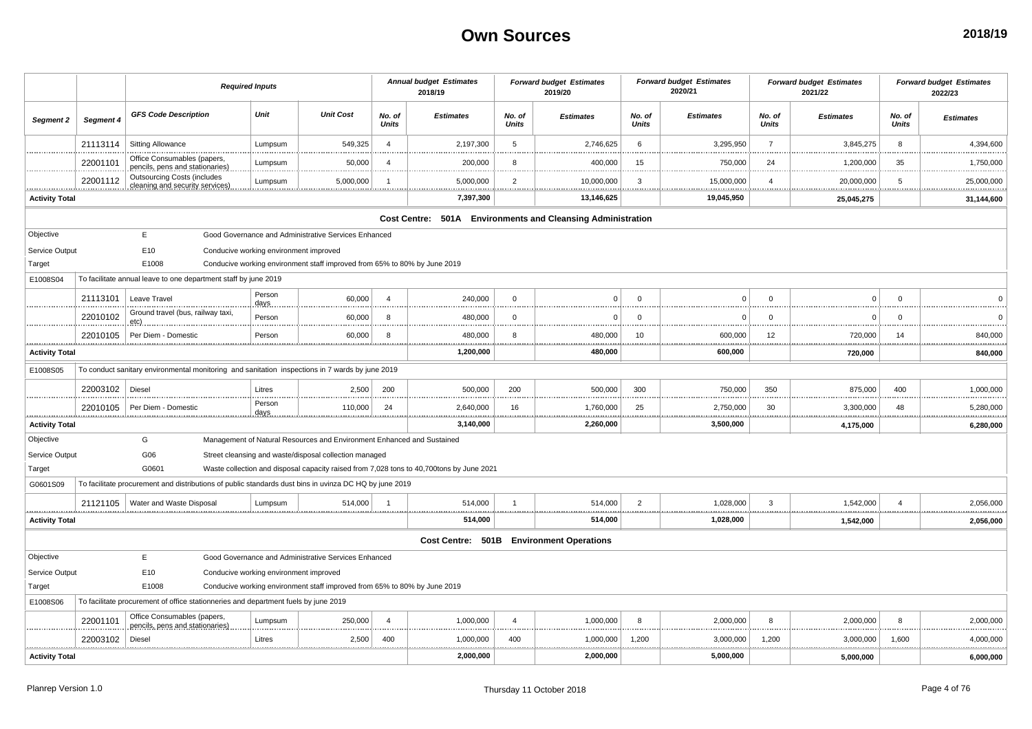# Own Sources

**2018/19**

| Segment 2 | Segment 4 | GFS Code Description | Unit | Unit Cost | Annual budget Estimates 2018/19 No. of Units | Annual budget Estimates 2018/19 Estimates | Forward budget Estimates 2019/20 No. of Units | Forward budget Estimates 2019/20 Estimates | Forward budget Estimates 2020/21 No. of Units | Forward budget Estimates 2020/21 Estimates | Forward budget Estimates 2021/22 No. of Units | Forward budget Estimates 2021/22 Estimates | Forward budget Estimates 2022/23 No. of Units | Forward budget Estimates 2022/23 Estimates |
|---|---|---|---|---|---|---|---|---|---|---|---|---|---|---|
| | 21113114 | Sitting Allowance | Lumpsum | 549,325 | 4 | 2,197,300 | 5 | 2,746,625 | 6 | 3,295,950 | 7 | 3,845,275 | 8 | 4,394,600 |
| | 22001101 | Office Consumables (papers, pencils, pens and stationaries) | Lumpsum | 50,000 | 4 | 200,000 | 8 | 400,000 | 15 | 750,000 | 24 | 1,200,000 | 35 | 1,750,000 |
| | 22001112 | Outsourcing Costs (includes cleaning and security services) | Lumpsum | 5,000,000 | 1 | 5,000,000 | 2 | 10,000,000 | 3 | 15,000,000 | 4 | 20,000,000 | 5 | 25,000,000 |
| **Activity Total** | | | | | | **7,397,300** | | **13,146,625** | | **19,045,950** | | **25,045,275** | | **31,144,600** |
| **Cost Centre: 501A Environments and Cleansing Administration** | | | | | | | | | | | | | | |
| Objective | | E | Good Governance and Administrative Services Enhanced | | | | | | | | | | | |
| Service Output | | E10 | Conducive working environment improved | | | | | | | | | | | |
| Target | | E1008 | Conducive working environment staff improved from 65% to 80% by June 2019 | | | | | | | | | | | |
| E1008S04 | To facilitate annual leave to one department staff by june 2019 | | | | | | | | | | | | | |
| | 21113101 | Leave Travel | Person days | 60,000 | 4 | 240,000 | 0 | 0 | 0 | 0 | 0 | 0 | 0 | 0 |
| | 22010102 | Ground travel (bus, railway taxi, etc) | Person | 60,000 | 8 | 480,000 | 0 | 0 | 0 | 0 | 0 | 0 | 0 | 0 |
| | 22010105 | Per Diem - Domestic | Person | 60,000 | 8 | 480,000 | 8 | 480,000 | 10 | 600,000 | 12 | 720,000 | 14 | 840,000 |
| **Activity Total** | | | | | | **1,200,000** | | **480,000** | | **600,000** | | **720,000** | | **840,000** |
| E1008S05 | To conduct sanitary environmental monitoring and sanitation inspections in 7 wards by june 2019 | | | | | | | | | | | | | |
| | 22003102 | Diesel | Litres | 2,500 | 200 | 500,000 | 200 | 500,000 | 300 | 750,000 | 350 | 875,000 | 400 | 1,000,000 |
| | 22010105 | Per Diem - Domestic | Person days | 110,000 | 24 | 2,640,000 | 16 | 1,760,000 | 25 | 2,750,000 | 30 | 3,300,000 | 48 | 5,280,000 |
| **Activity Total** | | | | | | **3,140,000** | | **2,260,000** | | **3,500,000** | | **4,175,000** | | **6,280,000** |
| Objective | | G | Management of Natural Resources and Environment Enhanced and Sustained | | | | | | | | | | | |
| Service Output | | G06 | Street cleansing and waste/disposal collection managed | | | | | | | | | | | |
| Target | | G0601 | Waste collection and disposal capacity raised from 7,028 tons to 40,700tons by June 2021 | | | | | | | | | | | |
| G0601S09 | To facilitate procurement and distributions of public standards dust bins in uvinza DC HQ by june 2019 | | | | | | | | | | | | | |
| | 21121105 | Water and Waste Disposal | Lumpsum | 514,000 | 1 | 514,000 | 1 | 514,000 | 2 | 1,028,000 | 3 | 1,542,000 | 4 | 2,056,000 |
| **Activity Total** | | | | | | **514,000** | | **514,000** | | **1,028,000** | | **1,542,000** | | **2,056,000** |
| **Cost Centre: 501B Environment Operations** | | | | | | | | | | | | | | |
| Objective | | E | Good Governance and Administrative Services Enhanced | | | | | | | | | | | |
| Service Output | | E10 | Conducive working environment improved | | | | | | | | | | | |
| Target | | E1008 | Conducive working environment staff improved from 65% to 80% by June 2019 | | | | | | | | | | | |
| E1008S06 | To facilitate procurement of office stationneries and department fuels by june 2019 | | | | | | | | | | | | | |
| | 22001101 | Office Consumables (papers, pencils, pens and stationaries) | Lumpsum | 250,000 | 4 | 1,000,000 | 4 | 1,000,000 | 8 | 2,000,000 | 8 | 2,000,000 | 8 | 2,000,000 |
| | 22003102 | Diesel | Litres | 2,500 | 400 | 1,000,000 | 400 | 1,000,000 | 1,200 | 3,000,000 | 1,200 | 3,000,000 | 1,600 | 4,000,000 |
| **Activity Total** | | | | | | **2,000,000** | | **2,000,000** | | **5,000,000** | | **5,000,000** | | **6,000,000** |

Planrep Version 1.0 — Thursday 11 October 2018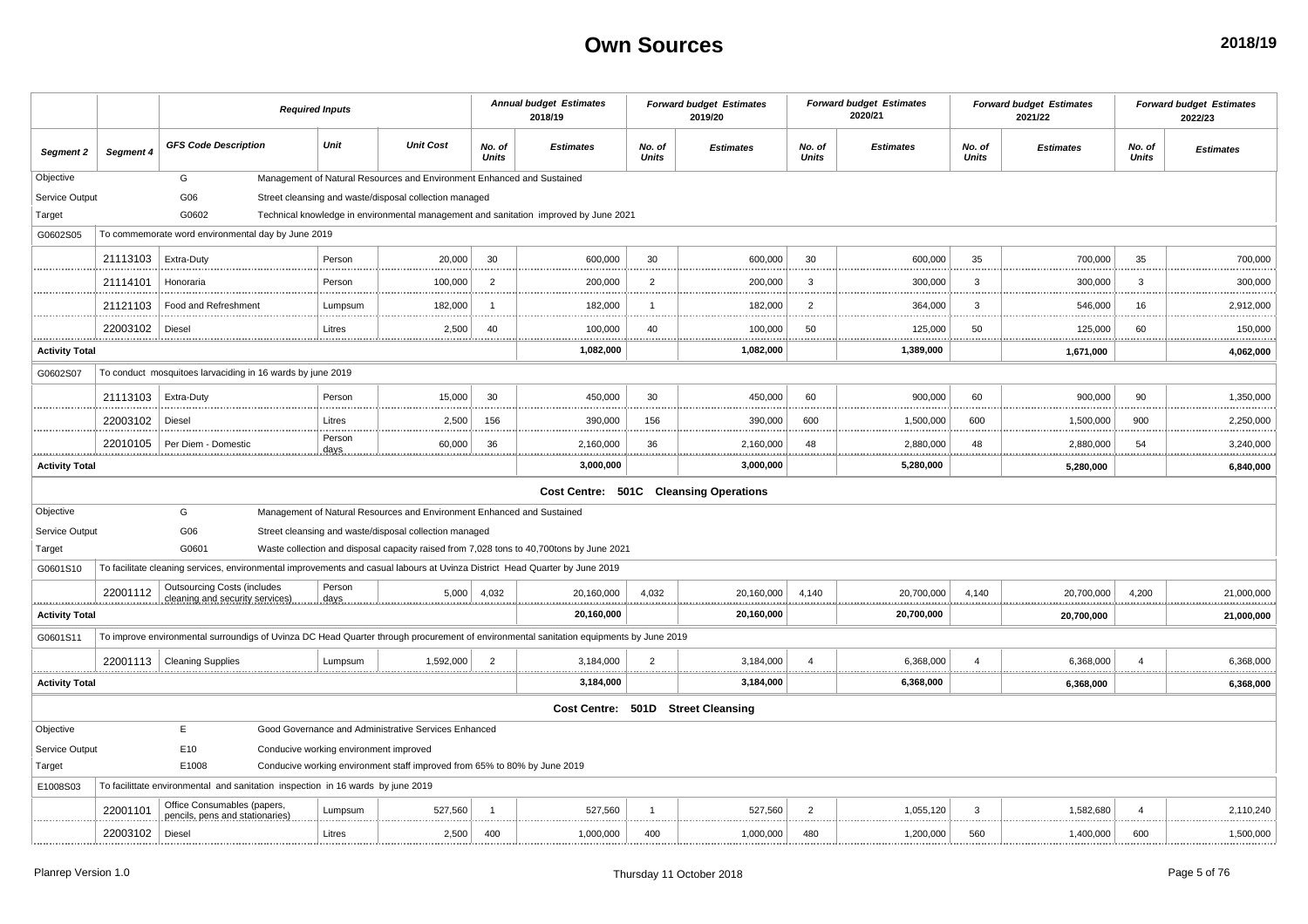# Own Sources

**2018/19**

| | | Required Inputs | | | Annual budget Estimates 2018/19 | | Forward budget Estimates 2019/20 | | Forward budget Estimates 2020/21 | | Forward budget Estimates 2021/22 | | Forward budget Estimates 2022/23 | |
|---|---|---|---|---|---|---|---|---|---|---|---|---|---|---|
| **Segment 2** | **Segment 4** | **GFS Code Description** | **Unit** | **Unit Cost** | **No. of Units** | **Estimates** | **No. of Units** | **Estimates** | **No. of Units** | **Estimates** | **No. of Units** | **Estimates** | **No. of Units** | **Estimates** |
| Objective | | G | Management of Natural Resources and Environment Enhanced and Sustained | | | | | | | | | | | |
| Service Output | | G06 | Street cleansing and waste/disposal collection managed | | | | | | | | | | | |
| Target | | G0602 | Technical knowledge in environmental management and sanitation improved by June 2021 | | | | | | | | | | | |
| G0602S05 | To commemorate word environmental day by June 2019 | | | | | | | | | | | | | |
| | 21113103 | Extra-Duty | Person | 20,000 | 30 | 600,000 | 30 | 600,000 | 30 | 600,000 | 35 | 700,000 | 35 | 700,000 |
| | 21114101 | Honoraria | Person | 100,000 | 2 | 200,000 | 2 | 200,000 | 3 | 300,000 | 3 | 300,000 | 3 | 300,000 |
| | 21121103 | Food and Refreshment | Lumpsum | 182,000 | 1 | 182,000 | 1 | 182,000 | 2 | 364,000 | 3 | 546,000 | 16 | 2,912,000 |
| | 22003102 | Diesel | Litres | 2,500 | 40 | 100,000 | 40 | 100,000 | 50 | 125,000 | 50 | 125,000 | 60 | 150,000 |
| **Activity Total** | | | | | | **1,082,000** | | **1,082,000** | | **1,389,000** | | **1,671,000** | | **4,062,000** |
| G0602S07 | To conduct mosquitoes larvaciding in 16 wards by june 2019 | | | | | | | | | | | | | |
| | 21113103 | Extra-Duty | Person | 15,000 | 30 | 450,000 | 30 | 450,000 | 60 | 900,000 | 60 | 900,000 | 90 | 1,350,000 |
| | 22003102 | Diesel | Litres | 2,500 | 156 | 390,000 | 156 | 390,000 | 600 | 1,500,000 | 600 | 1,500,000 | 900 | 2,250,000 |
| | 22010105 | Per Diem - Domestic | Person days | 60,000 | 36 | 2,160,000 | 36 | 2,160,000 | 48 | 2,880,000 | 48 | 2,880,000 | 54 | 3,240,000 |
| **Activity Total** | | | | | | **3,000,000** | | **3,000,000** | | **5,280,000** | | **5,280,000** | | **6,840,000** |
| | | | | | **Cost Centre: 501C Cleansing Operations** | | | | | | | | | |
| Objective | | G | Management of Natural Resources and Environment Enhanced and Sustained | | | | | | | | | | | |
| Service Output | | G06 | Street cleansing and waste/disposal collection managed | | | | | | | | | | | |
| Target | | G0601 | Waste collection and disposal capacity raised from 7,028 tons to 40,700tons by June 2021 | | | | | | | | | | | |
| G0601S10 | To facilitate cleaning services, environmental improvements and casual labours at Uvinza District Head Quarter by June 2019 | | | | | | | | | | | | | |
| | 22001112 | Outsourcing Costs (includes cleaning and security services) | Person days | 5,000 | 4,032 | 20,160,000 | 4,032 | 20,160,000 | 4,140 | 20,700,000 | 4,140 | 20,700,000 | 4,200 | 21,000,000 |
| **Activity Total** | | | | | | **20,160,000** | | **20,160,000** | | **20,700,000** | | **20,700,000** | | **21,000,000** |
| G0601S11 | To improve environmental surroundigs of Uvinza DC Head Quarter through procurement of environmental sanitation equipments by June 2019 | | | | | | | | | | | | | |
| | 22001113 | Cleaning Supplies | Lumpsum | 1,592,000 | 2 | 3,184,000 | 2 | 3,184,000 | 4 | 6,368,000 | 4 | 6,368,000 | 4 | 6,368,000 |
| **Activity Total** | | | | | | **3,184,000** | | **3,184,000** | | **6,368,000** | | **6,368,000** | | **6,368,000** |
| | | | | | **Cost Centre: 501D Street Cleansing** | | | | | | | | | |
| Objective | | E | Good Governance and Administrative Services Enhanced | | | | | | | | | | | |
| Service Output | | E10 | Conducive working environment improved | | | | | | | | | | | |
| Target | | E1008 | Conducive working environment staff improved from 65% to 80% by June 2019 | | | | | | | | | | | |
| E1008S03 | To facilittate environmental and sanitation inspection in 16 wards by june 2019 | | | | | | | | | | | | | |
| | 22001101 | Office Consumables (papers, pencils, pens and stationaries) | Lumpsum | 527,560 | 1 | 527,560 | 1 | 527,560 | 2 | 1,055,120 | 3 | 1,582,680 | 4 | 2,110,240 |
| | 22003102 | Diesel | Litres | 2,500 | 400 | 1,000,000 | 400 | 1,000,000 | 480 | 1,200,000 | 560 | 1,400,000 | 600 | 1,500,000 |

Planrep Version 1.0

Thursday 11 October 2018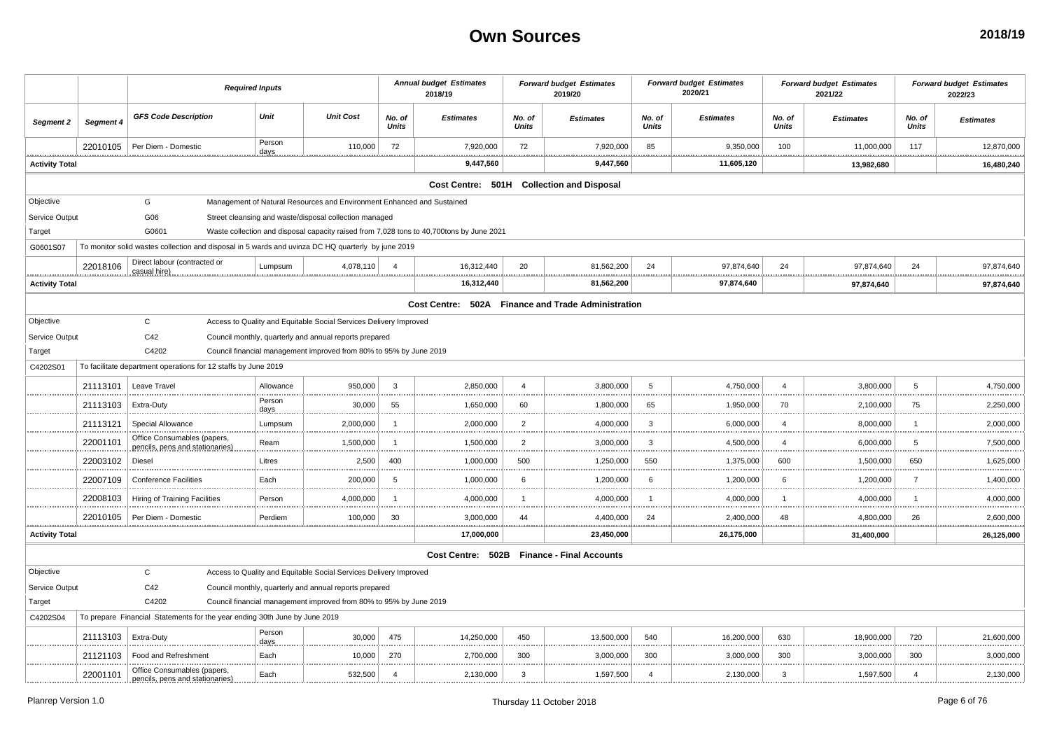# Own Sources

**2018/19**

| | | Required Inputs | | | Annual budget Estimates 2018/19 | | Forward budget Estimates 2019/20 | | Forward budget Estimates 2020/21 | | Forward budget Estimates 2021/22 | | Forward budget Estimates 2022/23 | |
|---|---|---|---|---|---|---|---|---|---|---|---|---|---|---|
| **Segment 2** | **Segment 4** | **GFS Code Description** | **Unit** | **Unit Cost** | **No. of Units** | **Estimates** | **No. of Units** | **Estimates** | **No. of Units** | **Estimates** | **No. of Units** | **Estimates** | **No. of Units** | **Estimates** |
| | 22010105 | Per Diem - Domestic | Person days | 110,000 | 72 | 7,920,000 | 72 | 7,920,000 | 85 | 9,350,000 | 100 | 11,000,000 | 117 | 12,870,000 |
| **Activity Total** | | | | | | **9,447,560** | | **9,447,560** | | **11,605,120** | | **13,982,680** | | **16,480,240** |
| **Cost Centre: 501H Collection and Disposal** | | | | | | | | | | | | | | |
| Objective | | G | Management of Natural Resources and Environment Enhanced and Sustained | | | | | | | | | | | |
| Service Output | | G06 | Street cleansing and waste/disposal collection managed | | | | | | | | | | | |
| Target | | G0601 | Waste collection and disposal capacity raised from 7,028 tons to 40,700tons by June 2021 | | | | | | | | | | | |
| G0601S07 | To monitor solid wastes collection and disposal in 5 wards and uvinza DC HQ quarterly by june 2019 | | | | | | | | | | | | | |
| | 22018106 | Direct labour (contracted or casual hire) | Lumpsum | 4,078,110 | 4 | 16,312,440 | 20 | 81,562,200 | 24 | 97,874,640 | 24 | 97,874,640 | 24 | 97,874,640 |
| **Activity Total** | | | | | | **16,312,440** | | **81,562,200** | | **97,874,640** | | **97,874,640** | | **97,874,640** |
| **Cost Centre: 502A Finance and Trade Administration** | | | | | | | | | | | | | | |
| Objective | | C | Access to Quality and Equitable Social Services Delivery Improved | | | | | | | | | | | |
| Service Output | | C42 | Council monthly, quarterly and annual reports prepared | | | | | | | | | | | |
| Target | | C4202 | Council financial management improved from 80% to 95% by June 2019 | | | | | | | | | | | |
| C4202S01 | To facilitate department operations for 12 staffs by June 2019 | | | | | | | | | | | | | |
| | 21113101 | Leave Travel | Allowance | 950,000 | 3 | 2,850,000 | 4 | 3,800,000 | 5 | 4,750,000 | 4 | 3,800,000 | 5 | 4,750,000 |
| | 21113103 | Extra-Duty | Person days | 30,000 | 55 | 1,650,000 | 60 | 1,800,000 | 65 | 1,950,000 | 70 | 2,100,000 | 75 | 2,250,000 |
| | 21113121 | Special Allowance | Lumpsum | 2,000,000 | 1 | 2,000,000 | 2 | 4,000,000 | 3 | 6,000,000 | 4 | 8,000,000 | 1 | 2,000,000 |
| | 22001101 | Office Consumables (papers, pencils, pens and stationaries) | Ream | 1,500,000 | 1 | 1,500,000 | 2 | 3,000,000 | 3 | 4,500,000 | 4 | 6,000,000 | 5 | 7,500,000 |
| | 22003102 | Diesel | Litres | 2,500 | 400 | 1,000,000 | 500 | 1,250,000 | 550 | 1,375,000 | 600 | 1,500,000 | 650 | 1,625,000 |
| | 22007109 | Conference Facilities | Each | 200,000 | 5 | 1,000,000 | 6 | 1,200,000 | 6 | 1,200,000 | 6 | 1,200,000 | 7 | 1,400,000 |
| | 22008103 | Hiring of Training Facilities | Person | 4,000,000 | 1 | 4,000,000 | 1 | 4,000,000 | 1 | 4,000,000 | 1 | 4,000,000 | 1 | 4,000,000 |
| | 22010105 | Per Diem - Domestic | Perdiem | 100,000 | 30 | 3,000,000 | 44 | 4,400,000 | 24 | 2,400,000 | 48 | 4,800,000 | 26 | 2,600,000 |
| **Activity Total** | | | | | | **17,000,000** | | **23,450,000** | | **26,175,000** | | **31,400,000** | | **26,125,000** |
| **Cost Centre: 502B Finance - Final Accounts** | | | | | | | | | | | | | | |
| Objective | | C | Access to Quality and Equitable Social Services Delivery Improved | | | | | | | | | | | |
| Service Output | | C42 | Council monthly, quarterly and annual reports prepared | | | | | | | | | | | |
| Target | | C4202 | Council financial management improved from 80% to 95% by June 2019 | | | | | | | | | | | |
| C4202S04 | To prepare Financial Statements for the year ending 30th June by June 2019 | | | | | | | | | | | | | |
| | 21113103 | Extra-Duty | Person days | 30,000 | 475 | 14,250,000 | 450 | 13,500,000 | 540 | 16,200,000 | 630 | 18,900,000 | 720 | 21,600,000 |
| | 21121103 | Food and Refreshment | Each | 10,000 | 270 | 2,700,000 | 300 | 3,000,000 | 300 | 3,000,000 | 300 | 3,000,000 | 300 | 3,000,000 |
| | 22001101 | Office Consumables (papers, pencils, pens and stationaries) | Each | 532,500 | 4 | 2,130,000 | 3 | 1,597,500 | 4 | 2,130,000 | 3 | 1,597,500 | 4 | 2,130,000 |

Planrep Version 1.0 Thursday 11 October 2018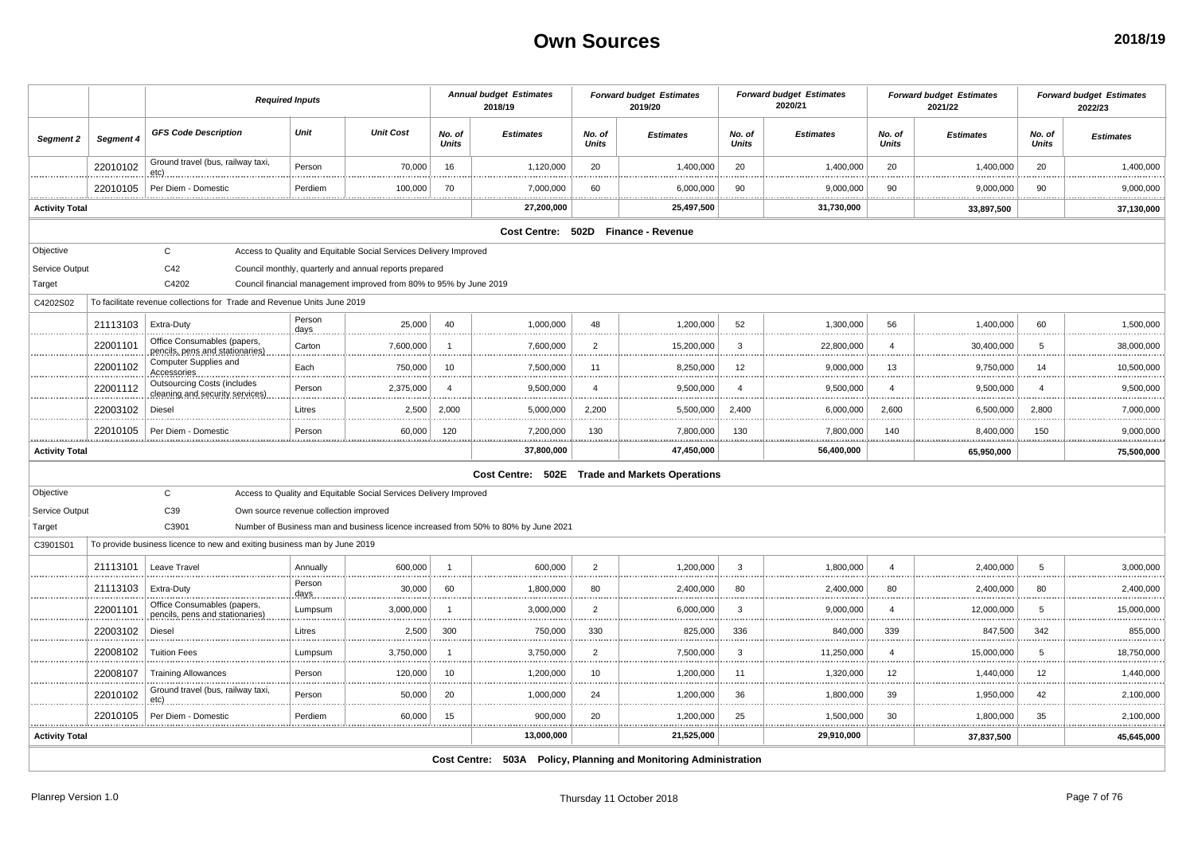# Own Sources

**2018/19**

| | | *Required Inputs* | | | *Annual budget Estimates 2018/19* | | *Forward budget Estimates 2019/20* | | *Forward budget Estimates 2020/21* | | *Forward budget Estimates 2021/22* | | *Forward budget Estimates 2022/23* | |
|---|---|---|---|---|---|---|---|---|---|---|---|---|---|---|
| ***Segment 2*** | ***Segment 4*** | ***GFS Code Description*** | ***Unit*** | ***Unit Cost*** | ***No. of Units*** | ***Estimates*** | ***No. of Units*** | ***Estimates*** | ***No. of Units*** | ***Estimates*** | ***No. of Units*** | ***Estimates*** | ***No. of Units*** | ***Estimates*** |
| | 22010102 | Ground travel (bus, railway taxi, etc) | Person | 70,000 | 16 | 1,120,000 | 20 | 1,400,000 | 20 | 1,400,000 | 20 | 1,400,000 | 20 | 1,400,000 |
| | 22010105 | Per Diem - Domestic | Perdiem | 100,000 | 70 | 7,000,000 | 60 | 6,000,000 | 90 | 9,000,000 | 90 | 9,000,000 | 90 | 9,000,000 |
| **Activity Total** | | | | | | **27,200,000** | | **25,497,500** | | **31,730,000** | | **33,897,500** | | **37,130,000** |
| | | | | | | **Cost Centre: 502D Finance - Revenue** | | | | | | | | |
| Objective | | C | Access to Quality and Equitable Social Services Delivery Improved | | | | | | | | | | | |
| Service Output | | C42 | Council monthly, quarterly and annual reports prepared | | | | | | | | | | | |
| Target | | C4202 | Council financial management improved from 80% to 95% by June 2019 | | | | | | | | | | | |
| C4202S02 | To facilitate revenue collections for Trade and Revenue Units June 2019 | | | | | | | | | | | | | |
| | 21113103 | Extra-Duty | Person days | 25,000 | 40 | 1,000,000 | 48 | 1,200,000 | 52 | 1,300,000 | 56 | 1,400,000 | 60 | 1,500,000 |
| | 22001101 | Office Consumables (papers, pencils, pens and stationaries) | Carton | 7,600,000 | 1 | 7,600,000 | 2 | 15,200,000 | 3 | 22,800,000 | 4 | 30,400,000 | 5 | 38,000,000 |
| | 22001102 | Computer Supplies and Accessories | Each | 750,000 | 10 | 7,500,000 | 11 | 8,250,000 | 12 | 9,000,000 | 13 | 9,750,000 | 14 | 10,500,000 |
| | 22001112 | Outsourcing Costs (includes cleaning and security services) | Person | 2,375,000 | 4 | 9,500,000 | 4 | 9,500,000 | 4 | 9,500,000 | 4 | 9,500,000 | 4 | 9,500,000 |
| | 22003102 | Diesel | Litres | 2,500 | 2,000 | 5,000,000 | 2,200 | 5,500,000 | 2,400 | 6,000,000 | 2,600 | 6,500,000 | 2,800 | 7,000,000 |
| | 22010105 | Per Diem - Domestic | Person | 60,000 | 120 | 7,200,000 | 130 | 7,800,000 | 130 | 7,800,000 | 140 | 8,400,000 | 150 | 9,000,000 |
| **Activity Total** | | | | | | **37,800,000** | | **47,450,000** | | **56,400,000** | | **65,950,000** | | **75,500,000** |
| | | | | | | **Cost Centre: 502E Trade and Markets Operations** | | | | | | | | |
| Objective | | C | Access to Quality and Equitable Social Services Delivery Improved | | | | | | | | | | | |
| Service Output | | C39 | Own source revenue collection improved | | | | | | | | | | | |
| Target | | C3901 | Number of Business man and business licence increased from 50% to 80% by June 2021 | | | | | | | | | | | |
| C3901S01 | To provide business licence to new and exiting business man by June 2019 | | | | | | | | | | | | | |
| | 21113101 | Leave Travel | Annually | 600,000 | 1 | 600,000 | 2 | 1,200,000 | 3 | 1,800,000 | 4 | 2,400,000 | 5 | 3,000,000 |
| | 21113103 | Extra-Duty | Person days | 30,000 | 60 | 1,800,000 | 80 | 2,400,000 | 80 | 2,400,000 | 80 | 2,400,000 | 80 | 2,400,000 |
| | 22001101 | Office Consumables (papers, pencils, pens and stationaries) | Lumpsum | 3,000,000 | 1 | 3,000,000 | 2 | 6,000,000 | 3 | 9,000,000 | 4 | 12,000,000 | 5 | 15,000,000 |
| | 22003102 | Diesel | Litres | 2,500 | 300 | 750,000 | 330 | 825,000 | 336 | 840,000 | 339 | 847,500 | 342 | 855,000 |
| | 22008102 | Tuition Fees | Lumpsum | 3,750,000 | 1 | 3,750,000 | 2 | 7,500,000 | 3 | 11,250,000 | 4 | 15,000,000 | 5 | 18,750,000 |
| | 22008107 | Training Allowances | Person | 120,000 | 10 | 1,200,000 | 10 | 1,200,000 | 11 | 1,320,000 | 12 | 1,440,000 | 12 | 1,440,000 |
| | 22010102 | Ground travel (bus, railway taxi, etc) | Person | 50,000 | 20 | 1,000,000 | 24 | 1,200,000 | 36 | 1,800,000 | 39 | 1,950,000 | 42 | 2,100,000 |
| | 22010105 | Per Diem - Domestic | Perdiem | 60,000 | 15 | 900,000 | 20 | 1,200,000 | 25 | 1,500,000 | 30 | 1,800,000 | 35 | 2,100,000 |
| **Activity Total** | | | | | | **13,000,000** | | **21,525,000** | | **29,910,000** | | **37,837,500** | | **45,645,000** |
| | | | | | | **Cost Centre: 503A Policy, Planning and Monitoring Administration** | | | | | | | | |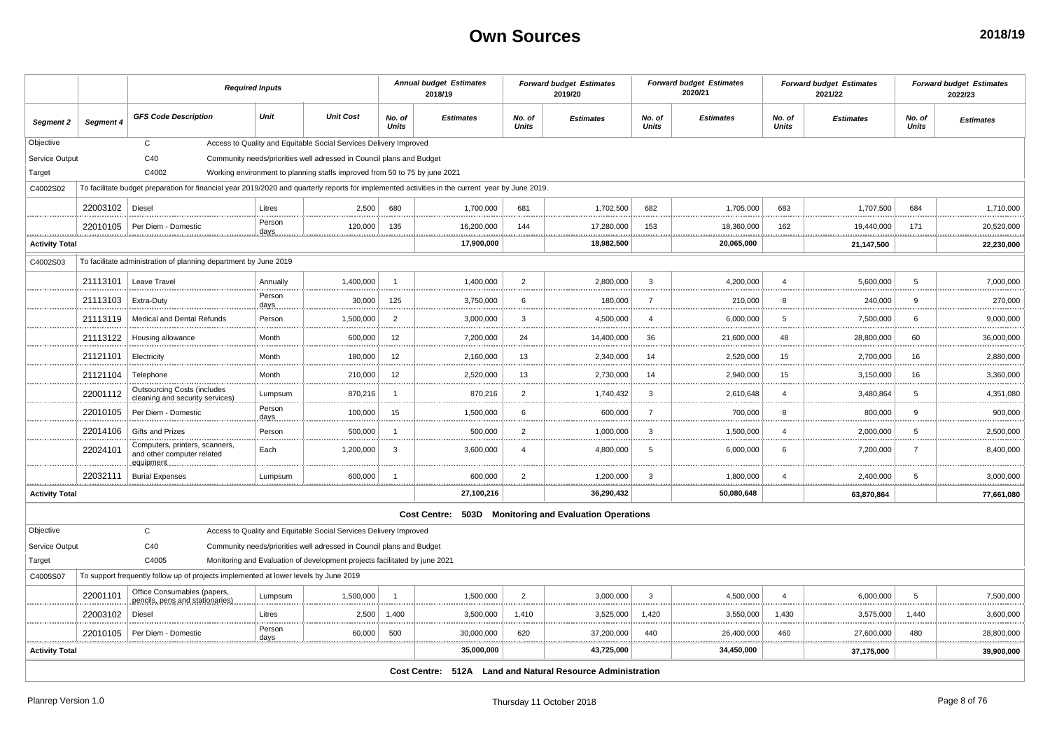# Own Sources

**2018/19**

| Segment 2 | Segment 4 | GFS Code Description | Unit | Unit Cost | Annual budget Estimates 2018/19 No. of Units | Annual budget Estimates 2018/19 Estimates | Forward budget Estimates 2019/20 No. of Units | Forward budget Estimates 2019/20 Estimates | Forward budget Estimates 2020/21 No. of Units | Forward budget Estimates 2020/21 Estimates | Forward budget Estimates 2021/22 No. of Units | Forward budget Estimates 2021/22 Estimates | Forward budget Estimates 2022/23 No. of Units | Forward budget Estimates 2022/23 Estimates |
|---|---|---|---|---|---|---|---|---|---|---|---|---|---|---|
| Objective | | C | Access to Quality and Equitable Social Services Delivery Improved | | | | | | | | | | | |
| Service Output | | C40 | Community needs/priorities well adressed in Council plans and Budget | | | | | | | | | | | |
| Target | | C4002 | Working environment to planning staffs improved from 50 to 75 by june 2021 | | | | | | | | | | | |
| C4002S02 | To facilitate budget preparation for financial year 2019/2020 and quarterly reports for implemented activities in the current year by June 2019. | | | | | | | | | | | | | |
| | 22003102 | Diesel | Litres | 2,500 | 680 | 1,700,000 | 681 | 1,702,500 | 682 | 1,705,000 | 683 | 1,707,500 | 684 | 1,710,000 |
| | 22010105 | Per Diem - Domestic | Person days | 120,000 | 135 | 16,200,000 | 144 | 17,280,000 | 153 | 18,360,000 | 162 | 19,440,000 | 171 | 20,520,000 |
| **Activity Total** | | | | | | **17,900,000** | | **18,982,500** | | **20,065,000** | | **21,147,500** | | **22,230,000** |
| C4002S03 | To facilitate administration of planning department by June 2019 | | | | | | | | | | | | | |
| | 21113101 | Leave Travel | Annually | 1,400,000 | 1 | 1,400,000 | 2 | 2,800,000 | 3 | 4,200,000 | 4 | 5,600,000 | 5 | 7,000,000 |
| | 21113103 | Extra-Duty | Person days | 30,000 | 125 | 3,750,000 | 6 | 180,000 | 7 | 210,000 | 8 | 240,000 | 9 | 270,000 |
| | 21113119 | Medical and Dental Refunds | Person | 1,500,000 | 2 | 3,000,000 | 3 | 4,500,000 | 4 | 6,000,000 | 5 | 7,500,000 | 6 | 9,000,000 |
| | 21113122 | Housing allowance | Month | 600,000 | 12 | 7,200,000 | 24 | 14,400,000 | 36 | 21,600,000 | 48 | 28,800,000 | 60 | 36,000,000 |
| | 21121101 | Electricity | Month | 180,000 | 12 | 2,160,000 | 13 | 2,340,000 | 14 | 2,520,000 | 15 | 2,700,000 | 16 | 2,880,000 |
| | 21121104 | Telephone | Month | 210,000 | 12 | 2,520,000 | 13 | 2,730,000 | 14 | 2,940,000 | 15 | 3,150,000 | 16 | 3,360,000 |
| | 22001112 | Outsourcing Costs (includes cleaning and security services) | Lumpsum | 870,216 | 1 | 870,216 | 2 | 1,740,432 | 3 | 2,610,648 | 4 | 3,480,864 | 5 | 4,351,080 |
| | 22010105 | Per Diem - Domestic | Person days | 100,000 | 15 | 1,500,000 | 6 | 600,000 | 7 | 700,000 | 8 | 800,000 | 9 | 900,000 |
| | 22014106 | Gifts and Prizes | Person | 500,000 | 1 | 500,000 | 2 | 1,000,000 | 3 | 1,500,000 | 4 | 2,000,000 | 5 | 2,500,000 |
| | 22024101 | Computers, printers, scanners, and other computer related equipment | Each | 1,200,000 | 3 | 3,600,000 | 4 | 4,800,000 | 5 | 6,000,000 | 6 | 7,200,000 | 7 | 8,400,000 |
| | 22032111 | Burial Expenses | Lumpsum | 600,000 | 1 | 600,000 | 2 | 1,200,000 | 3 | 1,800,000 | 4 | 2,400,000 | 5 | 3,000,000 |
| **Activity Total** | | | | | | **27,100,216** | | **36,290,432** | | **50,080,648** | | **63,870,864** | | **77,661,080** |
| **Cost Centre: 503D Monitoring and Evaluation Operations** | | | | | | | | | | | | | | |
| Objective | | C | Access to Quality and Equitable Social Services Delivery Improved | | | | | | | | | | | |
| Service Output | | C40 | Community needs/priorities well adressed in Council plans and Budget | | | | | | | | | | | |
| Target | | C4005 | Monitoring and Evaluation of development projects facilitated by june 2021 | | | | | | | | | | | |
| C4005S07 | To support frequently follow up of projects implemented at lower levels by June 2019 | | | | | | | | | | | | | |
| | 22001101 | Office Consumables (papers, pencils, pens and stationaries) | Lumpsum | 1,500,000 | 1 | 1,500,000 | 2 | 3,000,000 | 3 | 4,500,000 | 4 | 6,000,000 | 5 | 7,500,000 |
| | 22003102 | Diesel | Litres | 2,500 | 1,400 | 3,500,000 | 1,410 | 3,525,000 | 1,420 | 3,550,000 | 1,430 | 3,575,000 | 1,440 | 3,600,000 |
| | 22010105 | Per Diem - Domestic | Person days | 60,000 | 500 | 30,000,000 | 620 | 37,200,000 | 440 | 26,400,000 | 460 | 27,600,000 | 480 | 28,800,000 |
| **Activity Total** | | | | | | **35,000,000** | | **43,725,000** | | **34,450,000** | | **37,175,000** | | **39,900,000** |
| **Cost Centre: 512A Land and Natural Resource Administration** | | | | | | | | | | | | | | |

Planrep Version 1.0 Thursday 11 October 2018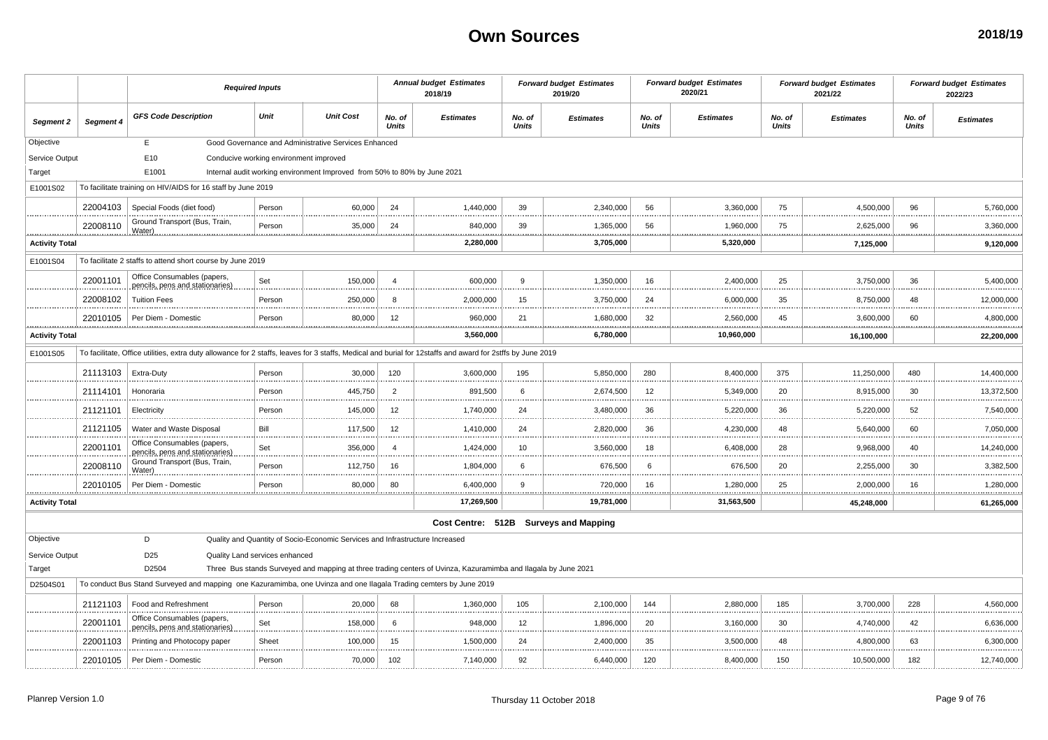# Own Sources

**2018/19**

| Segment 2 | Segment 4 | GFS Code Description | Unit | Unit Cost | Annual budget Estimates 2018/19 | | Forward budget Estimates 2019/20 | | Forward budget Estimates 2020/21 | | Forward budget Estimates 2021/22 | | Forward budget Estimates 2022/23 | |
|---|---|---|---|---|---|---|---|---|---|---|---|---|---|---|
| | | | | | No. of Units | Estimates | No. of Units | Estimates | No. of Units | Estimates | No. of Units | Estimates | No. of Units | Estimates |
| Objective | | E | Good Governance and Administrative Services Enhanced | | | | | | | | | | | |
| Service Output | | E10 | Conducive working environment improved | | | | | | | | | | | |
| Target | | E1001 | Internal audit working environment Improved from 50% to 80% by June 2021 | | | | | | | | | | | |
| E1001S02 | To facilitate training on HIV/AIDS for 16 staff by June 2019 | | | | | | | | | | | | | |
| | 22004103 | Special Foods (diet food) | Person | 60,000 | 24 | 1,440,000 | 39 | 2,340,000 | 56 | 3,360,000 | 75 | 4,500,000 | 96 | 5,760,000 |
| | 22008110 | Ground Transport (Bus, Train, Water) | Person | 35,000 | 24 | 840,000 | 39 | 1,365,000 | 56 | 1,960,000 | 75 | 2,625,000 | 96 | 3,360,000 |
| Activity Total | | | | | | 2,280,000 | | 3,705,000 | | 5,320,000 | | 7,125,000 | | 9,120,000 |
| E1001S04 | To facilitate 2 staffs to attend short course by June 2019 | | | | | | | | | | | | | |
| | 22001101 | Office Consumables (papers, pencils, pens and stationaries) | Set | 150,000 | 4 | 600,000 | 9 | 1,350,000 | 16 | 2,400,000 | 25 | 3,750,000 | 36 | 5,400,000 |
| | 22008102 | Tuition Fees | Person | 250,000 | 8 | 2,000,000 | 15 | 3,750,000 | 24 | 6,000,000 | 35 | 8,750,000 | 48 | 12,000,000 |
| | 22010105 | Per Diem - Domestic | Person | 80,000 | 12 | 960,000 | 21 | 1,680,000 | 32 | 2,560,000 | 45 | 3,600,000 | 60 | 4,800,000 |
| Activity Total | | | | | | 3,560,000 | | 6,780,000 | | 10,960,000 | | 16,100,000 | | 22,200,000 |
| E1001S05 | To facilitate, Office utilities, extra duty allowance for 2 staffs, leaves for 3 staffs, Medical and burial for 12staffs and award for 2stffs by June 2019 | | | | | | | | | | | | | |
| | 21113103 | Extra-Duty | Person | 30,000 | 120 | 3,600,000 | 195 | 5,850,000 | 280 | 8,400,000 | 375 | 11,250,000 | 480 | 14,400,000 |
| | 21114101 | Honoraria | Person | 445,750 | 2 | 891,500 | 6 | 2,674,500 | 12 | 5,349,000 | 20 | 8,915,000 | 30 | 13,372,500 |
| | 21121101 | Electricity | Person | 145,000 | 12 | 1,740,000 | 24 | 3,480,000 | 36 | 5,220,000 | 36 | 5,220,000 | 52 | 7,540,000 |
| | 21121105 | Water and Waste Disposal | Bill | 117,500 | 12 | 1,410,000 | 24 | 2,820,000 | 36 | 4,230,000 | 48 | 5,640,000 | 60 | 7,050,000 |
| | 22001101 | Office Consumables (papers, pencils, pens and stationaries) | Set | 356,000 | 4 | 1,424,000 | 10 | 3,560,000 | 18 | 6,408,000 | 28 | 9,968,000 | 40 | 14,240,000 |
| | 22008110 | Ground Transport (Bus, Train, Water) | Person | 112,750 | 16 | 1,804,000 | 6 | 676,500 | 6 | 676,500 | 20 | 2,255,000 | 30 | 3,382,500 |
| | 22010105 | Per Diem - Domestic | Person | 80,000 | 80 | 6,400,000 | 9 | 720,000 | 16 | 1,280,000 | 25 | 2,000,000 | 16 | 1,280,000 |
| Activity Total | | | | | | 17,269,500 | | 19,781,000 | | 31,563,500 | | 45,248,000 | | 61,265,000 |
| | | | | | | **Cost Centre: 512B Surveys and Mapping** | | | | | | | | |
| Objective | | D | Quality and Quantity of Socio-Economic Services and Infrastructure Increased | | | | | | | | | | | |
| Service Output | | D25 | Quality Land services enhanced | | | | | | | | | | | |
| Target | | D2504 | Three Bus stands Surveyed and mapping at three trading centers of Uvinza, Kazuramimba and Ilagala by June 2021 | | | | | | | | | | | |
| D2504S01 | To conduct Bus Stand Surveyed and mapping one Kazuramimba, one Uvinza and one Ilagala Trading cemters by June 2019 | | | | | | | | | | | | | |
| | 21121103 | Food and Refreshment | Person | 20,000 | 68 | 1,360,000 | 105 | 2,100,000 | 144 | 2,880,000 | 185 | 3,700,000 | 228 | 4,560,000 |
| | 22001101 | Office Consumables (papers, pencils, pens and stationaries) | Set | 158,000 | 6 | 948,000 | 12 | 1,896,000 | 20 | 3,160,000 | 30 | 4,740,000 | 42 | 6,636,000 |
| | 22001103 | Printing and Photocopy paper | Sheet | 100,000 | 15 | 1,500,000 | 24 | 2,400,000 | 35 | 3,500,000 | 48 | 4,800,000 | 63 | 6,300,000 |
| | 22010105 | Per Diem - Domestic | Person | 70,000 | 102 | 7,140,000 | 92 | 6,440,000 | 120 | 8,400,000 | 150 | 10,500,000 | 182 | 12,740,000 |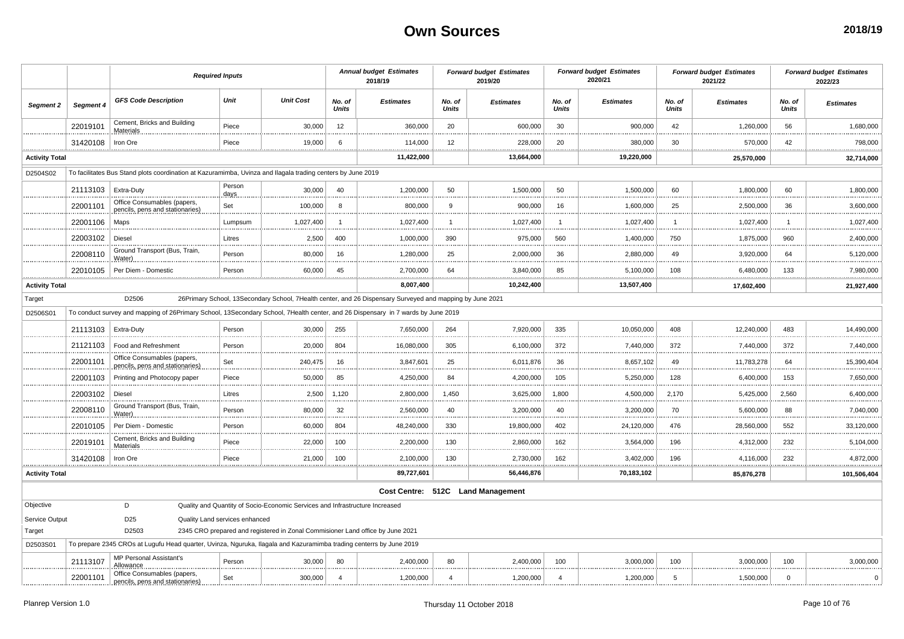# Own Sources

2018/19

| Segment 2 | Segment 4 | Required Inputs | | | Annual budget Estimates 2018/19 | | Forward budget Estimates 2019/20 | | Forward budget Estimates 2020/21 | | Forward budget Estimates 2021/22 | | Forward budget Estimates 2022/23 | |
|---|---|---|---|---|---|---|---|---|---|---|---|---|---|---|
| | | GFS Code Description | Unit | Unit Cost | No. of Units | Estimates | No. of Units | Estimates | No. of Units | Estimates | No. of Units | Estimates | No. of Units | Estimates |
| | 22019101 | Cement, Bricks and Building Materials | Piece | 30,000 | 12 | 360,000 | 20 | 600,000 | 30 | 900,000 | 42 | 1,260,000 | 56 | 1,680,000 |
| | 31420108 | Iron Ore | Piece | 19,000 | 6 | 114,000 | 12 | 228,000 | 20 | 380,000 | 30 | 570,000 | 42 | 798,000 |
| **Activity Total** | | | | | | **11,422,000** | | **13,664,000** | | **19,220,000** | | **25,570,000** | | **32,714,000** |
| D2504S02 | To facilitates Bus Stand plots coordination at Kazuramimba, Uvinza and Ilagala trading centers by June 2019 | | | | | | | | | | | | | |
| | 21113103 | Extra-Duty | Person days | 30,000 | 40 | 1,200,000 | 50 | 1,500,000 | 50 | 1,500,000 | 60 | 1,800,000 | 60 | 1,800,000 |
| | 22001101 | Office Consumables (papers, pencils, pens and stationaries) | Set | 100,000 | 8 | 800,000 | 9 | 900,000 | 16 | 1,600,000 | 25 | 2,500,000 | 36 | 3,600,000 |
| | 22001106 | Maps | Lumpsum | 1,027,400 | 1 | 1,027,400 | 1 | 1,027,400 | 1 | 1,027,400 | 1 | 1,027,400 | 1 | 1,027,400 |
| | 22003102 | Diesel | Litres | 2,500 | 400 | 1,000,000 | 390 | 975,000 | 560 | 1,400,000 | 750 | 1,875,000 | 960 | 2,400,000 |
| | 22008110 | Ground Transport (Bus, Train, Water) | Person | 80,000 | 16 | 1,280,000 | 25 | 2,000,000 | 36 | 2,880,000 | 49 | 3,920,000 | 64 | 5,120,000 |
| | 22010105 | Per Diem - Domestic | Person | 60,000 | 45 | 2,700,000 | 64 | 3,840,000 | 85 | 5,100,000 | 108 | 6,480,000 | 133 | 7,980,000 |
| **Activity Total** | | | | | | **8,007,400** | | **10,242,400** | | **13,507,400** | | **17,602,400** | | **21,927,400** |
| Target | | D2506 | 26Primary School, 13Secondary School, 7Health center, and 26 Dispensary Surveyed and mapping by June 2021 | | | | | | | | | | | |
| D2506S01 | To conduct survey and mapping of 26Primary School, 13Secondary School, 7Health center, and 26 Dispensary in 7 wards by June 2019 | | | | | | | | | | | | | |
| | 21113103 | Extra-Duty | Person | 30,000 | 255 | 7,650,000 | 264 | 7,920,000 | 335 | 10,050,000 | 408 | 12,240,000 | 483 | 14,490,000 |
| | 21121103 | Food and Refreshment | Person | 20,000 | 804 | 16,080,000 | 305 | 6,100,000 | 372 | 7,440,000 | 372 | 7,440,000 | 372 | 7,440,000 |
| | 22001101 | Office Consumables (papers, pencils, pens and stationaries) | Set | 240,475 | 16 | 3,847,601 | 25 | 6,011,876 | 36 | 8,657,102 | 49 | 11,783,278 | 64 | 15,390,404 |
| | 22001103 | Printing and Photocopy paper | Piece | 50,000 | 85 | 4,250,000 | 84 | 4,200,000 | 105 | 5,250,000 | 128 | 6,400,000 | 153 | 7,650,000 |
| | 22003102 | Diesel | Litres | 2,500 | 1,120 | 2,800,000 | 1,450 | 3,625,000 | 1,800 | 4,500,000 | 2,170 | 5,425,000 | 2,560 | 6,400,000 |
| | 22008110 | Ground Transport (Bus, Train, Water) | Person | 80,000 | 32 | 2,560,000 | 40 | 3,200,000 | 40 | 3,200,000 | 70 | 5,600,000 | 88 | 7,040,000 |
| | 22010105 | Per Diem - Domestic | Person | 60,000 | 804 | 48,240,000 | 330 | 19,800,000 | 402 | 24,120,000 | 476 | 28,560,000 | 552 | 33,120,000 |
| | 22019101 | Cement, Bricks and Building Materials | Piece | 22,000 | 100 | 2,200,000 | 130 | 2,860,000 | 162 | 3,564,000 | 196 | 4,312,000 | 232 | 5,104,000 |
| | 31420108 | Iron Ore | Piece | 21,000 | 100 | 2,100,000 | 130 | 2,730,000 | 162 | 3,402,000 | 196 | 4,116,000 | 232 | 4,872,000 |
| **Activity Total** | | | | | | **89,727,601** | | **56,446,876** | | **70,183,102** | | **85,876,278** | | **101,506,404** |
| | | | | | | **Cost Centre: 512C Land Management** | | | | | | | | |
| Objective | | D | Quality and Quantity of Socio-Economic Services and Infrastructure Increased | | | | | | | | | | | |
| Service Output | | D25 | Quality Land services enhanced | | | | | | | | | | | |
| Target | | D2503 | 2345 CRO prepared and registered in Zonal Commisioner Land office by June 2021 | | | | | | | | | | | |
| D2503S01 | To prepare 2345 CROs at Lugufu Head quarter, Uvinza, Nguruka, Ilagala and Kazuramimba trading centerrs by June 2019 | | | | | | | | | | | | | |
| | 21113107 | MP Personal Assistant's Allowance | Person | 30,000 | 80 | 2,400,000 | 80 | 2,400,000 | 100 | 3,000,000 | 100 | 3,000,000 | 100 | 3,000,000 |
| | 22001101 | Office Consumables (papers, pencils, pens and stationaries) | Set | 300,000 | 4 | 1,200,000 | 4 | 1,200,000 | 4 | 1,200,000 | 5 | 1,500,000 | 0 | 0 |

Planrep Version 1.0 — Thursday 11 October 2018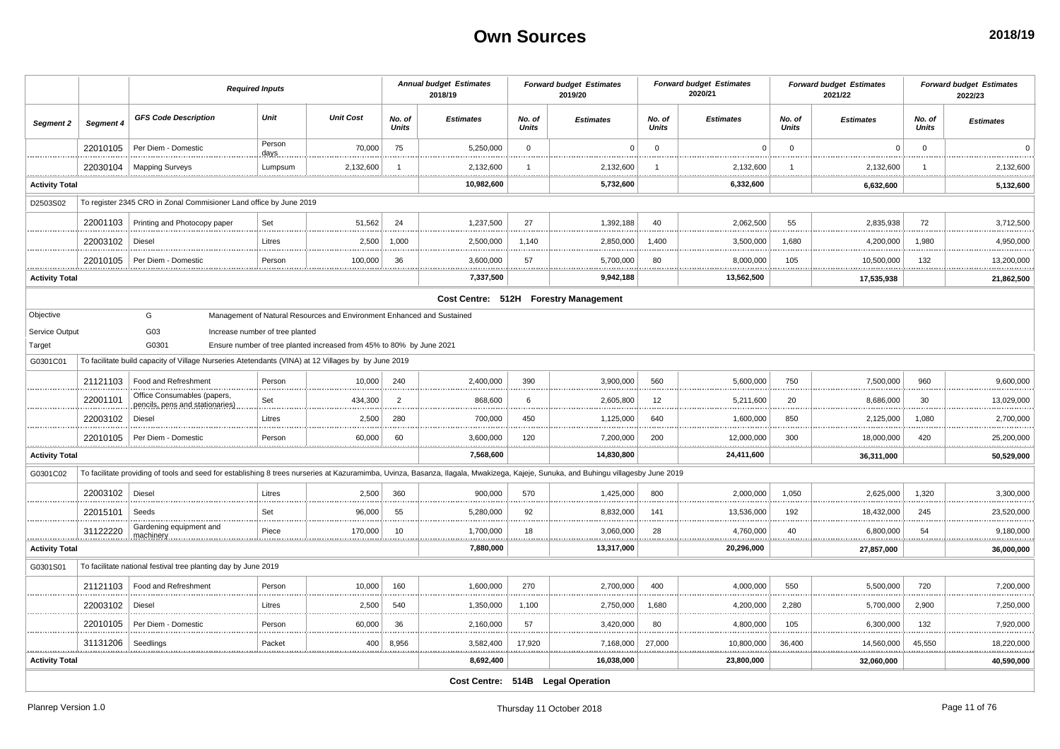# Own Sources

**2018/19**

| Segment 2 | Segment 4 | GFS Code Description | Unit | Unit Cost | Annual budget Estimates 2018/19 No. of Units | Annual budget Estimates 2018/19 Estimates | Forward budget Estimates 2019/20 No. of Units | Forward budget Estimates 2019/20 Estimates | Forward budget Estimates 2020/21 No. of Units | Forward budget Estimates 2020/21 Estimates | Forward budget Estimates 2021/22 No. of Units | Forward budget Estimates 2021/22 Estimates | Forward budget Estimates 2022/23 No. of Units | Forward budget Estimates 2022/23 Estimates |
|---|---|---|---|---|---|---|---|---|---|---|---|---|---|---|
| | 22010105 | Per Diem - Domestic | Person days | 70,000 | 75 | 5,250,000 | 0 | 0 | 0 | 0 | 0 | 0 | 0 | 0 |
| | 22030104 | Mapping Surveys | Lumpsum | 2,132,600 | 1 | 2,132,600 | 1 | 2,132,600 | 1 | 2,132,600 | 1 | 2,132,600 | 1 | 2,132,600 |
| **Activity Total** | | | | | | **10,982,600** | | **5,732,600** | | **6,332,600** | | **6,632,600** | | **5,132,600** |
| D2503S02 | To register 2345 CRO in Zonal Commisioner Land office by June 2019 | | | | | | | | | | | | | |
| | 22001103 | Printing and Photocopy paper | Set | 51,562 | 24 | 1,237,500 | 27 | 1,392,188 | 40 | 2,062,500 | 55 | 2,835,938 | 72 | 3,712,500 |
| | 22003102 | Diesel | Litres | 2,500 | 1,000 | 2,500,000 | 1,140 | 2,850,000 | 1,400 | 3,500,000 | 1,680 | 4,200,000 | 1,980 | 4,950,000 |
| | 22010105 | Per Diem - Domestic | Person | 100,000 | 36 | 3,600,000 | 57 | 5,700,000 | 80 | 8,000,000 | 105 | 10,500,000 | 132 | 13,200,000 |
| **Activity Total** | | | | | | **7,337,500** | | **9,942,188** | | **13,562,500** | | **17,535,938** | | **21,862,500** |
| | | | | | | **Cost Centre: 512H Forestry Management** | | | | | | | | |
| Objective | | G | Management of Natural Resources and Environment Enhanced and Sustained | | | | | | | | | | | |
| Service Output | | G03 | Increase number of tree planted | | | | | | | | | | | |
| Target | | G0301 | Ensure number of tree planted increased from 45% to 80% by June 2021 | | | | | | | | | | | |
| G0301C01 | To facilitate build capacity of Village Nurseries Atetendants (VINA) at 12 Villages by by June 2019 | | | | | | | | | | | | | |
| | 21121103 | Food and Refreshment | Person | 10,000 | 240 | 2,400,000 | 390 | 3,900,000 | 560 | 5,600,000 | 750 | 7,500,000 | 960 | 9,600,000 |
| | 22001101 | Office Consumables (papers, pencils, pens and stationaries) | Set | 434,300 | 2 | 868,600 | 6 | 2,605,800 | 12 | 5,211,600 | 20 | 8,686,000 | 30 | 13,029,000 |
| | 22003102 | Diesel | Litres | 2,500 | 280 | 700,000 | 450 | 1,125,000 | 640 | 1,600,000 | 850 | 2,125,000 | 1,080 | 2,700,000 |
| | 22010105 | Per Diem - Domestic | Person | 60,000 | 60 | 3,600,000 | 120 | 7,200,000 | 200 | 12,000,000 | 300 | 18,000,000 | 420 | 25,200,000 |
| **Activity Total** | | | | | | **7,568,600** | | **14,830,800** | | **24,411,600** | | **36,311,000** | | **50,529,000** |
| G0301C02 | To facilitate providing of tools and seed for establishing 8 trees nurseries at Kazuramimba, Uvinza, Basanza, Ilagala, Mwakizega, Kajeje, Sunuka, and Buhingu villagesby June 2019 | | | | | | | | | | | | | |
| | 22003102 | Diesel | Litres | 2,500 | 360 | 900,000 | 570 | 1,425,000 | 800 | 2,000,000 | 1,050 | 2,625,000 | 1,320 | 3,300,000 |
| | 22015101 | Seeds | Set | 96,000 | 55 | 5,280,000 | 92 | 8,832,000 | 141 | 13,536,000 | 192 | 18,432,000 | 245 | 23,520,000 |
| | 31122220 | Gardening equipment and machinery | Piece | 170,000 | 10 | 1,700,000 | 18 | 3,060,000 | 28 | 4,760,000 | 40 | 6,800,000 | 54 | 9,180,000 |
| **Activity Total** | | | | | | **7,880,000** | | **13,317,000** | | **20,296,000** | | **27,857,000** | | **36,000,000** |
| G0301S01 | To facilitate national festival tree planting day by June 2019 | | | | | | | | | | | | | |
| | 21121103 | Food and Refreshment | Person | 10,000 | 160 | 1,600,000 | 270 | 2,700,000 | 400 | 4,000,000 | 550 | 5,500,000 | 720 | 7,200,000 |
| | 22003102 | Diesel | Litres | 2,500 | 540 | 1,350,000 | 1,100 | 2,750,000 | 1,680 | 4,200,000 | 2,280 | 5,700,000 | 2,900 | 7,250,000 |
| | 22010105 | Per Diem - Domestic | Person | 60,000 | 36 | 2,160,000 | 57 | 3,420,000 | 80 | 4,800,000 | 105 | 6,300,000 | 132 | 7,920,000 |
| | 31131206 | Seedlings | Packet | 400 | 8,956 | 3,582,400 | 17,920 | 7,168,000 | 27,000 | 10,800,000 | 36,400 | 14,560,000 | 45,550 | 18,220,000 |
| **Activity Total** | | | | | | **8,692,400** | | **16,038,000** | | **23,800,000** | | **32,060,000** | | **40,590,000** |
| | | | | | | **Cost Centre: 514B Legal Operation** | | | | | | | | |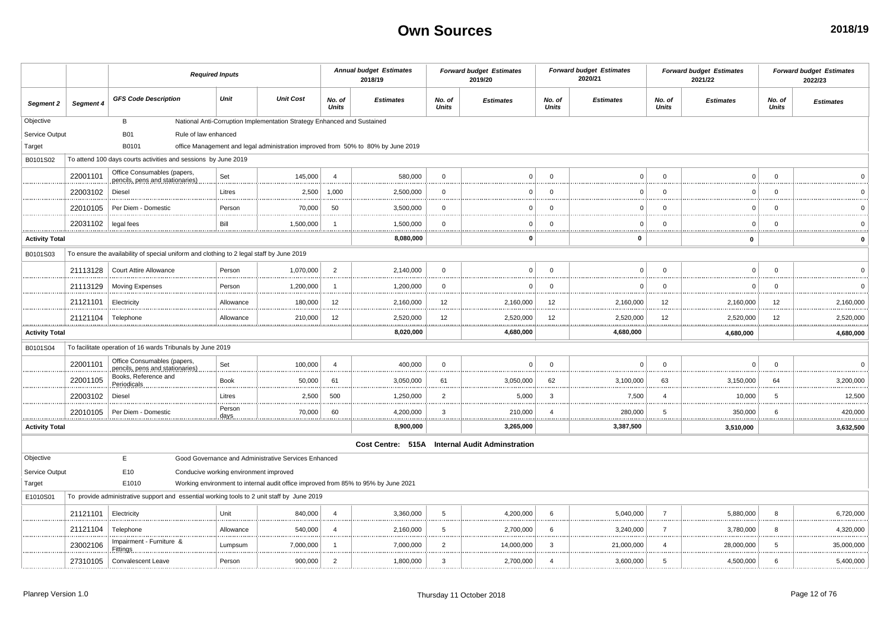# Own Sources

2018/19

| | | Required Inputs | | | Annual budget Estimates 2018/19 | | Forward budget Estimates 2019/20 | | Forward budget Estimates 2020/21 | | Forward budget Estimates 2021/22 | | Forward budget Estimates 2022/23 | |
|---|---|---|---|---|---|---|---|---|---|---|---|---|---|---|
| Segment 2 | Segment 4 | GFS Code Description | Unit | Unit Cost | No. of Units | Estimates | No. of Units | Estimates | No. of Units | Estimates | No. of Units | Estimates | No. of Units | Estimates |
| Objective | | B | National Anti-Corruption Implementation Strategy Enhanced and Sustained | | | | | | | | | | | |
| Service Output | | B01 | Rule of law enhanced | | | | | | | | | | | |
| Target | | B0101 | office Management and legal administration improved from 50% to 80% by June 2019 | | | | | | | | | | | |
| B0101S02 | To attend 100 days courts activities and sessions by June 2019 | | | | | | | | | | | | | |
| | 22001101 | Office Consumables (papers, pencils, pens and stationaries) | Set | 145,000 | 4 | 580,000 | 0 | 0 | 0 | 0 | 0 | 0 | 0 | 0 |
| | 22003102 | Diesel | Litres | 2,500 | 1,000 | 2,500,000 | 0 | 0 | 0 | 0 | 0 | 0 | 0 | 0 |
| | 22010105 | Per Diem - Domestic | Person | 70,000 | 50 | 3,500,000 | 0 | 0 | 0 | 0 | 0 | 0 | 0 | 0 |
| | 22031102 | legal fees | Bill | 1,500,000 | 1 | 1,500,000 | 0 | 0 | 0 | 0 | 0 | 0 | 0 | 0 |
| Activity Total | | | | | | 8,080,000 | | 0 | | 0 | | 0 | | 0 |
| B0101S03 | To ensure the availability of special uniform and clothing to 2 legal staff by June 2019 | | | | | | | | | | | | | |
| | 21113128 | Court Attire Allowance | Person | 1,070,000 | 2 | 2,140,000 | 0 | 0 | 0 | 0 | 0 | 0 | 0 | 0 |
| | 21113129 | Moving Expenses | Person | 1,200,000 | 1 | 1,200,000 | 0 | 0 | 0 | 0 | 0 | 0 | 0 | 0 |
| | 21121101 | Electricity | Allowance | 180,000 | 12 | 2,160,000 | 12 | 2,160,000 | 12 | 2,160,000 | 12 | 2,160,000 | 12 | 2,160,000 |
| | 21121104 | Telephone | Allowance | 210,000 | 12 | 2,520,000 | 12 | 2,520,000 | 12 | 2,520,000 | 12 | 2,520,000 | 12 | 2,520,000 |
| Activity Total | | | | | | 8,020,000 | | 4,680,000 | | 4,680,000 | | 4,680,000 | | 4,680,000 |
| B0101S04 | To facilitate operation of 16 wards Tribunals by June 2019 | | | | | | | | | | | | | |
| | 22001101 | Office Consumables (papers, pencils, pens and stationaries) | Set | 100,000 | 4 | 400,000 | 0 | 0 | 0 | 0 | 0 | 0 | 0 | 0 |
| | 22001105 | Books, Reference and Periodicals | Book | 50,000 | 61 | 3,050,000 | 61 | 3,050,000 | 62 | 3,100,000 | 63 | 3,150,000 | 64 | 3,200,000 |
| | 22003102 | Diesel | Litres | 2,500 | 500 | 1,250,000 | 2 | 5,000 | 3 | 7,500 | 4 | 10,000 | 5 | 12,500 |
| | 22010105 | Per Diem - Domestic | Person days | 70,000 | 60 | 4,200,000 | 3 | 210,000 | 4 | 280,000 | 5 | 350,000 | 6 | 420,000 |
| Activity Total | | | | | | 8,900,000 | | 3,265,000 | | 3,387,500 | | 3,510,000 | | 3,632,500 |
| | | | | | Cost Centre: 515A | Internal Audit Adminstration | | | | | | | | |
| Objective | | E | Good Governance and Administrative Services Enhanced | | | | | | | | | | | |
| Service Output | | E10 | Conducive working environment improved | | | | | | | | | | | |
| Target | | E1010 | Working environment to internal audit office improved from 85% to 95% by June 2021 | | | | | | | | | | | |
| E1010S01 | To provide administrative support and essential working tools to 2 unit staff by June 2019 | | | | | | | | | | | | | |
| | 21121101 | Electricity | Unit | 840,000 | 4 | 3,360,000 | 5 | 4,200,000 | 6 | 5,040,000 | 7 | 5,880,000 | 8 | 6,720,000 |
| | 21121104 | Telephone | Allowance | 540,000 | 4 | 2,160,000 | 5 | 2,700,000 | 6 | 3,240,000 | 7 | 3,780,000 | 8 | 4,320,000 |
| | 23002106 | Impairment - Furniture & Fittings | Lumpsum | 7,000,000 | 1 | 7,000,000 | 2 | 14,000,000 | 3 | 21,000,000 | 4 | 28,000,000 | 5 | 35,000,000 |
| | 27310105 | Convalescent Leave | Person | 900,000 | 2 | 1,800,000 | 3 | 2,700,000 | 4 | 3,600,000 | 5 | 4,500,000 | 6 | 5,400,000 |

Planrep Version 1.0 Thursday 11 October 2018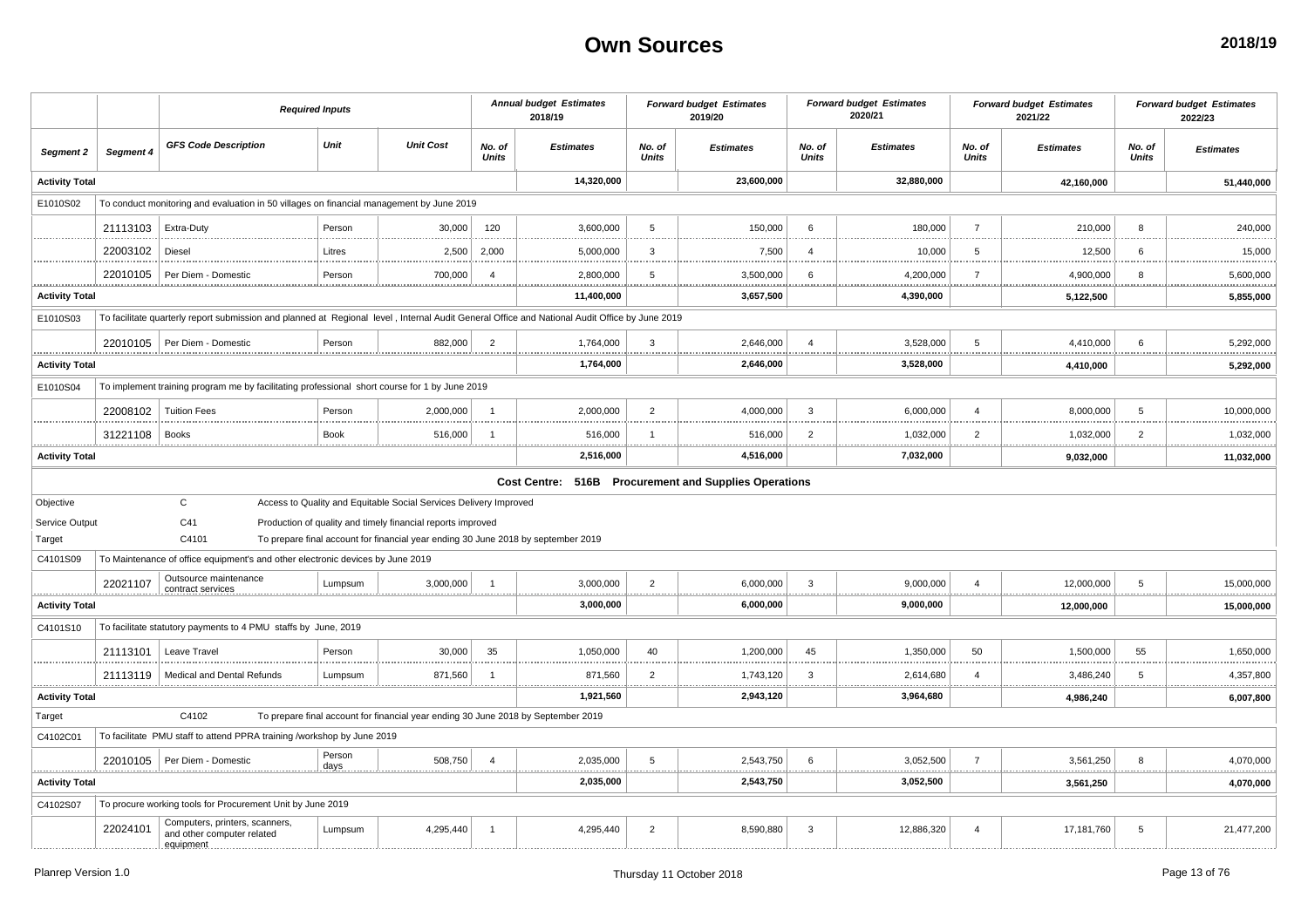# Own Sources

**2018/19**

| Segment 2 | Segment 4 | Required Inputs | | | Annual budget Estimates 2018/19 | | Forward budget Estimates 2019/20 | | Forward budget Estimates 2020/21 | | Forward budget Estimates 2021/22 | | Forward budget Estimates 2022/23 | |
|---|---|---|---|---|---|---|---|---|---|---|---|---|---|---|
| | | GFS Code Description | Unit | Unit Cost | No. of Units | Estimates | No. of Units | Estimates | No. of Units | Estimates | No. of Units | Estimates | No. of Units | Estimates |
| **Activity Total** | | | | | | **14,320,000** | | **23,600,000** | | **32,880,000** | | **42,160,000** | | **51,440,000** |
| E1010S02 | To conduct monitoring and evaluation in 50 villages on financial management by June 2019 | | | | | | | | | | | | | |
| | 21113103 | Extra-Duty | Person | 30,000 | 120 | 3,600,000 | 5 | 150,000 | 6 | 180,000 | 7 | 210,000 | 8 | 240,000 |
| | 22003102 | Diesel | Litres | 2,500 | 2,000 | 5,000,000 | 3 | 7,500 | 4 | 10,000 | 5 | 12,500 | 6 | 15,000 |
| | 22010105 | Per Diem - Domestic | Person | 700,000 | 4 | 2,800,000 | 5 | 3,500,000 | 6 | 4,200,000 | 7 | 4,900,000 | 8 | 5,600,000 |
| **Activity Total** | | | | | | **11,400,000** | | **3,657,500** | | **4,390,000** | | **5,122,500** | | **5,855,000** |
| E1010S03 | To facilitate quarterly report submission and planned at Regional level , Internal Audit General Office and National Audit Office by June 2019 | | | | | | | | | | | | | |
| | 22010105 | Per Diem - Domestic | Person | 882,000 | 2 | 1,764,000 | 3 | 2,646,000 | 4 | 3,528,000 | 5 | 4,410,000 | 6 | 5,292,000 |
| **Activity Total** | | | | | | **1,764,000** | | **2,646,000** | | **3,528,000** | | **4,410,000** | | **5,292,000** |
| E1010S04 | To implement training program me by facilitating professional short course for 1 by June 2019 | | | | | | | | | | | | | |
| | 22008102 | Tuition Fees | Person | 2,000,000 | 1 | 2,000,000 | 2 | 4,000,000 | 3 | 6,000,000 | 4 | 8,000,000 | 5 | 10,000,000 |
| | 31221108 | Books | Book | 516,000 | 1 | 516,000 | 1 | 516,000 | 2 | 1,032,000 | 2 | 1,032,000 | 2 | 1,032,000 |
| **Activity Total** | | | | | | **2,516,000** | | **4,516,000** | | **7,032,000** | | **9,032,000** | | **11,032,000** |
| | | | | | | **Cost Centre: 516B Procurement and Supplies Operations** | | | | | | | | |
| Objective | | C | Access to Quality and Equitable Social Services Delivery Improved | | | | | | | | | | | |
| Service Output | | C41 | Production of quality and timely financial reports improved | | | | | | | | | | | |
| Target | | C4101 | To prepare final account for financial year ending 30 June 2018 by september 2019 | | | | | | | | | | | |
| C4101S09 | To Maintenance of office equipment's and other electronic devices by June 2019 | | | | | | | | | | | | | |
| | 22021107 | Outsource maintenance contract services | Lumpsum | 3,000,000 | 1 | 3,000,000 | 2 | 6,000,000 | 3 | 9,000,000 | 4 | 12,000,000 | 5 | 15,000,000 |
| **Activity Total** | | | | | | **3,000,000** | | **6,000,000** | | **9,000,000** | | **12,000,000** | | **15,000,000** |
| C4101S10 | To facilitate statutory payments to 4 PMU staffs by June, 2019 | | | | | | | | | | | | | |
| | 21113101 | Leave Travel | Person | 30,000 | 35 | 1,050,000 | 40 | 1,200,000 | 45 | 1,350,000 | 50 | 1,500,000 | 55 | 1,650,000 |
| | 21113119 | Medical and Dental Refunds | Lumpsum | 871,560 | 1 | 871,560 | 2 | 1,743,120 | 3 | 2,614,680 | 4 | 3,486,240 | 5 | 4,357,800 |
| **Activity Total** | | | | | | **1,921,560** | | **2,943,120** | | **3,964,680** | | **4,986,240** | | **6,007,800** |
| Target | | C4102 | To prepare final account for financial year ending 30 June 2018 by September 2019 | | | | | | | | | | | |
| C4102C01 | To facilitate PMU staff to attend PPRA training /workshop by June 2019 | | | | | | | | | | | | | |
| | 22010105 | Per Diem - Domestic | Person days | 508,750 | 4 | 2,035,000 | 5 | 2,543,750 | 6 | 3,052,500 | 7 | 3,561,250 | 8 | 4,070,000 |
| **Activity Total** | | | | | | **2,035,000** | | **2,543,750** | | **3,052,500** | | **3,561,250** | | **4,070,000** |
| C4102S07 | To procure working tools for Procurement Unit by June 2019 | | | | | | | | | | | | | |
| | 22024101 | Computers, printers, scanners, and other computer related equipment | Lumpsum | 4,295,440 | 1 | 4,295,440 | 2 | 8,590,880 | 3 | 12,886,320 | 4 | 17,181,760 | 5 | 21,477,200 |

Planrep Version 1.0 — Thursday 11 October 2018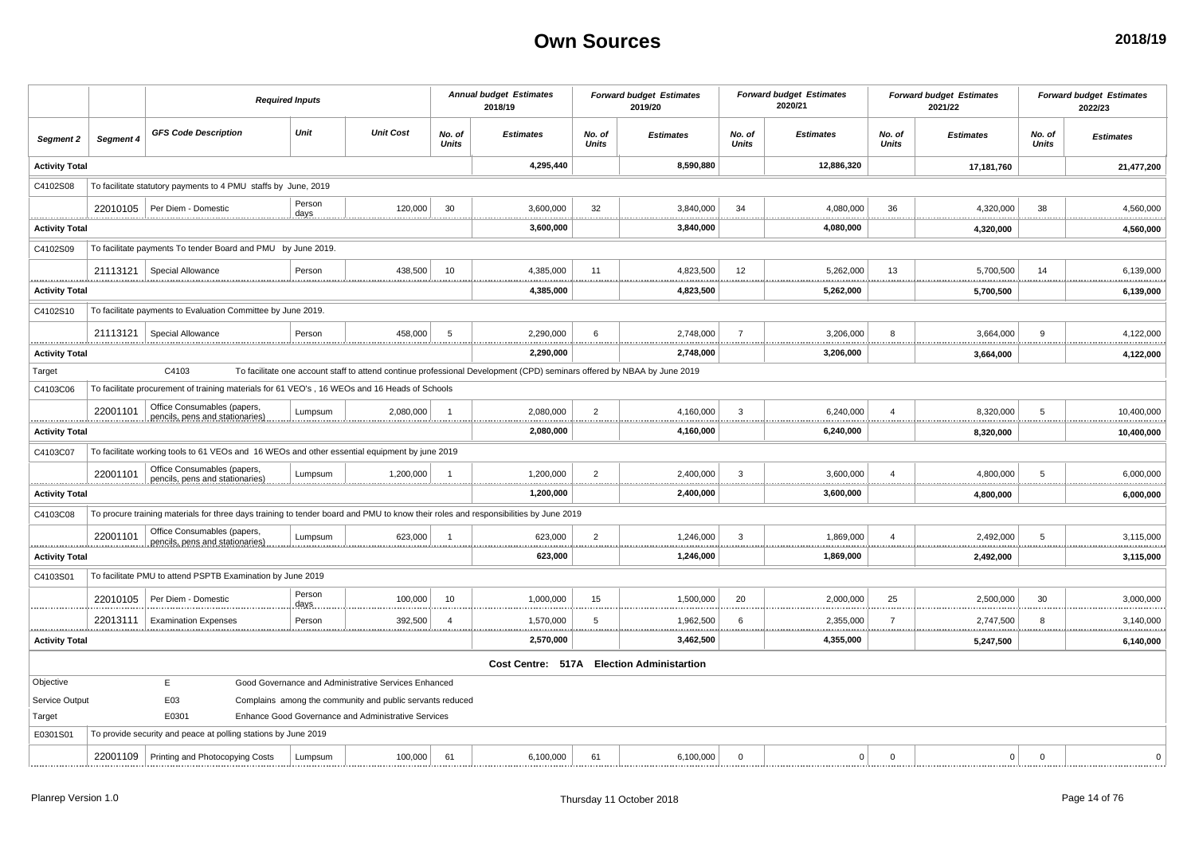# Own Sources

**2018/19**

| Segment 2 | Segment 4 | GFS Code Description | Unit | Unit Cost | Annual budget Estimates 2018/19 No. of Units | Estimates | Forward budget Estimates 2019/20 No. of Units | Estimates | Forward budget Estimates 2020/21 No. of Units | Estimates | Forward budget Estimates 2021/22 No. of Units | Estimates | Forward budget Estimates 2022/23 No. of Units | Estimates |
|---|---|---|---|---|---|---|---|---|---|---|---|---|---|---|
| **Activity Total** | | | | | | **4,295,440** | | **8,590,880** | | **12,886,320** | | **17,181,760** | | **21,477,200** |
| C4102S08 | To facilitate statutory payments to 4 PMU staffs by June, 2019 | | | | | | | | | | | | | |
| | 22010105 | Per Diem - Domestic | Person days | 120,000 | 30 | 3,600,000 | 32 | 3,840,000 | 34 | 4,080,000 | 36 | 4,320,000 | 38 | 4,560,000 |
| **Activity Total** | | | | | | **3,600,000** | | **3,840,000** | | **4,080,000** | | **4,320,000** | | **4,560,000** |
| C4102S09 | To facilitate payments To tender Board and PMU by June 2019. | | | | | | | | | | | | | |
| | 21113121 | Special Allowance | Person | 438,500 | 10 | 4,385,000 | 11 | 4,823,500 | 12 | 5,262,000 | 13 | 5,700,500 | 14 | 6,139,000 |
| **Activity Total** | | | | | | **4,385,000** | | **4,823,500** | | **5,262,000** | | **5,700,500** | | **6,139,000** |
| C4102S10 | To facilitate payments to Evaluation Committee by June 2019. | | | | | | | | | | | | | |
| | 21113121 | Special Allowance | Person | 458,000 | 5 | 2,290,000 | 6 | 2,748,000 | 7 | 3,206,000 | 8 | 3,664,000 | 9 | 4,122,000 |
| **Activity Total** | | | | | | **2,290,000** | | **2,748,000** | | **3,206,000** | | **3,664,000** | | **4,122,000** |
| Target | | C4103 | To facilitate one account staff to attend continue professional Development (CPD) seminars offered by NBAA by June 2019 | | | | | | | | | | | |
| C4103C06 | To facilitate procurement of training materials for 61 VEO's , 16 WEOs and 16 Heads of Schools | | | | | | | | | | | | | |
| | 22001101 | Office Consumables (papers, pencils, pens and stationaries) | Lumpsum | 2,080,000 | 1 | 2,080,000 | 2 | 4,160,000 | 3 | 6,240,000 | 4 | 8,320,000 | 5 | 10,400,000 |
| **Activity Total** | | | | | | **2,080,000** | | **4,160,000** | | **6,240,000** | | **8,320,000** | | **10,400,000** |
| C4103C07 | To facilitate working tools to 61 VEOs and 16 WEOs and other essential equipment by june 2019 | | | | | | | | | | | | | |
| | 22001101 | Office Consumables (papers, pencils, pens and stationaries) | Lumpsum | 1,200,000 | 1 | 1,200,000 | 2 | 2,400,000 | 3 | 3,600,000 | 4 | 4,800,000 | 5 | 6,000,000 |
| **Activity Total** | | | | | | **1,200,000** | | **2,400,000** | | **3,600,000** | | **4,800,000** | | **6,000,000** |
| C4103C08 | To procure training materials for three days training to tender board and PMU to know their roles and responsibilities by June 2019 | | | | | | | | | | | | | |
| | 22001101 | Office Consumables (papers, pencils, pens and stationaries) | Lumpsum | 623,000 | 1 | 623,000 | 2 | 1,246,000 | 3 | 1,869,000 | 4 | 2,492,000 | 5 | 3,115,000 |
| **Activity Total** | | | | | | **623,000** | | **1,246,000** | | **1,869,000** | | **2,492,000** | | **3,115,000** |
| C4103S01 | To facilitate PMU to attend PSPTB Examination by June 2019 | | | | | | | | | | | | | |
| | 22010105 | Per Diem - Domestic | Person days | 100,000 | 10 | 1,000,000 | 15 | 1,500,000 | 20 | 2,000,000 | 25 | 2,500,000 | 30 | 3,000,000 |
| | 22013111 | Examination Expenses | Person | 392,500 | 4 | 1,570,000 | 5 | 1,962,500 | 6 | 2,355,000 | 7 | 2,747,500 | 8 | 3,140,000 |
| **Activity Total** | | | | | | **2,570,000** | | **3,462,500** | | **4,355,000** | | **5,247,500** | | **6,140,000** |
| **Cost Centre: 517A Election Administartion** | | | | | | | | | | | | | | |
| Objective | | E | Good Governance and Administrative Services Enhanced | | | | | | | | | | | |
| Service Output | | E03 | Complains among the community and public servants reduced | | | | | | | | | | | |
| Target | | E0301 | Enhance Good Governance and Administrative Services | | | | | | | | | | | |
| E0301S01 | To provide security and peace at polling stations by June 2019 | | | | | | | | | | | | | |
| | 22001109 | Printing and Photocopying Costs | Lumpsum | 100,000 | 61 | 6,100,000 | 61 | 6,100,000 | 0 | 0 | 0 | 0 | 0 | 0 |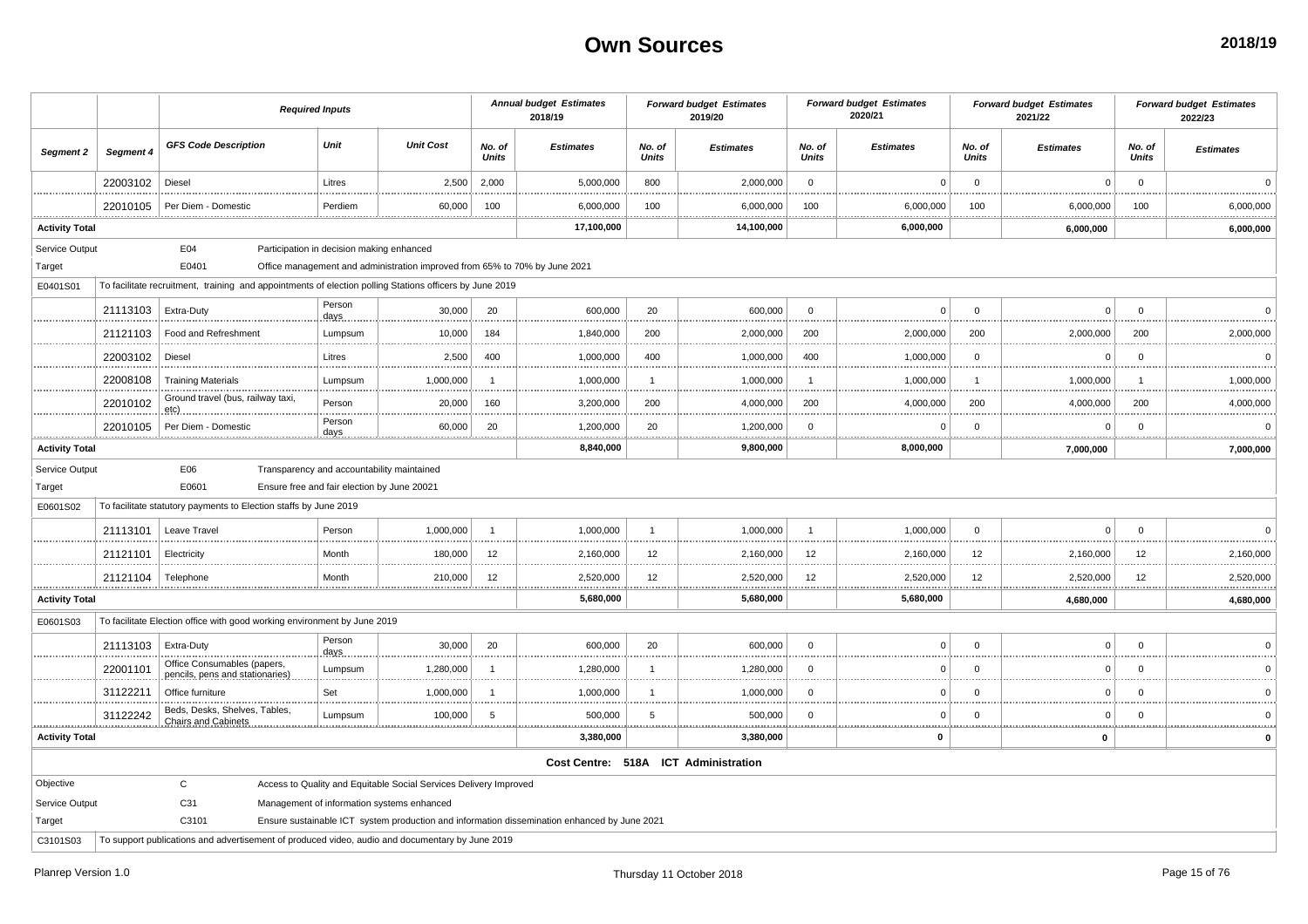# Own Sources

**2018/19**

| | | *Required Inputs* | | | *Annual budget Estimates 2018/19* | | *Forward budget Estimates 2019/20* | | *Forward budget Estimates 2020/21* | | *Forward budget Estimates 2021/22* | | *Forward budget Estimates 2022/23* | |
|---|---|---|---|---|---|---|---|---|---|---|---|---|---|---|
| *Segment 2* | *Segment 4* | *GFS Code Description* | *Unit* | *Unit Cost* | *No. of Units* | *Estimates* | *No. of Units* | *Estimates* | *No. of Units* | *Estimates* | *No. of Units* | *Estimates* | *No. of Units* | *Estimates* |
| | 22003102 | Diesel | Litres | 2,500 | 2,000 | 5,000,000 | 800 | 2,000,000 | 0 | 0 | 0 | 0 | 0 | 0 |
| | 22010105 | Per Diem - Domestic | Perdiem | 60,000 | 100 | 6,000,000 | 100 | 6,000,000 | 100 | 6,000,000 | 100 | 6,000,000 | 100 | 6,000,000 |
| **Activity Total** | | | | | | **17,100,000** | | **14,100,000** | | **6,000,000** | | **6,000,000** | | **6,000,000** |
| Service Output | | E04 | Participation in decision making enhanced | | | | | | | | | | | |
| Target | | E0401 | Office management and administration improved from 65% to 70% by June 2021 | | | | | | | | | | | |
| E0401S01 | To facilitate recruitment, training and appointments of election polling Stations officers by June 2019 | | | | | | | | | | | | | |
| | 21113103 | Extra-Duty | Person days | 30,000 | 20 | 600,000 | 20 | 600,000 | 0 | 0 | 0 | 0 | 0 | 0 |
| | 21121103 | Food and Refreshment | Lumpsum | 10,000 | 184 | 1,840,000 | 200 | 2,000,000 | 200 | 2,000,000 | 200 | 2,000,000 | 200 | 2,000,000 |
| | 22003102 | Diesel | Litres | 2,500 | 400 | 1,000,000 | 400 | 1,000,000 | 400 | 1,000,000 | 0 | 0 | 0 | 0 |
| | 22008108 | Training Materials | Lumpsum | 1,000,000 | 1 | 1,000,000 | 1 | 1,000,000 | 1 | 1,000,000 | 1 | 1,000,000 | 1 | 1,000,000 |
| | 22010102 | Ground travel (bus, railway taxi, etc) | Person | 20,000 | 160 | 3,200,000 | 200 | 4,000,000 | 200 | 4,000,000 | 200 | 4,000,000 | 200 | 4,000,000 |
| | 22010105 | Per Diem - Domestic | Person days | 60,000 | 20 | 1,200,000 | 20 | 1,200,000 | 0 | 0 | 0 | 0 | 0 | 0 |
| **Activity Total** | | | | | | **8,840,000** | | **9,800,000** | | **8,000,000** | | **7,000,000** | | **7,000,000** |
| Service Output | | E06 | Transparency and accountability maintained | | | | | | | | | | | |
| Target | | E0601 | Ensure free and fair election by June 20021 | | | | | | | | | | | |
| E0601S02 | To facilitate statutory payments to Election staffs by June 2019 | | | | | | | | | | | | | |
| | 21113101 | Leave Travel | Person | 1,000,000 | 1 | 1,000,000 | 1 | 1,000,000 | 1 | 1,000,000 | 0 | 0 | 0 | 0 |
| | 21121101 | Electricity | Month | 180,000 | 12 | 2,160,000 | 12 | 2,160,000 | 12 | 2,160,000 | 12 | 2,160,000 | 12 | 2,160,000 |
| | 21121104 | Telephone | Month | 210,000 | 12 | 2,520,000 | 12 | 2,520,000 | 12 | 2,520,000 | 12 | 2,520,000 | 12 | 2,520,000 |
| **Activity Total** | | | | | | **5,680,000** | | **5,680,000** | | **5,680,000** | | **4,680,000** | | **4,680,000** |
| E0601S03 | To facilitate Election office with good working environment by June 2019 | | | | | | | | | | | | | |
| | 21113103 | Extra-Duty | Person days | 30,000 | 20 | 600,000 | 20 | 600,000 | 0 | 0 | 0 | 0 | 0 | 0 |
| | 22001101 | Office Consumables (papers, pencils, pens and stationaries) | Lumpsum | 1,280,000 | 1 | 1,280,000 | 1 | 1,280,000 | 0 | 0 | 0 | 0 | 0 | 0 |
| | 31122211 | Office furniture | Set | 1,000,000 | 1 | 1,000,000 | 1 | 1,000,000 | 0 | 0 | 0 | 0 | 0 | 0 |
| | 31122242 | Beds, Desks, Shelves, Tables, Chairs and Cabinets | Lumpsum | 100,000 | 5 | 500,000 | 5 | 500,000 | 0 | 0 | 0 | 0 | 0 | 0 |
| **Activity Total** | | | | | | **3,380,000** | | **3,380,000** | | **0** | | **0** | | **0** |
| | | | | | | **Cost Centre: 518A ICT Administration** | | | | | | | | |
| Objective | | C | Access to Quality and Equitable Social Services Delivery Improved | | | | | | | | | | | |
| Service Output | | C31 | Management of information systems enhanced | | | | | | | | | | | |
| Target | | C3101 | Ensure sustainable ICT system production and information dissemination enhanced by June 2021 | | | | | | | | | | | |
| C3101S03 | To support publications and advertisement of produced video, audio and documentary by June 2019 | | | | | | | | | | | | | |

Planrep Version 1.0 — Thursday 11 October 2018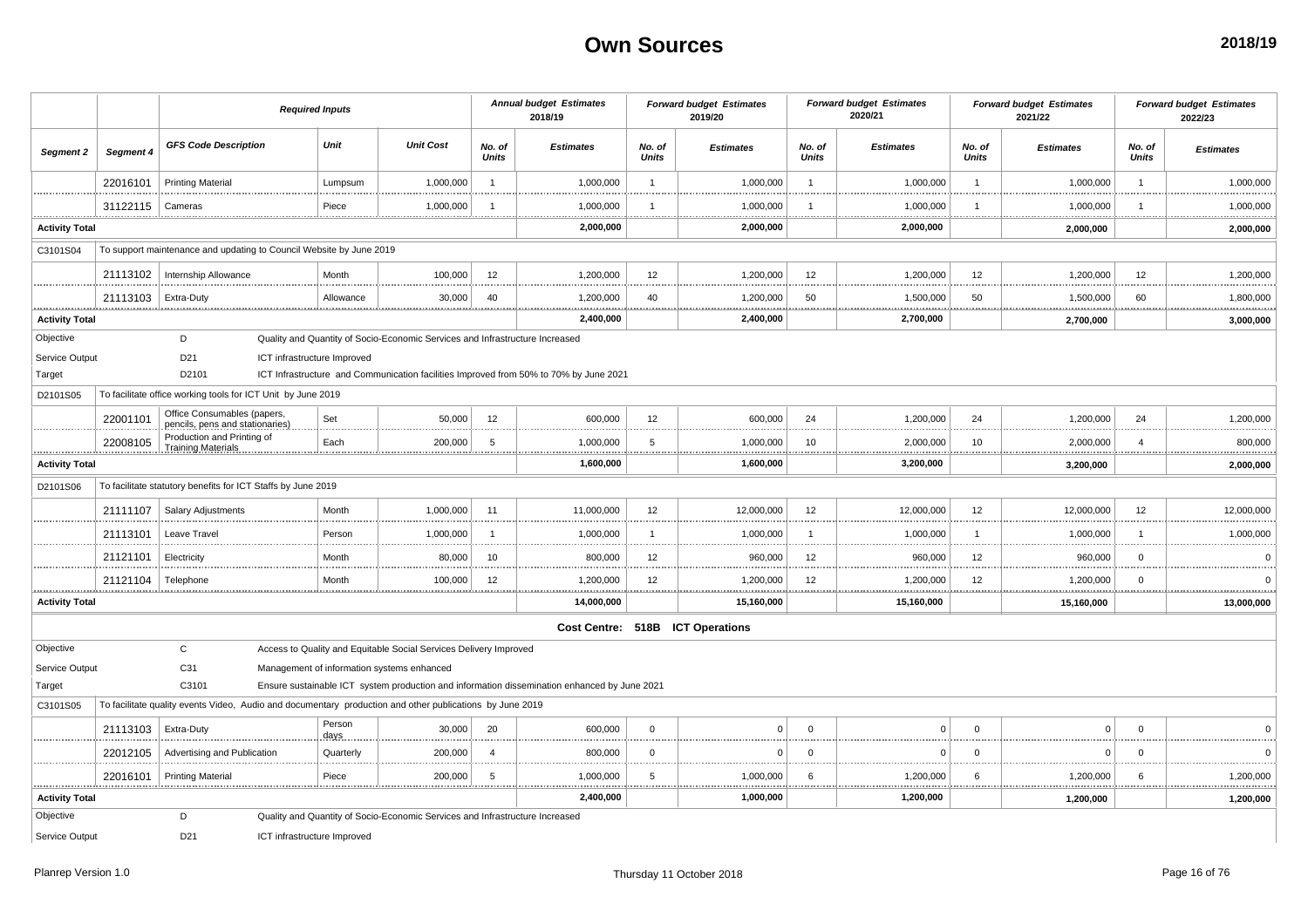# Own Sources

2018/19

| Segment 2 | Segment 4 | GFS Code Description | Unit | Unit Cost | Annual budget Estimates 2018/19 | | Forward budget Estimates 2019/20 | | Forward budget Estimates 2020/21 | | Forward budget Estimates 2021/22 | | Forward budget Estimates 2022/23 | |
|---|---|---|---|---|---|---|---|---|---|---|---|---|---|---|
| | | *Required Inputs* | | | No. of Units | Estimates | No. of Units | Estimates | No. of Units | Estimates | No. of Units | Estimates | No. of Units | Estimates |
| | 22016101 | Printing Material | Lumpsum | 1,000,000 | 1 | 1,000,000 | 1 | 1,000,000 | 1 | 1,000,000 | 1 | 1,000,000 | 1 | 1,000,000 |
| | 31122115 | Cameras | Piece | 1,000,000 | 1 | 1,000,000 | 1 | 1,000,000 | 1 | 1,000,000 | 1 | 1,000,000 | 1 | 1,000,000 |
| **Activity Total** | | | | | | **2,000,000** | | **2,000,000** | | **2,000,000** | | **2,000,000** | | **2,000,000** |
| C3101S04 | To support maintenance and updating to Council Website by June 2019 | | | | | | | | | | | | | |
| | 21113102 | Internship Allowance | Month | 100,000 | 12 | 1,200,000 | 12 | 1,200,000 | 12 | 1,200,000 | 12 | 1,200,000 | 12 | 1,200,000 |
| | 21113103 | Extra-Duty | Allowance | 30,000 | 40 | 1,200,000 | 40 | 1,200,000 | 50 | 1,500,000 | 50 | 1,500,000 | 60 | 1,800,000 |
| **Activity Total** | | | | | | **2,400,000** | | **2,400,000** | | **2,700,000** | | **2,700,000** | | **3,000,000** |
| Objective | | D | Quality and Quantity of Socio-Economic Services and Infrastructure Increased | | | | | | | | | | | |
| Service Output | | D21 | ICT infrastructure Improved | | | | | | | | | | | |
| Target | | D2101 | ICT Infrastructure and Communication facilities Improved from 50% to 70% by June 2021 | | | | | | | | | | | |
| D2101S05 | To facilitate office working tools for ICT Unit by June 2019 | | | | | | | | | | | | | |
| | 22001101 | Office Consumables (papers, pencils, pens and stationaries) | Set | 50,000 | 12 | 600,000 | 12 | 600,000 | 24 | 1,200,000 | 24 | 1,200,000 | 24 | 1,200,000 |
| | 22008105 | Production and Printing of Training Materials | Each | 200,000 | 5 | 1,000,000 | 5 | 1,000,000 | 10 | 2,000,000 | 10 | 2,000,000 | 4 | 800,000 |
| **Activity Total** | | | | | | **1,600,000** | | **1,600,000** | | **3,200,000** | | **3,200,000** | | **2,000,000** |
| D2101S06 | To facilitate statutory benefits for ICT Staffs by June 2019 | | | | | | | | | | | | | |
| | 21111107 | Salary Adjustments | Month | 1,000,000 | 11 | 11,000,000 | 12 | 12,000,000 | 12 | 12,000,000 | 12 | 12,000,000 | 12 | 12,000,000 |
| | 21113101 | Leave Travel | Person | 1,000,000 | 1 | 1,000,000 | 1 | 1,000,000 | 1 | 1,000,000 | 1 | 1,000,000 | 1 | 1,000,000 |
| | 21121101 | Electricity | Month | 80,000 | 10 | 800,000 | 12 | 960,000 | 12 | 960,000 | 12 | 960,000 | 0 | 0 |
| | 21121104 | Telephone | Month | 100,000 | 12 | 1,200,000 | 12 | 1,200,000 | 12 | 1,200,000 | 12 | 1,200,000 | 0 | 0 |
| **Activity Total** | | | | | | **14,000,000** | | **15,160,000** | | **15,160,000** | | **15,160,000** | | **13,000,000** |
| **Cost Centre: 518B ICT Operations** | | | | | | | | | | | | | | |
| Objective | | C | Access to Quality and Equitable Social Services Delivery Improved | | | | | | | | | | | |
| Service Output | | C31 | Management of information systems enhanced | | | | | | | | | | | |
| Target | | C3101 | Ensure sustainable ICT system production and information dissemination enhanced by June 2021 | | | | | | | | | | | |
| C3101S05 | To facilitate quality events Video, Audio and documentary production and other publications by June 2019 | | | | | | | | | | | | | |
| | 21113103 | Extra-Duty | Person days | 30,000 | 20 | 600,000 | 0 | 0 | 0 | 0 | 0 | 0 | 0 | 0 |
| | 22012105 | Advertising and Publication | Quarterly | 200,000 | 4 | 800,000 | 0 | 0 | 0 | 0 | 0 | 0 | 0 | 0 |
| | 22016101 | Printing Material | Piece | 200,000 | 5 | 1,000,000 | 5 | 1,000,000 | 6 | 1,200,000 | 6 | 1,200,000 | 6 | 1,200,000 |
| **Activity Total** | | | | | | **2,400,000** | | **1,000,000** | | **1,200,000** | | **1,200,000** | | **1,200,000** |
| Objective | | D | Quality and Quantity of Socio-Economic Services and Infrastructure Increased | | | | | | | | | | | |
| Service Output | | D21 | ICT infrastructure Improved | | | | | | | | | | | |

Planrep Version 1.0 | Thursday 11 October 2018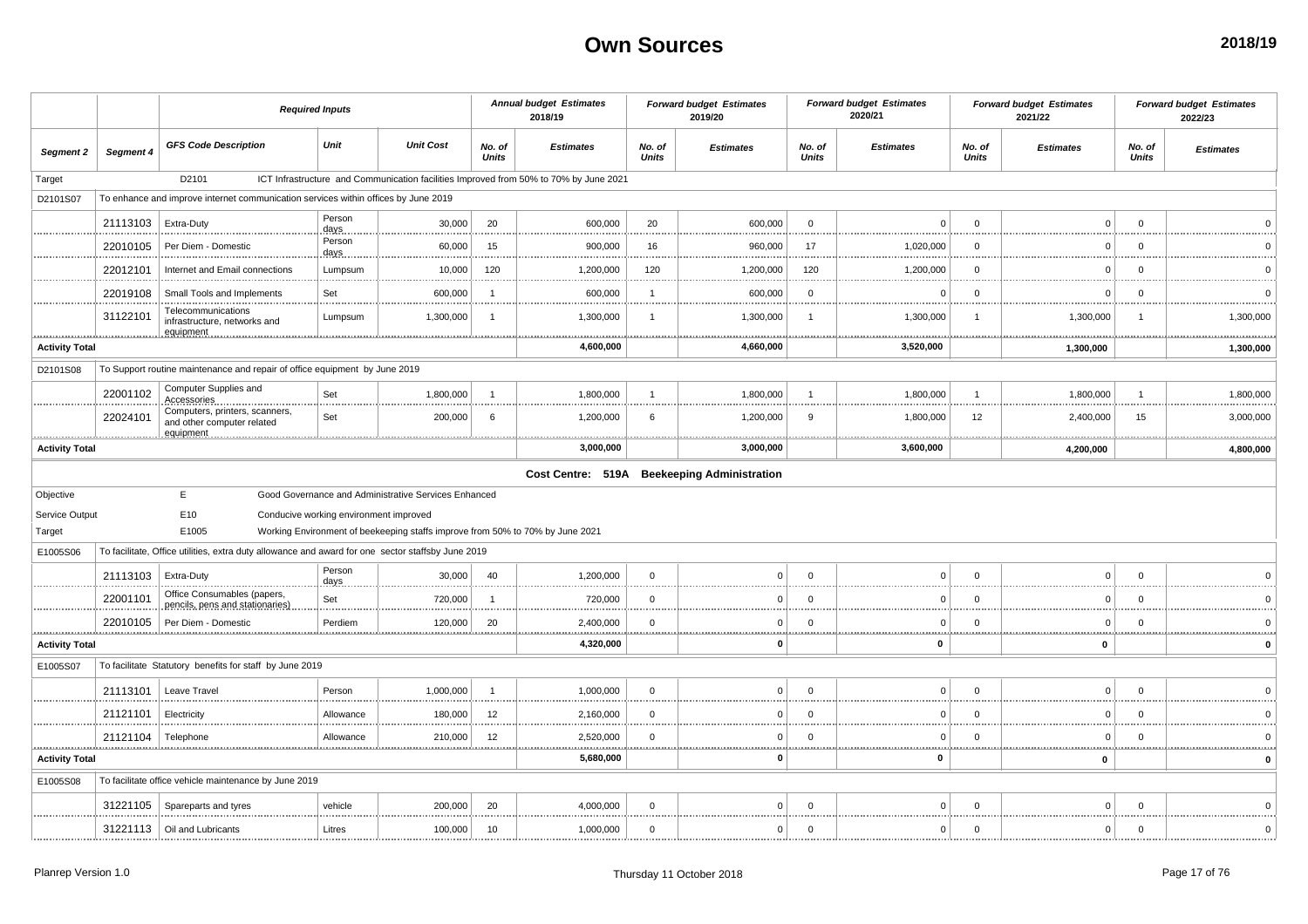# Own Sources

**2018/19**

| | | *Required Inputs* | | | *Annual budget Estimates 2018/19* | | *Forward budget Estimates 2019/20* | | *Forward budget Estimates 2020/21* | | *Forward budget Estimates 2021/22* | | *Forward budget Estimates 2022/23* | |
|---|---|---|---|---|---|---|---|---|---|---|---|---|---|---|
| *Segment 2* | *Segment 4* | *GFS Code Description* | *Unit* | *Unit Cost* | *No. of Units* | *Estimates* | *No. of Units* | *Estimates* | *No. of Units* | *Estimates* | *No. of Units* | *Estimates* | *No. of Units* | *Estimates* |
| Target | | D2101 | ICT Infrastructure and Communication facilities Improved from 50% to 70% by June 2021 | | | | | | | | | | | |
| D2101S07 | To enhance and improve internet communication services within offices by June 2019 | | | | | | | | | | | | | |
| | 21113103 | Extra-Duty | Person days | 30,000 | 20 | 600,000 | 20 | 600,000 | 0 | 0 | 0 | 0 | 0 | 0 |
| | 22010105 | Per Diem - Domestic | Person days | 60,000 | 15 | 900,000 | 16 | 960,000 | 17 | 1,020,000 | 0 | 0 | 0 | 0 |
| | 22012101 | Internet and Email connections | Lumpsum | 10,000 | 120 | 1,200,000 | 120 | 1,200,000 | 120 | 1,200,000 | 0 | 0 | 0 | 0 |
| | 22019108 | Small Tools and Implements | Set | 600,000 | 1 | 600,000 | 1 | 600,000 | 0 | 0 | 0 | 0 | 0 | 0 |
| | 31122101 | Telecommunications infrastructure, networks and equipment | Lumpsum | 1,300,000 | 1 | 1,300,000 | 1 | 1,300,000 | 1 | 1,300,000 | 1 | 1,300,000 | 1 | 1,300,000 |
| **Activity Total** | | | | | | **4,600,000** | | **4,660,000** | | **3,520,000** | | **1,300,000** | | **1,300,000** |
| D2101S08 | To Support routine maintenance and repair of office equipment by June 2019 | | | | | | | | | | | | | |
| | 22001102 | Computer Supplies and Accessories | Set | 1,800,000 | 1 | 1,800,000 | 1 | 1,800,000 | 1 | 1,800,000 | 1 | 1,800,000 | 1 | 1,800,000 |
| | 22024101 | Computers, printers, scanners, and other computer related equipment | Set | 200,000 | 6 | 1,200,000 | 6 | 1,200,000 | 9 | 1,800,000 | 12 | 2,400,000 | 15 | 3,000,000 |
| **Activity Total** | | | | | | **3,000,000** | | **3,000,000** | | **3,600,000** | | **4,200,000** | | **4,800,000** |
| | | | | | | **Cost Centre: 519A** | | **Beekeeping Administration** | | | | | | |
| Objective | | E | Good Governance and Administrative Services Enhanced | | | | | | | | | | | |
| Service Output | | E10 | Conducive working environment improved | | | | | | | | | | | |
| Target | | E1005 | Working Environment of beekeeping staffs improve from 50% to 70% by June 2021 | | | | | | | | | | | |
| E1005S06 | To facilitate, Office utilities, extra duty allowance and award for one sector staffsby June 2019 | | | | | | | | | | | | | |
| | 21113103 | Extra-Duty | Person days | 30,000 | 40 | 1,200,000 | 0 | 0 | 0 | 0 | 0 | 0 | 0 | 0 |
| | 22001101 | Office Consumables (papers, pencils, pens and stationaries) | Set | 720,000 | 1 | 720,000 | 0 | 0 | 0 | 0 | 0 | 0 | 0 | 0 |
| | 22010105 | Per Diem - Domestic | Perdiem | 120,000 | 20 | 2,400,000 | 0 | 0 | 0 | 0 | 0 | 0 | 0 | 0 |
| **Activity Total** | | | | | | **4,320,000** | | **0** | | **0** | | **0** | | **0** |
| E1005S07 | To facilitate Statutory benefits for staff by June 2019 | | | | | | | | | | | | | |
| | 21113101 | Leave Travel | Person | 1,000,000 | 1 | 1,000,000 | 0 | 0 | 0 | 0 | 0 | 0 | 0 | 0 |
| | 21121101 | Electricity | Allowance | 180,000 | 12 | 2,160,000 | 0 | 0 | 0 | 0 | 0 | 0 | 0 | 0 |
| | 21121104 | Telephone | Allowance | 210,000 | 12 | 2,520,000 | 0 | 0 | 0 | 0 | 0 | 0 | 0 | 0 |
| **Activity Total** | | | | | | **5,680,000** | | **0** | | **0** | | **0** | | **0** |
| E1005S08 | To facilitate office vehicle maintenance by June 2019 | | | | | | | | | | | | | |
| | 31221105 | Spareparts and tyres | vehicle | 200,000 | 20 | 4,000,000 | 0 | 0 | 0 | 0 | 0 | 0 | 0 | 0 |
| | 31221113 | Oil and Lubricants | Litres | 100,000 | 10 | 1,000,000 | 0 | 0 | 0 | 0 | 0 | 0 | 0 | 0 |

Planrep Version 1.0 — Thursday 11 October 2018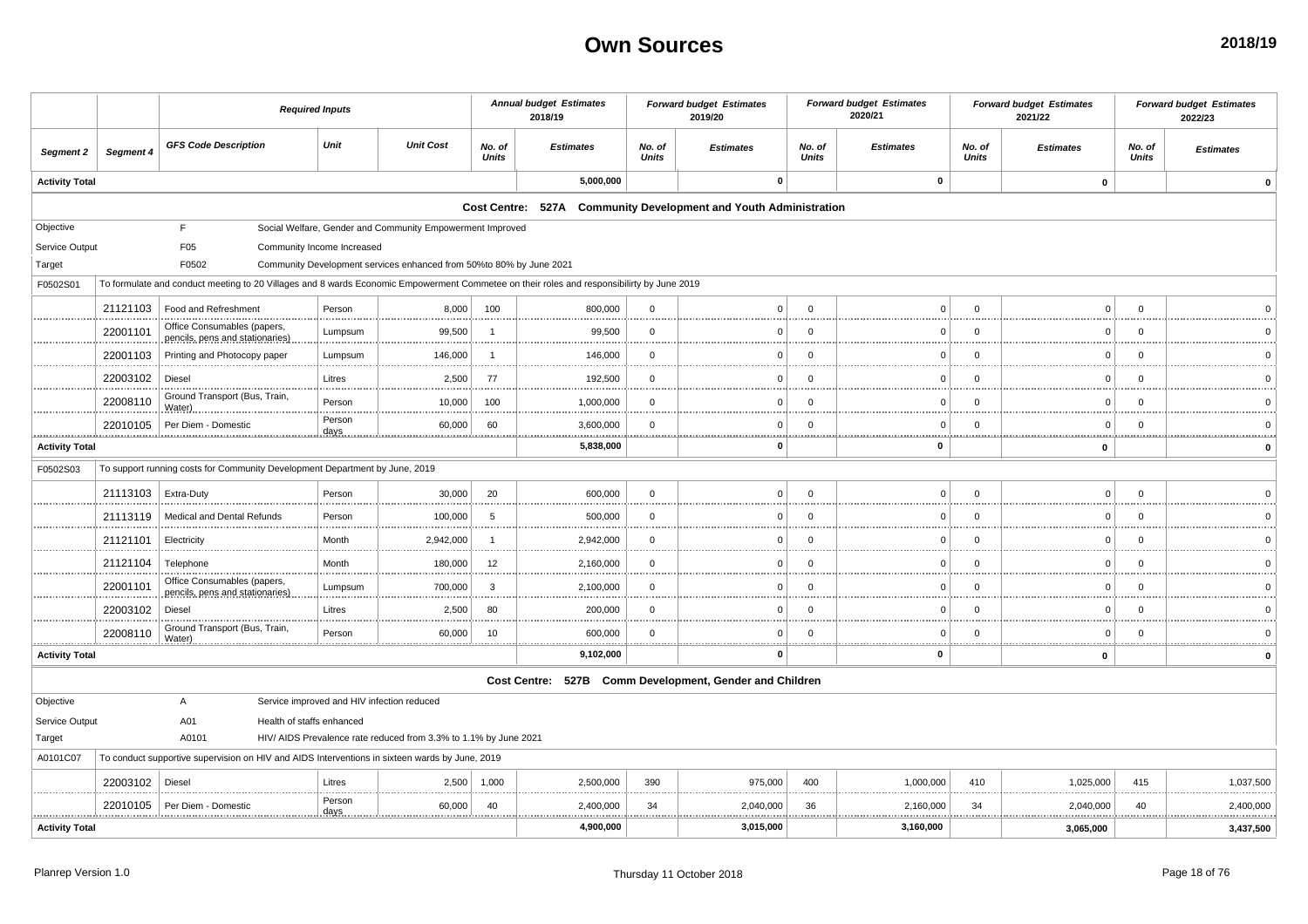# Own Sources

**2018/19**

| | | *Required Inputs* | | | *Annual budget Estimates 2018/19* | | *Forward budget Estimates 2019/20* | | *Forward budget Estimates 2020/21* | | *Forward budget Estimates 2021/22* | | *Forward budget Estimates 2022/23* | |
|---|---|---|---|---|---|---|---|---|---|---|---|---|---|---|
| ***Segment 2*** | ***Segment 4*** | ***GFS Code Description*** | ***Unit*** | ***Unit Cost*** | ***No. of Units*** | ***Estimates*** | ***No. of Units*** | ***Estimates*** | ***No. of Units*** | ***Estimates*** | ***No. of Units*** | ***Estimates*** | ***No. of Units*** | ***Estimates*** |
| **Activity Total** | | | | | | **5,000,000** | | **0** | | **0** | | **0** | | **0** |
| | | | | | **Cost Centre: 527A Community Development and Youth Administration** | | | | | | | | | |
| Objective | | F | Social Welfare, Gender and Community Empowerment Improved | | | | | | | | | | | |
| Service Output | | F05 | Community Income Increased | | | | | | | | | | | |
| Target | | F0502 | Community Development services enhanced from 50%to 80% by June 2021 | | | | | | | | | | | |
| F0502S01 | To formulate and conduct meeting to 20 Villages and 8 wards Economic Empowerment Commetee on their roles and responsibilirty by June 2019 | | | | | | | | | | | | | |
| | 21121103 | Food and Refreshment | Person | 8,000 | 100 | 800,000 | 0 | 0 | 0 | 0 | 0 | 0 | 0 | 0 |
| | 22001101 | Office Consumables (papers, pencils, pens and stationaries) | Lumpsum | 99,500 | 1 | 99,500 | 0 | 0 | 0 | 0 | 0 | 0 | 0 | 0 |
| | 22001103 | Printing and Photocopy paper | Lumpsum | 146,000 | 1 | 146,000 | 0 | 0 | 0 | 0 | 0 | 0 | 0 | 0 |
| | 22003102 | Diesel | Litres | 2,500 | 77 | 192,500 | 0 | 0 | 0 | 0 | 0 | 0 | 0 | 0 |
| | 22008110 | Ground Transport (Bus, Train, Water) | Person | 10,000 | 100 | 1,000,000 | 0 | 0 | 0 | 0 | 0 | 0 | 0 | 0 |
| | 22010105 | Per Diem - Domestic | Person days | 60,000 | 60 | 3,600,000 | 0 | 0 | 0 | 0 | 0 | 0 | 0 | 0 |
| **Activity Total** | | | | | | **5,838,000** | | **0** | | **0** | | **0** | | **0** |
| F0502S03 | To support running costs for Community Development Department by June, 2019 | | | | | | | | | | | | | |
| | 21113103 | Extra-Duty | Person | 30,000 | 20 | 600,000 | 0 | 0 | 0 | 0 | 0 | 0 | 0 | 0 |
| | 21113119 | Medical and Dental Refunds | Person | 100,000 | 5 | 500,000 | 0 | 0 | 0 | 0 | 0 | 0 | 0 | 0 |
| | 21121101 | Electricity | Month | 2,942,000 | 1 | 2,942,000 | 0 | 0 | 0 | 0 | 0 | 0 | 0 | 0 |
| | 21121104 | Telephone | Month | 180,000 | 12 | 2,160,000 | 0 | 0 | 0 | 0 | 0 | 0 | 0 | 0 |
| | 22001101 | Office Consumables (papers, pencils, pens and stationaries) | Lumpsum | 700,000 | 3 | 2,100,000 | 0 | 0 | 0 | 0 | 0 | 0 | 0 | 0 |
| | 22003102 | Diesel | Litres | 2,500 | 80 | 200,000 | 0 | 0 | 0 | 0 | 0 | 0 | 0 | 0 |
| | 22008110 | Ground Transport (Bus, Train, Water) | Person | 60,000 | 10 | 600,000 | 0 | 0 | 0 | 0 | 0 | 0 | 0 | 0 |
| **Activity Total** | | | | | | **9,102,000** | | **0** | | **0** | | **0** | | **0** |
| | | | | | **Cost Centre: 527B Comm Development, Gender and Children** | | | | | | | | | |
| Objective | | A | Service improved and HIV infection reduced | | | | | | | | | | | |
| Service Output | | A01 | Health of staffs enhanced | | | | | | | | | | | |
| Target | | A0101 | HIV/ AIDS Prevalence rate reduced from 3.3% to 1.1% by June 2021 | | | | | | | | | | | |
| A0101C07 | To conduct supportive supervision on HIV and AIDS Interventions in sixteen wards by June, 2019 | | | | | | | | | | | | | |
| | 22003102 | Diesel | Litres | 2,500 | 1,000 | 2,500,000 | 390 | 975,000 | 400 | 1,000,000 | 410 | 1,025,000 | 415 | 1,037,500 |
| | 22010105 | Per Diem - Domestic | Person days | 60,000 | 40 | 2,400,000 | 34 | 2,040,000 | 36 | 2,160,000 | 34 | 2,040,000 | 40 | 2,400,000 |
| **Activity Total** | | | | | | **4,900,000** | | **3,015,000** | | **3,160,000** | | **3,065,000** | | **3,437,500** |

Planrep Version 1.0 — Thursday 11 October 2018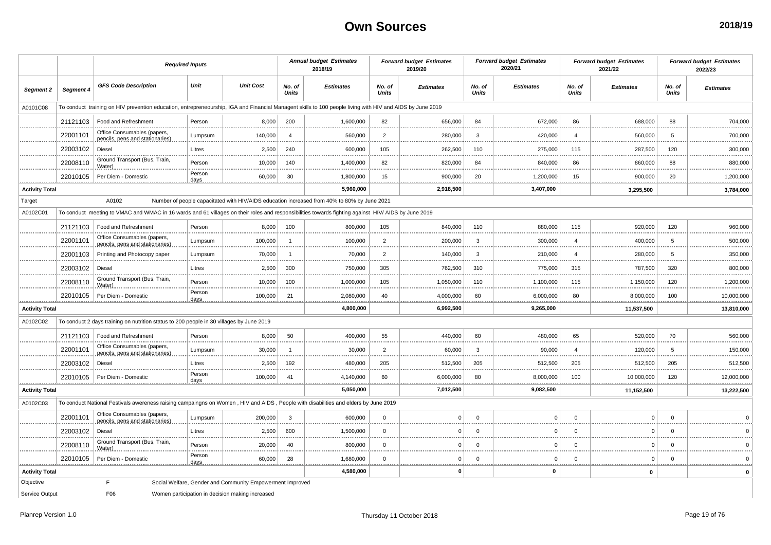# Own Sources

**2018/19**

| Segment 2 | Segment 4 | GFS Code Description | Unit | Unit Cost | Annual budget Estimates 2018/19 No. of Units | Annual budget Estimates 2018/19 Estimates | Forward budget Estimates 2019/20 No. of Units | Forward budget Estimates 2019/20 Estimates | Forward budget Estimates 2020/21 No. of Units | Forward budget Estimates 2020/21 Estimates | Forward budget Estimates 2021/22 No. of Units | Forward budget Estimates 2021/22 Estimates | Forward budget Estimates 2022/23 No. of Units | Forward budget Estimates 2022/23 Estimates |
|---|---|---|---|---|---|---|---|---|---|---|---|---|---|---|
| A0101C08 | To conduct training on HIV prevention education, entrepreneourship, IGA and Financial Managent skills to 100 people living with HIV and AIDS by June 2019 | | | | | | | | | | | | | |
| | 21121103 | Food and Refreshment | Person | 8,000 | 200 | 1,600,000 | 82 | 656,000 | 84 | 672,000 | 86 | 688,000 | 88 | 704,000 |
| | 22001101 | Office Consumables (papers, pencils, pens and stationaries) | Lumpsum | 140,000 | 4 | 560,000 | 2 | 280,000 | 3 | 420,000 | 4 | 560,000 | 5 | 700,000 |
| | 22003102 | Diesel | Litres | 2,500 | 240 | 600,000 | 105 | 262,500 | 110 | 275,000 | 115 | 287,500 | 120 | 300,000 |
| | 22008110 | Ground Transport (Bus, Train, Water) | Person | 10,000 | 140 | 1,400,000 | 82 | 820,000 | 84 | 840,000 | 86 | 860,000 | 88 | 880,000 |
| | 22010105 | Per Diem - Domestic | Person days | 60,000 | 30 | 1,800,000 | 15 | 900,000 | 20 | 1,200,000 | 15 | 900,000 | 20 | 1,200,000 |
| **Activity Total** | | | | | | **5,960,000** | | **2,918,500** | | **3,407,000** | | **3,295,500** | | **3,784,000** |
| Target | | A0102 | Number of people capacitated with HIV/AIDS education increased from 40% to 80% by June 2021 | | | | | | | | | | | |
| A0102C01 | To conduct meeting to VMAC and WMAC in 16 wards and 61 villages on their roles and responsibilities towards fighting against HIV/ AIDS by June 2019 | | | | | | | | | | | | | |
| | 21121103 | Food and Refreshment | Person | 8,000 | 100 | 800,000 | 105 | 840,000 | 110 | 880,000 | 115 | 920,000 | 120 | 960,000 |
| | 22001101 | Office Consumables (papers, pencils, pens and stationaries) | Lumpsum | 100,000 | 1 | 100,000 | 2 | 200,000 | 3 | 300,000 | 4 | 400,000 | 5 | 500,000 |
| | 22001103 | Printing and Photocopy paper | Lumpsum | 70,000 | 1 | 70,000 | 2 | 140,000 | 3 | 210,000 | 4 | 280,000 | 5 | 350,000 |
| | 22003102 | Diesel | Litres | 2,500 | 300 | 750,000 | 305 | 762,500 | 310 | 775,000 | 315 | 787,500 | 320 | 800,000 |
| | 22008110 | Ground Transport (Bus, Train, Water) | Person | 10,000 | 100 | 1,000,000 | 105 | 1,050,000 | 110 | 1,100,000 | 115 | 1,150,000 | 120 | 1,200,000 |
| | 22010105 | Per Diem - Domestic | Person days | 100,000 | 21 | 2,080,000 | 40 | 4,000,000 | 60 | 6,000,000 | 80 | 8,000,000 | 100 | 10,000,000 |
| **Activity Total** | | | | | | **4,800,000** | | **6,992,500** | | **9,265,000** | | **11,537,500** | | **13,810,000** |
| A0102C02 | To conduct 2 days training on nutrition status to 200 people in 30 villages by June 2019 | | | | | | | | | | | | | |
| | 21121103 | Food and Refreshment | Person | 8,000 | 50 | 400,000 | 55 | 440,000 | 60 | 480,000 | 65 | 520,000 | 70 | 560,000 |
| | 22001101 | Office Consumables (papers, pencils, pens and stationaries) | Lumpsum | 30,000 | 1 | 30,000 | 2 | 60,000 | 3 | 90,000 | 4 | 120,000 | 5 | 150,000 |
| | 22003102 | Diesel | Litres | 2,500 | 192 | 480,000 | 205 | 512,500 | 205 | 512,500 | 205 | 512,500 | 205 | 512,500 |
| | 22010105 | Per Diem - Domestic | Person days | 100,000 | 41 | 4,140,000 | 60 | 6,000,000 | 80 | 8,000,000 | 100 | 10,000,000 | 120 | 12,000,000 |
| **Activity Total** | | | | | | **5,050,000** | | **7,012,500** | | **9,082,500** | | **11,152,500** | | **13,222,500** |
| A0102C03 | To conduct National Festivals awereness raising campaingns on Women , HIV and AIDS , People with disabilities and elders by June 2019 | | | | | | | | | | | | | |
| | 22001101 | Office Consumables (papers, pencils, pens and stationaries) | Lumpsum | 200,000 | 3 | 600,000 | 0 | 0 | 0 | 0 | 0 | 0 | 0 | 0 |
| | 22003102 | Diesel | Litres | 2,500 | 600 | 1,500,000 | 0 | 0 | 0 | 0 | 0 | 0 | 0 | 0 |
| | 22008110 | Ground Transport (Bus, Train, Water) | Person | 20,000 | 40 | 800,000 | 0 | 0 | 0 | 0 | 0 | 0 | 0 | 0 |
| | 22010105 | Per Diem - Domestic | Person days | 60,000 | 28 | 1,680,000 | 0 | 0 | 0 | 0 | 0 | 0 | 0 | 0 |
| **Activity Total** | | | | | | **4,580,000** | | **0** | | **0** | | **0** | | **0** |
| Objective | | F | Social Welfare, Gender and Community Empowerment Improved | | | | | | | | | | | |
| Service Output | | F06 | Women participation in decision making increased | | | | | | | | | | | |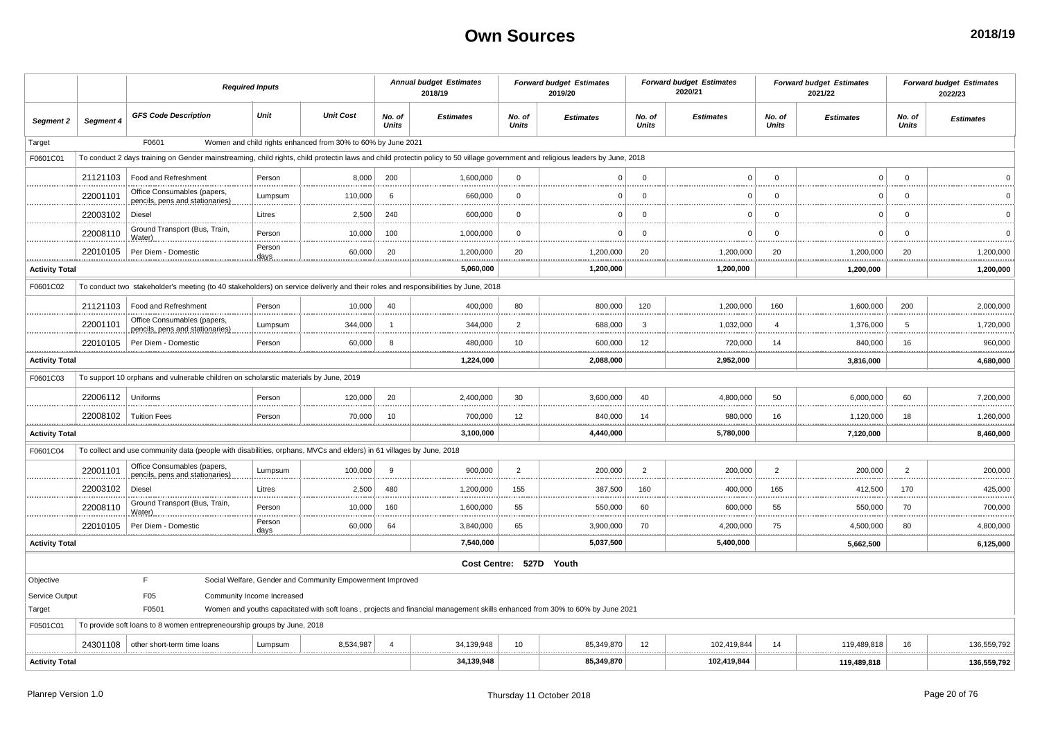# Own Sources

**2018/19**

| Segment 2 | Segment 4 | *Required Inputs* GFS Code Description | Unit | Unit Cost | *Annual budget Estimates 2018/19* No. of Units | Estimates | *Forward budget Estimates 2019/20* No. of Units | Estimates | *Forward budget Estimates 2020/21* No. of Units | Estimates | *Forward budget Estimates 2021/22* No. of Units | Estimates | *Forward budget Estimates 2022/23* No. of Units | Estimates |
|---|---|---|---|---|---|---|---|---|---|---|---|---|---|---|
| Target | F0601 | Women and child rights enhanced from 30% to 60% by June 2021 | | | | | | | | | | | | |
| F0601C01 | To conduct 2 days training on Gender mainstreaming, child rights, child protectin laws and child protectin policy to 50 village government and religious leaders by June, 2018 | | | | | | | | | | | | | |
| | 21121103 | Food and Refreshment | Person | 8,000 | 200 | 1,600,000 | 0 | 0 | 0 | 0 | 0 | 0 | 0 | 0 |
| | 22001101 | Office Consumables (papers, pencils, pens and stationaries) | Lumpsum | 110,000 | 6 | 660,000 | 0 | 0 | 0 | 0 | 0 | 0 | 0 | 0 |
| | 22003102 | Diesel | Litres | 2,500 | 240 | 600,000 | 0 | 0 | 0 | 0 | 0 | 0 | 0 | 0 |
| | 22008110 | Ground Transport (Bus, Train, Water) | Person | 10,000 | 100 | 1,000,000 | 0 | 0 | 0 | 0 | 0 | 0 | 0 | 0 |
| | 22010105 | Per Diem - Domestic | Person days | 60,000 | 20 | 1,200,000 | 20 | 1,200,000 | 20 | 1,200,000 | 20 | 1,200,000 | 20 | 1,200,000 |
| **Activity Total** | | | | | | **5,060,000** | | **1,200,000** | | **1,200,000** | | **1,200,000** | | **1,200,000** |
| F0601C02 | To conduct two stakeholder's meeting (to 40 stakeholders) on service deliverly and their roles and responsibilities by June, 2018 | | | | | | | | | | | | | |
| | 21121103 | Food and Refreshment | Person | 10,000 | 40 | 400,000 | 80 | 800,000 | 120 | 1,200,000 | 160 | 1,600,000 | 200 | 2,000,000 |
| | 22001101 | Office Consumables (papers, pencils, pens and stationaries) | Lumpsum | 344,000 | 1 | 344,000 | 2 | 688,000 | 3 | 1,032,000 | 4 | 1,376,000 | 5 | 1,720,000 |
| | 22010105 | Per Diem - Domestic | Person | 60,000 | 8 | 480,000 | 10 | 600,000 | 12 | 720,000 | 14 | 840,000 | 16 | 960,000 |
| **Activity Total** | | | | | | **1,224,000** | | **2,088,000** | | **2,952,000** | | **3,816,000** | | **4,680,000** |
| F0601C03 | To support 10 orphans and vulnerable children on scholarstic materials by June, 2019 | | | | | | | | | | | | | |
| | 22006112 | Uniforms | Person | 120,000 | 20 | 2,400,000 | 30 | 3,600,000 | 40 | 4,800,000 | 50 | 6,000,000 | 60 | 7,200,000 |
| | 22008102 | Tuition Fees | Person | 70,000 | 10 | 700,000 | 12 | 840,000 | 14 | 980,000 | 16 | 1,120,000 | 18 | 1,260,000 |
| **Activity Total** | | | | | | **3,100,000** | | **4,440,000** | | **5,780,000** | | **7,120,000** | | **8,460,000** |
| F0601C04 | To collect and use community data (people with disabilities, orphans, MVCs and elders) in 61 villages by June, 2018 | | | | | | | | | | | | | |
| | 22001101 | Office Consumables (papers, pencils, pens and stationaries) | Lumpsum | 100,000 | 9 | 900,000 | 2 | 200,000 | 2 | 200,000 | 2 | 200,000 | 2 | 200,000 |
| | 22003102 | Diesel | Litres | 2,500 | 480 | 1,200,000 | 155 | 387,500 | 160 | 400,000 | 165 | 412,500 | 170 | 425,000 |
| | 22008110 | Ground Transport (Bus, Train, Water) | Person | 10,000 | 160 | 1,600,000 | 55 | 550,000 | 60 | 600,000 | 55 | 550,000 | 70 | 700,000 |
| | 22010105 | Per Diem - Domestic | Person days | 60,000 | 64 | 3,840,000 | 65 | 3,900,000 | 70 | 4,200,000 | 75 | 4,500,000 | 80 | 4,800,000 |
| **Activity Total** | | | | | | **7,540,000** | | **5,037,500** | | **5,400,000** | | **5,662,500** | | **6,125,000** |
| **Cost Centre: 527D Youth** | | | | | | | | | | | | | | |
| Objective | F | Social Welfare, Gender and Community Empowerment Improved | | | | | | | | | | | | |
| Service Output | F05 | Community Income Increased | | | | | | | | | | | | |
| Target | F0501 | Women and youths capacitated with soft loans , projects and financial management skills enhanced from 30% to 60% by June 2021 | | | | | | | | | | | | |
| F0501C01 | To provide soft loans to 8 women entrepreneurship groups by June, 2018 | | | | | | | | | | | | | |
| | 24301108 | other short-term time loans | Lumpsum | 8,534,987 | 4 | 34,139,948 | 10 | 85,349,870 | 12 | 102,419,844 | 14 | 119,489,818 | 16 | 136,559,792 |
| **Activity Total** | | | | | | **34,139,948** | | **85,349,870** | | **102,419,844** | | **119,489,818** | | **136,559,792** |

Planrep Version 1.0 | Thursday 11 October 2018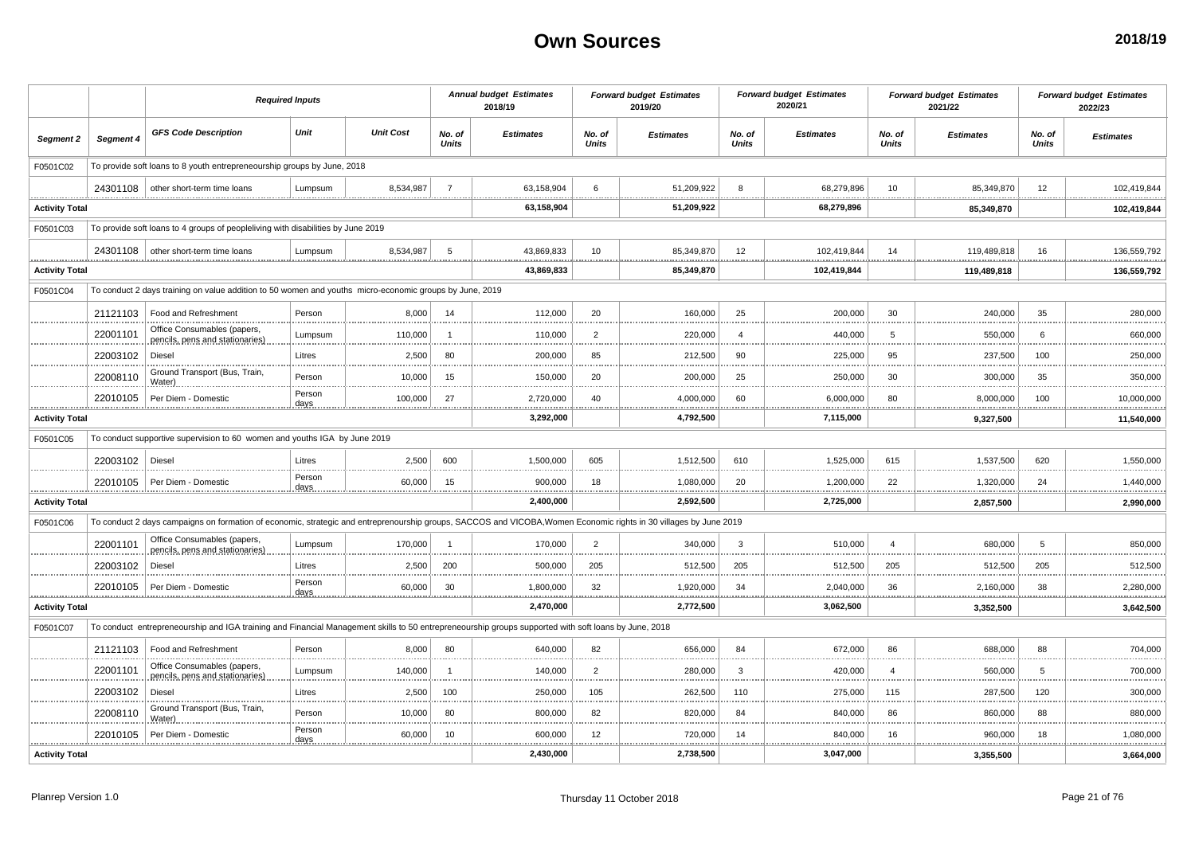# Own Sources

**2018/19**

| | | *Required Inputs* | | | *Annual budget Estimates 2018/19* | | *Forward budget Estimates 2019/20* | | *Forward budget Estimates 2020/21* | | *Forward budget Estimates 2021/22* | | *Forward budget Estimates 2022/23* | |
|---|---|---|---|---|---|---|---|---|---|---|---|---|---|---|
| *Segment 2* | *Segment 4* | *GFS Code Description* | *Unit* | *Unit Cost* | *No. of Units* | *Estimates* | *No. of Units* | *Estimates* | *No. of Units* | *Estimates* | *No. of Units* | *Estimates* | *No. of Units* | *Estimates* |
| F0501C02 | To provide soft loans to 8 youth entrepreneurship groups by June, 2018 | | | | | | | | | | | | | |
| | 24301108 | other short-term time loans | Lumpsum | 8,534,987 | 7 | 63,158,904 | 6 | 51,209,922 | 8 | 68,279,896 | 10 | 85,349,870 | 12 | 102,419,844 |
| **Activity Total** | | | | | | **63,158,904** | | **51,209,922** | | **68,279,896** | | **85,349,870** | | **102,419,844** |
| F0501C03 | To provide soft loans to 4 groups of peopleliving with disabilities by June 2019 | | | | | | | | | | | | | |
| | 24301108 | other short-term time loans | Lumpsum | 8,534,987 | 5 | 43,869,833 | 10 | 85,349,870 | 12 | 102,419,844 | 14 | 119,489,818 | 16 | 136,559,792 |
| **Activity Total** | | | | | | **43,869,833** | | **85,349,870** | | **102,419,844** | | **119,489,818** | | **136,559,792** |
| F0501C04 | To conduct 2 days training on value addition to 50 women and youths micro-economic groups by June, 2019 | | | | | | | | | | | | | |
| | 21121103 | Food and Refreshment | Person | 8,000 | 14 | 112,000 | 20 | 160,000 | 25 | 200,000 | 30 | 240,000 | 35 | 280,000 |
| | 22001101 | Office Consumables (papers, pencils, pens and stationaries) | Lumpsum | 110,000 | 1 | 110,000 | 2 | 220,000 | 4 | 440,000 | 5 | 550,000 | 6 | 660,000 |
| | 22003102 | Diesel | Litres | 2,500 | 80 | 200,000 | 85 | 212,500 | 90 | 225,000 | 95 | 237,500 | 100 | 250,000 |
| | 22008110 | Ground Transport (Bus, Train, Water) | Person | 10,000 | 15 | 150,000 | 20 | 200,000 | 25 | 250,000 | 30 | 300,000 | 35 | 350,000 |
| | 22010105 | Per Diem - Domestic | Person days | 100,000 | 27 | 2,720,000 | 40 | 4,000,000 | 60 | 6,000,000 | 80 | 8,000,000 | 100 | 10,000,000 |
| **Activity Total** | | | | | | **3,292,000** | | **4,792,500** | | **7,115,000** | | **9,327,500** | | **11,540,000** |
| F0501C05 | To conduct supportive supervision to 60 women and youths IGA by June 2019 | | | | | | | | | | | | | |
| | 22003102 | Diesel | Litres | 2,500 | 600 | 1,500,000 | 605 | 1,512,500 | 610 | 1,525,000 | 615 | 1,537,500 | 620 | 1,550,000 |
| | 22010105 | Per Diem - Domestic | Person days | 60,000 | 15 | 900,000 | 18 | 1,080,000 | 20 | 1,200,000 | 22 | 1,320,000 | 24 | 1,440,000 |
| **Activity Total** | | | | | | **2,400,000** | | **2,592,500** | | **2,725,000** | | **2,857,500** | | **2,990,000** |
| F0501C06 | To conduct 2 days campaigns on formation of economic, strategic and entrepreneurship groups, SACCOS and VICOBA,Women Economic rights in 30 villages by June 2019 | | | | | | | | | | | | | |
| | 22001101 | Office Consumables (papers, pencils, pens and stationaries) | Lumpsum | 170,000 | 1 | 170,000 | 2 | 340,000 | 3 | 510,000 | 4 | 680,000 | 5 | 850,000 |
| | 22003102 | Diesel | Litres | 2,500 | 200 | 500,000 | 205 | 512,500 | 205 | 512,500 | 205 | 512,500 | 205 | 512,500 |
| | 22010105 | Per Diem - Domestic | Person days | 60,000 | 30 | 1,800,000 | 32 | 1,920,000 | 34 | 2,040,000 | 36 | 2,160,000 | 38 | 2,280,000 |
| **Activity Total** | | | | | | **2,470,000** | | **2,772,500** | | **3,062,500** | | **3,352,500** | | **3,642,500** |
| F0501C07 | To conduct entrepreneurship and IGA training and Financial Management skills to 50 entrepreneurship groups supported with soft loans by June, 2018 | | | | | | | | | | | | | |
| | 21121103 | Food and Refreshment | Person | 8,000 | 80 | 640,000 | 82 | 656,000 | 84 | 672,000 | 86 | 688,000 | 88 | 704,000 |
| | 22001101 | Office Consumables (papers, pencils, pens and stationaries) | Lumpsum | 140,000 | 1 | 140,000 | 2 | 280,000 | 3 | 420,000 | 4 | 560,000 | 5 | 700,000 |
| | 22003102 | Diesel | Litres | 2,500 | 100 | 250,000 | 105 | 262,500 | 110 | 275,000 | 115 | 287,500 | 120 | 300,000 |
| | 22008110 | Ground Transport (Bus, Train, Water) | Person | 10,000 | 80 | 800,000 | 82 | 820,000 | 84 | 840,000 | 86 | 860,000 | 88 | 880,000 |
| | 22010105 | Per Diem - Domestic | Person days | 60,000 | 10 | 600,000 | 12 | 720,000 | 14 | 840,000 | 16 | 960,000 | 18 | 1,080,000 |
| **Activity Total** | | | | | | **2,430,000** | | **2,738,500** | | **3,047,000** | | **3,355,500** | | **3,664,000** |

Planrep Version 1.0 Thursday 11 October 2018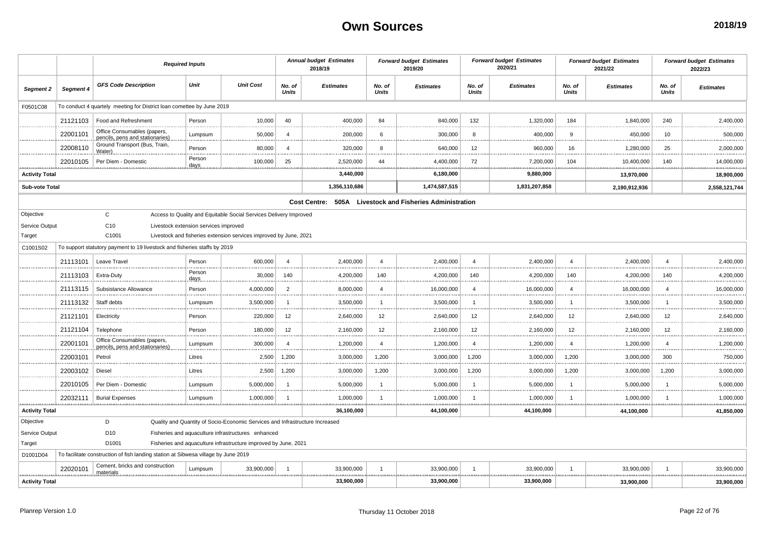# Own Sources

**2018/19**

| | | *Required Inputs* | | | *Annual budget Estimates 2018/19* | | *Forward budget Estimates 2019/20* | | *Forward budget Estimates 2020/21* | | *Forward budget Estimates 2021/22* | | *Forward budget Estimates 2022/23* | |
|---|---|---|---|---|---|---|---|---|---|---|---|---|---|---|
| ***Segment 2*** | ***Segment 4*** | ***GFS Code Description*** | ***Unit*** | ***Unit Cost*** | ***No. of Units*** | ***Estimates*** | ***No. of Units*** | ***Estimates*** | ***No. of Units*** | ***Estimates*** | ***No. of Units*** | ***Estimates*** | ***No. of Units*** | ***Estimates*** |
| F0501C08 | To conduct 4 quartely meeting for District loan comettee by June 2019 | | | | | | | | | | | | | |
| | 21121103 | Food and Refreshment | Person | 10,000 | 40 | 400,000 | 84 | 840,000 | 132 | 1,320,000 | 184 | 1,840,000 | 240 | 2,400,000 |
| | 22001101 | Office Consumables (papers, pencils, pens and stationaries) | Lumpsum | 50,000 | 4 | 200,000 | 6 | 300,000 | 8 | 400,000 | 9 | 450,000 | 10 | 500,000 |
| | 22008110 | Ground Transport (Bus, Train, Water) | Person | 80,000 | 4 | 320,000 | 8 | 640,000 | 12 | 960,000 | 16 | 1,280,000 | 25 | 2,000,000 |
| | 22010105 | Per Diem - Domestic | Person days | 100,000 | 25 | 2,520,000 | 44 | 4,400,000 | 72 | 7,200,000 | 104 | 10,400,000 | 140 | 14,000,000 |
| **Activity Total** | | | | | | **3,440,000** | | **6,180,000** | | **9,880,000** | | **13,970,000** | | **18,900,000** |
| **Sub-vote Total** | | | | | | **1,356,110,686** | | **1,474,587,515** | | **1,831,207,858** | | **2,190,912,936** | | **2,558,121,744** |
| | | | | | | **Cost Centre: 505A Livestock and Fisheries Administration** | | | | | | | | |
| Objective | | C | Access to Quality and Equitable Social Services Delivery Improved | | | | | | | | | | | |
| Service Output | | C10 | Livestock extension services improved | | | | | | | | | | | |
| Target | | C1001 | Livestock and fisheries extension services improved by June, 2021 | | | | | | | | | | | |
| C1001S02 | To support statutory payment to 19 livestock and fisheries staffs by 2019 | | | | | | | | | | | | | |
| | 21113101 | Leave Travel | Person | 600,000 | 4 | 2,400,000 | 4 | 2,400,000 | 4 | 2,400,000 | 4 | 2,400,000 | 4 | 2,400,000 |
| | 21113103 | Extra-Duty | Person days | 30,000 | 140 | 4,200,000 | 140 | 4,200,000 | 140 | 4,200,000 | 140 | 4,200,000 | 140 | 4,200,000 |
| | 21113115 | Subsistance Allowance | Person | 4,000,000 | 2 | 8,000,000 | 4 | 16,000,000 | 4 | 16,000,000 | 4 | 16,000,000 | 4 | 16,000,000 |
| | 21113132 | Staff debts | Lumpsum | 3,500,000 | 1 | 3,500,000 | 1 | 3,500,000 | 1 | 3,500,000 | 1 | 3,500,000 | 1 | 3,500,000 |
| | 21121101 | Electricity | Person | 220,000 | 12 | 2,640,000 | 12 | 2,640,000 | 12 | 2,640,000 | 12 | 2,640,000 | 12 | 2,640,000 |
| | 21121104 | Telephone | Person | 180,000 | 12 | 2,160,000 | 12 | 2,160,000 | 12 | 2,160,000 | 12 | 2,160,000 | 12 | 2,160,000 |
| | 22001101 | Office Consumables (papers, pencils, pens and stationaries) | Lumpsum | 300,000 | 4 | 1,200,000 | 4 | 1,200,000 | 4 | 1,200,000 | 4 | 1,200,000 | 4 | 1,200,000 |
| | 22003101 | Petrol | Litres | 2,500 | 1,200 | 3,000,000 | 1,200 | 3,000,000 | 1,200 | 3,000,000 | 1,200 | 3,000,000 | 300 | 750,000 |
| | 22003102 | Diesel | Litres | 2,500 | 1,200 | 3,000,000 | 1,200 | 3,000,000 | 1,200 | 3,000,000 | 1,200 | 3,000,000 | 1,200 | 3,000,000 |
| | 22010105 | Per Diem - Domestic | Lumpsum | 5,000,000 | 1 | 5,000,000 | 1 | 5,000,000 | 1 | 5,000,000 | 1 | 5,000,000 | 1 | 5,000,000 |
| | 22032111 | Burial Expenses | Lumpsum | 1,000,000 | 1 | 1,000,000 | 1 | 1,000,000 | 1 | 1,000,000 | 1 | 1,000,000 | 1 | 1,000,000 |
| **Activity Total** | | | | | | **36,100,000** | | **44,100,000** | | **44,100,000** | | **44,100,000** | | **41,850,000** |
| Objective | | D | Quality and Quantity of Socio-Economic Services and Infrastructure Increased | | | | | | | | | | | |
| Service Output | | D10 | Fisheries and aquaculture infrastructures enhanced | | | | | | | | | | | |
| Target | | D1001 | Fisheries and aquaculture infrastructure improved by June, 2021 | | | | | | | | | | | |
| D1001D04 | To facilitate construction of fish landing station at Sibwesa village by June 2019 | | | | | | | | | | | | | |
| | 22020101 | Cement, bricks and construction materials | Lumpsum | 33,900,000 | 1 | 33,900,000 | 1 | 33,900,000 | 1 | 33,900,000 | 1 | 33,900,000 | 1 | 33,900,000 |
| **Activity Total** | | | | | | **33,900,000** | | **33,900,000** | | **33,900,000** | | **33,900,000** | | **33,900,000** |

Planrep Version 1.0 — Thursday 11 October 2018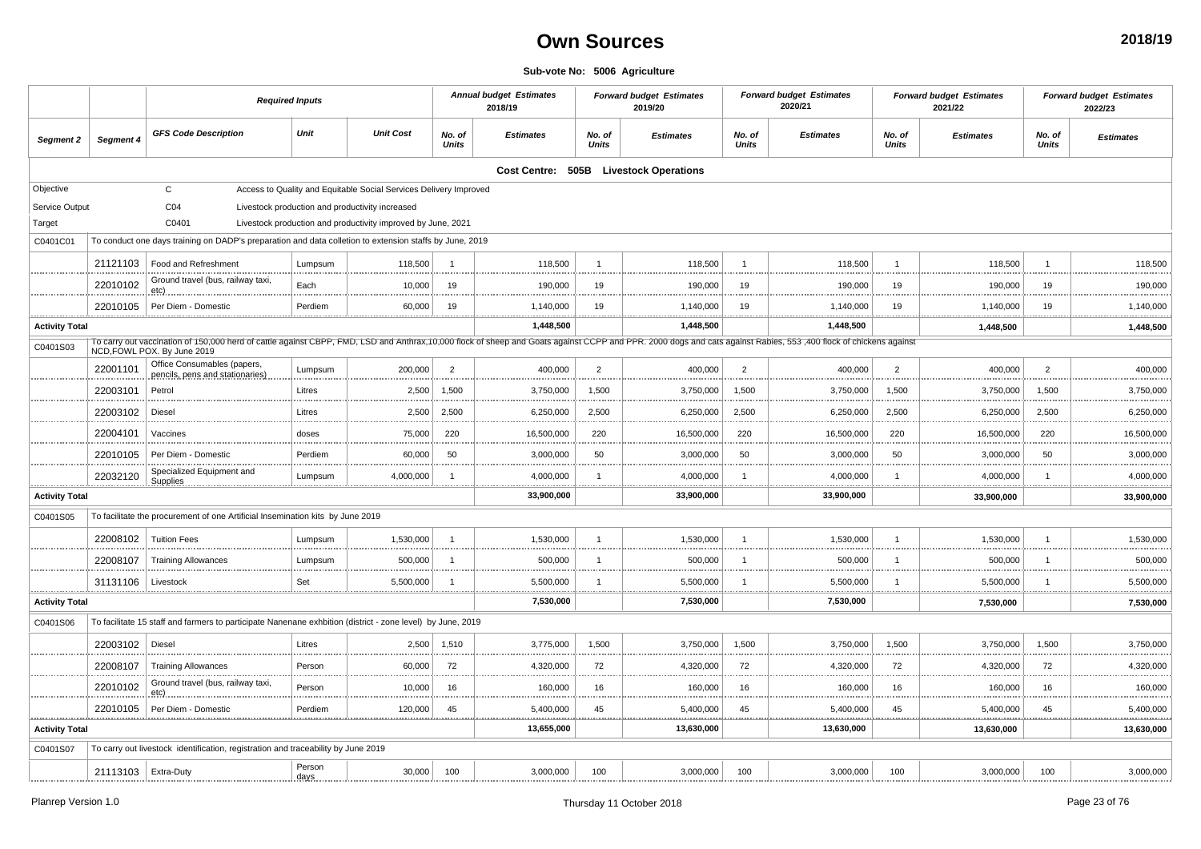# Own Sources

**2018/19**

**Sub-vote No: 5006 Agriculture**

| | | *Required Inputs* | | | *Annual budget Estimates 2018/19* | | *Forward budget Estimates 2019/20* | | *Forward budget Estimates 2020/21* | | *Forward budget Estimates 2021/22* | | *Forward budget Estimates 2022/23* | |
|---|---|---|---|---|---|---|---|---|---|---|---|---|---|---|
| ***Segment 2*** | ***Segment 4*** | ***GFS Code Description*** | ***Unit*** | ***Unit Cost*** | ***No. of Units*** | ***Estimates*** | ***No. of Units*** | ***Estimates*** | ***No. of Units*** | ***Estimates*** | ***No. of Units*** | ***Estimates*** | ***No. of Units*** | ***Estimates*** |
| | | | | | | **Cost Centre: 505B Livestock Operations** | | | | | | | | |
| Objective | | C | Access to Quality and Equitable Social Services Delivery Improved | | | | | | | | | | | |
| Service Output | | C04 | Livestock production and productivity increased | | | | | | | | | | | |
| Target | | C0401 | Livestock production and productivity improved by June, 2021 | | | | | | | | | | | |
| C0401C01 | To conduct one days training on DADP's preparation and data colletion to extension staffs by June, 2019 | | | | | | | | | | | | | |
| | 21121103 | Food and Refreshment | Lumpsum | 118,500 | 1 | 118,500 | 1 | 118,500 | 1 | 118,500 | 1 | 118,500 | 1 | 118,500 |
| | 22010102 | Ground travel (bus, railway taxi, etc) | Each | 10,000 | 19 | 190,000 | 19 | 190,000 | 19 | 190,000 | 19 | 190,000 | 19 | 190,000 |
| | 22010105 | Per Diem - Domestic | Perdiem | 60,000 | 19 | 1,140,000 | 19 | 1,140,000 | 19 | 1,140,000 | 19 | 1,140,000 | 19 | 1,140,000 |
| **Activity Total** | | | | | | **1,448,500** | | **1,448,500** | | **1,448,500** | | **1,448,500** | | **1,448,500** |
| C0401S03 | To carry out vaccination of 150,000 herd of cattle against CBPP, FMD, LSD and Anthrax,10,000 flock of sheep and Goats against CCPP and PPR. 2000 dogs and cats against Rabies, 553 ,400 flock of chickens against NCD,FOWL POX. By June 2019 | | | | | | | | | | | | | |
| | 22001101 | Office Consumables (papers, pencils, pens and stationaries) | Lumpsum | 200,000 | 2 | 400,000 | 2 | 400,000 | 2 | 400,000 | 2 | 400,000 | 2 | 400,000 |
| | 22003101 | Petrol | Litres | 2,500 | 1,500 | 3,750,000 | 1,500 | 3,750,000 | 1,500 | 3,750,000 | 1,500 | 3,750,000 | 1,500 | 3,750,000 |
| | 22003102 | Diesel | Litres | 2,500 | 2,500 | 6,250,000 | 2,500 | 6,250,000 | 2,500 | 6,250,000 | 2,500 | 6,250,000 | 2,500 | 6,250,000 |
| | 22004101 | Vaccines | doses | 75,000 | 220 | 16,500,000 | 220 | 16,500,000 | 220 | 16,500,000 | 220 | 16,500,000 | 220 | 16,500,000 |
| | 22010105 | Per Diem - Domestic | Perdiem | 60,000 | 50 | 3,000,000 | 50 | 3,000,000 | 50 | 3,000,000 | 50 | 3,000,000 | 50 | 3,000,000 |
| | 22032120 | Specialized Equipment and Supplies | Lumpsum | 4,000,000 | 1 | 4,000,000 | 1 | 4,000,000 | 1 | 4,000,000 | 1 | 4,000,000 | 1 | 4,000,000 |
| **Activity Total** | | | | | | **33,900,000** | | **33,900,000** | | **33,900,000** | | **33,900,000** | | **33,900,000** |
| C0401S05 | To facilitate the procurement of one Artificial Insemination kits by June 2019 | | | | | | | | | | | | | |
| | 22008102 | Tuition Fees | Lumpsum | 1,530,000 | 1 | 1,530,000 | 1 | 1,530,000 | 1 | 1,530,000 | 1 | 1,530,000 | 1 | 1,530,000 |
| | 22008107 | Training Allowances | Lumpsum | 500,000 | 1 | 500,000 | 1 | 500,000 | 1 | 500,000 | 1 | 500,000 | 1 | 500,000 |
| | 31131106 | Livestock | Set | 5,500,000 | 1 | 5,500,000 | 1 | 5,500,000 | 1 | 5,500,000 | 1 | 5,500,000 | 1 | 5,500,000 |
| **Activity Total** | | | | | | **7,530,000** | | **7,530,000** | | **7,530,000** | | **7,530,000** | | **7,530,000** |
| C0401S06 | To facilitate 15 staff and farmers to participate Nanenane exhbition (district - zone level) by June, 2019 | | | | | | | | | | | | | |
| | 22003102 | Diesel | Litres | 2,500 | 1,510 | 3,775,000 | 1,500 | 3,750,000 | 1,500 | 3,750,000 | 1,500 | 3,750,000 | 1,500 | 3,750,000 |
| | 22008107 | Training Allowances | Person | 60,000 | 72 | 4,320,000 | 72 | 4,320,000 | 72 | 4,320,000 | 72 | 4,320,000 | 72 | 4,320,000 |
| | 22010102 | Ground travel (bus, railway taxi, etc) | Person | 10,000 | 16 | 160,000 | 16 | 160,000 | 16 | 160,000 | 16 | 160,000 | 16 | 160,000 |
| | 22010105 | Per Diem - Domestic | Perdiem | 120,000 | 45 | 5,400,000 | 45 | 5,400,000 | 45 | 5,400,000 | 45 | 5,400,000 | 45 | 5,400,000 |
| **Activity Total** | | | | | | **13,655,000** | | **13,630,000** | | **13,630,000** | | **13,630,000** | | **13,630,000** |
| C0401S07 | To carry out livestock identification, registration and traceability by June 2019 | | | | | | | | | | | | | |
| | 21113103 | Extra-Duty | Person days | 30,000 | 100 | 3,000,000 | 100 | 3,000,000 | 100 | 3,000,000 | 100 | 3,000,000 | 100 | 3,000,000 |

Planrep Version 1.0 — Thursday 11 October 2018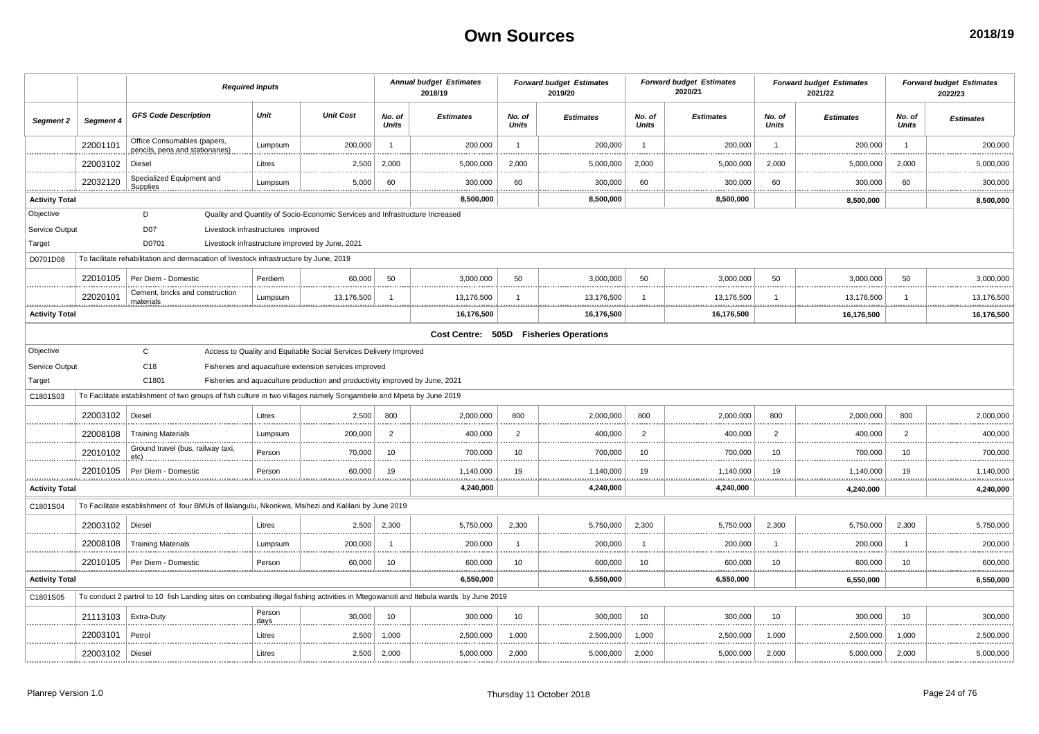# Own Sources

**2018/19**

| Segment 2 | Segment 4 | GFS Code Description | Unit | Unit Cost | Annual budget Estimates 2018/19 No. of Units | Annual budget Estimates 2018/19 Estimates | Forward budget Estimates 2019/20 No. of Units | Forward budget Estimates 2019/20 Estimates | Forward budget Estimates 2020/21 No. of Units | Forward budget Estimates 2020/21 Estimates | Forward budget Estimates 2021/22 No. of Units | Forward budget Estimates 2021/22 Estimates | Forward budget Estimates 2022/23 No. of Units | Forward budget Estimates 2022/23 Estimates |
|---|---|---|---|---|---|---|---|---|---|---|---|---|---|---|
| | 22001101 | Office Consumables (papers, pencils, pens and stationaries) | Lumpsum | 200,000 | 1 | 200,000 | 1 | 200,000 | 1 | 200,000 | 1 | 200,000 | 1 | 200,000 |
| | 22003102 | Diesel | Litres | 2,500 | 2,000 | 5,000,000 | 2,000 | 5,000,000 | 2,000 | 5,000,000 | 2,000 | 5,000,000 | 2,000 | 5,000,000 |
| | 22032120 | Specialized Equipment and Supplies | Lumpsum | 5,000 | 60 | 300,000 | 60 | 300,000 | 60 | 300,000 | 60 | 300,000 | 60 | 300,000 |
| **Activity Total** | | | | | | **8,500,000** | | **8,500,000** | | **8,500,000** | | **8,500,000** | | **8,500,000** |
| Objective | | D | Quality and Quantity of Socio-Economic Services and Infrastructure Increased | | | | | | | | | | | |
| Service Output | | D07 | Livestock infrastructures improved | | | | | | | | | | | |
| Target | | D0701 | Livestock infrastructure improved by June, 2021 | | | | | | | | | | | |
| D0701D08 | To facilitate rehabilitation and dermacation of livestock infrastructure by June, 2019 | | | | | | | | | | | | | |
| | 22010105 | Per Diem - Domestic | Perdiem | 60,000 | 50 | 3,000,000 | 50 | 3,000,000 | 50 | 3,000,000 | 50 | 3,000,000 | 50 | 3,000,000 |
| | 22020101 | Cement, bricks and construction materials | Lumpsum | 13,176,500 | 1 | 13,176,500 | 1 | 13,176,500 | 1 | 13,176,500 | 1 | 13,176,500 | 1 | 13,176,500 |
| **Activity Total** | | | | | | **16,176,500** | | **16,176,500** | | **16,176,500** | | **16,176,500** | | **16,176,500** |
| | | | | | | **Cost Centre: 505D Fisheries Operations** | | | | | | | | |
| Objective | | C | Access to Quality and Equitable Social Services Delivery Improved | | | | | | | | | | | |
| Service Output | | C18 | Fisheries and aquaculture extension services improved | | | | | | | | | | | |
| Target | | C1801 | Fisheries and aquaculture production and productivity improved by June, 2021 | | | | | | | | | | | |
| C1801S03 | To Facilitate establishment of two groups of fish culture in two villages namely Songambele and Mpeta by June 2019 | | | | | | | | | | | | | |
| | 22003102 | Diesel | Litres | 2,500 | 800 | 2,000,000 | 800 | 2,000,000 | 800 | 2,000,000 | 800 | 2,000,000 | 800 | 2,000,000 |
| | 22008108 | Training Materials | Lumpsum | 200,000 | 2 | 400,000 | 2 | 400,000 | 2 | 400,000 | 2 | 400,000 | 2 | 400,000 |
| | 22010102 | Ground travel (bus, railway taxi, etc) | Person | 70,000 | 10 | 700,000 | 10 | 700,000 | 10 | 700,000 | 10 | 700,000 | 10 | 700,000 |
| | 22010105 | Per Diem - Domestic | Person | 60,000 | 19 | 1,140,000 | 19 | 1,140,000 | 19 | 1,140,000 | 19 | 1,140,000 | 19 | 1,140,000 |
| **Activity Total** | | | | | | **4,240,000** | | **4,240,000** | | **4,240,000** | | **4,240,000** | | **4,240,000** |
| C1801S04 | To Facilitate establishment of four BMUs of Ilalangulu, Nkonkwa, Msihezi and Kalilani by June 2019 | | | | | | | | | | | | | |
| | 22003102 | Diesel | Litres | 2,500 | 2,300 | 5,750,000 | 2,300 | 5,750,000 | 2,300 | 5,750,000 | 2,300 | 5,750,000 | 2,300 | 5,750,000 |
| | 22008108 | Training Materials | Lumpsum | 200,000 | 1 | 200,000 | 1 | 200,000 | 1 | 200,000 | 1 | 200,000 | 1 | 200,000 |
| | 22010105 | Per Diem - Domestic | Person | 60,000 | 10 | 600,000 | 10 | 600,000 | 10 | 600,000 | 10 | 600,000 | 10 | 600,000 |
| **Activity Total** | | | | | | **6,550,000** | | **6,550,000** | | **6,550,000** | | **6,550,000** | | **6,550,000** |
| C1801S05 | To conduct 2 partrol to 10 fish Landing sites on combating illegal fishing activities in Mtegowanoti and Itebula wards by June 2019 | | | | | | | | | | | | | |
| | 21113103 | Extra-Duty | Person days | 30,000 | 10 | 300,000 | 10 | 300,000 | 10 | 300,000 | 10 | 300,000 | 10 | 300,000 |
| | 22003101 | Petrol | Litres | 2,500 | 1,000 | 2,500,000 | 1,000 | 2,500,000 | 1,000 | 2,500,000 | 1,000 | 2,500,000 | 1,000 | 2,500,000 |
| | 22003102 | Diesel | Litres | 2,500 | 2,000 | 5,000,000 | 2,000 | 5,000,000 | 2,000 | 5,000,000 | 2,000 | 5,000,000 | 2,000 | 5,000,000 |

Planrep Version 1.0 — Thursday 11 October 2018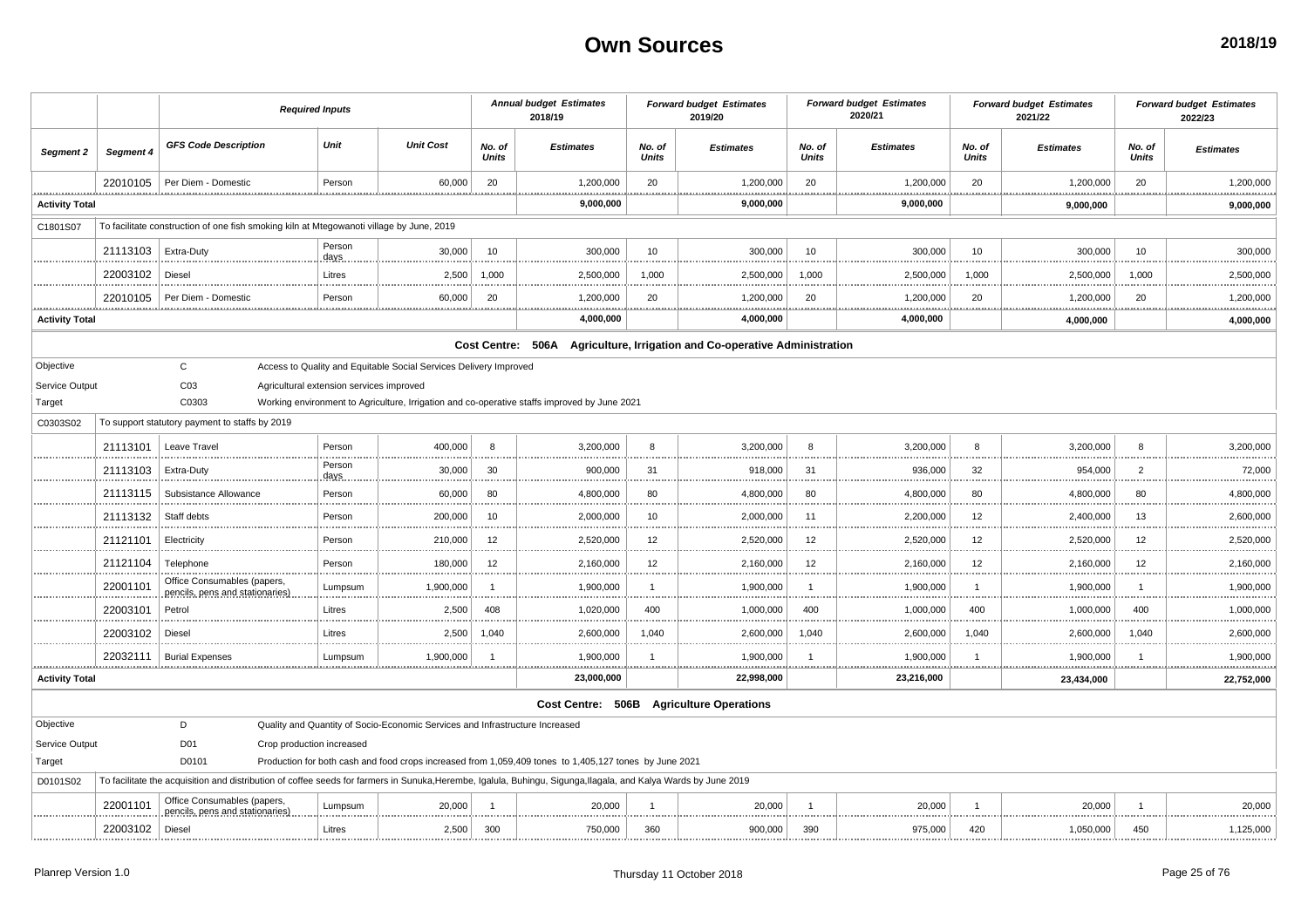# Own Sources

**2018/19**

| Segment 2 | Segment 4 | GFS Code Description | Unit | Unit Cost | Annual budget Estimates 2018/19 No. of Units | Annual budget Estimates 2018/19 Estimates | Forward budget Estimates 2019/20 No. of Units | Forward budget Estimates 2019/20 Estimates | Forward budget Estimates 2020/21 No. of Units | Forward budget Estimates 2020/21 Estimates | Forward budget Estimates 2021/22 No. of Units | Forward budget Estimates 2021/22 Estimates | Forward budget Estimates 2022/23 No. of Units | Forward budget Estimates 2022/23 Estimates |
|---|---|---|---|---|---|---|---|---|---|---|---|---|---|---|
| | 22010105 | Per Diem - Domestic | Person | 60,000 | 20 | 1,200,000 | 20 | 1,200,000 | 20 | 1,200,000 | 20 | 1,200,000 | 20 | 1,200,000 |
| **Activity Total** | | | | | | **9,000,000** | | **9,000,000** | | **9,000,000** | | **9,000,000** | | **9,000,000** |
| C1801S07 | To facilitate construction of one fish smoking kiln at Mtegowanoti village by June, 2019 | | | | | | | | | | | | | |
| | 21113103 | Extra-Duty | Person days | 30,000 | 10 | 300,000 | 10 | 300,000 | 10 | 300,000 | 10 | 300,000 | 10 | 300,000 |
| | 22003102 | Diesel | Litres | 2,500 | 1,000 | 2,500,000 | 1,000 | 2,500,000 | 1,000 | 2,500,000 | 1,000 | 2,500,000 | 1,000 | 2,500,000 |
| | 22010105 | Per Diem - Domestic | Person | 60,000 | 20 | 1,200,000 | 20 | 1,200,000 | 20 | 1,200,000 | 20 | 1,200,000 | 20 | 1,200,000 |
| **Activity Total** | | | | | | **4,000,000** | | **4,000,000** | | **4,000,000** | | **4,000,000** | | **4,000,000** |
| | | | | | | **Cost Centre: 506A Agriculture, Irrigation and Co-operative Administration** | | | | | | | | |
| Objective | | C | Access to Quality and Equitable Social Services Delivery Improved | | | | | | | | | | | |
| Service Output | | C03 | Agricultural extension services improved | | | | | | | | | | | |
| Target | | C0303 | Working environment to Agriculture, Irrigation and co-operative staffs improved by June 2021 | | | | | | | | | | | |
| C0303S02 | To support statutory payment to staffs by 2019 | | | | | | | | | | | | | |
| | 21113101 | Leave Travel | Person | 400,000 | 8 | 3,200,000 | 8 | 3,200,000 | 8 | 3,200,000 | 8 | 3,200,000 | 8 | 3,200,000 |
| | 21113103 | Extra-Duty | Person days | 30,000 | 30 | 900,000 | 31 | 918,000 | 31 | 936,000 | 32 | 954,000 | 2 | 72,000 |
| | 21113115 | Subsistance Allowance | Person | 60,000 | 80 | 4,800,000 | 80 | 4,800,000 | 80 | 4,800,000 | 80 | 4,800,000 | 80 | 4,800,000 |
| | 21113132 | Staff debts | Person | 200,000 | 10 | 2,000,000 | 10 | 2,000,000 | 11 | 2,200,000 | 12 | 2,400,000 | 13 | 2,600,000 |
| | 21121101 | Electricity | Person | 210,000 | 12 | 2,520,000 | 12 | 2,520,000 | 12 | 2,520,000 | 12 | 2,520,000 | 12 | 2,520,000 |
| | 21121104 | Telephone | Person | 180,000 | 12 | 2,160,000 | 12 | 2,160,000 | 12 | 2,160,000 | 12 | 2,160,000 | 12 | 2,160,000 |
| | 22001101 | Office Consumables (papers, pencils, pens and stationaries) | Lumpsum | 1,900,000 | 1 | 1,900,000 | 1 | 1,900,000 | 1 | 1,900,000 | 1 | 1,900,000 | 1 | 1,900,000 |
| | 22003101 | Petrol | Litres | 2,500 | 408 | 1,020,000 | 400 | 1,000,000 | 400 | 1,000,000 | 400 | 1,000,000 | 400 | 1,000,000 |
| | 22003102 | Diesel | Litres | 2,500 | 1,040 | 2,600,000 | 1,040 | 2,600,000 | 1,040 | 2,600,000 | 1,040 | 2,600,000 | 1,040 | 2,600,000 |
| | 22032111 | Burial Expenses | Lumpsum | 1,900,000 | 1 | 1,900,000 | 1 | 1,900,000 | 1 | 1,900,000 | 1 | 1,900,000 | 1 | 1,900,000 |
| **Activity Total** | | | | | | **23,000,000** | | **22,998,000** | | **23,216,000** | | **23,434,000** | | **22,752,000** |
| | | | | | | **Cost Centre: 506B Agriculture Operations** | | | | | | | | |
| Objective | | D | Quality and Quantity of Socio-Economic Services and Infrastructure Increased | | | | | | | | | | | |
| Service Output | | D01 | Crop production increased | | | | | | | | | | | |
| Target | | D0101 | Production for both cash and food crops increased from 1,059,409 tones to 1,405,127 tones by June 2021 | | | | | | | | | | | |
| D0101S02 | To facilitate the acquisition and distribution of coffee seeds for farmers in Sunuka,Herembe, Igalula, Buhingu, Sigunga,Ilagala, and Kalya Wards by June 2019 | | | | | | | | | | | | | |
| | 22001101 | Office Consumables (papers, pencils, pens and stationaries) | Lumpsum | 20,000 | 1 | 20,000 | 1 | 20,000 | 1 | 20,000 | 1 | 20,000 | 1 | 20,000 |
| | 22003102 | Diesel | Litres | 2,500 | 300 | 750,000 | 360 | 900,000 | 390 | 975,000 | 420 | 1,050,000 | 450 | 1,125,000 |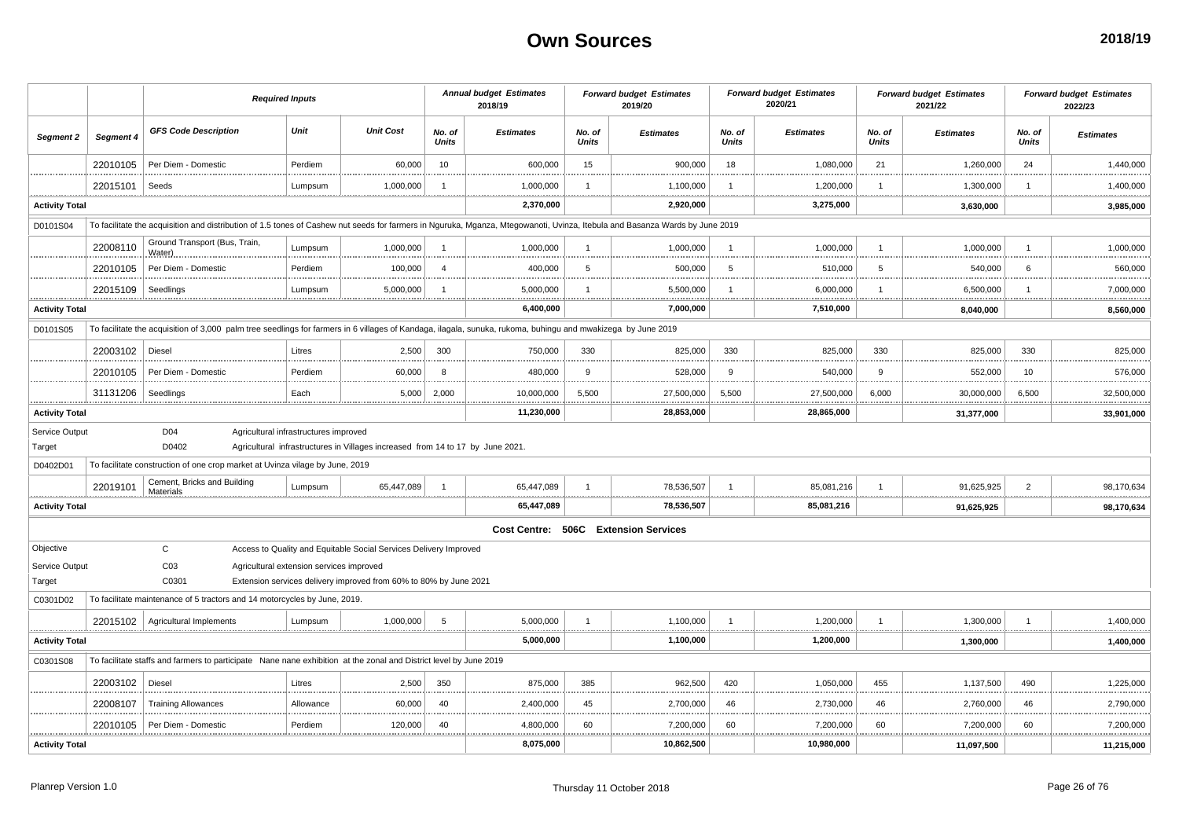# Own Sources

**2018/19**

| | | *Required Inputs* | | | *Annual budget Estimates 2018/19* | | *Forward budget Estimates 2019/20* | | *Forward budget Estimates 2020/21* | | *Forward budget Estimates 2021/22* | | *Forward budget Estimates 2022/23* | |
|---|---|---|---|---|---|---|---|---|---|---|---|---|---|---|
| *Segment 2* | *Segment 4* | *GFS Code Description* | *Unit* | *Unit Cost* | *No. of Units* | *Estimates* | *No. of Units* | *Estimates* | *No. of Units* | *Estimates* | *No. of Units* | *Estimates* | *No. of Units* | *Estimates* |
| | 22010105 | Per Diem - Domestic | Perdiem | 60,000 | 10 | 600,000 | 15 | 900,000 | 18 | 1,080,000 | 21 | 1,260,000 | 24 | 1,440,000 |
| | 22015101 | Seeds | Lumpsum | 1,000,000 | 1 | 1,000,000 | 1 | 1,100,000 | 1 | 1,200,000 | 1 | 1,300,000 | 1 | 1,400,000 |
| **Activity Total** | | | | | | **2,370,000** | | **2,920,000** | | **3,275,000** | | **3,630,000** | | **3,985,000** |
| D0101S04 | To facilitate the acquisition and distribution of 1.5 tones of Cashew nut seeds for farmers in Nguruka, Mganza, Mtegowanoti, Uvinza, Itebula and Basanza Wards by June 2019 | | | | | | | | | | | | | |
| | 22008110 | Ground Transport (Bus, Train, Water) | Lumpsum | 1,000,000 | 1 | 1,000,000 | 1 | 1,000,000 | 1 | 1,000,000 | 1 | 1,000,000 | 1 | 1,000,000 |
| | 22010105 | Per Diem - Domestic | Perdiem | 100,000 | 4 | 400,000 | 5 | 500,000 | 5 | 510,000 | 5 | 540,000 | 6 | 560,000 |
| | 22015109 | Seedlings | Lumpsum | 5,000,000 | 1 | 5,000,000 | 1 | 5,500,000 | 1 | 6,000,000 | 1 | 6,500,000 | 1 | 7,000,000 |
| **Activity Total** | | | | | | **6,400,000** | | **7,000,000** | | **7,510,000** | | **8,040,000** | | **8,560,000** |
| D0101S05 | To facilitate the acquisition of 3,000 palm tree seedlings for farmers in 6 villages of Kandaga, ilagala, sunuka, rukoma, buhingu and mwakizega by June 2019 | | | | | | | | | | | | | |
| | 22003102 | Diesel | Litres | 2,500 | 300 | 750,000 | 330 | 825,000 | 330 | 825,000 | 330 | 825,000 | 330 | 825,000 |
| | 22010105 | Per Diem - Domestic | Perdiem | 60,000 | 8 | 480,000 | 9 | 528,000 | 9 | 540,000 | 9 | 552,000 | 10 | 576,000 |
| | 31131206 | Seedlings | Each | 5,000 | 2,000 | 10,000,000 | 5,500 | 27,500,000 | 5,500 | 27,500,000 | 6,000 | 30,000,000 | 6,500 | 32,500,000 |
| **Activity Total** | | | | | | **11,230,000** | | **28,853,000** | | **28,865,000** | | **31,377,000** | | **33,901,000** |
| Service Output | | D04 | Agricultural infrastructures improved | | | | | | | | | | | |
| Target | | D0402 | Agricultural infrastructures in Villages increased from 14 to 17 by June 2021. | | | | | | | | | | | |
| D0402D01 | To facilitate construction of one crop market at Uvinza vilage by June, 2019 | | | | | | | | | | | | | |
| | 22019101 | Cement, Bricks and Building Materials | Lumpsum | 65,447,089 | 1 | 65,447,089 | 1 | 78,536,507 | 1 | 85,081,216 | 1 | 91,625,925 | 2 | 98,170,634 |
| **Activity Total** | | | | | | **65,447,089** | | **78,536,507** | | **85,081,216** | | **91,625,925** | | **98,170,634** |
| | | | | | | **Cost Centre: 506C Extension Services** | | | | | | | | |
| Objective | | C | Access to Quality and Equitable Social Services Delivery Improved | | | | | | | | | | | |
| Service Output | | C03 | Agricultural extension services improved | | | | | | | | | | | |
| Target | | C0301 | Extension services delivery improved from 60% to 80% by June 2021 | | | | | | | | | | | |
| C0301D02 | To facilitate maintenance of 5 tractors and 14 motorcycles by June, 2019. | | | | | | | | | | | | | |
| | 22015102 | Agricultural Implements | Lumpsum | 1,000,000 | 5 | 5,000,000 | 1 | 1,100,000 | 1 | 1,200,000 | 1 | 1,300,000 | 1 | 1,400,000 |
| **Activity Total** | | | | | | **5,000,000** | | **1,100,000** | | **1,200,000** | | **1,300,000** | | **1,400,000** |
| C0301S08 | To facilitate staffs and farmers to participate Nane nane exhibition at the zonal and District level by June 2019 | | | | | | | | | | | | | |
| | 22003102 | Diesel | Litres | 2,500 | 350 | 875,000 | 385 | 962,500 | 420 | 1,050,000 | 455 | 1,137,500 | 490 | 1,225,000 |
| | 22008107 | Training Allowances | Allowance | 60,000 | 40 | 2,400,000 | 45 | 2,700,000 | 46 | 2,730,000 | 46 | 2,760,000 | 46 | 2,790,000 |
| | 22010105 | Per Diem - Domestic | Perdiem | 120,000 | 40 | 4,800,000 | 60 | 7,200,000 | 60 | 7,200,000 | 60 | 7,200,000 | 60 | 7,200,000 |
| **Activity Total** | | | | | | **8,075,000** | | **10,862,500** | | **10,980,000** | | **11,097,500** | | **11,215,000** |

Planrep Version 1.0 — Thursday 11 October 2018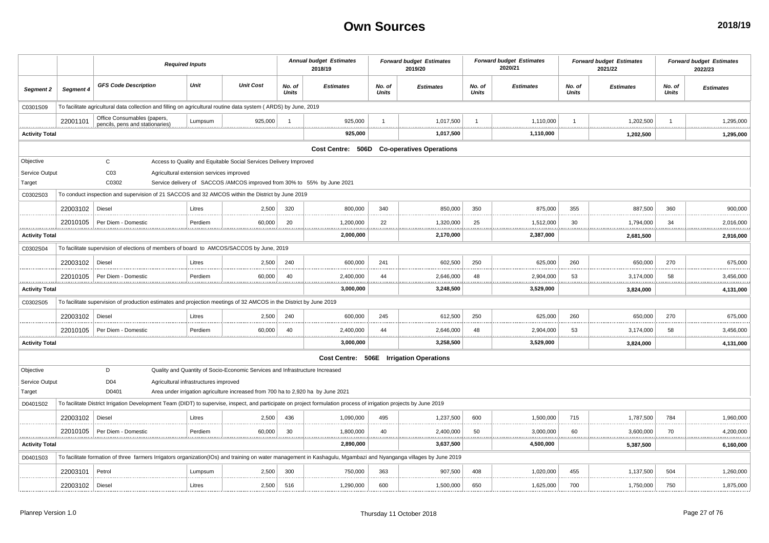# Own Sources

**2018/19**

| Segment 2 | Segment 4 | GFS Code Description | Unit | Unit Cost | Annual budget Estimates 2018/19 No. of Units | Annual budget Estimates 2018/19 Estimates | Forward budget Estimates 2019/20 No. of Units | Forward budget Estimates 2019/20 Estimates | Forward budget Estimates 2020/21 No. of Units | Forward budget Estimates 2020/21 Estimates | Forward budget Estimates 2021/22 No. of Units | Forward budget Estimates 2021/22 Estimates | Forward budget Estimates 2022/23 No. of Units | Forward budget Estimates 2022/23 Estimates |
|---|---|---|---|---|---|---|---|---|---|---|---|---|---|---|
| C0301S09 | To facilitate agricultural data collection and filling on agricultural routine data system ( ARDS) by June, 2019 | | | | | | | | | | | | | |
| | 22001101 | Office Consumables (papers, pencils, pens and stationaries) | Lumpsum | 925,000 | 1 | 925,000 | 1 | 1,017,500 | 1 | 1,110,000 | 1 | 1,202,500 | 1 | 1,295,000 |
| **Activity Total** | | | | | | **925,000** | | **1,017,500** | | **1,110,000** | | **1,202,500** | | **1,295,000** |
| | | | | | | **Cost Centre: 506D Co-operatives Operations** | | | | | | | | |
| Objective | | C | Access to Quality and Equitable Social Services Delivery Improved | | | | | | | | | | | |
| Service Output | | C03 | Agricultural extension services improved | | | | | | | | | | | |
| Target | | C0302 | Service delivery of SACCOS /AMCOS improved from 30% to 55% by June 2021 | | | | | | | | | | | |
| C0302S03 | To conduct inspection and supervision of 21 SACCOS and 32 AMCOS within the District by June 2019 | | | | | | | | | | | | | |
| | 22003102 | Diesel | Litres | 2,500 | 320 | 800,000 | 340 | 850,000 | 350 | 875,000 | 355 | 887,500 | 360 | 900,000 |
| | 22010105 | Per Diem - Domestic | Perdiem | 60,000 | 20 | 1,200,000 | 22 | 1,320,000 | 25 | 1,512,000 | 30 | 1,794,000 | 34 | 2,016,000 |
| **Activity Total** | | | | | | **2,000,000** | | **2,170,000** | | **2,387,000** | | **2,681,500** | | **2,916,000** |
| C0302S04 | To facilitate supervision of elections of members of board to AMCOS/SACCOS by June, 2019 | | | | | | | | | | | | | |
| | 22003102 | Diesel | Litres | 2,500 | 240 | 600,000 | 241 | 602,500 | 250 | 625,000 | 260 | 650,000 | 270 | 675,000 |
| | 22010105 | Per Diem - Domestic | Perdiem | 60,000 | 40 | 2,400,000 | 44 | 2,646,000 | 48 | 2,904,000 | 53 | 3,174,000 | 58 | 3,456,000 |
| **Activity Total** | | | | | | **3,000,000** | | **3,248,500** | | **3,529,000** | | **3,824,000** | | **4,131,000** |
| C0302S05 | To facilitate supervision of production estimates and projection meetings of 32 AMCOS in the District by June 2019 | | | | | | | | | | | | | |
| | 22003102 | Diesel | Litres | 2,500 | 240 | 600,000 | 245 | 612,500 | 250 | 625,000 | 260 | 650,000 | 270 | 675,000 |
| | 22010105 | Per Diem - Domestic | Perdiem | 60,000 | 40 | 2,400,000 | 44 | 2,646,000 | 48 | 2,904,000 | 53 | 3,174,000 | 58 | 3,456,000 |
| **Activity Total** | | | | | | **3,000,000** | | **3,258,500** | | **3,529,000** | | **3,824,000** | | **4,131,000** |
| | | | | | | **Cost Centre: 506E Irrigation Operations** | | | | | | | | |
| Objective | | D | Quality and Quantity of Socio-Economic Services and Infrastructure Increased | | | | | | | | | | | |
| Service Output | | D04 | Agricultural infrastructures improved | | | | | | | | | | | |
| Target | | D0401 | Area under irrigation agriculture increased from 700 ha to 2,920 ha by June 2021 | | | | | | | | | | | |
| D0401S02 | To facilitate District Irrigation Development Team (DIDT) to supervise, inspect, and participate on project formulation process of irrigation projects by June 2019 | | | | | | | | | | | | | |
| | 22003102 | Diesel | Litres | 2,500 | 436 | 1,090,000 | 495 | 1,237,500 | 600 | 1,500,000 | 715 | 1,787,500 | 784 | 1,960,000 |
| | 22010105 | Per Diem - Domestic | Perdiem | 60,000 | 30 | 1,800,000 | 40 | 2,400,000 | 50 | 3,000,000 | 60 | 3,600,000 | 70 | 4,200,000 |
| **Activity Total** | | | | | | **2,890,000** | | **3,637,500** | | **4,500,000** | | **5,387,500** | | **6,160,000** |
| D0401S03 | To facilitate formation of three farmers Irrigators organization(IOs) and training on water management in Kashagulu, Mgambazi and Nyanganga villages by June 2019 | | | | | | | | | | | | | |
| | 22003101 | Petrol | Lumpsum | 2,500 | 300 | 750,000 | 363 | 907,500 | 408 | 1,020,000 | 455 | 1,137,500 | 504 | 1,260,000 |
| | 22003102 | Diesel | Litres | 2,500 | 516 | 1,290,000 | 600 | 1,500,000 | 650 | 1,625,000 | 700 | 1,750,000 | 750 | 1,875,000 |

Planrep Version 1.0 — Thursday 11 October 2018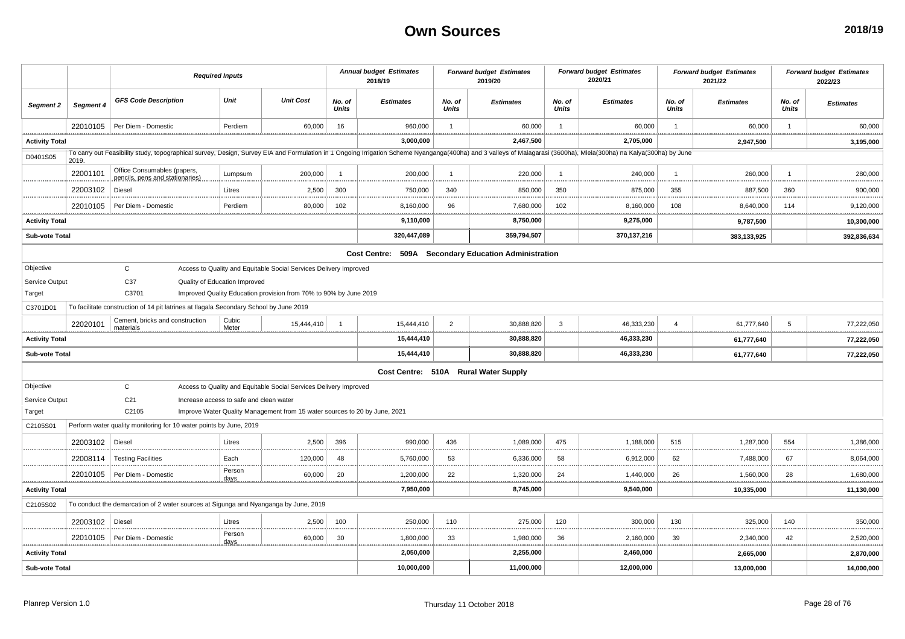# Own Sources

**2018/19**

| | | Required Inputs | | | Annual budget Estimates 2018/19 | | Forward budget Estimates 2019/20 | | Forward budget Estimates 2020/21 | | Forward budget Estimates 2021/22 | | Forward budget Estimates 2022/23 | |
|---|---|---|---|---|---|---|---|---|---|---|---|---|---|---|
| **Segment 2** | **Segment 4** | **GFS Code Description** | **Unit** | **Unit Cost** | **No. of Units** | **Estimates** | **No. of Units** | **Estimates** | **No. of Units** | **Estimates** | **No. of Units** | **Estimates** | **No. of Units** | **Estimates** |
| | 22010105 | Per Diem - Domestic | Perdiem | 60,000 | 16 | 960,000 | 1 | 60,000 | 1 | 60,000 | 1 | 60,000 | 1 | 60,000 |
| **Activity Total** | | | | | | **3,000,000** | | **2,467,500** | | **2,705,000** | | **2,947,500** | | **3,195,000** |
| D0401S05 | To carry out Feasibility study, topographical survey, Design, Survey EIA and Formulation in 1 Ongoing Irrigation Scheme Nyanganga(400ha) and 3 valleys of Malagarasi (3600ha), Mlela(300ha) na Kalya(300ha) by June 2019. | | | | | | | | | | | | | |
| | 22001101 | Office Consumables (papers, pencils, pens and stationaries) | Lumpsum | 200,000 | 1 | 200,000 | 1 | 220,000 | 1 | 240,000 | 1 | 260,000 | 1 | 280,000 |
| | 22003102 | Diesel | Litres | 2,500 | 300 | 750,000 | 340 | 850,000 | 350 | 875,000 | 355 | 887,500 | 360 | 900,000 |
| | 22010105 | Per Diem - Domestic | Perdiem | 80,000 | 102 | 8,160,000 | 96 | 7,680,000 | 102 | 8,160,000 | 108 | 8,640,000 | 114 | 9,120,000 |
| **Activity Total** | | | | | | **9,110,000** | | **8,750,000** | | **9,275,000** | | **9,787,500** | | **10,300,000** |
| **Sub-vote Total** | | | | | | **320,447,089** | | **359,794,507** | | **370,137,216** | | **383,133,925** | | **392,836,634** |
| | | | | | | **Cost Centre: 509A Secondary Education Administration** | | | | | | | | |
| Objective | | C | Access to Quality and Equitable Social Services Delivery Improved | | | | | | | | | | | |
| Service Output | | C37 | Quality of Education Improved | | | | | | | | | | | |
| Target | | C3701 | Improved Quality Education provision from 70% to 90% by June 2019 | | | | | | | | | | | |
| C3701D01 | To facilitate construction of 14 pit latrines at Ilagala Secondary School by June 2019 | | | | | | | | | | | | | |
| | 22020101 | Cement, bricks and construction materials | Cubic Meter | 15,444,410 | 1 | 15,444,410 | 2 | 30,888,820 | 3 | 46,333,230 | 4 | 61,777,640 | 5 | 77,222,050 |
| **Activity Total** | | | | | | **15,444,410** | | **30,888,820** | | **46,333,230** | | **61,777,640** | | **77,222,050** |
| **Sub-vote Total** | | | | | | **15,444,410** | | **30,888,820** | | **46,333,230** | | **61,777,640** | | **77,222,050** |
| | | | | | | **Cost Centre: 510A Rural Water Supply** | | | | | | | | |
| Objective | | C | Access to Quality and Equitable Social Services Delivery Improved | | | | | | | | | | | |
| Service Output | | C21 | Increase access to safe and clean water | | | | | | | | | | | |
| Target | | C2105 | Improve Water Quality Management from 15 water sources to 20 by June, 2021 | | | | | | | | | | | |
| C2105S01 | Perform water quality monitoring for 10 water points by June, 2019 | | | | | | | | | | | | | |
| | 22003102 | Diesel | Litres | 2,500 | 396 | 990,000 | 436 | 1,089,000 | 475 | 1,188,000 | 515 | 1,287,000 | 554 | 1,386,000 |
| | 22008114 | Testing Facilities | Each | 120,000 | 48 | 5,760,000 | 53 | 6,336,000 | 58 | 6,912,000 | 62 | 7,488,000 | 67 | 8,064,000 |
| | 22010105 | Per Diem - Domestic | Person days | 60,000 | 20 | 1,200,000 | 22 | 1,320,000 | 24 | 1,440,000 | 26 | 1,560,000 | 28 | 1,680,000 |
| **Activity Total** | | | | | | **7,950,000** | | **8,745,000** | | **9,540,000** | | **10,335,000** | | **11,130,000** |
| C2105S02 | To conduct the demarcation of 2 water sources at Sigunga and Nyanganga by June, 2019 | | | | | | | | | | | | | |
| | 22003102 | Diesel | Litres | 2,500 | 100 | 250,000 | 110 | 275,000 | 120 | 300,000 | 130 | 325,000 | 140 | 350,000 |
| | 22010105 | Per Diem - Domestic | Person days | 60,000 | 30 | 1,800,000 | 33 | 1,980,000 | 36 | 2,160,000 | 39 | 2,340,000 | 42 | 2,520,000 |
| **Activity Total** | | | | | | **2,050,000** | | **2,255,000** | | **2,460,000** | | **2,665,000** | | **2,870,000** |
| **Sub-vote Total** | | | | | | **10,000,000** | | **11,000,000** | | **12,000,000** | | **13,000,000** | | **14,000,000** |

Planrep Version 1.0 — Thursday 11 October 2018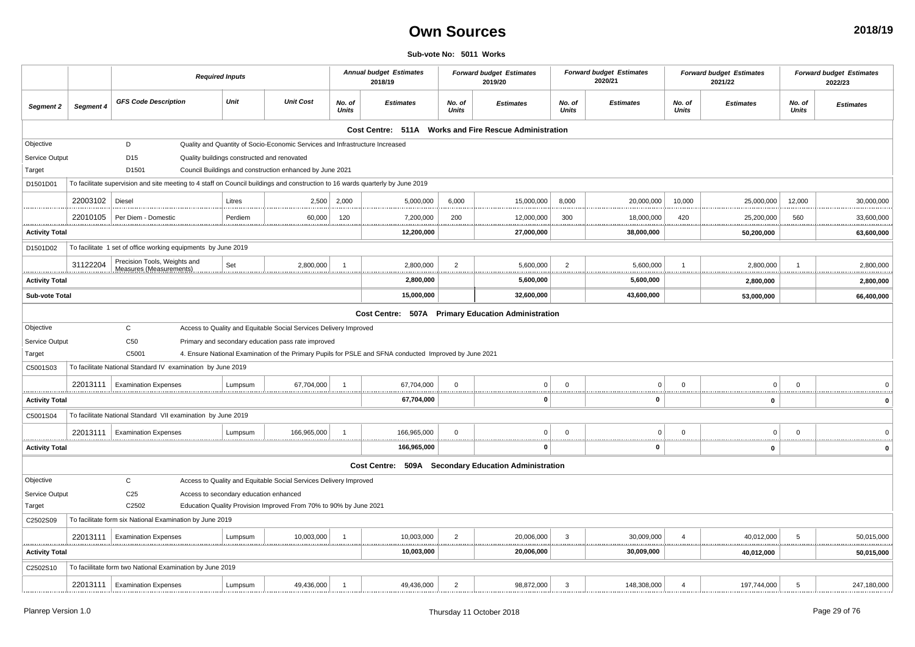# Own Sources

**2018/19**

**Sub-vote No: 5011 Works**

| Segment 2 | Segment 4 | GFS Code Description | Unit | Unit Cost | Annual budget Estimates 2018/19 No. of Units | Annual budget Estimates 2018/19 Estimates | Forward budget Estimates 2019/20 No. of Units | Forward budget Estimates 2019/20 Estimates | Forward budget Estimates 2020/21 No. of Units | Forward budget Estimates 2020/21 Estimates | Forward budget Estimates 2021/22 No. of Units | Forward budget Estimates 2021/22 Estimates | Forward budget Estimates 2022/23 No. of Units | Forward budget Estimates 2022/23 Estimates |
|---|---|---|---|---|---|---|---|---|---|---|---|---|---|---|
| **Cost Centre: 511A Works and Fire Rescue Administration** | | | | | | | | | | | | | | |
| Objective | | D | Quality and Quantity of Socio-Economic Services and Infrastructure Increased | | | | | | | | | | | |
| Service Output | | D15 | Quality buildings constructed and renovated | | | | | | | | | | | |
| Target | | D1501 | Council Buildings and construction enhanced by June 2021 | | | | | | | | | | | |
| D1501D01 | To facilitate supervision and site meeting to 4 staff on Council buildings and construction to 16 wards quarterly by June 2019 | | | | | | | | | | | | | |
| | 22003102 | Diesel | Litres | 2,500 | 2,000 | 5,000,000 | 6,000 | 15,000,000 | 8,000 | 20,000,000 | 10,000 | 25,000,000 | 12,000 | 30,000,000 |
| | 22010105 | Per Diem - Domestic | Perdiem | 60,000 | 120 | 7,200,000 | 200 | 12,000,000 | 300 | 18,000,000 | 420 | 25,200,000 | 560 | 33,600,000 |
| **Activity Total** | | | | | | **12,200,000** | | **27,000,000** | | **38,000,000** | | **50,200,000** | | **63,600,000** |
| D1501D02 | To facilitate 1 set of office working equipments by June 2019 | | | | | | | | | | | | | |
| | 31122204 | Precision Tools, Weights and Measures (Measurements) | Set | 2,800,000 | 1 | 2,800,000 | 2 | 5,600,000 | 2 | 5,600,000 | 1 | 2,800,000 | 1 | 2,800,000 |
| **Activity Total** | | | | | | **2,800,000** | | **5,600,000** | | **5,600,000** | | **2,800,000** | | **2,800,000** |
| **Sub-vote Total** | | | | | | **15,000,000** | | **32,600,000** | | **43,600,000** | | **53,000,000** | | **66,400,000** |
| **Cost Centre: 507A Primary Education Administration** | | | | | | | | | | | | | | |
| Objective | | C | Access to Quality and Equitable Social Services Delivery Improved | | | | | | | | | | | |
| Service Output | | C50 | Primary and secondary education pass rate improved | | | | | | | | | | | |
| Target | | C5001 | 4. Ensure National Examination of the Primary Pupils for PSLE and SFNA conducted Improved by June 2021 | | | | | | | | | | | |
| C5001S03 | To facilitate National Standard IV examination by June 2019 | | | | | | | | | | | | | |
| | 22013111 | Examination Expenses | Lumpsum | 67,704,000 | 1 | 67,704,000 | 0 | 0 | 0 | 0 | 0 | 0 | 0 | 0 |
| **Activity Total** | | | | | | **67,704,000** | | **0** | | **0** | | **0** | | **0** |
| C5001S04 | To facilitate National Standard VII examination by June 2019 | | | | | | | | | | | | | |
| | 22013111 | Examination Expenses | Lumpsum | 166,965,000 | 1 | 166,965,000 | 0 | 0 | 0 | 0 | 0 | 0 | 0 | 0 |
| **Activity Total** | | | | | | **166,965,000** | | **0** | | **0** | | **0** | | **0** |
| **Cost Centre: 509A Secondary Education Administration** | | | | | | | | | | | | | | |
| Objective | | C | Access to Quality and Equitable Social Services Delivery Improved | | | | | | | | | | | |
| Service Output | | C25 | Access to secondary education enhanced | | | | | | | | | | | |
| Target | | C2502 | Education Quality Provision Improved From 70% to 90% by June 2021 | | | | | | | | | | | |
| C2502S09 | To facilitate form six National Examination by June 2019 | | | | | | | | | | | | | |
| | 22013111 | Examination Expenses | Lumpsum | 10,003,000 | 1 | 10,003,000 | 2 | 20,006,000 | 3 | 30,009,000 | 4 | 40,012,000 | 5 | 50,015,000 |
| **Activity Total** | | | | | | **10,003,000** | | **20,006,000** | | **30,009,000** | | **40,012,000** | | **50,015,000** |
| C2502S10 | To faciilitate form two National Examination by June 2019 | | | | | | | | | | | | | |
| | 22013111 | Examination Expenses | Lumpsum | 49,436,000 | 1 | 49,436,000 | 2 | 98,872,000 | 3 | 148,308,000 | 4 | 197,744,000 | 5 | 247,180,000 |

Planrep Version 1.0 — Thursday 11 October 2018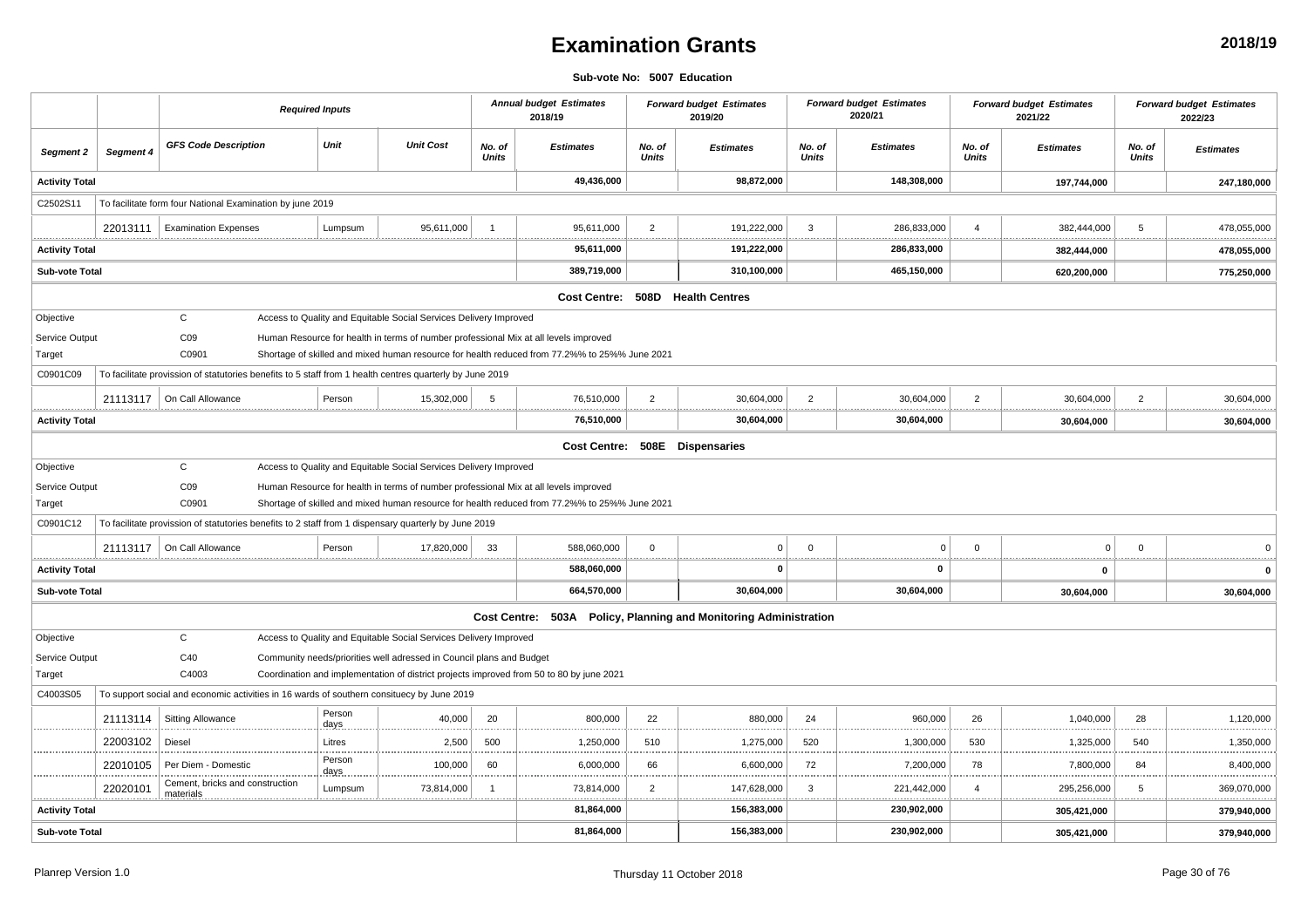# Examination Grants

**2018/19**

**Sub-vote No: 5007 Education**

| | | Required Inputs | | | Annual budget Estimates 2018/19 | | Forward budget Estimates 2019/20 | | Forward budget Estimates 2020/21 | | Forward budget Estimates 2021/22 | | Forward budget Estimates 2022/23 | |
|---|---|---|---|---|---|---|---|---|---|---|---|---|---|---|
| **Segment 2** | **Segment 4** | **GFS Code Description** | **Unit** | **Unit Cost** | **No. of Units** | **Estimates** | **No. of Units** | **Estimates** | **No. of Units** | **Estimates** | **No. of Units** | **Estimates** | **No. of Units** | **Estimates** |
| **Activity Total** | | | | | | **49,436,000** | | **98,872,000** | | **148,308,000** | | **197,744,000** | | **247,180,000** |
| C2502S11 | To facilitate form four National Examination by june 2019 | | | | | | | | | | | | | |
| | 22013111 | Examination Expenses | Lumpsum | 95,611,000 | 1 | 95,611,000 | 2 | 191,222,000 | 3 | 286,833,000 | 4 | 382,444,000 | 5 | 478,055,000 |
| **Activity Total** | | | | | | **95,611,000** | | **191,222,000** | | **286,833,000** | | **382,444,000** | | **478,055,000** |
| **Sub-vote Total** | | | | | | **389,719,000** | | **310,100,000** | | **465,150,000** | | **620,200,000** | | **775,250,000** |
| **Cost Centre: 508D Health Centres** | | | | | | | | | | | | | | |
| Objective | | C | Access to Quality and Equitable Social Services Delivery Improved | | | | | | | | | | | |
| Service Output | | C09 | Human Resource for health in terms of number professional Mix at all levels improved | | | | | | | | | | | |
| Target | | C0901 | Shortage of skilled and mixed human resource for health reduced from 77.2%% to 25%% June 2021 | | | | | | | | | | | |
| C0901C09 | To facilitate provission of statutories benefits to 5 staff from 1 health centres quarterly by June 2019 | | | | | | | | | | | | | |
| | 21113117 | On Call Allowance | Person | 15,302,000 | 5 | 76,510,000 | 2 | 30,604,000 | 2 | 30,604,000 | 2 | 30,604,000 | 2 | 30,604,000 |
| **Activity Total** | | | | | | **76,510,000** | | **30,604,000** | | **30,604,000** | | **30,604,000** | | **30,604,000** |
| **Cost Centre: 508E Dispensaries** | | | | | | | | | | | | | | |
| Objective | | C | Access to Quality and Equitable Social Services Delivery Improved | | | | | | | | | | | |
| Service Output | | C09 | Human Resource for health in terms of number professional Mix at all levels improved | | | | | | | | | | | |
| Target | | C0901 | Shortage of skilled and mixed human resource for health reduced from 77.2%% to 25%% June 2021 | | | | | | | | | | | |
| C0901C12 | To facilitate provission of statutories benefits to 2 staff from 1 dispensary quarterly by June 2019 | | | | | | | | | | | | | |
| | 21113117 | On Call Allowance | Person | 17,820,000 | 33 | 588,060,000 | 0 | 0 | 0 | 0 | 0 | 0 | 0 | 0 |
| **Activity Total** | | | | | | **588,060,000** | | **0** | | **0** | | **0** | | **0** |
| **Sub-vote Total** | | | | | | **664,570,000** | | **30,604,000** | | **30,604,000** | | **30,604,000** | | **30,604,000** |
| **Cost Centre: 503A Policy, Planning and Monitoring Administration** | | | | | | | | | | | | | | |
| Objective | | C | Access to Quality and Equitable Social Services Delivery Improved | | | | | | | | | | | |
| Service Output | | C40 | Community needs/priorities well adressed in Council plans and Budget | | | | | | | | | | | |
| Target | | C4003 | Coordination and implementation of district projects improved from 50 to 80 by june 2021 | | | | | | | | | | | |
| C4003S05 | To support social and economic activities in 16 wards of southern consituecy by June 2019 | | | | | | | | | | | | | |
| | 21113114 | Sitting Allowance | Person days | 40,000 | 20 | 800,000 | 22 | 880,000 | 24 | 960,000 | 26 | 1,040,000 | 28 | 1,120,000 |
| | 22003102 | Diesel | Litres | 2,500 | 500 | 1,250,000 | 510 | 1,275,000 | 520 | 1,300,000 | 530 | 1,325,000 | 540 | 1,350,000 |
| | 22010105 | Per Diem - Domestic | Person days | 100,000 | 60 | 6,000,000 | 66 | 6,600,000 | 72 | 7,200,000 | 78 | 7,800,000 | 84 | 8,400,000 |
| | 22020101 | Cement, bricks and construction materials | Lumpsum | 73,814,000 | 1 | 73,814,000 | 2 | 147,628,000 | 3 | 221,442,000 | 4 | 295,256,000 | 5 | 369,070,000 |
| **Activity Total** | | | | | | **81,864,000** | | **156,383,000** | | **230,902,000** | | **305,421,000** | | **379,940,000** |
| **Sub-vote Total** | | | | | | **81,864,000** | | **156,383,000** | | **230,902,000** | | **305,421,000** | | **379,940,000** |

Planrep Version 1.0 | Thursday 11 October 2018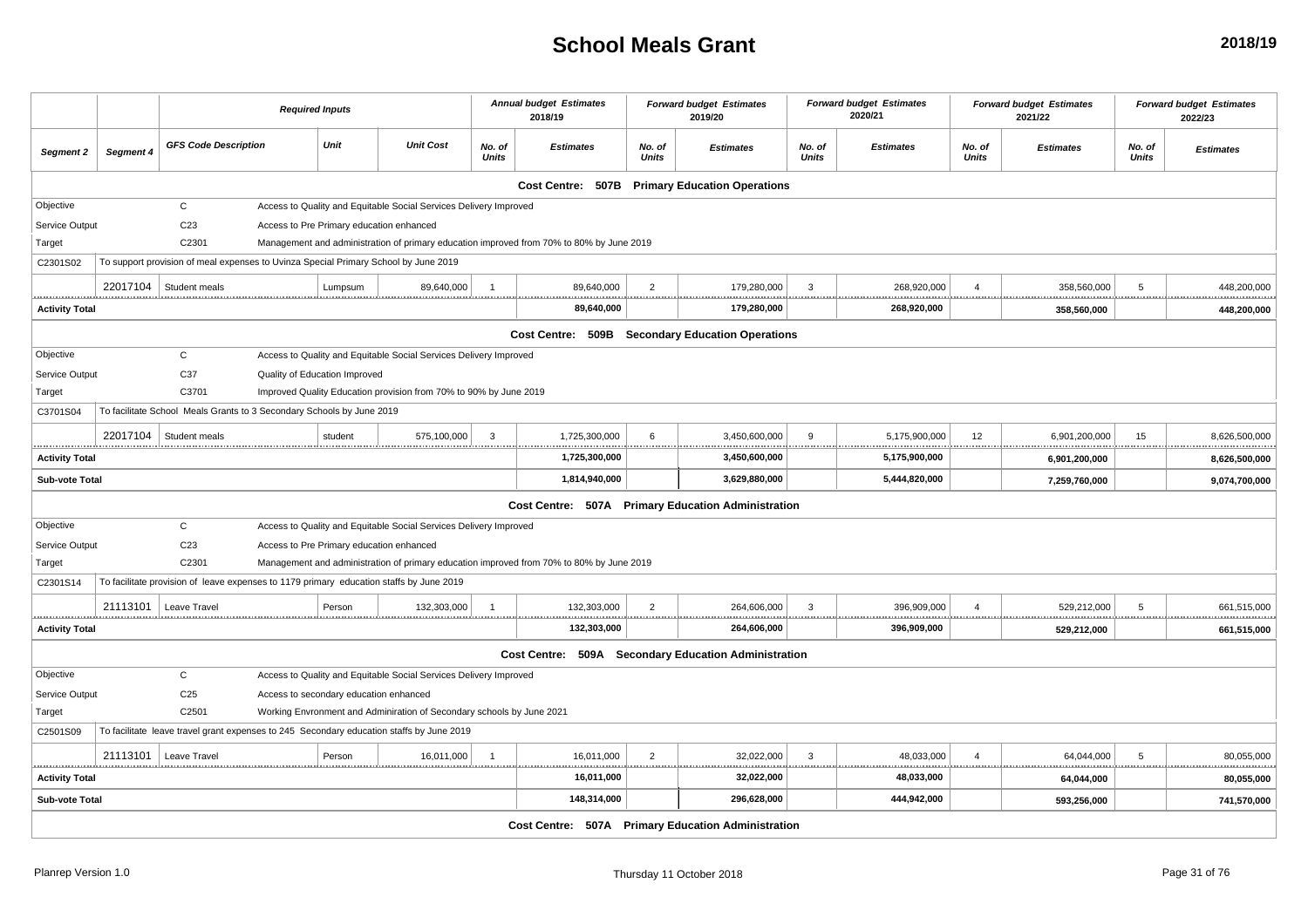# School Meals Grant

**2018/19**

| Segment 2 | Segment 4 | GFS Code Description | Unit | Unit Cost | Annual budget Estimates 2018/19 No. of Units | Annual budget Estimates 2018/19 Estimates | Forward budget Estimates 2019/20 No. of Units | Forward budget Estimates 2019/20 Estimates | Forward budget Estimates 2020/21 No. of Units | Forward budget Estimates 2020/21 Estimates | Forward budget Estimates 2021/22 No. of Units | Forward budget Estimates 2021/22 Estimates | Forward budget Estimates 2022/23 No. of Units | Forward budget Estimates 2022/23 Estimates |
|---|---|---|---|---|---|---|---|---|---|---|---|---|---|---|
| **Cost Centre: 507B Primary Education Operations** | | | | | | | | | | | | | | |
| Objective | | C | Access to Quality and Equitable Social Services Delivery Improved | | | | | | | | | | | |
| Service Output | | C23 | Access to Pre Primary education enhanced | | | | | | | | | | | |
| Target | | C2301 | Management and administration of primary education improved from 70% to 80% by June 2019 | | | | | | | | | | | |
| C2301S02 | To support provision of meal expenses to Uvinza Special Primary School by June 2019 | | | | | | | | | | | | | |
| | 22017104 | Student meals | Lumpsum | 89,640,000 | 1 | 89,640,000 | 2 | 179,280,000 | 3 | 268,920,000 | 4 | 358,560,000 | 5 | 448,200,000 |
| **Activity Total** | | | | | | **89,640,000** | | **179,280,000** | | **268,920,000** | | **358,560,000** | | **448,200,000** |
| **Cost Centre: 509B Secondary Education Operations** | | | | | | | | | | | | | | |
| Objective | | C | Access to Quality and Equitable Social Services Delivery Improved | | | | | | | | | | | |
| Service Output | | C37 | Quality of Education Improved | | | | | | | | | | | |
| Target | | C3701 | Improved Quality Education provision from 70% to 90% by June 2019 | | | | | | | | | | | |
| C3701S04 | To facilitate School Meals Grants to 3 Secondary Schools by June 2019 | | | | | | | | | | | | | |
| | 22017104 | Student meals | student | 575,100,000 | 3 | 1,725,300,000 | 6 | 3,450,600,000 | 9 | 5,175,900,000 | 12 | 6,901,200,000 | 15 | 8,626,500,000 |
| **Activity Total** | | | | | | **1,725,300,000** | | **3,450,600,000** | | **5,175,900,000** | | **6,901,200,000** | | **8,626,500,000** |
| **Sub-vote Total** | | | | | | **1,814,940,000** | | **3,629,880,000** | | **5,444,820,000** | | **7,259,760,000** | | **9,074,700,000** |
| **Cost Centre: 507A Primary Education Administration** | | | | | | | | | | | | | | |
| Objective | | C | Access to Quality and Equitable Social Services Delivery Improved | | | | | | | | | | | |
| Service Output | | C23 | Access to Pre Primary education enhanced | | | | | | | | | | | |
| Target | | C2301 | Management and administration of primary education improved from 70% to 80% by June 2019 | | | | | | | | | | | |
| C2301S14 | To facilitate provision of leave expenses to 1179 primary education staffs by June 2019 | | | | | | | | | | | | | |
| | 21113101 | Leave Travel | Person | 132,303,000 | 1 | 132,303,000 | 2 | 264,606,000 | 3 | 396,909,000 | 4 | 529,212,000 | 5 | 661,515,000 |
| **Activity Total** | | | | | | **132,303,000** | | **264,606,000** | | **396,909,000** | | **529,212,000** | | **661,515,000** |
| **Cost Centre: 509A Secondary Education Administration** | | | | | | | | | | | | | | |
| Objective | | C | Access to Quality and Equitable Social Services Delivery Improved | | | | | | | | | | | |
| Service Output | | C25 | Access to secondary education enhanced | | | | | | | | | | | |
| Target | | C2501 | Working Envronment and Adminiration of Secondary schools by June 2021 | | | | | | | | | | | |
| C2501S09 | To facilitate leave travel grant expenses to 245 Secondary education staffs by June 2019 | | | | | | | | | | | | | |
| | 21113101 | Leave Travel | Person | 16,011,000 | 1 | 16,011,000 | 2 | 32,022,000 | 3 | 48,033,000 | 4 | 64,044,000 | 5 | 80,055,000 |
| **Activity Total** | | | | | | **16,011,000** | | **32,022,000** | | **48,033,000** | | **64,044,000** | | **80,055,000** |
| **Sub-vote Total** | | | | | | **148,314,000** | | **296,628,000** | | **444,942,000** | | **593,256,000** | | **741,570,000** |
| **Cost Centre: 507A Primary Education Administration** | | | | | | | | | | | | | | |

Planrep Version 1.0

Thursday 11 October 2018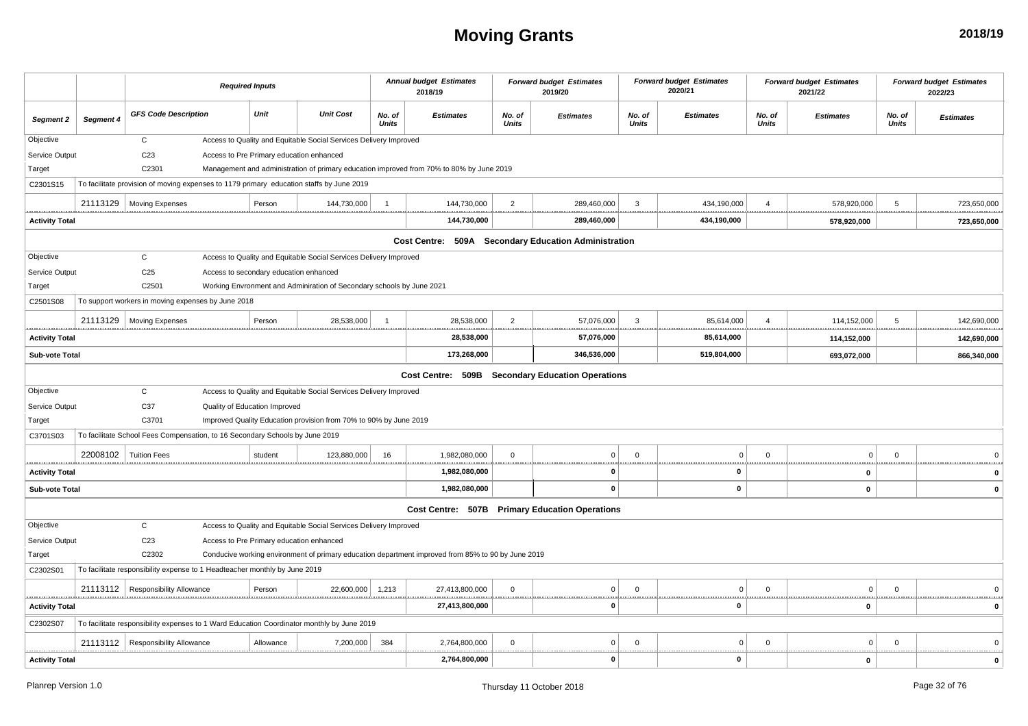# Moving Grants

**2018/19**

| | | Required Inputs | | | Annual budget Estimates 2018/19 | | Forward budget Estimates 2019/20 | | Forward budget Estimates 2020/21 | | Forward budget Estimates 2021/22 | | Forward budget Estimates 2022/23 | |
|---|---|---|---|---|---|---|---|---|---|---|---|---|---|---|
| *Segment 2* | *Segment 4* | *GFS Code Description* | *Unit* | *Unit Cost* | *No. of Units* | *Estimates* | *No. of Units* | *Estimates* | *No. of Units* | *Estimates* | *No. of Units* | *Estimates* | *No. of Units* | *Estimates* |
| Objective | | C | Access to Quality and Equitable Social Services Delivery Improved | | | | | | | | | | | |
| Service Output | | C23 | Access to Pre Primary education enhanced | | | | | | | | | | | |
| Target | | C2301 | Management and administration of primary education improved from 70% to 80% by June 2019 | | | | | | | | | | | |
| C2301S15 | To facilitate provision of moving expenses to 1179 primary education staffs by June 2019 | | | | | | | | | | | | | |
| | 21113129 | Moving Expenses | Person | 144,730,000 | 1 | 144,730,000 | 2 | 289,460,000 | 3 | 434,190,000 | 4 | 578,920,000 | 5 | 723,650,000 |
| **Activity Total** | | | | | | **144,730,000** | | **289,460,000** | | **434,190,000** | | **578,920,000** | | **723,650,000** |
| | | | | | | **Cost Centre: 509A Secondary Education Administration** | | | | | | | | |
| Objective | | C | Access to Quality and Equitable Social Services Delivery Improved | | | | | | | | | | | |
| Service Output | | C25 | Access to secondary education enhanced | | | | | | | | | | | |
| Target | | C2501 | Working Envronment and Adminiration of Secondary schools by June 2021 | | | | | | | | | | | |
| C2501S08 | To support workers in moving expenses by June 2018 | | | | | | | | | | | | | |
| | 21113129 | Moving Expenses | Person | 28,538,000 | 1 | 28,538,000 | 2 | 57,076,000 | 3 | 85,614,000 | 4 | 114,152,000 | 5 | 142,690,000 |
| **Activity Total** | | | | | | **28,538,000** | | **57,076,000** | | **85,614,000** | | **114,152,000** | | **142,690,000** |
| **Sub-vote Total** | | | | | | **173,268,000** | | **346,536,000** | | **519,804,000** | | **693,072,000** | | **866,340,000** |
| | | | | | | **Cost Centre: 509B Secondary Education Operations** | | | | | | | | |
| Objective | | C | Access to Quality and Equitable Social Services Delivery Improved | | | | | | | | | | | |
| Service Output | | C37 | Quality of Education Improved | | | | | | | | | | | |
| Target | | C3701 | Improved Quality Education provision from 70% to 90% by June 2019 | | | | | | | | | | | |
| C3701S03 | To facilitate School Fees Compensation, to 16 Secondary Schools by June 2019 | | | | | | | | | | | | | |
| | 22008102 | Tuition Fees | student | 123,880,000 | 16 | 1,982,080,000 | 0 | 0 | 0 | 0 | 0 | 0 | 0 | 0 |
| **Activity Total** | | | | | | **1,982,080,000** | | **0** | | **0** | | **0** | | **0** |
| **Sub-vote Total** | | | | | | **1,982,080,000** | | **0** | | **0** | | **0** | | **0** |
| | | | | | | **Cost Centre: 507B Primary Education Operations** | | | | | | | | |
| Objective | | C | Access to Quality and Equitable Social Services Delivery Improved | | | | | | | | | | | |
| Service Output | | C23 | Access to Pre Primary education enhanced | | | | | | | | | | | |
| Target | | C2302 | Conducive working environment of primary education department improved from 85% to 90 by June 2019 | | | | | | | | | | | |
| C2302S01 | To facilitate responsibility expense to 1 Headteacher monthly by June 2019 | | | | | | | | | | | | | |
| | 21113112 | Responsibility Allowance | Person | 22,600,000 | 1,213 | 27,413,800,000 | 0 | 0 | 0 | 0 | 0 | 0 | 0 | 0 |
| **Activity Total** | | | | | | **27,413,800,000** | | **0** | | **0** | | **0** | | **0** |
| C2302S07 | To facilitate responsibility expenses to 1 Ward Education Coordinator monthly by June 2019 | | | | | | | | | | | | | |
| | 21113112 | Responsibility Allowance | Allowance | 7,200,000 | 384 | 2,764,800,000 | 0 | 0 | 0 | 0 | 0 | 0 | 0 | 0 |
| **Activity Total** | | | | | | **2,764,800,000** | | **0** | | **0** | | **0** | | **0** |

Planrep Version 1.0 — Thursday 11 October 2018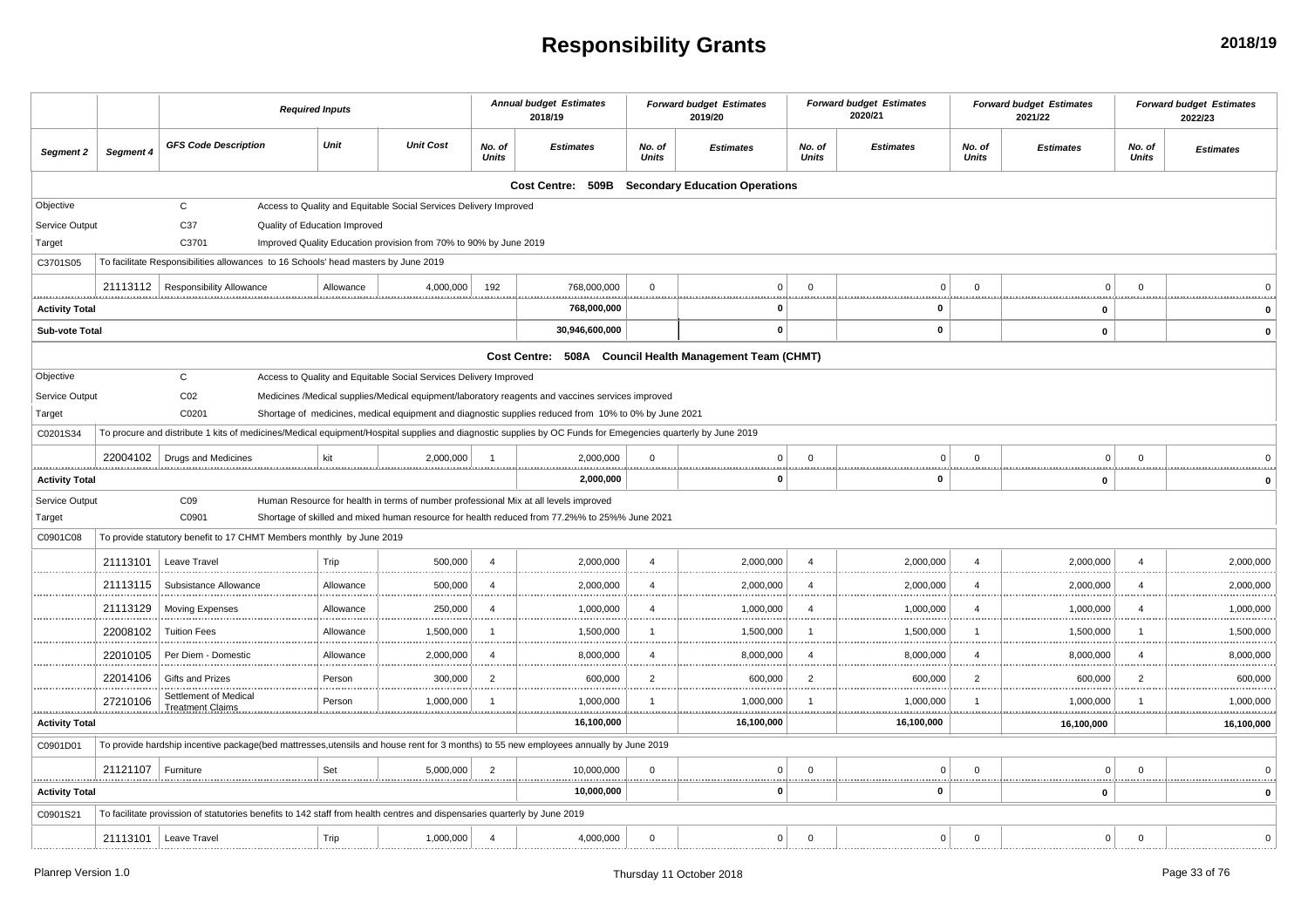# Responsibility Grants

**2018/19**

| Segment 2 | Segment 4 | GFS Code Description | Unit | Unit Cost | Annual budget Estimates 2018/19 No. of Units | Annual budget Estimates 2018/19 Estimates | Forward budget Estimates 2019/20 No. of Units | Forward budget Estimates 2019/20 Estimates | Forward budget Estimates 2020/21 No. of Units | Forward budget Estimates 2020/21 Estimates | Forward budget Estimates 2021/22 No. of Units | Forward budget Estimates 2021/22 Estimates | Forward budget Estimates 2022/23 No. of Units | Forward budget Estimates 2022/23 Estimates |
|---|---|---|---|---|---|---|---|---|---|---|---|---|---|---|
| **Cost Centre: 509B Secondary Education Operations** | | | | | | | | | | | | | | |
| Objective | | C | Access to Quality and Equitable Social Services Delivery Improved | | | | | | | | | | | |
| Service Output | | C37 | Quality of Education Improved | | | | | | | | | | | |
| Target | | C3701 | Improved Quality Education provision from 70% to 90% by June 2019 | | | | | | | | | | | |
| C3701S05 | To facilitate Responsibilities allowances to 16 Schools' head masters by June 2019 | | | | | | | | | | | | | |
| | 21113112 | Responsibility Allowance | Allowance | 4,000,000 | 192 | 768,000,000 | 0 | 0 | 0 | 0 | 0 | 0 | 0 | 0 |
| **Activity Total** | | | | | | **768,000,000** | | **0** | | **0** | | **0** | | **0** |
| **Sub-vote Total** | | | | | | **30,946,600,000** | | **0** | | **0** | | **0** | | **0** |
| **Cost Centre: 508A Council Health Management Team (CHMT)** | | | | | | | | | | | | | | |
| Objective | | C | Access to Quality and Equitable Social Services Delivery Improved | | | | | | | | | | | |
| Service Output | | C02 | Medicines /Medical supplies/Medical equipment/laboratory reagents and vaccines services improved | | | | | | | | | | | |
| Target | | C0201 | Shortage of medicines, medical equipment and diagnostic supplies reduced from 10% to 0% by June 2021 | | | | | | | | | | | |
| C0201S34 | To procure and distribute 1 kits of medicines/Medical equipment/Hospital supplies and diagnostic supplies by OC Funds for Emegencies quarterly by June 2019 | | | | | | | | | | | | | |
| | 22004102 | Drugs and Medicines | kit | 2,000,000 | 1 | 2,000,000 | 0 | 0 | 0 | 0 | 0 | 0 | 0 | 0 |
| **Activity Total** | | | | | | **2,000,000** | | **0** | | **0** | | **0** | | **0** |
| Service Output | | C09 | Human Resource for health in terms of number professional Mix at all levels improved | | | | | | | | | | | |
| Target | | C0901 | Shortage of skilled and mixed human resource for health reduced from 77.2%% to 25%% June 2021 | | | | | | | | | | | |
| C0901C08 | To provide statutory benefit to 17 CHMT Members monthly by June 2019 | | | | | | | | | | | | | |
| | 21113101 | Leave Travel | Trip | 500,000 | 4 | 2,000,000 | 4 | 2,000,000 | 4 | 2,000,000 | 4 | 2,000,000 | 4 | 2,000,000 |
| | 21113115 | Subsistance Allowance | Allowance | 500,000 | 4 | 2,000,000 | 4 | 2,000,000 | 4 | 2,000,000 | 4 | 2,000,000 | 4 | 2,000,000 |
| | 21113129 | Moving Expenses | Allowance | 250,000 | 4 | 1,000,000 | 4 | 1,000,000 | 4 | 1,000,000 | 4 | 1,000,000 | 4 | 1,000,000 |
| | 22008102 | Tuition Fees | Allowance | 1,500,000 | 1 | 1,500,000 | 1 | 1,500,000 | 1 | 1,500,000 | 1 | 1,500,000 | 1 | 1,500,000 |
| | 22010105 | Per Diem - Domestic | Allowance | 2,000,000 | 4 | 8,000,000 | 4 | 8,000,000 | 4 | 8,000,000 | 4 | 8,000,000 | 4 | 8,000,000 |
| | 22014106 | Gifts and Prizes | Person | 300,000 | 2 | 600,000 | 2 | 600,000 | 2 | 600,000 | 2 | 600,000 | 2 | 600,000 |
| | 27210106 | Settlement of Medical Treatment Claims | Person | 1,000,000 | 1 | 1,000,000 | 1 | 1,000,000 | 1 | 1,000,000 | 1 | 1,000,000 | 1 | 1,000,000 |
| **Activity Total** | | | | | | **16,100,000** | | **16,100,000** | | **16,100,000** | | **16,100,000** | | **16,100,000** |
| C0901D01 | To provide hardship incentive package(bed mattresses,utensils and house rent for 3 months) to 55 new employees annually by June 2019 | | | | | | | | | | | | | |
| | 21121107 | Furniture | Set | 5,000,000 | 2 | 10,000,000 | 0 | 0 | 0 | 0 | 0 | 0 | 0 | 0 |
| **Activity Total** | | | | | | **10,000,000** | | **0** | | **0** | | **0** | | **0** |
| C0901S21 | To facilitate provission of statutories benefits to 142 staff from health centres and dispensaries quarterly by June 2019 | | | | | | | | | | | | | |
| | 21113101 | Leave Travel | Trip | 1,000,000 | 4 | 4,000,000 | 0 | 0 | 0 | 0 | 0 | 0 | 0 | 0 |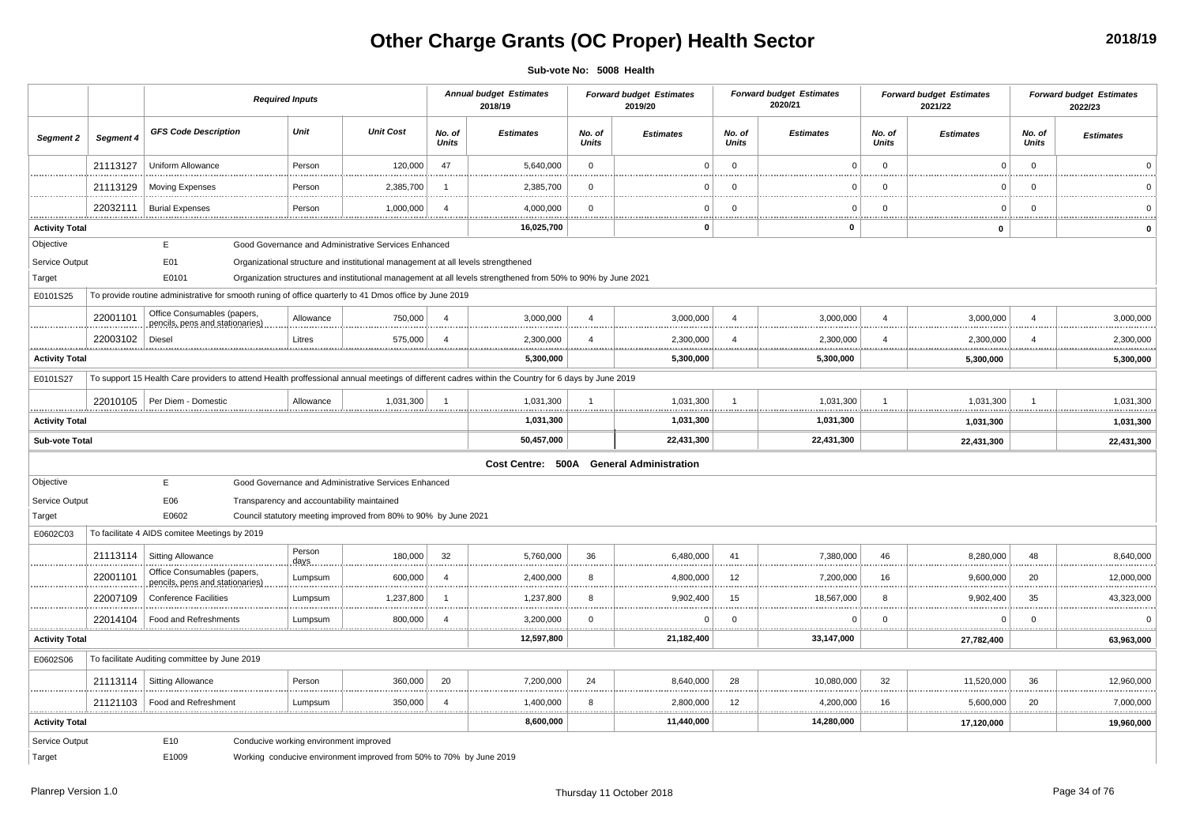# Other Charge Grants (OC Proper) Health Sector

2018/19

**Sub-vote No: 5008 Health**

| Segment 2 | Segment 4 | GFS Code Description | Unit | Unit Cost | No. of Units (2018/19) | Estimates (2018/19) | No. of Units (2019/20) | Estimates (2019/20) | No. of Units (2020/21) | Estimates (2020/21) | No. of Units (2021/22) | Estimates (2021/22) | No. of Units (2022/23) | Estimates (2022/23) |
|---|---|---|---|---|---|---|---|---|---|---|---|---|---|---|
| | | *Required Inputs* | | | *Annual budget Estimates 2018/19* | | *Forward budget Estimates 2019/20* | | *Forward budget Estimates 2020/21* | | *Forward budget Estimates 2021/22* | | *Forward budget Estimates 2022/23* | |
| | 21113127 | Uniform Allowance | Person | 120,000 | 47 | 5,640,000 | 0 | 0 | 0 | 0 | 0 | 0 | 0 | 0 |
| | 21113129 | Moving Expenses | Person | 2,385,700 | 1 | 2,385,700 | 0 | 0 | 0 | 0 | 0 | 0 | 0 | 0 |
| | 22032111 | Burial Expenses | Person | 1,000,000 | 4 | 4,000,000 | 0 | 0 | 0 | 0 | 0 | 0 | 0 | 0 |
| **Activity Total** | | | | | | **16,025,700** | | **0** | | **0** | | **0** | | **0** |
| Objective | | E | Good Governance and Administrative Services Enhanced | | | | | | | | | | | |
| Service Output | | E01 | Organizational structure and institutional management at all levels strengthened | | | | | | | | | | | |
| Target | | E0101 | Organization structures and institutional management at all levels strengthened from 50% to 90% by June 2021 | | | | | | | | | | | |
| E0101S25 | To provide routine administrative for smooth runing of office quarterly to 41 Dmos office by June 2019 | | | | | | | | | | | | | |
| | 22001101 | Office Consumables (papers, pencils, pens and stationaries) | Allowance | 750,000 | 4 | 3,000,000 | 4 | 3,000,000 | 4 | 3,000,000 | 4 | 3,000,000 | 4 | 3,000,000 |
| | 22003102 | Diesel | Litres | 575,000 | 4 | 2,300,000 | 4 | 2,300,000 | 4 | 2,300,000 | 4 | 2,300,000 | 4 | 2,300,000 |
| **Activity Total** | | | | | | **5,300,000** | | **5,300,000** | | **5,300,000** | | **5,300,000** | | **5,300,000** |
| E0101S27 | To support 15 Health Care providers to attend Health proffessional annual meetings of different cadres within the Country for 6 days by June 2019 | | | | | | | | | | | | | |
| | 22010105 | Per Diem - Domestic | Allowance | 1,031,300 | 1 | 1,031,300 | 1 | 1,031,300 | 1 | 1,031,300 | 1 | 1,031,300 | 1 | 1,031,300 |
| **Activity Total** | | | | | | **1,031,300** | | **1,031,300** | | **1,031,300** | | **1,031,300** | | **1,031,300** |
| **Sub-vote Total** | | | | | | **50,457,000** | | **22,431,300** | | **22,431,300** | | **22,431,300** | | **22,431,300** |

**Cost Centre: 500A General Administration**

| Segment 2 | Segment 4 | GFS Code Description | Unit | Unit Cost | No. of Units (2018/19) | Estimates (2018/19) | No. of Units (2019/20) | Estimates (2019/20) | No. of Units (2020/21) | Estimates (2020/21) | No. of Units (2021/22) | Estimates (2021/22) | No. of Units (2022/23) | Estimates (2022/23) |
|---|---|---|---|---|---|---|---|---|---|---|---|---|---|---|
| Objective | | E | Good Governance and Administrative Services Enhanced | | | | | | | | | | | |
| Service Output | | E06 | Transparency and accountability maintained | | | | | | | | | | | |
| Target | | E0602 | Council statutory meeting improved from 80% to 90% by June 2021 | | | | | | | | | | | |
| E0602C03 | To facilitate 4 AIDS comitee Meetings by 2019 | | | | | | | | | | | | | |
| | 21113114 | Sitting Allowance | Person days | 180,000 | 32 | 5,760,000 | 36 | 6,480,000 | 41 | 7,380,000 | 46 | 8,280,000 | 48 | 8,640,000 |
| | 22001101 | Office Consumables (papers, pencils, pens and stationaries) | Lumpsum | 600,000 | 4 | 2,400,000 | 8 | 4,800,000 | 12 | 7,200,000 | 16 | 9,600,000 | 20 | 12,000,000 |
| | 22007109 | Conference Facilities | Lumpsum | 1,237,800 | 1 | 1,237,800 | 8 | 9,902,400 | 15 | 18,567,000 | 8 | 9,902,400 | 35 | 43,323,000 |
| | 22014104 | Food and Refreshments | Lumpsum | 800,000 | 4 | 3,200,000 | 0 | 0 | 0 | 0 | 0 | 0 | 0 | 0 |
| **Activity Total** | | | | | | **12,597,800** | | **21,182,400** | | **33,147,000** | | **27,782,400** | | **63,963,000** |
| E0602S06 | To facilitate Auditing committee by June 2019 | | | | | | | | | | | | | |
| | 21113114 | Sitting Allowance | Person | 360,000 | 20 | 7,200,000 | 24 | 8,640,000 | 28 | 10,080,000 | 32 | 11,520,000 | 36 | 12,960,000 |
| | 21121103 | Food and Refreshment | Lumpsum | 350,000 | 4 | 1,400,000 | 8 | 2,800,000 | 12 | 4,200,000 | 16 | 5,600,000 | 20 | 7,000,000 |
| **Activity Total** | | | | | | **8,600,000** | | **11,440,000** | | **14,280,000** | | **17,120,000** | | **19,960,000** |
| Service Output | | E10 | Conducive working environment improved | | | | | | | | | | | |
| Target | | E1009 | Working conducive environment improved from 50% to 70% by June 2019 | | | | | | | | | | | |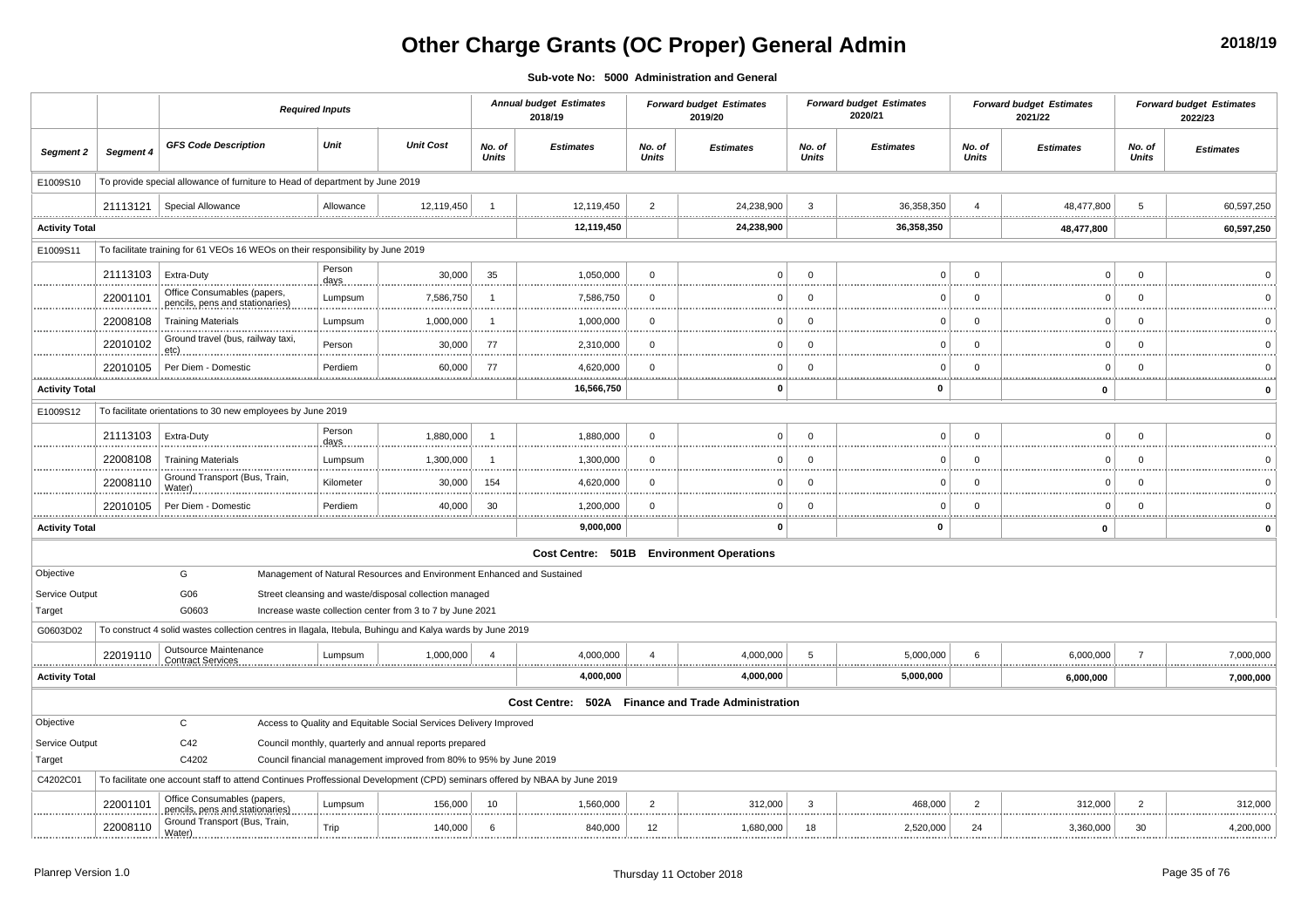# Other Charge Grants (OC Proper) General Admin

**2018/19**

**Sub-vote No: 5000 Administration and General**

| | | *Required Inputs* | | | *Annual budget Estimates 2018/19* | | *Forward budget Estimates 2019/20* | | *Forward budget Estimates 2020/21* | | *Forward budget Estimates 2021/22* | | *Forward budget Estimates 2022/23* | |
|---|---|---|---|---|---|---|---|---|---|---|---|---|---|---|
| *Segment 2* | *Segment 4* | *GFS Code Description* | *Unit* | *Unit Cost* | *No. of Units* | *Estimates* | *No. of Units* | *Estimates* | *No. of Units* | *Estimates* | *No. of Units* | *Estimates* | *No. of Units* | *Estimates* |
| E1009S10 | To provide special allowance of furniture to Head of department by June 2019 | | | | | | | | | | | | | |
| | 21113121 | Special Allowance | Allowance | 12,119,450 | 1 | 12,119,450 | 2 | 24,238,900 | 3 | 36,358,350 | 4 | 48,477,800 | 5 | 60,597,250 |
| **Activity Total** | | | | | | **12,119,450** | | **24,238,900** | | **36,358,350** | | **48,477,800** | | **60,597,250** |
| E1009S11 | To facilitate training for 61 VEOs 16 WEOs on their responsibility by June 2019 | | | | | | | | | | | | | |
| | 21113103 | Extra-Duty | Person days | 30,000 | 35 | 1,050,000 | 0 | 0 | 0 | 0 | 0 | 0 | 0 | 0 |
| | 22001101 | Office Consumables (papers, pencils, pens and stationaries) | Lumpsum | 7,586,750 | 1 | 7,586,750 | 0 | 0 | 0 | 0 | 0 | 0 | 0 | 0 |
| | 22008108 | Training Materials | Lumpsum | 1,000,000 | 1 | 1,000,000 | 0 | 0 | 0 | 0 | 0 | 0 | 0 | 0 |
| | 22010102 | Ground travel (bus, railway taxi, etc) | Person | 30,000 | 77 | 2,310,000 | 0 | 0 | 0 | 0 | 0 | 0 | 0 | 0 |
| | 22010105 | Per Diem - Domestic | Perdiem | 60,000 | 77 | 4,620,000 | 0 | 0 | 0 | 0 | 0 | 0 | 0 | 0 |
| **Activity Total** | | | | | | **16,566,750** | | **0** | | **0** | | **0** | | **0** |
| E1009S12 | To facilitate orientations to 30 new employees by June 2019 | | | | | | | | | | | | | |
| | 21113103 | Extra-Duty | Person days | 1,880,000 | 1 | 1,880,000 | 0 | 0 | 0 | 0 | 0 | 0 | 0 | 0 |
| | 22008108 | Training Materials | Lumpsum | 1,300,000 | 1 | 1,300,000 | 0 | 0 | 0 | 0 | 0 | 0 | 0 | 0 |
| | 22008110 | Ground Transport (Bus, Train, Water) | Kilometer | 30,000 | 154 | 4,620,000 | 0 | 0 | 0 | 0 | 0 | 0 | 0 | 0 |
| | 22010105 | Per Diem - Domestic | Perdiem | 40,000 | 30 | 1,200,000 | 0 | 0 | 0 | 0 | 0 | 0 | 0 | 0 |
| **Activity Total** | | | | | | **9,000,000** | | **0** | | **0** | | **0** | | **0** |
| **Cost Centre: 501B Environment Operations** | | | | | | | | | | | | | | |
| Objective | | G | Management of Natural Resources and Environment Enhanced and Sustained | | | | | | | | | | | |
| Service Output | | G06 | Street cleansing and waste/disposal collection managed | | | | | | | | | | | |
| Target | | G0603 | Increase waste collection center from 3 to 7 by June 2021 | | | | | | | | | | | |
| G0603D02 | To construct 4 solid wastes collection centres in Ilagala, Itebula, Buhingu and Kalya wards by June 2019 | | | | | | | | | | | | | |
| | 22019110 | Outsource Maintenance Contract Services | Lumpsum | 1,000,000 | 4 | 4,000,000 | 4 | 4,000,000 | 5 | 5,000,000 | 6 | 6,000,000 | 7 | 7,000,000 |
| **Activity Total** | | | | | | **4,000,000** | | **4,000,000** | | **5,000,000** | | **6,000,000** | | **7,000,000** |
| **Cost Centre: 502A Finance and Trade Administration** | | | | | | | | | | | | | | |
| Objective | | C | Access to Quality and Equitable Social Services Delivery Improved | | | | | | | | | | | |
| Service Output | | C42 | Council monthly, quarterly and annual reports prepared | | | | | | | | | | | |
| Target | | C4202 | Council financial management improved from 80% to 95% by June 2019 | | | | | | | | | | | |
| C4202C01 | To facilitate one account staff to attend Continues Proffessional Development (CPD) seminars offered by NBAA by June 2019 | | | | | | | | | | | | | |
| | 22001101 | Office Consumables (papers, pencils, pens and stationaries) | Lumpsum | 156,000 | 10 | 1,560,000 | 2 | 312,000 | 3 | 468,000 | 2 | 312,000 | 2 | 312,000 |
| | 22008110 | Ground Transport (Bus, Train, Water) | Trip | 140,000 | 6 | 840,000 | 12 | 1,680,000 | 18 | 2,520,000 | 24 | 3,360,000 | 30 | 4,200,000 |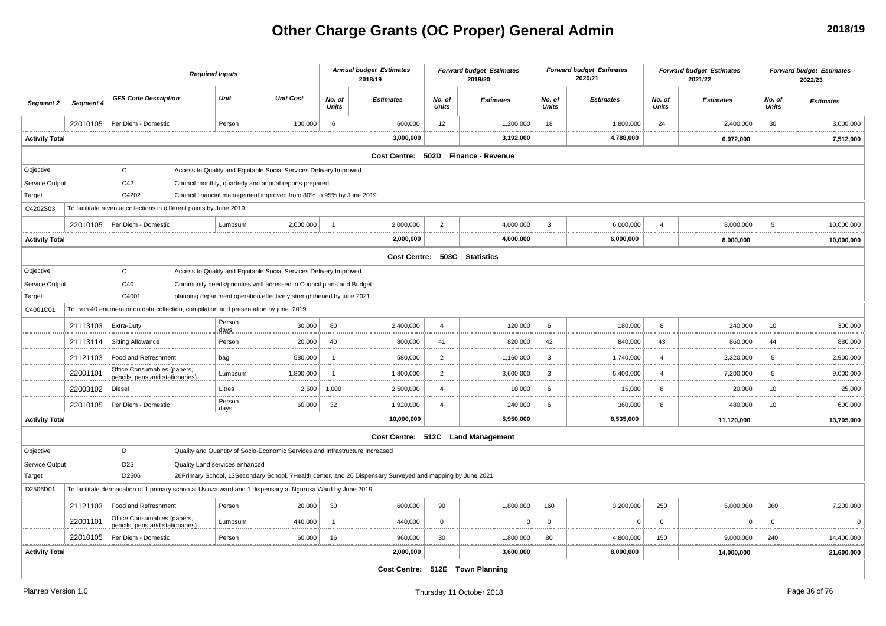# Other Charge Grants (OC Proper) General Admin

**2018/19**

| | | Required Inputs | | | Annual budget Estimates 2018/19 | | Forward budget Estimates 2019/20 | | Forward budget Estimates 2020/21 | | Forward budget Estimates 2021/22 | | Forward budget Estimates 2022/23 | |
|---|---|---|---|---|---|---|---|---|---|---|---|---|---|---|
| **Segment 2** | **Segment 4** | **GFS Code Description** | **Unit** | **Unit Cost** | **No. of Units** | **Estimates** | **No. of Units** | **Estimates** | **No. of Units** | **Estimates** | **No. of Units** | **Estimates** | **No. of Units** | **Estimates** |
| | 22010105 | Per Diem - Domestic | Person | 100,000 | 6 | 600,000 | 12 | 1,200,000 | 18 | 1,800,000 | 24 | 2,400,000 | 30 | 3,000,000 |
| **Activity Total** | | | | | | **3,000,000** | | **3,192,000** | | **4,788,000** | | **6,072,000** | | **7,512,000** |
| | | | | | | **Cost Centre: 502D Finance - Revenue** | | | | | | | | |
| Objective | | C | Access to Quality and Equitable Social Services Delivery Improved | | | | | | | | | | | |
| Service Output | | C42 | Council monthly, quarterly and annual reports prepared | | | | | | | | | | | |
| Target | | C4202 | Council financial management improved from 80% to 95% by June 2019 | | | | | | | | | | | |
| C4202S03 | To facilitate revenue collections in different points by June 2019 | | | | | | | | | | | | | |
| | 22010105 | Per Diem - Domestic | Lumpsum | 2,000,000 | 1 | 2,000,000 | 2 | 4,000,000 | 3 | 6,000,000 | 4 | 8,000,000 | 5 | 10,000,000 |
| **Activity Total** | | | | | | **2,000,000** | | **4,000,000** | | **6,000,000** | | **8,000,000** | | **10,000,000** |
| | | | | | | **Cost Centre: 503C Statistics** | | | | | | | | |
| Objective | | C | Access to Quality and Equitable Social Services Delivery Improved | | | | | | | | | | | |
| Service Output | | C40 | Community needs/priorities well adressed in Council plans and Budget | | | | | | | | | | | |
| Target | | C4001 | planning department operation effectively strenghthened by june 2021 | | | | | | | | | | | |
| C4001C01 | To train 40 enumerator on data collection, compilation and presentation by june 2019 | | | | | | | | | | | | | |
| | 21113103 | Extra-Duty | Person days | 30,000 | 80 | 2,400,000 | 4 | 120,000 | 6 | 180,000 | 8 | 240,000 | 10 | 300,000 |
| | 21113114 | Sitting Allowance | Person | 20,000 | 40 | 800,000 | 41 | 820,000 | 42 | 840,000 | 43 | 860,000 | 44 | 880,000 |
| | 21121103 | Food and Refreshment | bag | 580,000 | 1 | 580,000 | 2 | 1,160,000 | 3 | 1,740,000 | 4 | 2,320,000 | 5 | 2,900,000 |
| | 22001101 | Office Consumables (papers, pencils, pens and stationaries) | Lumpsum | 1,800,000 | 1 | 1,800,000 | 2 | 3,600,000 | 3 | 5,400,000 | 4 | 7,200,000 | 5 | 9,000,000 |
| | 22003102 | Diesel | Litres | 2,500 | 1,000 | 2,500,000 | 4 | 10,000 | 6 | 15,000 | 8 | 20,000 | 10 | 25,000 |
| | 22010105 | Per Diem - Domestic | Person days | 60,000 | 32 | 1,920,000 | 4 | 240,000 | 6 | 360,000 | 8 | 480,000 | 10 | 600,000 |
| **Activity Total** | | | | | | **10,000,000** | | **5,950,000** | | **8,535,000** | | **11,120,000** | | **13,705,000** |
| | | | | | | **Cost Centre: 512C Land Management** | | | | | | | | |
| Objective | | D | Quality and Quantity of Socio-Economic Services and Infrastructure Increased | | | | | | | | | | | |
| Service Output | | D25 | Quality Land services enhanced | | | | | | | | | | | |
| Target | | D2506 | 26Primary School, 13Secondary School, 7Health center, and 26 Dispensary Surveyed and mapping by June 2021 | | | | | | | | | | | |
| D2506D01 | To facilitate dermacation of 1 primary schoo at Uvinza ward and 1 dispensary at Nguruka Ward by June 2019 | | | | | | | | | | | | | |
| | 21121103 | Food and Refreshment | Person | 20,000 | 30 | 600,000 | 90 | 1,800,000 | 160 | 3,200,000 | 250 | 5,000,000 | 360 | 7,200,000 |
| | 22001101 | Office Consumables (papers, pencils, pens and stationaries) | Lumpsum | 440,000 | 1 | 440,000 | 0 | 0 | 0 | 0 | 0 | 0 | 0 | 0 |
| | 22010105 | Per Diem - Domestic | Person | 60,000 | 16 | 960,000 | 30 | 1,800,000 | 80 | 4,800,000 | 150 | 9,000,000 | 240 | 14,400,000 |
| **Activity Total** | | | | | | **2,000,000** | | **3,600,000** | | **8,000,000** | | **14,000,000** | | **21,600,000** |
| | | | | | | **Cost Centre: 512E Town Planning** | | | | | | | | |

Planrep Version 1.0 — Thursday 11 October 2018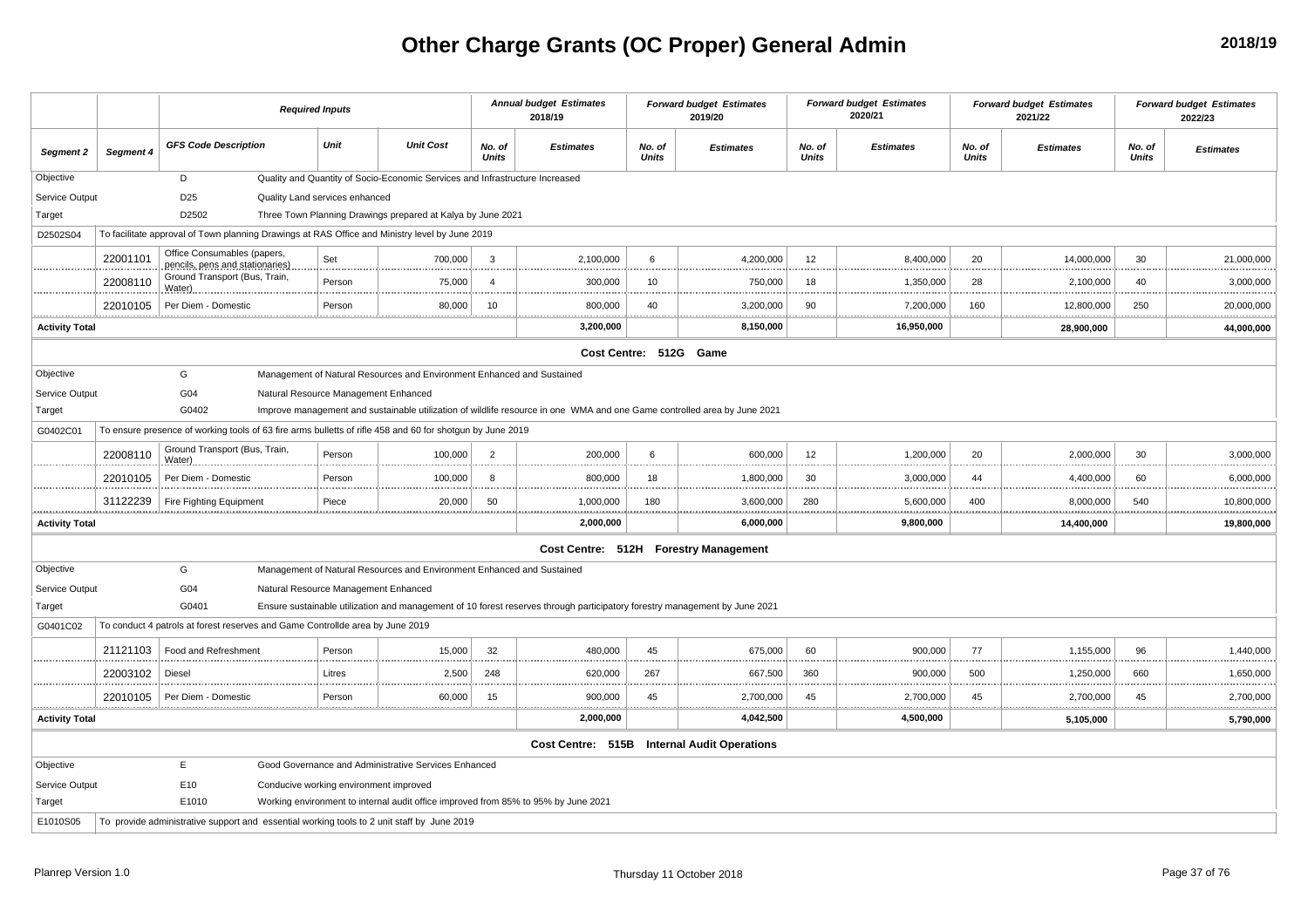# Other Charge Grants (OC Proper) General Admin

2018/19

| | | Required Inputs | | | Annual budget Estimates 2018/19 | | Forward budget Estimates 2019/20 | | Forward budget Estimates 2020/21 | | Forward budget Estimates 2021/22 | | Forward budget Estimates 2022/23 | |
|---|---|---|---|---|---|---|---|---|---|---|---|---|---|---|
| Segment 2 | Segment 4 | GFS Code Description | Unit | Unit Cost | No. of Units | Estimates | No. of Units | Estimates | No. of Units | Estimates | No. of Units | Estimates | No. of Units | Estimates |
| Objective | | D | Quality and Quantity of Socio-Economic Services and Infrastructure Increased | | | | | | | | | | | |
| Service Output | | D25 | Quality Land services enhanced | | | | | | | | | | | |
| Target | | D2502 | Three Town Planning Drawings prepared at Kalya by June 2021 | | | | | | | | | | | |
| D2502S04 | To facilitate approval of Town planning Drawings at RAS Office and Ministry level by June 2019 | | | | | | | | | | | | | |
| | 22001101 | Office Consumables (papers, pencils, pens and stationaries) | Set | 700,000 | 3 | 2,100,000 | 6 | 4,200,000 | 12 | 8,400,000 | 20 | 14,000,000 | 30 | 21,000,000 |
| | 22008110 | Ground Transport (Bus, Train, Water) | Person | 75,000 | 4 | 300,000 | 10 | 750,000 | 18 | 1,350,000 | 28 | 2,100,000 | 40 | 3,000,000 |
| | 22010105 | Per Diem - Domestic | Person | 80,000 | 10 | 800,000 | 40 | 3,200,000 | 90 | 7,200,000 | 160 | 12,800,000 | 250 | 20,000,000 |
| **Activity Total** | | | | | | **3,200,000** | | **8,150,000** | | **16,950,000** | | **28,900,000** | | **44,000,000** |
| | | | | | | **Cost Centre: 512G Game** | | | | | | | | |
| Objective | | G | Management of Natural Resources and Environment Enhanced and Sustained | | | | | | | | | | | |
| Service Output | | G04 | Natural Resource Management Enhanced | | | | | | | | | | | |
| Target | | G0402 | Improve management and sustainable utilization of wildlife resource in one WMA and one Game controlled area by June 2021 | | | | | | | | | | | |
| G0402C01 | To ensure presence of working tools of 63 fire arms bulletts of rifle 458 and 60 for shotgun by June 2019 | | | | | | | | | | | | | |
| | 22008110 | Ground Transport (Bus, Train, Water) | Person | 100,000 | 2 | 200,000 | 6 | 600,000 | 12 | 1,200,000 | 20 | 2,000,000 | 30 | 3,000,000 |
| | 22010105 | Per Diem - Domestic | Person | 100,000 | 8 | 800,000 | 18 | 1,800,000 | 30 | 3,000,000 | 44 | 4,400,000 | 60 | 6,000,000 |
| | 31122239 | Fire Fighting Equipment | Piece | 20,000 | 50 | 1,000,000 | 180 | 3,600,000 | 280 | 5,600,000 | 400 | 8,000,000 | 540 | 10,800,000 |
| **Activity Total** | | | | | | **2,000,000** | | **6,000,000** | | **9,800,000** | | **14,400,000** | | **19,800,000** |
| | | | | | | **Cost Centre: 512H Forestry Management** | | | | | | | | |
| Objective | | G | Management of Natural Resources and Environment Enhanced and Sustained | | | | | | | | | | | |
| Service Output | | G04 | Natural Resource Management Enhanced | | | | | | | | | | | |
| Target | | G0401 | Ensure sustainable utilization and management of 10 forest reserves through participatory forestry management by June 2021 | | | | | | | | | | | |
| G0401C02 | To conduct 4 patrols at forest reserves and Game Controllde area by June 2019 | | | | | | | | | | | | | |
| | 21121103 | Food and Refreshment | Person | 15,000 | 32 | 480,000 | 45 | 675,000 | 60 | 900,000 | 77 | 1,155,000 | 96 | 1,440,000 |
| | 22003102 | Diesel | Litres | 2,500 | 248 | 620,000 | 267 | 667,500 | 360 | 900,000 | 500 | 1,250,000 | 660 | 1,650,000 |
| | 22010105 | Per Diem - Domestic | Person | 60,000 | 15 | 900,000 | 45 | 2,700,000 | 45 | 2,700,000 | 45 | 2,700,000 | 45 | 2,700,000 |
| **Activity Total** | | | | | | **2,000,000** | | **4,042,500** | | **4,500,000** | | **5,105,000** | | **5,790,000** |
| | | | | | | **Cost Centre: 515B Internal Audit Operations** | | | | | | | | |
| Objective | | E | Good Governance and Administrative Services Enhanced | | | | | | | | | | | |
| Service Output | | E10 | Conducive working environment improved | | | | | | | | | | | |
| Target | | E1010 | Working environment to internal audit office improved from 85% to 95% by June 2021 | | | | | | | | | | | |
| E1010S05 | To provide administrative support and essential working tools to 2 unit staff by June 2019 | | | | | | | | | | | | | |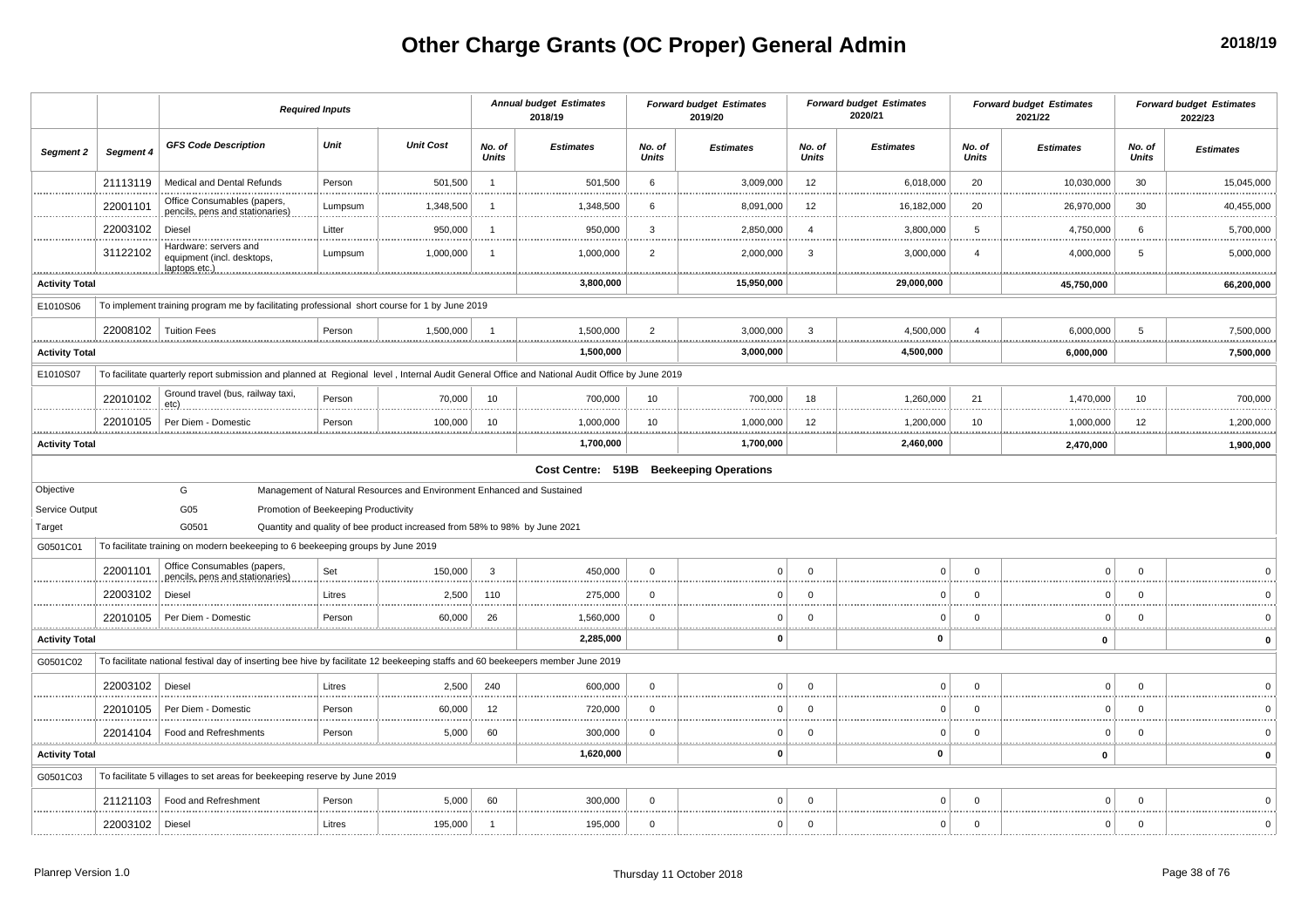# Other Charge Grants (OC Proper) General Admin

**2018/19**

| | | *Required Inputs* | | | *Annual budget Estimates 2018/19* | | *Forward budget Estimates 2019/20* | | *Forward budget Estimates 2020/21* | | *Forward budget Estimates 2021/22* | | *Forward budget Estimates 2022/23* | |
|---|---|---|---|---|---|---|---|---|---|---|---|---|---|---|
| *Segment 2* | *Segment 4* | *GFS Code Description* | *Unit* | *Unit Cost* | *No. of Units* | *Estimates* | *No. of Units* | *Estimates* | *No. of Units* | *Estimates* | *No. of Units* | *Estimates* | *No. of Units* | *Estimates* |
| | 21113119 | Medical and Dental Refunds | Person | 501,500 | 1 | 501,500 | 6 | 3,009,000 | 12 | 6,018,000 | 20 | 10,030,000 | 30 | 15,045,000 |
| | 22001101 | Office Consumables (papers, pencils, pens and stationaries) | Lumpsum | 1,348,500 | 1 | 1,348,500 | 6 | 8,091,000 | 12 | 16,182,000 | 20 | 26,970,000 | 30 | 40,455,000 |
| | 22003102 | Diesel | Litter | 950,000 | 1 | 950,000 | 3 | 2,850,000 | 4 | 3,800,000 | 5 | 4,750,000 | 6 | 5,700,000 |
| | 31122102 | Hardware: servers and equipment (incl. desktops, laptops etc.) | Lumpsum | 1,000,000 | 1 | 1,000,000 | 2 | 2,000,000 | 3 | 3,000,000 | 4 | 4,000,000 | 5 | 5,000,000 |
| **Activity Total** | | | | | | **3,800,000** | | **15,950,000** | | **29,000,000** | | **45,750,000** | | **66,200,000** |
| E1010S06 | To implement training program me by facilitating professional short course for 1 by June 2019 | | | | | | | | | | | | | |
| | 22008102 | Tuition Fees | Person | 1,500,000 | 1 | 1,500,000 | 2 | 3,000,000 | 3 | 4,500,000 | 4 | 6,000,000 | 5 | 7,500,000 |
| **Activity Total** | | | | | | **1,500,000** | | **3,000,000** | | **4,500,000** | | **6,000,000** | | **7,500,000** |
| E1010S07 | To facilitate quarterly report submission and planned at Regional level , Internal Audit General Office and National Audit Office by June 2019 | | | | | | | | | | | | | |
| | 22010102 | Ground travel (bus, railway taxi, etc) | Person | 70,000 | 10 | 700,000 | 10 | 700,000 | 18 | 1,260,000 | 21 | 1,470,000 | 10 | 700,000 |
| | 22010105 | Per Diem - Domestic | Person | 100,000 | 10 | 1,000,000 | 10 | 1,000,000 | 12 | 1,200,000 | 10 | 1,000,000 | 12 | 1,200,000 |
| **Activity Total** | | | | | | **1,700,000** | | **1,700,000** | | **2,460,000** | | **2,470,000** | | **1,900,000** |
| | | | | | | **Cost Centre: 519B** | **Beekeeping Operations** | | | | | | | |
| Objective | | G | Management of Natural Resources and Environment Enhanced and Sustained | | | | | | | | | | | |
| Service Output | | G05 | Promotion of Beekeeping Productivity | | | | | | | | | | | |
| Target | | G0501 | Quantity and quality of bee product increased from 58% to 98% by June 2021 | | | | | | | | | | | |
| G0501C01 | To facilitate training on modern beekeeping to 6 beekeeping groups by June 2019 | | | | | | | | | | | | | |
| | 22001101 | Office Consumables (papers, pencils, pens and stationaries) | Set | 150,000 | 3 | 450,000 | 0 | 0 | 0 | 0 | 0 | 0 | 0 | 0 |
| | 22003102 | Diesel | Litres | 2,500 | 110 | 275,000 | 0 | 0 | 0 | 0 | 0 | 0 | 0 | 0 |
| | 22010105 | Per Diem - Domestic | Person | 60,000 | 26 | 1,560,000 | 0 | 0 | 0 | 0 | 0 | 0 | 0 | 0 |
| **Activity Total** | | | | | | **2,285,000** | | **0** | | **0** | | **0** | | **0** |
| G0501C02 | To facilitate national festival day of inserting bee hive by facilitate 12 beekeeping staffs and 60 beekeepers member June 2019 | | | | | | | | | | | | | |
| | 22003102 | Diesel | Litres | 2,500 | 240 | 600,000 | 0 | 0 | 0 | 0 | 0 | 0 | 0 | 0 |
| | 22010105 | Per Diem - Domestic | Person | 60,000 | 12 | 720,000 | 0 | 0 | 0 | 0 | 0 | 0 | 0 | 0 |
| | 22014104 | Food and Refreshments | Person | 5,000 | 60 | 300,000 | 0 | 0 | 0 | 0 | 0 | 0 | 0 | 0 |
| **Activity Total** | | | | | | **1,620,000** | | **0** | | **0** | | **0** | | **0** |
| G0501C03 | To facilitate 5 villages to set areas for beekeeping reserve by June 2019 | | | | | | | | | | | | | |
| | 21121103 | Food and Refreshment | Person | 5,000 | 60 | 300,000 | 0 | 0 | 0 | 0 | 0 | 0 | 0 | 0 |
| | 22003102 | Diesel | Litres | 195,000 | 1 | 195,000 | 0 | 0 | 0 | 0 | 0 | 0 | 0 | 0 |

Planrep Version 1.0 — Thursday 11 October 2018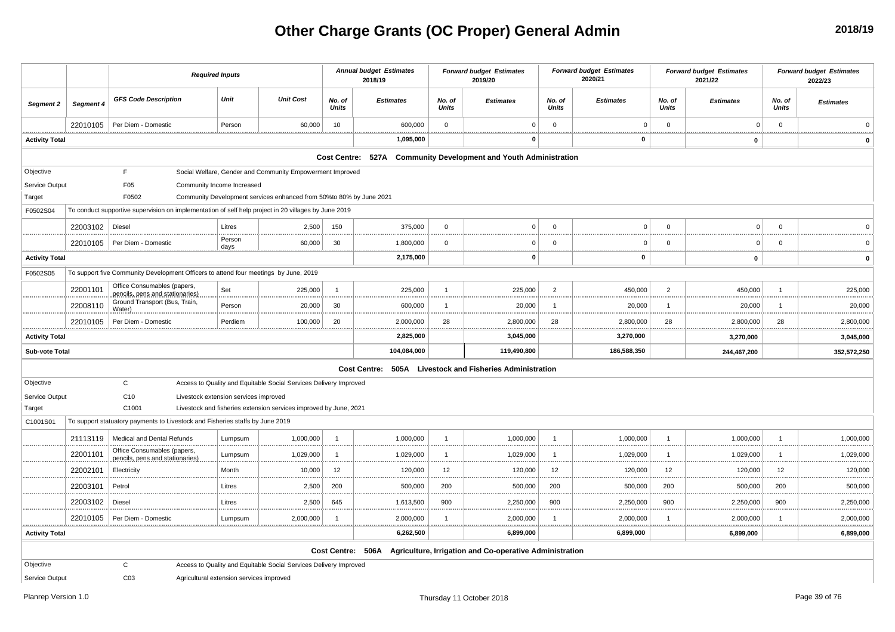# Other Charge Grants (OC Proper) General Admin

**2018/19**

| | | Required Inputs | | | Annual budget Estimates 2018/19 | | Forward budget Estimates 2019/20 | | Forward budget Estimates 2020/21 | | Forward budget Estimates 2021/22 | | Forward budget Estimates 2022/23 | |
|---|---|---|---|---|---|---|---|---|---|---|---|---|---|---|
| Segment 2 | Segment 4 | GFS Code Description | Unit | Unit Cost | No. of Units | Estimates | No. of Units | Estimates | No. of Units | Estimates | No. of Units | Estimates | No. of Units | Estimates |
| | 22010105 | Per Diem - Domestic | Person | 60,000 | 10 | 600,000 | 0 | 0 | 0 | 0 | 0 | 0 | 0 | 0 |
| **Activity Total** | | | | | | **1,095,000** | | **0** | | **0** | | **0** | | **0** |
| **Cost Centre: 527A Community Development and Youth Administration** | | | | | | | | | | | | | | |
| Objective | | F | Social Welfare, Gender and Community Empowerment Improved | | | | | | | | | | | |
| Service Output | | F05 | Community Income Increased | | | | | | | | | | | |
| Target | | F0502 | Community Development services enhanced from 50%to 80% by June 2021 | | | | | | | | | | | |
| F0502S04 | To conduct supportive supervision on implementation of self help project in 20 villages by June 2019 | | | | | | | | | | | | | |
| | 22003102 | Diesel | Litres | 2,500 | 150 | 375,000 | 0 | 0 | 0 | 0 | 0 | 0 | 0 | 0 |
| | 22010105 | Per Diem - Domestic | Person days | 60,000 | 30 | 1,800,000 | 0 | 0 | 0 | 0 | 0 | 0 | 0 | 0 |
| **Activity Total** | | | | | | **2,175,000** | | **0** | | **0** | | **0** | | **0** |
| F0502S05 | To support five Community Development Officers to attend four meetings by June, 2019 | | | | | | | | | | | | | |
| | 22001101 | Office Consumables (papers, pencils, pens and stationaries) | Set | 225,000 | 1 | 225,000 | 1 | 225,000 | 2 | 450,000 | 2 | 450,000 | 1 | 225,000 |
| | 22008110 | Ground Transport (Bus, Train, Water) | Person | 20,000 | 30 | 600,000 | 1 | 20,000 | 1 | 20,000 | 1 | 20,000 | 1 | 20,000 |
| | 22010105 | Per Diem - Domestic | Perdiem | 100,000 | 20 | 2,000,000 | 28 | 2,800,000 | 28 | 2,800,000 | 28 | 2,800,000 | 28 | 2,800,000 |
| **Activity Total** | | | | | | **2,825,000** | | **3,045,000** | | **3,270,000** | | **3,270,000** | | **3,045,000** |
| **Sub-vote Total** | | | | | | **104,084,000** | | **119,490,800** | | **186,588,350** | | **244,467,200** | | **352,572,250** |
| **Cost Centre: 505A Livestock and Fisheries Administration** | | | | | | | | | | | | | | |
| Objective | | C | Access to Quality and Equitable Social Services Delivery Improved | | | | | | | | | | | |
| Service Output | | C10 | Livestock extension services improved | | | | | | | | | | | |
| Target | | C1001 | Livestock and fisheries extension services improved by June, 2021 | | | | | | | | | | | |
| C1001S01 | To support statuatory payments to Livestock and Fisheries staffs by June 2019 | | | | | | | | | | | | | |
| | 21113119 | Medical and Dental Refunds | Lumpsum | 1,000,000 | 1 | 1,000,000 | 1 | 1,000,000 | 1 | 1,000,000 | 1 | 1,000,000 | 1 | 1,000,000 |
| | 22001101 | Office Consumables (papers, pencils, pens and stationaries) | Lumpsum | 1,029,000 | 1 | 1,029,000 | 1 | 1,029,000 | 1 | 1,029,000 | 1 | 1,029,000 | 1 | 1,029,000 |
| | 22002101 | Electricity | Month | 10,000 | 12 | 120,000 | 12 | 120,000 | 12 | 120,000 | 12 | 120,000 | 12 | 120,000 |
| | 22003101 | Petrol | Litres | 2,500 | 200 | 500,000 | 200 | 500,000 | 200 | 500,000 | 200 | 500,000 | 200 | 500,000 |
| | 22003102 | Diesel | Litres | 2,500 | 645 | 1,613,500 | 900 | 2,250,000 | 900 | 2,250,000 | 900 | 2,250,000 | 900 | 2,250,000 |
| | 22010105 | Per Diem - Domestic | Lumpsum | 2,000,000 | 1 | 2,000,000 | 1 | 2,000,000 | 1 | 2,000,000 | 1 | 2,000,000 | 1 | 2,000,000 |
| **Activity Total** | | | | | | **6,262,500** | | **6,899,000** | | **6,899,000** | | **6,899,000** | | **6,899,000** |
| **Cost Centre: 506A Agriculture, Irrigation and Co-operative Administration** | | | | | | | | | | | | | | |
| Objective | | C | Access to Quality and Equitable Social Services Delivery Improved | | | | | | | | | | | |
| Service Output | | C03 | Agricultural extension services improved | | | | | | | | | | | |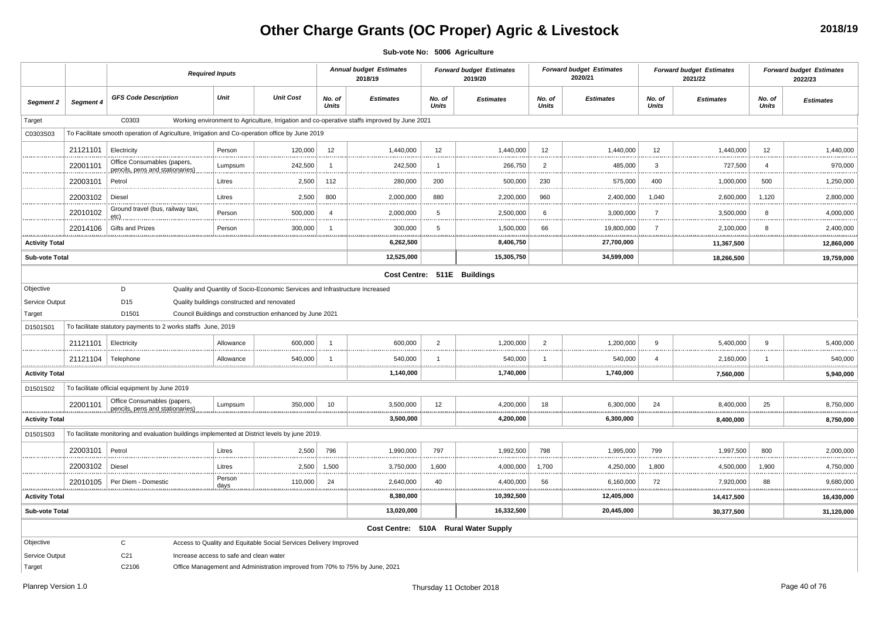# Other Charge Grants (OC Proper) Agric & Livestock

**2018/19**

**Sub-vote No: 5006 Agriculture**

| | | *Required Inputs* | | | *Annual budget Estimates 2018/19* | | *Forward budget Estimates 2019/20* | | *Forward budget Estimates 2020/21* | | *Forward budget Estimates 2021/22* | | *Forward budget Estimates 2022/23* | |
|---|---|---|---|---|---|---|---|---|---|---|---|---|---|---|
| ***Segment 2*** | ***Segment 4*** | ***GFS Code Description*** | ***Unit*** | ***Unit Cost*** | ***No. of Units*** | ***Estimates*** | ***No. of Units*** | ***Estimates*** | ***No. of Units*** | ***Estimates*** | ***No. of Units*** | ***Estimates*** | ***No. of Units*** | ***Estimates*** |
| Target | | C0303 | Working environment to Agriculture, Irrigation and co-operative staffs improved by June 2021 | | | | | | | | | | | |
| C0303S03 | To Facilitate smooth operation of Agriculture, Irrigation and Co-operation office by June 2019 | | | | | | | | | | | | | |
| | 21121101 | Electricity | Person | 120,000 | 12 | 1,440,000 | 12 | 1,440,000 | 12 | 1,440,000 | 12 | 1,440,000 | 12 | 1,440,000 |
| | 22001101 | Office Consumables (papers, pencils, pens and stationaries) | Lumpsum | 242,500 | 1 | 242,500 | 1 | 266,750 | 2 | 485,000 | 3 | 727,500 | 4 | 970,000 |
| | 22003101 | Petrol | Litres | 2,500 | 112 | 280,000 | 200 | 500,000 | 230 | 575,000 | 400 | 1,000,000 | 500 | 1,250,000 |
| | 22003102 | Diesel | Litres | 2,500 | 800 | 2,000,000 | 880 | 2,200,000 | 960 | 2,400,000 | 1,040 | 2,600,000 | 1,120 | 2,800,000 |
| | 22010102 | Ground travel (bus, railway taxi, etc) | Person | 500,000 | 4 | 2,000,000 | 5 | 2,500,000 | 6 | 3,000,000 | 7 | 3,500,000 | 8 | 4,000,000 |
| | 22014106 | Gifts and Prizes | Person | 300,000 | 1 | 300,000 | 5 | 1,500,000 | 66 | 19,800,000 | 7 | 2,100,000 | 8 | 2,400,000 |
| **Activity Total** | | | | | | **6,262,500** | | **8,406,750** | | **27,700,000** | | **11,367,500** | | **12,860,000** |
| **Sub-vote Total** | | | | | | **12,525,000** | | **15,305,750** | | **34,599,000** | | **18,266,500** | | **19,759,000** |
| | | | | | | **Cost Centre: 511E Buildings** | | | | | | | | |
| Objective | | D | Quality and Quantity of Socio-Economic Services and Infrastructure Increased | | | | | | | | | | | |
| Service Output | | D15 | Quality buildings constructed and renovated | | | | | | | | | | | |
| Target | | D1501 | Council Buildings and construction enhanced by June 2021 | | | | | | | | | | | |
| D1501S01 | To facilitate statutory payments to 2 works staffs June, 2019 | | | | | | | | | | | | | |
| | 21121101 | Electricity | Allowance | 600,000 | 1 | 600,000 | 2 | 1,200,000 | 2 | 1,200,000 | 9 | 5,400,000 | 9 | 5,400,000 |
| | 21121104 | Telephone | Allowance | 540,000 | 1 | 540,000 | 1 | 540,000 | 1 | 540,000 | 4 | 2,160,000 | 1 | 540,000 |
| **Activity Total** | | | | | | **1,140,000** | | **1,740,000** | | **1,740,000** | | **7,560,000** | | **5,940,000** |
| D1501S02 | To facilitate official equipment by June 2019 | | | | | | | | | | | | | |
| | 22001101 | Office Consumables (papers, pencils, pens and stationaries) | Lumpsum | 350,000 | 10 | 3,500,000 | 12 | 4,200,000 | 18 | 6,300,000 | 24 | 8,400,000 | 25 | 8,750,000 |
| **Activity Total** | | | | | | **3,500,000** | | **4,200,000** | | **6,300,000** | | **8,400,000** | | **8,750,000** |
| D1501S03 | To facilitate monitoring and evaluation buildings implemented at District levels by june 2019. | | | | | | | | | | | | | |
| | 22003101 | Petrol | Litres | 2,500 | 796 | 1,990,000 | 797 | 1,992,500 | 798 | 1,995,000 | 799 | 1,997,500 | 800 | 2,000,000 |
| | 22003102 | Diesel | Litres | 2,500 | 1,500 | 3,750,000 | 1,600 | 4,000,000 | 1,700 | 4,250,000 | 1,800 | 4,500,000 | 1,900 | 4,750,000 |
| | 22010105 | Per Diem - Domestic | Person days | 110,000 | 24 | 2,640,000 | 40 | 4,400,000 | 56 | 6,160,000 | 72 | 7,920,000 | 88 | 9,680,000 |
| **Activity Total** | | | | | | **8,380,000** | | **10,392,500** | | **12,405,000** | | **14,417,500** | | **16,430,000** |
| **Sub-vote Total** | | | | | | **13,020,000** | | **16,332,500** | | **20,445,000** | | **30,377,500** | | **31,120,000** |
| | | | | | | **Cost Centre: 510A Rural Water Supply** | | | | | | | | |
| Objective | | C | Access to Quality and Equitable Social Services Delivery Improved | | | | | | | | | | | |
| Service Output | | C21 | Increase access to safe and clean water | | | | | | | | | | | |
| Target | | C2106 | Office Management and Administration improved from 70% to 75% by June, 2021 | | | | | | | | | | | |

Planrep Version 1.0 — Thursday 11 October 2018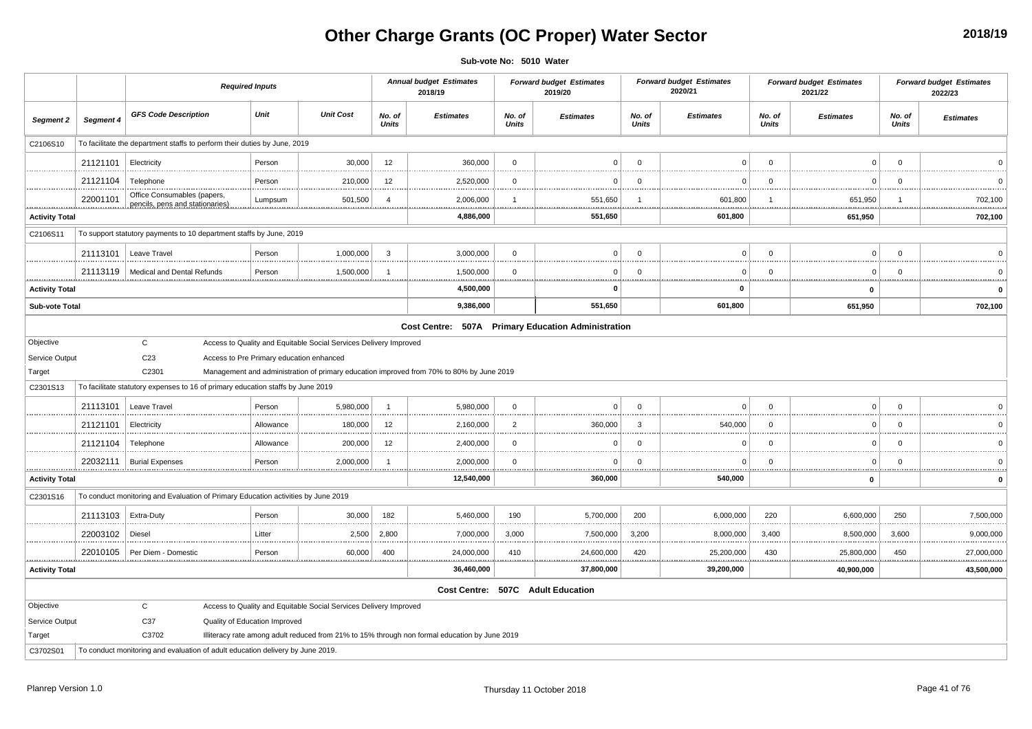# Other Charge Grants (OC Proper) Water Sector

**2018/19**

**Sub-vote No: 5010 Water**

| | | *Required Inputs* | | | *Annual budget Estimates 2018/19* | | *Forward budget Estimates 2019/20* | | *Forward budget Estimates 2020/21* | | *Forward budget Estimates 2021/22* | | *Forward budget Estimates 2022/23* | |
|---|---|---|---|---|---|---|---|---|---|---|---|---|---|---|
| ***Segment 2*** | ***Segment 4*** | ***GFS Code Description*** | ***Unit*** | ***Unit Cost*** | ***No. of Units*** | ***Estimates*** | ***No. of Units*** | ***Estimates*** | ***No. of Units*** | ***Estimates*** | ***No. of Units*** | ***Estimates*** | ***No. of Units*** | ***Estimates*** |
| C2106S10 | To facilitate the department staffs to perform their duties by June, 2019 | | | | | | | | | | | | | |
| | 21121101 | Electricity | Person | 30,000 | 12 | 360,000 | 0 | 0 | 0 | 0 | 0 | 0 | 0 | 0 |
| | 21121104 | Telephone | Person | 210,000 | 12 | 2,520,000 | 0 | 0 | 0 | 0 | 0 | 0 | 0 | 0 |
| | 22001101 | Office Consumables (papers, pencils, pens and stationaries) | Lumpsum | 501,500 | 4 | 2,006,000 | 1 | 551,650 | 1 | 601,800 | 1 | 651,950 | 1 | 702,100 |
| **Activity Total** | | | | | | **4,886,000** | | **551,650** | | **601,800** | | **651,950** | | **702,100** |
| C2106S11 | To support statutory payments to 10 department staffs by June, 2019 | | | | | | | | | | | | | |
| | 21113101 | Leave Travel | Person | 1,000,000 | 3 | 3,000,000 | 0 | 0 | 0 | 0 | 0 | 0 | 0 | 0 |
| | 21113119 | Medical and Dental Refunds | Person | 1,500,000 | 1 | 1,500,000 | 0 | 0 | 0 | 0 | 0 | 0 | 0 | 0 |
| **Activity Total** | | | | | | **4,500,000** | | **0** | | **0** | | **0** | | **0** |
| **Sub-vote Total** | | | | | | **9,386,000** | | **551,650** | | **601,800** | | **651,950** | | **702,100** |
| | | | | | | **Cost Centre: 507A Primary Education Administration** | | | | | | | | |
| Objective | | C | Access to Quality and Equitable Social Services Delivery Improved | | | | | | | | | | | |
| Service Output | | C23 | Access to Pre Primary education enhanced | | | | | | | | | | | |
| Target | | C2301 | Management and administration of primary education improved from 70% to 80% by June 2019 | | | | | | | | | | | |
| C2301S13 | To facilitate statutory expenses to 16 of primary education staffs by June 2019 | | | | | | | | | | | | | |
| | 21113101 | Leave Travel | Person | 5,980,000 | 1 | 5,980,000 | 0 | 0 | 0 | 0 | 0 | 0 | 0 | 0 |
| | 21121101 | Electricity | Allowance | 180,000 | 12 | 2,160,000 | 2 | 360,000 | 3 | 540,000 | 0 | 0 | 0 | 0 |
| | 21121104 | Telephone | Allowance | 200,000 | 12 | 2,400,000 | 0 | 0 | 0 | 0 | 0 | 0 | 0 | 0 |
| | 22032111 | Burial Expenses | Person | 2,000,000 | 1 | 2,000,000 | 0 | 0 | 0 | 0 | 0 | 0 | 0 | 0 |
| **Activity Total** | | | | | | **12,540,000** | | **360,000** | | **540,000** | | **0** | | **0** |
| C2301S16 | To conduct monitoring and Evaluation of Primary Education activities by June 2019 | | | | | | | | | | | | | |
| | 21113103 | Extra-Duty | Person | 30,000 | 182 | 5,460,000 | 190 | 5,700,000 | 200 | 6,000,000 | 220 | 6,600,000 | 250 | 7,500,000 |
| | 22003102 | Diesel | Litter | 2,500 | 2,800 | 7,000,000 | 3,000 | 7,500,000 | 3,200 | 8,000,000 | 3,400 | 8,500,000 | 3,600 | 9,000,000 |
| | 22010105 | Per Diem - Domestic | Person | 60,000 | 400 | 24,000,000 | 410 | 24,600,000 | 420 | 25,200,000 | 430 | 25,800,000 | 450 | 27,000,000 |
| **Activity Total** | | | | | | **36,460,000** | | **37,800,000** | | **39,200,000** | | **40,900,000** | | **43,500,000** |
| | | | | | | **Cost Centre: 507C Adult Education** | | | | | | | | |
| Objective | | C | Access to Quality and Equitable Social Services Delivery Improved | | | | | | | | | | | |
| Service Output | | C37 | Quality of Education Improved | | | | | | | | | | | |
| Target | | C3702 | Illiteracy rate among adult reduced from 21% to 15% through non formal education by June 2019 | | | | | | | | | | | |
| C3702S01 | To conduct monitoring and evaluation of adult education delivery by June 2019. | | | | | | | | | | | | | |

Planrep Version 1.0 | Thursday 11 October 2018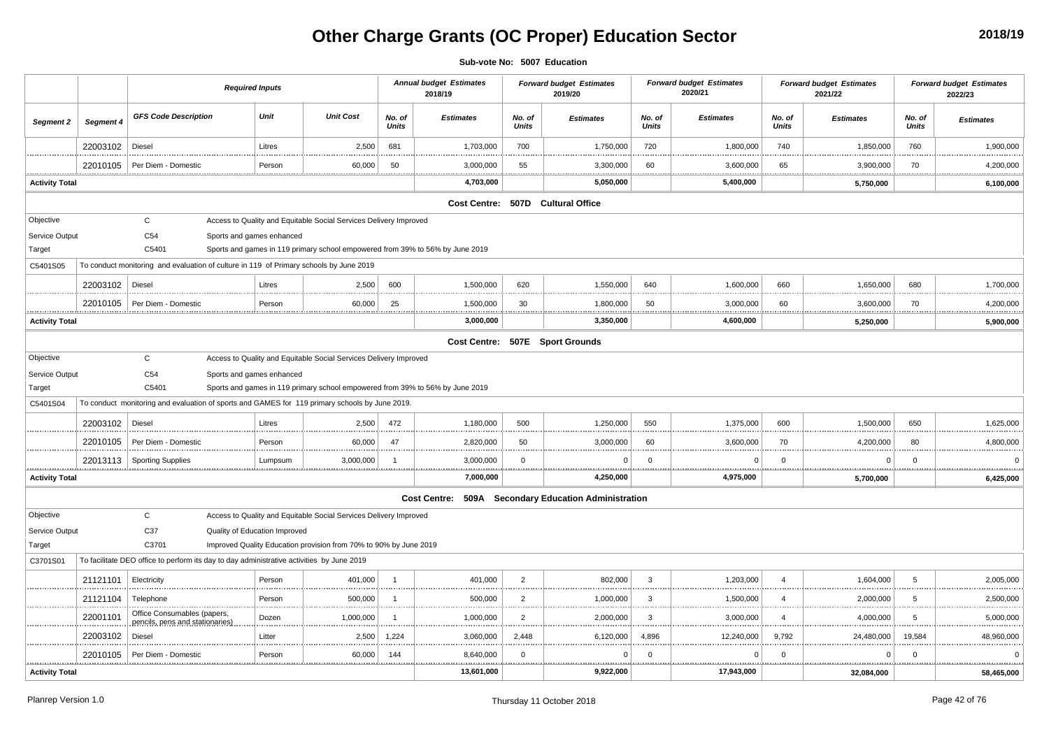# Other Charge Grants (OC Proper) Education Sector

2018/19

**Sub-vote No: 5007 Education**

| Segment 2 | Segment 4 | GFS Code Description | Unit | Unit Cost | Annual budget Estimates 2018/19 No. of Units | Annual budget Estimates 2018/19 Estimates | Forward budget Estimates 2019/20 No. of Units | Forward budget Estimates 2019/20 Estimates | Forward budget Estimates 2020/21 No. of Units | Forward budget Estimates 2020/21 Estimates | Forward budget Estimates 2021/22 No. of Units | Forward budget Estimates 2021/22 Estimates | Forward budget Estimates 2022/23 No. of Units | Forward budget Estimates 2022/23 Estimates |
|---|---|---|---|---|---|---|---|---|---|---|---|---|---|---|
| | 22003102 | Diesel | Litres | 2,500 | 681 | 1,703,000 | 700 | 1,750,000 | 720 | 1,800,000 | 740 | 1,850,000 | 760 | 1,900,000 |
| | 22010105 | Per Diem - Domestic | Person | 60,000 | 50 | 3,000,000 | 55 | 3,300,000 | 60 | 3,600,000 | 65 | 3,900,000 | 70 | 4,200,000 |
| **Activity Total** | | | | | | **4,703,000** | | **5,050,000** | | **5,400,000** | | **5,750,000** | | **6,100,000** |
| | | | | | | **Cost Centre: 507D Cultural Office** | | | | | | | | |
| Objective | | C | Access to Quality and Equitable Social Services Delivery Improved | | | | | | | | | | | |
| Service Output | | C54 | Sports and games enhanced | | | | | | | | | | | |
| Target | | C5401 | Sports and games in 119 primary school empowered from 39% to 56% by June 2019 | | | | | | | | | | | |
| C5401S05 | To conduct monitoring and evaluation of culture in 119 of Primary schools by June 2019 | | | | | | | | | | | | | |
| | 22003102 | Diesel | Litres | 2,500 | 600 | 1,500,000 | 620 | 1,550,000 | 640 | 1,600,000 | 660 | 1,650,000 | 680 | 1,700,000 |
| | 22010105 | Per Diem - Domestic | Person | 60,000 | 25 | 1,500,000 | 30 | 1,800,000 | 50 | 3,000,000 | 60 | 3,600,000 | 70 | 4,200,000 |
| **Activity Total** | | | | | | **3,000,000** | | **3,350,000** | | **4,600,000** | | **5,250,000** | | **5,900,000** |
| | | | | | | **Cost Centre: 507E Sport Grounds** | | | | | | | | |
| Objective | | C | Access to Quality and Equitable Social Services Delivery Improved | | | | | | | | | | | |
| Service Output | | C54 | Sports and games enhanced | | | | | | | | | | | |
| Target | | C5401 | Sports and games in 119 primary school empowered from 39% to 56% by June 2019 | | | | | | | | | | | |
| C5401S04 | To conduct monitoring and evaluation of sports and GAMES for 119 primary schools by June 2019. | | | | | | | | | | | | | |
| | 22003102 | Diesel | Litres | 2,500 | 472 | 1,180,000 | 500 | 1,250,000 | 550 | 1,375,000 | 600 | 1,500,000 | 650 | 1,625,000 |
| | 22010105 | Per Diem - Domestic | Person | 60,000 | 47 | 2,820,000 | 50 | 3,000,000 | 60 | 3,600,000 | 70 | 4,200,000 | 80 | 4,800,000 |
| | 22013113 | Sporting Supplies | Lumpsum | 3,000,000 | 1 | 3,000,000 | 0 | 0 | 0 | 0 | 0 | 0 | 0 | 0 |
| **Activity Total** | | | | | | **7,000,000** | | **4,250,000** | | **4,975,000** | | **5,700,000** | | **6,425,000** |
| | | | | | | **Cost Centre: 509A Secondary Education Administration** | | | | | | | | |
| Objective | | C | Access to Quality and Equitable Social Services Delivery Improved | | | | | | | | | | | |
| Service Output | | C37 | Quality of Education Improved | | | | | | | | | | | |
| Target | | C3701 | Improved Quality Education provision from 70% to 90% by June 2019 | | | | | | | | | | | |
| C3701S01 | To facilitate DEO office to perform its day to day administrative activities by June 2019 | | | | | | | | | | | | | |
| | 21121101 | Electricity | Person | 401,000 | 1 | 401,000 | 2 | 802,000 | 3 | 1,203,000 | 4 | 1,604,000 | 5 | 2,005,000 |
| | 21121104 | Telephone | Person | 500,000 | 1 | 500,000 | 2 | 1,000,000 | 3 | 1,500,000 | 4 | 2,000,000 | 5 | 2,500,000 |
| | 22001101 | Office Consumables (papers, pencils, pens and stationaries) | Dozen | 1,000,000 | 1 | 1,000,000 | 2 | 2,000,000 | 3 | 3,000,000 | 4 | 4,000,000 | 5 | 5,000,000 |
| | 22003102 | Diesel | Litter | 2,500 | 1,224 | 3,060,000 | 2,448 | 6,120,000 | 4,896 | 12,240,000 | 9,792 | 24,480,000 | 19,584 | 48,960,000 |
| | 22010105 | Per Diem - Domestic | Person | 60,000 | 144 | 8,640,000 | 0 | 0 | 0 | 0 | 0 | 0 | 0 | 0 |
| **Activity Total** | | | | | | **13,601,000** | | **9,922,000** | | **17,943,000** | | **32,084,000** | | **58,465,000** |

Planrep Version 1.0 — Thursday 11 October 2018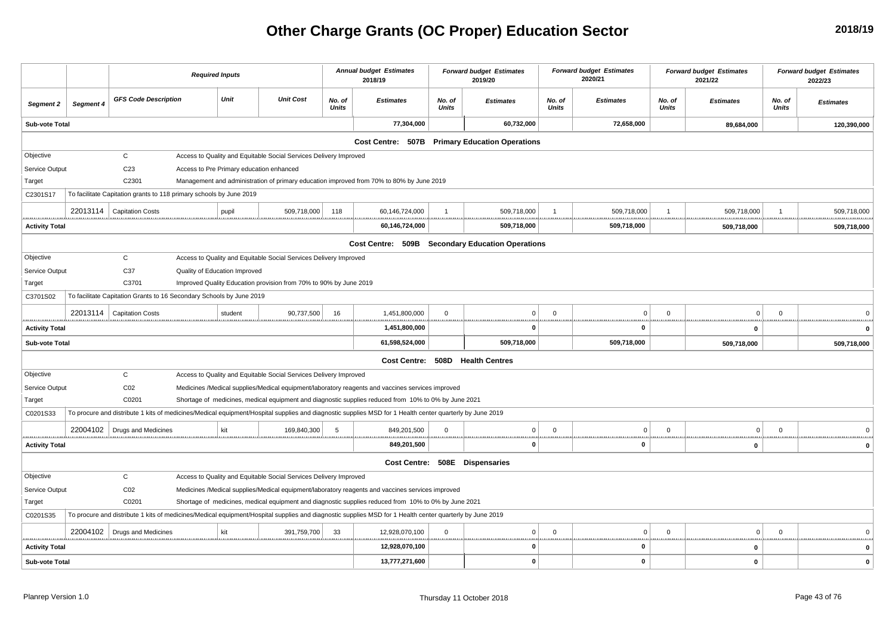# Other Charge Grants (OC Proper) Education Sector

2018/19

| | | Required Inputs | | | Annual budget Estimates 2018/19 | | Forward budget Estimates 2019/20 | | Forward budget Estimates 2020/21 | | Forward budget Estimates 2021/22 | | Forward budget Estimates 2022/23 | |
|---|---|---|---|---|---|---|---|---|---|---|---|---|---|---|
| *Segment 2* | *Segment 4* | *GFS Code Description* | *Unit* | *Unit Cost* | *No. of Units* | *Estimates* | *No. of Units* | *Estimates* | *No. of Units* | *Estimates* | *No. of Units* | *Estimates* | *No. of Units* | *Estimates* |
| **Sub-vote Total** | | | | | | **77,304,000** | | **60,732,000** | | **72,658,000** | | **89,684,000** | | **120,390,000** |
| | | | | | | **Cost Centre: 507B Primary Education Operations** | | | | | | | | |
| Objective | | C | Access to Quality and Equitable Social Services Delivery Improved | | | | | | | | | | | |
| Service Output | | C23 | Access to Pre Primary education enhanced | | | | | | | | | | | |
| Target | | C2301 | Management and administration of primary education improved from 70% to 80% by June 2019 | | | | | | | | | | | |
| C2301S17 | To facilitate Capitation grants to 118 primary schools by June 2019 | | | | | | | | | | | | | |
| | 22013114 | Capitation Costs | pupil | 509,718,000 | 118 | 60,146,724,000 | 1 | 509,718,000 | 1 | 509,718,000 | 1 | 509,718,000 | 1 | 509,718,000 |
| **Activity Total** | | | | | | **60,146,724,000** | | **509,718,000** | | **509,718,000** | | **509,718,000** | | **509,718,000** |
| | | | | | | **Cost Centre: 509B Secondary Education Operations** | | | | | | | | |
| Objective | | C | Access to Quality and Equitable Social Services Delivery Improved | | | | | | | | | | | |
| Service Output | | C37 | Quality of Education Improved | | | | | | | | | | | |
| Target | | C3701 | Improved Quality Education provision from 70% to 90% by June 2019 | | | | | | | | | | | |
| C3701S02 | To facilitate Capitation Grants to 16 Secondary Schools by June 2019 | | | | | | | | | | | | | |
| | 22013114 | Capitation Costs | student | 90,737,500 | 16 | 1,451,800,000 | 0 | 0 | 0 | 0 | 0 | 0 | 0 | 0 |
| **Activity Total** | | | | | | **1,451,800,000** | | **0** | | **0** | | **0** | | **0** |
| **Sub-vote Total** | | | | | | **61,598,524,000** | | **509,718,000** | | **509,718,000** | | **509,718,000** | | **509,718,000** |
| | | | | | | **Cost Centre: 508D Health Centres** | | | | | | | | |
| Objective | | C | Access to Quality and Equitable Social Services Delivery Improved | | | | | | | | | | | |
| Service Output | | C02 | Medicines /Medical supplies/Medical equipment/laboratory reagents and vaccines services improved | | | | | | | | | | | |
| Target | | C0201 | Shortage of medicines, medical equipment and diagnostic supplies reduced from 10% to 0% by June 2021 | | | | | | | | | | | |
| C0201S33 | To procure and distribute 1 kits of medicines/Medical equipment/Hospital supplies and diagnostic supplies MSD for 1 Health center quarterly by June 2019 | | | | | | | | | | | | | |
| | 22004102 | Drugs and Medicines | kit | 169,840,300 | 5 | 849,201,500 | 0 | 0 | 0 | 0 | 0 | 0 | 0 | 0 |
| **Activity Total** | | | | | | **849,201,500** | | **0** | | **0** | | **0** | | **0** |
| | | | | | | **Cost Centre: 508E Dispensaries** | | | | | | | | |
| Objective | | C | Access to Quality and Equitable Social Services Delivery Improved | | | | | | | | | | | |
| Service Output | | C02 | Medicines /Medical supplies/Medical equipment/laboratory reagents and vaccines services improved | | | | | | | | | | | |
| Target | | C0201 | Shortage of medicines, medical equipment and diagnostic supplies reduced from 10% to 0% by June 2021 | | | | | | | | | | | |
| C0201S35 | To procure and distribute 1 kits of medicines/Medical equipment/Hospital supplies and diagnostic supplies MSD for 1 Health center quarterly by June 2019 | | | | | | | | | | | | | |
| | 22004102 | Drugs and Medicines | kit | 391,759,700 | 33 | 12,928,070,100 | 0 | 0 | 0 | 0 | 0 | 0 | 0 | 0 |
| **Activity Total** | | | | | | **12,928,070,100** | | **0** | | **0** | | **0** | | **0** |
| **Sub-vote Total** | | | | | | **13,777,271,600** | | **0** | | **0** | | **0** | | **0** |

Planrep Version 1.0 — Thursday 11 October 2018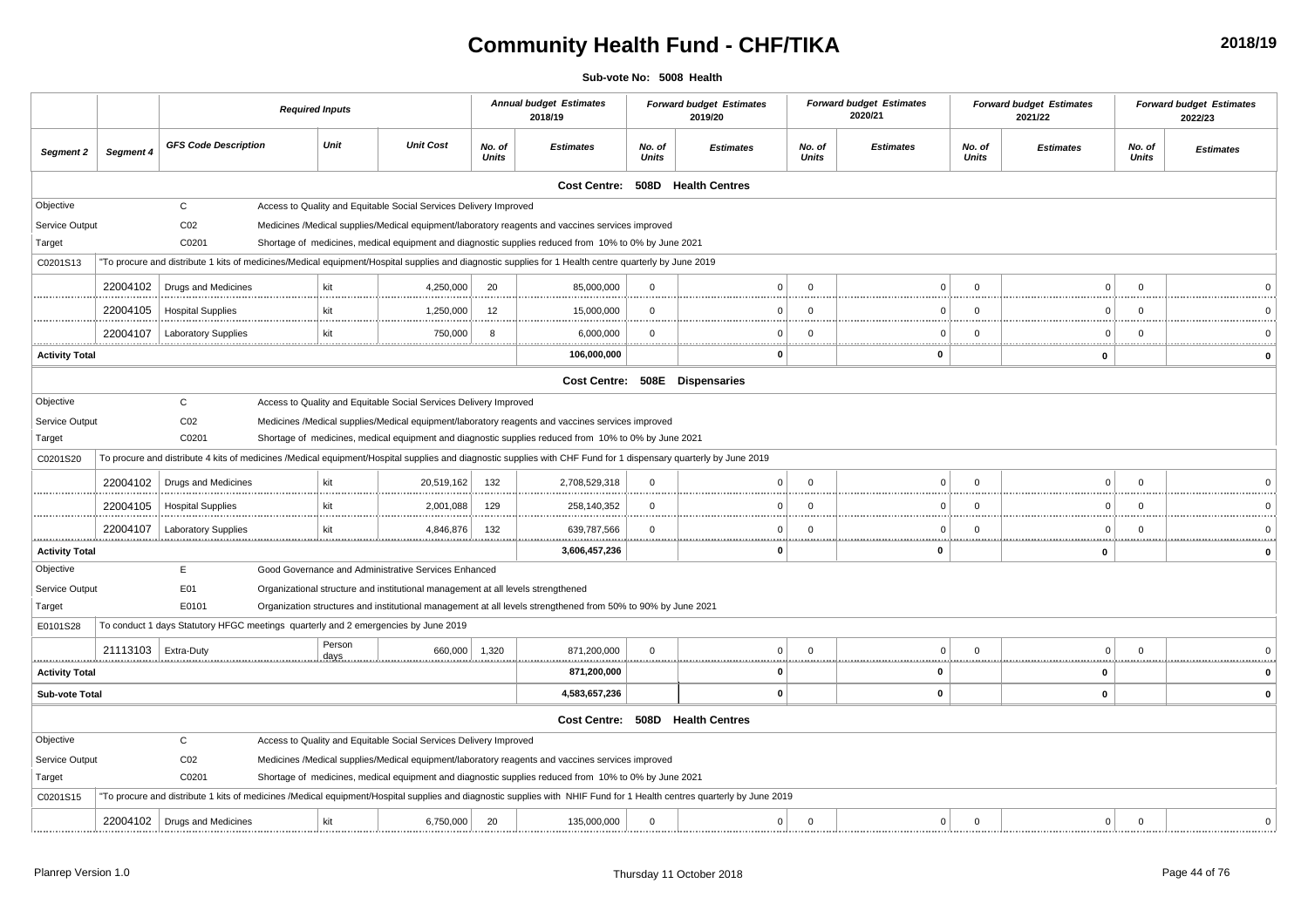# Community Health Fund - CHF/TIKA

**2018/19**

**Sub-vote No: 5008 Health**

| | | Required Inputs | | | Annual budget Estimates 2018/19 | | Forward budget Estimates 2019/20 | | Forward budget Estimates 2020/21 | | Forward budget Estimates 2021/22 | | Forward budget Estimates 2022/23 | |
|---|---|---|---|---|---|---|---|---|---|---|---|---|---|---|
| **Segment 2** | **Segment 4** | **GFS Code Description** | **Unit** | **Unit Cost** | **No. of Units** | **Estimates** | **No. of Units** | **Estimates** | **No. of Units** | **Estimates** | **No. of Units** | **Estimates** | **No. of Units** | **Estimates** |
| | | | | | | **Cost Centre: 508D Health Centres** | | | | | | | | |
| Objective | | C | Access to Quality and Equitable Social Services Delivery Improved | | | | | | | | | | | |
| Service Output | | C02 | Medicines /Medical supplies/Medical equipment/laboratory reagents and vaccines services improved | | | | | | | | | | | |
| Target | | C0201 | Shortage of medicines, medical equipment and diagnostic supplies reduced from 10% to 0% by June 2021 | | | | | | | | | | | |
| C0201S13 | "To procure and distribute 1 kits of medicines/Medical equipment/Hospital supplies and diagnostic supplies for 1 Health centre quarterly by June 2019 | | | | | | | | | | | | | |
| | 22004102 | Drugs and Medicines | kit | 4,250,000 | 20 | 85,000,000 | 0 | 0 | 0 | 0 | 0 | 0 | 0 | 0 |
| | 22004105 | Hospital Supplies | kit | 1,250,000 | 12 | 15,000,000 | 0 | 0 | 0 | 0 | 0 | 0 | 0 | 0 |
| | 22004107 | Laboratory Supplies | kit | 750,000 | 8 | 6,000,000 | 0 | 0 | 0 | 0 | 0 | 0 | 0 | 0 |
| **Activity Total** | | | | | | **106,000,000** | | **0** | | **0** | | **0** | | **0** |
| | | | | | | **Cost Centre: 508E Dispensaries** | | | | | | | | |
| Objective | | C | Access to Quality and Equitable Social Services Delivery Improved | | | | | | | | | | | |
| Service Output | | C02 | Medicines /Medical supplies/Medical equipment/laboratory reagents and vaccines services improved | | | | | | | | | | | |
| Target | | C0201 | Shortage of medicines, medical equipment and diagnostic supplies reduced from 10% to 0% by June 2021 | | | | | | | | | | | |
| C0201S20 | To procure and distribute 4 kits of medicines /Medical equipment/Hospital supplies and diagnostic supplies with CHF Fund for 1 dispensary quarterly by June 2019 | | | | | | | | | | | | | |
| | 22004102 | Drugs and Medicines | kit | 20,519,162 | 132 | 2,708,529,318 | 0 | 0 | 0 | 0 | 0 | 0 | 0 | 0 |
| | 22004105 | Hospital Supplies | kit | 2,001,088 | 129 | 258,140,352 | 0 | 0 | 0 | 0 | 0 | 0 | 0 | 0 |
| | 22004107 | Laboratory Supplies | kit | 4,846,876 | 132 | 639,787,566 | 0 | 0 | 0 | 0 | 0 | 0 | 0 | 0 |
| **Activity Total** | | | | | | **3,606,457,236** | | **0** | | **0** | | **0** | | **0** |
| Objective | | E | Good Governance and Administrative Services Enhanced | | | | | | | | | | | |
| Service Output | | E01 | Organizational structure and institutional management at all levels strengthened | | | | | | | | | | | |
| Target | | E0101 | Organization structures and institutional management at all levels strengthened from 50% to 90% by June 2021 | | | | | | | | | | | |
| E0101S28 | To conduct 1 days Statutory HFGC meetings quarterly and 2 emergencies by June 2019 | | | | | | | | | | | | | |
| | 21113103 | Extra-Duty | Person days | 660,000 | 1,320 | 871,200,000 | 0 | 0 | 0 | 0 | 0 | 0 | 0 | 0 |
| **Activity Total** | | | | | | **871,200,000** | | **0** | | **0** | | **0** | | **0** |
| **Sub-vote Total** | | | | | | **4,583,657,236** | | **0** | | **0** | | **0** | | **0** |
| | | | | | | **Cost Centre: 508D Health Centres** | | | | | | | | |
| Objective | | C | Access to Quality and Equitable Social Services Delivery Improved | | | | | | | | | | | |
| Service Output | | C02 | Medicines /Medical supplies/Medical equipment/laboratory reagents and vaccines services improved | | | | | | | | | | | |
| Target | | C0201 | Shortage of medicines, medical equipment and diagnostic supplies reduced from 10% to 0% by June 2021 | | | | | | | | | | | |
| C0201S15 | "To procure and distribute 1 kits of medicines /Medical equipment/Hospital supplies and diagnostic supplies with NHIF Fund for 1 Health centres quarterly by June 2019 | | | | | | | | | | | | | |
| | 22004102 | Drugs and Medicines | kit | 6,750,000 | 20 | 135,000,000 | 0 | 0 | 0 | 0 | 0 | 0 | 0 | 0 |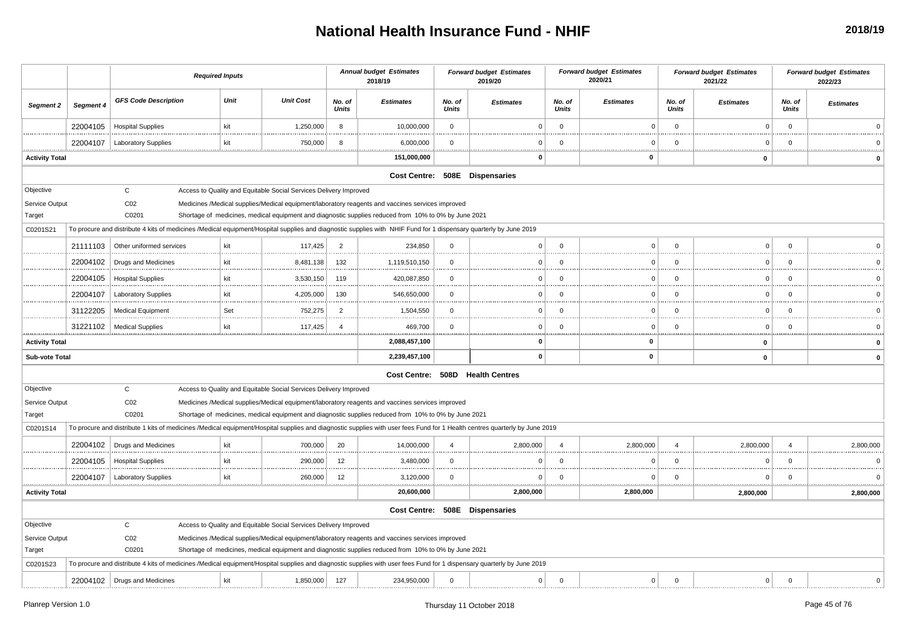# National Health Insurance Fund - NHIF

**2018/19**

| | | *Required Inputs* | | | *Annual budget Estimates 2018/19* | | *Forward budget Estimates 2019/20* | | *Forward budget Estimates 2020/21* | | *Forward budget Estimates 2021/22* | | *Forward budget Estimates 2022/23* | |
|---|---|---|---|---|---|---|---|---|---|---|---|---|---|---|
| *Segment 2* | *Segment 4* | *GFS Code Description* | *Unit* | *Unit Cost* | *No. of Units* | *Estimates* | *No. of Units* | *Estimates* | *No. of Units* | *Estimates* | *No. of Units* | *Estimates* | *No. of Units* | *Estimates* |
| | 22004105 | Hospital Supplies | kit | 1,250,000 | 8 | 10,000,000 | 0 | 0 | 0 | 0 | 0 | 0 | 0 | 0 |
| | 22004107 | Laboratory Supplies | kit | 750,000 | 8 | 6,000,000 | 0 | 0 | 0 | 0 | 0 | 0 | 0 | 0 |
| **Activity Total** | | | | | | **151,000,000** | | **0** | | **0** | | **0** | | **0** |
| | | | | | | **Cost Centre: 508E Dispensaries** | | | | | | | | |
| Objective | | C | Access to Quality and Equitable Social Services Delivery Improved | | | | | | | | | | | |
| Service Output | | C02 | Medicines /Medical supplies/Medical equipment/laboratory reagents and vaccines services improved | | | | | | | | | | | |
| Target | | C0201 | Shortage of medicines, medical equipment and diagnostic supplies reduced from 10% to 0% by June 2021 | | | | | | | | | | | |
| C0201S21 | To procure and distribute 4 kits of medicines /Medical equipment/Hospital supplies and diagnostic supplies with NHIF Fund for 1 dispensary quarterly by June 2019 | | | | | | | | | | | | | |
| | 21111103 | Other uniformed services | kit | 117,425 | 2 | 234,850 | 0 | 0 | 0 | 0 | 0 | 0 | 0 | 0 |
| | 22004102 | Drugs and Medicines | kit | 8,481,138 | 132 | 1,119,510,150 | 0 | 0 | 0 | 0 | 0 | 0 | 0 | 0 |
| | 22004105 | Hospital Supplies | kit | 3,530,150 | 119 | 420,087,850 | 0 | 0 | 0 | 0 | 0 | 0 | 0 | 0 |
| | 22004107 | Laboratory Supplies | kit | 4,205,000 | 130 | 546,650,000 | 0 | 0 | 0 | 0 | 0 | 0 | 0 | 0 |
| | 31122205 | Medical Equipment | Set | 752,275 | 2 | 1,504,550 | 0 | 0 | 0 | 0 | 0 | 0 | 0 | 0 |
| | 31221102 | Medical Supplies | kit | 117,425 | 4 | 469,700 | 0 | 0 | 0 | 0 | 0 | 0 | 0 | 0 |
| **Activity Total** | | | | | | **2,088,457,100** | | **0** | | **0** | | **0** | | **0** |
| **Sub-vote Total** | | | | | | **2,239,457,100** | | **0** | | **0** | | **0** | | **0** |
| | | | | | | **Cost Centre: 508D Health Centres** | | | | | | | | |
| Objective | | C | Access to Quality and Equitable Social Services Delivery Improved | | | | | | | | | | | |
| Service Output | | C02 | Medicines /Medical supplies/Medical equipment/laboratory reagents and vaccines services improved | | | | | | | | | | | |
| Target | | C0201 | Shortage of medicines, medical equipment and diagnostic supplies reduced from 10% to 0% by June 2021 | | | | | | | | | | | |
| C0201S14 | To procure and distribute 1 kits of medicines /Medical equipment/Hospital supplies and diagnostic supplies with user fees Fund for 1 Health centres quarterly by June 2019 | | | | | | | | | | | | | |
| | 22004102 | Drugs and Medicines | kit | 700,000 | 20 | 14,000,000 | 4 | 2,800,000 | 4 | 2,800,000 | 4 | 2,800,000 | 4 | 2,800,000 |
| | 22004105 | Hospital Supplies | kit | 290,000 | 12 | 3,480,000 | 0 | 0 | 0 | 0 | 0 | 0 | 0 | 0 |
| | 22004107 | Laboratory Supplies | kit | 260,000 | 12 | 3,120,000 | 0 | 0 | 0 | 0 | 0 | 0 | 0 | 0 |
| **Activity Total** | | | | | | **20,600,000** | | **2,800,000** | | **2,800,000** | | **2,800,000** | | **2,800,000** |
| | | | | | | **Cost Centre: 508E Dispensaries** | | | | | | | | |
| Objective | | C | Access to Quality and Equitable Social Services Delivery Improved | | | | | | | | | | | |
| Service Output | | C02 | Medicines /Medical supplies/Medical equipment/laboratory reagents and vaccines services improved | | | | | | | | | | | |
| Target | | C0201 | Shortage of medicines, medical equipment and diagnostic supplies reduced from 10% to 0% by June 2021 | | | | | | | | | | | |
| C0201S23 | To procure and distribute 4 kits of medicines /Medical equipment/Hospital supplies and diagnostic supplies with user fees Fund for 1 dispensary quarterly by June 2019 | | | | | | | | | | | | | |
| | 22004102 | Drugs and Medicines | kit | 1,850,000 | 127 | 234,950,000 | 0 | 0 | 0 | 0 | 0 | 0 | 0 | 0 |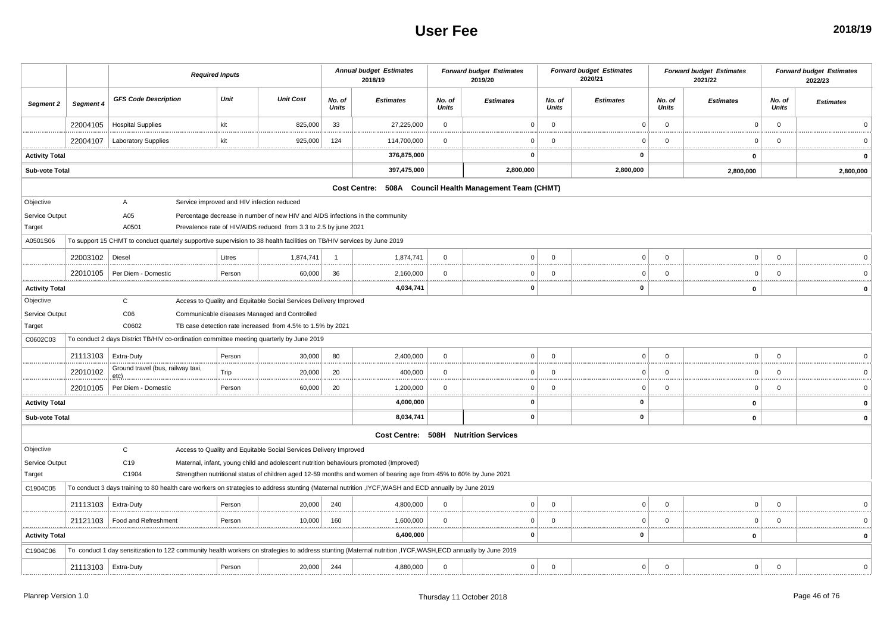# User Fee

**2018/19**

| | | Required Inputs | | | Annual budget Estimates 2018/19 | | Forward budget Estimates 2019/20 | | Forward budget Estimates 2020/21 | | Forward budget Estimates 2021/22 | | Forward budget Estimates 2022/23 | |
|---|---|---|---|---|---|---|---|---|---|---|---|---|---|---|
| Segment 2 | Segment 4 | GFS Code Description | Unit | Unit Cost | No. of Units | Estimates | No. of Units | Estimates | No. of Units | Estimates | No. of Units | Estimates | No. of Units | Estimates |
| | 22004105 | Hospital Supplies | kit | 825,000 | 33 | 27,225,000 | 0 | 0 | 0 | 0 | 0 | 0 | 0 | 0 |
| | 22004107 | Laboratory Supplies | kit | 925,000 | 124 | 114,700,000 | 0 | 0 | 0 | 0 | 0 | 0 | 0 | 0 |
| **Activity Total** | | | | | | **376,875,000** | | **0** | | **0** | | **0** | | **0** |
| **Sub-vote Total** | | | | | | **397,475,000** | | **2,800,000** | | **2,800,000** | | **2,800,000** | | **2,800,000** |
| **Cost Centre: 508A Council Health Management Team (CHMT)** | | | | | | | | | | | | | | |
| Objective | | A | Service improved and HIV infection reduced | | | | | | | | | | | |
| Service Output | | A05 | Percentage decrease in number of new HIV and AIDS infections in the community | | | | | | | | | | | |
| Target | | A0501 | Prevalence rate of HIV/AIDS reduced from 3.3 to 2.5 by june 2021 | | | | | | | | | | | |
| A0501S06 | To support 15 CHMT to conduct quartely supportive supervision to 38 health facilities on TB/HIV services by June 2019 | | | | | | | | | | | | | |
| | 22003102 | Diesel | Litres | 1,874,741 | 1 | 1,874,741 | 0 | 0 | 0 | 0 | 0 | 0 | 0 | 0 |
| | 22010105 | Per Diem - Domestic | Person | 60,000 | 36 | 2,160,000 | 0 | 0 | 0 | 0 | 0 | 0 | 0 | 0 |
| **Activity Total** | | | | | | **4,034,741** | | **0** | | **0** | | **0** | | **0** |
| Objective | | C | Access to Quality and Equitable Social Services Delivery Improved | | | | | | | | | | | |
| Service Output | | C06 | Communicable diseases Managed and Controlled | | | | | | | | | | | |
| Target | | C0602 | TB case detection rate increased from 4.5% to 1.5% by 2021 | | | | | | | | | | | |
| C0602C03 | To conduct 2 days District TB/HIV co-ordination committee meeting quarterly by June 2019 | | | | | | | | | | | | | |
| | 21113103 | Extra-Duty | Person | 30,000 | 80 | 2,400,000 | 0 | 0 | 0 | 0 | 0 | 0 | 0 | 0 |
| | 22010102 | Ground travel (bus, railway taxi, etc) | Trip | 20,000 | 20 | 400,000 | 0 | 0 | 0 | 0 | 0 | 0 | 0 | 0 |
| | 22010105 | Per Diem - Domestic | Person | 60,000 | 20 | 1,200,000 | 0 | 0 | 0 | 0 | 0 | 0 | 0 | 0 |
| **Activity Total** | | | | | | **4,000,000** | | **0** | | **0** | | **0** | | **0** |
| **Sub-vote Total** | | | | | | **8,034,741** | | **0** | | **0** | | **0** | | **0** |
| **Cost Centre: 508H Nutrition Services** | | | | | | | | | | | | | | |
| Objective | | C | Access to Quality and Equitable Social Services Delivery Improved | | | | | | | | | | | |
| Service Output | | C19 | Maternal, infant, young child and adolescent nutrition behaviours promoted (Improved) | | | | | | | | | | | |
| Target | | C1904 | Strengthen nutritional status of children aged 12-59 months and women of bearing age from 45% to 60% by June 2021 | | | | | | | | | | | |
| C1904C05 | To conduct 3 days training to 80 health care workers on strategies to address stunting (Maternal nutrition ,IYCF,WASH and ECD annually by June 2019 | | | | | | | | | | | | | |
| | 21113103 | Extra-Duty | Person | 20,000 | 240 | 4,800,000 | 0 | 0 | 0 | 0 | 0 | 0 | 0 | 0 |
| | 21121103 | Food and Refreshment | Person | 10,000 | 160 | 1,600,000 | 0 | 0 | 0 | 0 | 0 | 0 | 0 | 0 |
| **Activity Total** | | | | | | **6,400,000** | | **0** | | **0** | | **0** | | **0** |
| C1904C06 | To conduct 1 day sensitization to 122 community health workers on strategies to address stunting (Maternal nutrition ,IYCF,WASH,ECD annually by June 2019 | | | | | | | | | | | | | |
| | 21113103 | Extra-Duty | Person | 20,000 | 244 | 4,880,000 | 0 | 0 | 0 | 0 | 0 | 0 | 0 | 0 |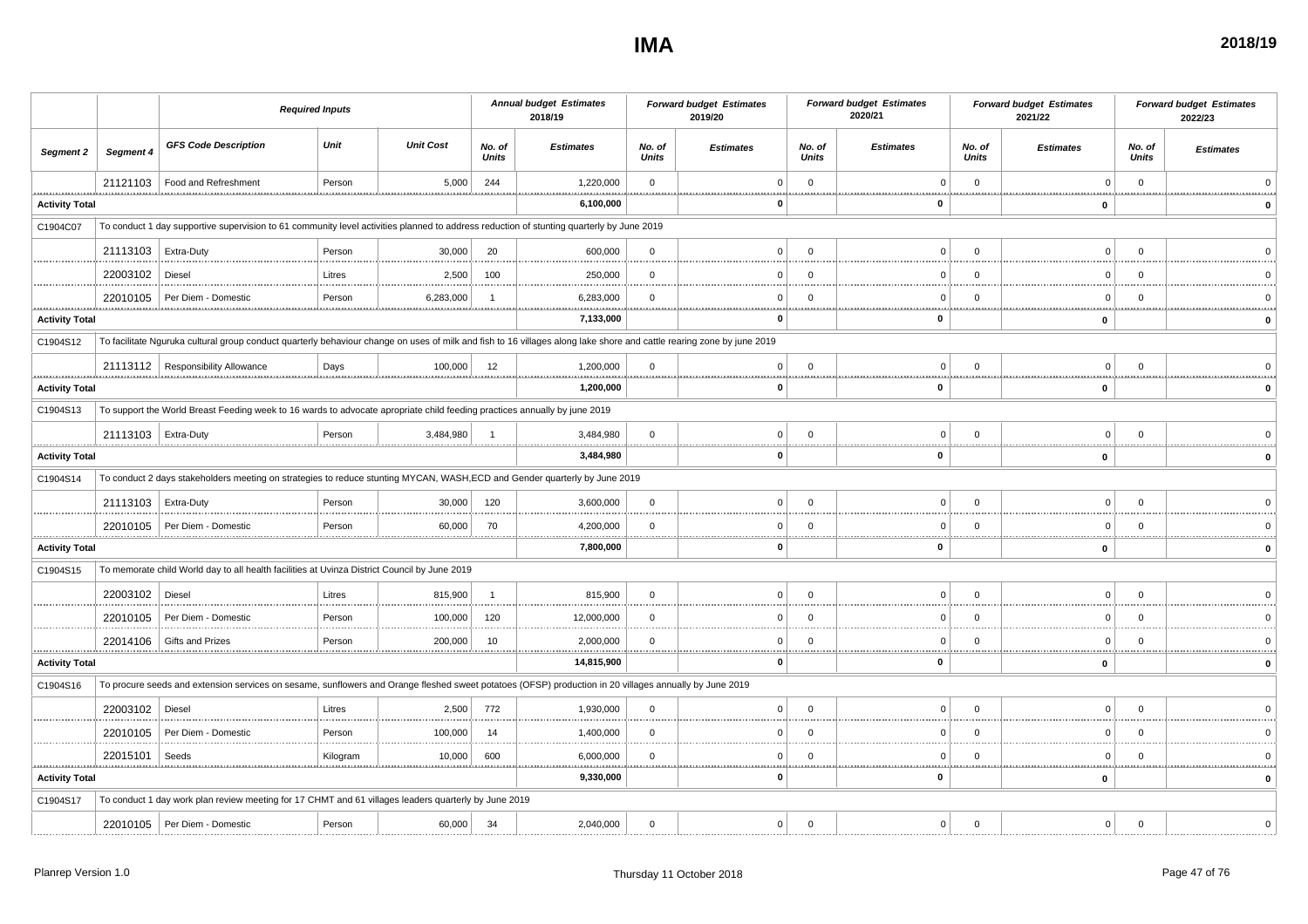# IMA

**2018/19**

| | | *Required Inputs* | | | *Annual budget Estimates 2018/19* | | *Forward budget Estimates 2019/20* | | *Forward budget Estimates 2020/21* | | *Forward budget Estimates 2021/22* | | *Forward budget Estimates 2022/23* | |
|---|---|---|---|---|---|---|---|---|---|---|---|---|---|---|
| *Segment 2* | *Segment 4* | *GFS Code Description* | *Unit* | *Unit Cost* | *No. of Units* | *Estimates* | *No. of Units* | *Estimates* | *No. of Units* | *Estimates* | *No. of Units* | *Estimates* | *No. of Units* | *Estimates* |
| | 21121103 | Food and Refreshment | Person | 5,000 | 244 | 1,220,000 | 0 | 0 | 0 | 0 | 0 | 0 | 0 | 0 |
| **Activity Total** | | | | | | **6,100,000** | | **0** | | **0** | | **0** | | **0** |
| C1904C07 | To conduct 1 day supportive supervision to 61 community level activities planned to address reduction of stunting quarterly by June 2019 | | | | | | | | | | | | | |
| | 21113103 | Extra-Duty | Person | 30,000 | 20 | 600,000 | 0 | 0 | 0 | 0 | 0 | 0 | 0 | 0 |
| | 22003102 | Diesel | Litres | 2,500 | 100 | 250,000 | 0 | 0 | 0 | 0 | 0 | 0 | 0 | 0 |
| | 22010105 | Per Diem - Domestic | Person | 6,283,000 | 1 | 6,283,000 | 0 | 0 | 0 | 0 | 0 | 0 | 0 | 0 |
| **Activity Total** | | | | | | **7,133,000** | | **0** | | **0** | | **0** | | **0** |
| C1904S12 | To facilitate Nguruka cultural group conduct quarterly behaviour change on uses of milk and fish to 16 villages along lake shore and cattle rearing zone by june 2019 | | | | | | | | | | | | | |
| | 21113112 | Responsibility Allowance | Days | 100,000 | 12 | 1,200,000 | 0 | 0 | 0 | 0 | 0 | 0 | 0 | 0 |
| **Activity Total** | | | | | | **1,200,000** | | **0** | | **0** | | **0** | | **0** |
| C1904S13 | To support the World Breast Feeding week to 16 wards to advocate apropriate child feeding practices annually by june 2019 | | | | | | | | | | | | | |
| | 21113103 | Extra-Duty | Person | 3,484,980 | 1 | 3,484,980 | 0 | 0 | 0 | 0 | 0 | 0 | 0 | 0 |
| **Activity Total** | | | | | | **3,484,980** | | **0** | | **0** | | **0** | | **0** |
| C1904S14 | To conduct 2 days stakeholders meeting on strategies to reduce stunting MYCAN, WASH,ECD and Gender quarterly by June 2019 | | | | | | | | | | | | | |
| | 21113103 | Extra-Duty | Person | 30,000 | 120 | 3,600,000 | 0 | 0 | 0 | 0 | 0 | 0 | 0 | 0 |
| | 22010105 | Per Diem - Domestic | Person | 60,000 | 70 | 4,200,000 | 0 | 0 | 0 | 0 | 0 | 0 | 0 | 0 |
| **Activity Total** | | | | | | **7,800,000** | | **0** | | **0** | | **0** | | **0** |
| C1904S15 | To memorate child World day to all health facilities at Uvinza District Council by June 2019 | | | | | | | | | | | | | |
| | 22003102 | Diesel | Litres | 815,900 | 1 | 815,900 | 0 | 0 | 0 | 0 | 0 | 0 | 0 | 0 |
| | 22010105 | Per Diem - Domestic | Person | 100,000 | 120 | 12,000,000 | 0 | 0 | 0 | 0 | 0 | 0 | 0 | 0 |
| | 22014106 | Gifts and Prizes | Person | 200,000 | 10 | 2,000,000 | 0 | 0 | 0 | 0 | 0 | 0 | 0 | 0 |
| **Activity Total** | | | | | | **14,815,900** | | **0** | | **0** | | **0** | | **0** |
| C1904S16 | To procure seeds and extension services on sesame, sunflowers and Orange fleshed sweet potatoes (OFSP) production in 20 villages annually by June 2019 | | | | | | | | | | | | | |
| | 22003102 | Diesel | Litres | 2,500 | 772 | 1,930,000 | 0 | 0 | 0 | 0 | 0 | 0 | 0 | 0 |
| | 22010105 | Per Diem - Domestic | Person | 100,000 | 14 | 1,400,000 | 0 | 0 | 0 | 0 | 0 | 0 | 0 | 0 |
| | 22015101 | Seeds | Kilogram | 10,000 | 600 | 6,000,000 | 0 | 0 | 0 | 0 | 0 | 0 | 0 | 0 |
| **Activity Total** | | | | | | **9,330,000** | | **0** | | **0** | | **0** | | **0** |
| C1904S17 | To conduct 1 day work plan review meeting for 17 CHMT and 61 villages leaders quarterly by June 2019 | | | | | | | | | | | | | |
| | 22010105 | Per Diem - Domestic | Person | 60,000 | 34 | 2,040,000 | 0 | 0 | 0 | 0 | 0 | 0 | 0 | 0 |

Planrep Version 1.0 | Thursday 11 October 2018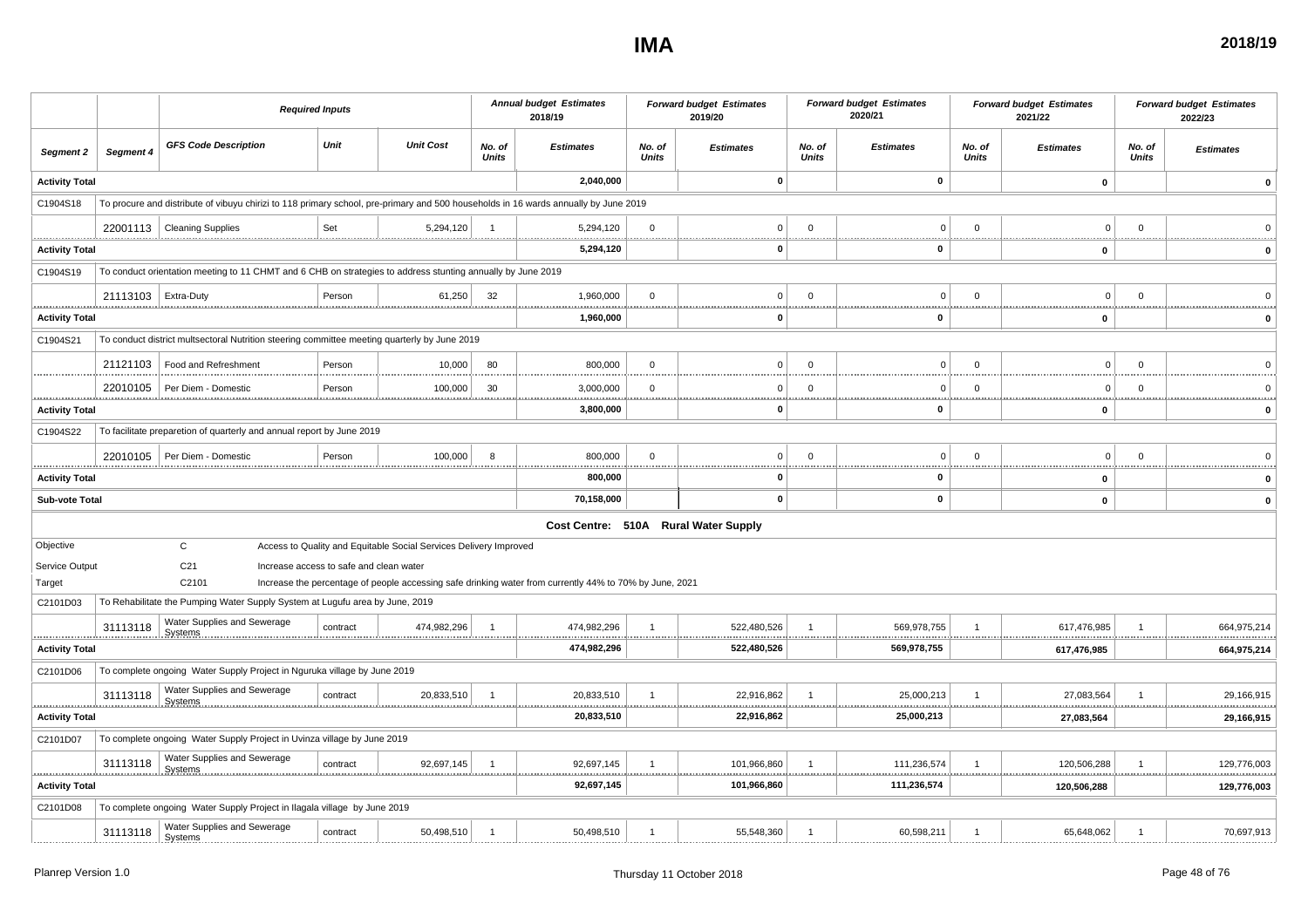# IMA

**2018/19**

| | | Required Inputs | | | Annual budget Estimates 2018/19 | | Forward budget Estimates 2019/20 | | Forward budget Estimates 2020/21 | | Forward budget Estimates 2021/22 | | Forward budget Estimates 2022/23 | |
|---|---|---|---|---|---|---|---|---|---|---|---|---|---|---|
| **Segment 2** | **Segment 4** | **GFS Code Description** | **Unit** | **Unit Cost** | **No. of Units** | **Estimates** | **No. of Units** | **Estimates** | **No. of Units** | **Estimates** | **No. of Units** | **Estimates** | **No. of Units** | **Estimates** |
| **Activity Total** | | | | | | **2,040,000** | | **0** | | **0** | | **0** | | **0** |
| C1904S18 | To procure and distribute of vibuyu chirizi to 118 primary school, pre-primary and 500 households in 16 wards annually by June 2019 | | | | | | | | | | | | | |
| | 22001113 | Cleaning Supplies | Set | 5,294,120 | 1 | 5,294,120 | 0 | 0 | 0 | 0 | 0 | 0 | 0 | 0 |
| **Activity Total** | | | | | | **5,294,120** | | **0** | | **0** | | **0** | | **0** |
| C1904S19 | To conduct orientation meeting to 11 CHMT and 6 CHB on strategies to address stunting annually by June 2019 | | | | | | | | | | | | | |
| | 21113103 | Extra-Duty | Person | 61,250 | 32 | 1,960,000 | 0 | 0 | 0 | 0 | 0 | 0 | 0 | 0 |
| **Activity Total** | | | | | | **1,960,000** | | **0** | | **0** | | **0** | | **0** |
| C1904S21 | To conduct district multsectoral Nutrition steering committee meeting quarterly by June 2019 | | | | | | | | | | | | | |
| | 21121103 | Food and Refreshment | Person | 10,000 | 80 | 800,000 | 0 | 0 | 0 | 0 | 0 | 0 | 0 | 0 |
| | 22010105 | Per Diem - Domestic | Person | 100,000 | 30 | 3,000,000 | 0 | 0 | 0 | 0 | 0 | 0 | 0 | 0 |
| **Activity Total** | | | | | | **3,800,000** | | **0** | | **0** | | **0** | | **0** |
| C1904S22 | To facilitate preparetion of quarterly and annual report by June 2019 | | | | | | | | | | | | | |
| | 22010105 | Per Diem - Domestic | Person | 100,000 | 8 | 800,000 | 0 | 0 | 0 | 0 | 0 | 0 | 0 | 0 |
| **Activity Total** | | | | | | **800,000** | | **0** | | **0** | | **0** | | **0** |
| **Sub-vote Total** | | | | | | **70,158,000** | | **0** | | **0** | | **0** | | **0** |
| | | | | | | **Cost Centre: 510A Rural Water Supply** | | | | | | | | |
| Objective | | C | Access to Quality and Equitable Social Services Delivery Improved | | | | | | | | | | | |
| Service Output | | C21 | Increase access to safe and clean water | | | | | | | | | | | |
| Target | | C2101 | Increase the percentage of people accessing safe drinking water from currently 44% to 70% by June, 2021 | | | | | | | | | | | |
| C2101D03 | To Rehabilitate the Pumping Water Supply System at Lugufu area by June, 2019 | | | | | | | | | | | | | |
| | 31113118 | Water Supplies and Sewerage Systems | contract | 474,982,296 | 1 | 474,982,296 | 1 | 522,480,526 | 1 | 569,978,755 | 1 | 617,476,985 | 1 | 664,975,214 |
| **Activity Total** | | | | | | **474,982,296** | | **522,480,526** | | **569,978,755** | | **617,476,985** | | **664,975,214** |
| C2101D06 | To complete ongoing Water Supply Project in Nguruka village by June 2019 | | | | | | | | | | | | | |
| | 31113118 | Water Supplies and Sewerage Systems | contract | 20,833,510 | 1 | 20,833,510 | 1 | 22,916,862 | 1 | 25,000,213 | 1 | 27,083,564 | 1 | 29,166,915 |
| **Activity Total** | | | | | | **20,833,510** | | **22,916,862** | | **25,000,213** | | **27,083,564** | | **29,166,915** |
| C2101D07 | To complete ongoing Water Supply Project in Uvinza village by June 2019 | | | | | | | | | | | | | |
| | 31113118 | Water Supplies and Sewerage Systems | contract | 92,697,145 | 1 | 92,697,145 | 1 | 101,966,860 | 1 | 111,236,574 | 1 | 120,506,288 | 1 | 129,776,003 |
| **Activity Total** | | | | | | **92,697,145** | | **101,966,860** | | **111,236,574** | | **120,506,288** | | **129,776,003** |
| C2101D08 | To complete ongoing Water Supply Project in Ilagala village by June 2019 | | | | | | | | | | | | | |
| | 31113118 | Water Supplies and Sewerage Systems | contract | 50,498,510 | 1 | 50,498,510 | 1 | 55,548,360 | 1 | 60,598,211 | 1 | 65,648,062 | 1 | 70,697,913 |

Planrep Version 1.0 — Thursday 11 October 2018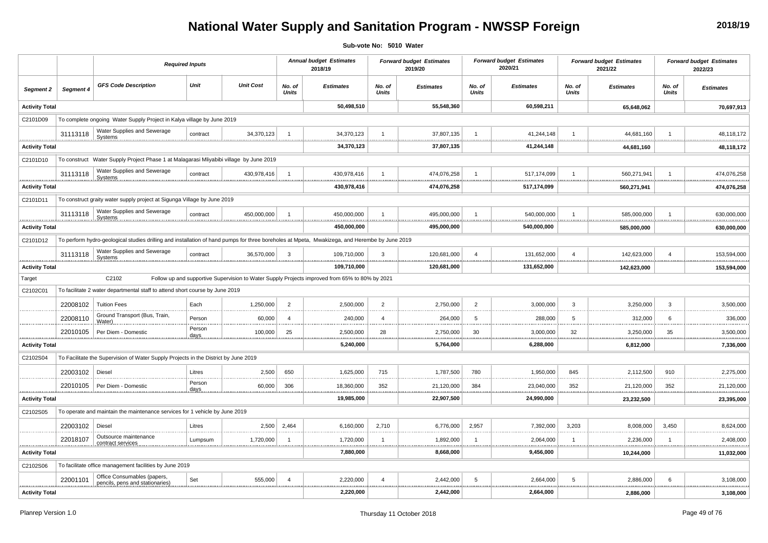# National Water Supply and Sanitation Program - NWSSP Foreign

2018/19

**Sub-vote No: 5010 Water**

| | | *Required Inputs* | | | *Annual budget Estimates 2018/19* | | *Forward budget Estimates 2019/20* | | *Forward budget Estimates 2020/21* | | *Forward budget Estimates 2021/22* | | *Forward budget Estimates 2022/23* | |
|---|---|---|---|---|---|---|---|---|---|---|---|---|---|---|
| *Segment 2* | *Segment 4* | *GFS Code Description* | *Unit* | *Unit Cost* | *No. of Units* | *Estimates* | *No. of Units* | *Estimates* | *No. of Units* | *Estimates* | *No. of Units* | *Estimates* | *No. of Units* | *Estimates* |
| **Activity Total** | | | | | | **50,498,510** | | **55,548,360** | | **60,598,211** | | **65,648,062** | | **70,697,913** |
| C2101D09 | To complete ongoing Water Supply Project in Kalya village by June 2019 | | | | | | | | | | | | | |
| | 31113118 | Water Supplies and Sewerage Systems | contract | 34,370,123 | 1 | 34,370,123 | 1 | 37,807,135 | 1 | 41,244,148 | 1 | 44,681,160 | 1 | 48,118,172 |
| **Activity Total** | | | | | | **34,370,123** | | **37,807,135** | | **41,244,148** | | **44,681,160** | | **48,118,172** |
| C2101D10 | To construct Water Supply Project Phase 1 at Malagarasi Mliyabibi village by June 2019 | | | | | | | | | | | | | |
| | 31113118 | Water Supplies and Sewerage Systems | contract | 430,978,416 | 1 | 430,978,416 | 1 | 474,076,258 | 1 | 517,174,099 | 1 | 560,271,941 | 1 | 474,076,258 |
| **Activity Total** | | | | | | **430,978,416** | | **474,076,258** | | **517,174,099** | | **560,271,941** | | **474,076,258** |
| C2101D11 | To construct graity water supply project at Sigunga Village by June 2019 | | | | | | | | | | | | | |
| | 31113118 | Water Supplies and Sewerage Systems | contract | 450,000,000 | 1 | 450,000,000 | 1 | 495,000,000 | 1 | 540,000,000 | 1 | 585,000,000 | 1 | 630,000,000 |
| **Activity Total** | | | | | | **450,000,000** | | **495,000,000** | | **540,000,000** | | **585,000,000** | | **630,000,000** |
| C2101D12 | To perform hydro-geological studies drilling and installation of hand pumps for three boreholes at Mpeta, Mwakizega, and Herembe by June 2019 | | | | | | | | | | | | | |
| | 31113118 | Water Supplies and Sewerage Systems | contract | 36,570,000 | 3 | 109,710,000 | 3 | 120,681,000 | 4 | 131,652,000 | 4 | 142,623,000 | 4 | 153,594,000 |
| **Activity Total** | | | | | | **109,710,000** | | **120,681,000** | | **131,652,000** | | **142,623,000** | | **153,594,000** |
| Target | | C2102 | Follow up and supportive Supervision to Water Supply Projects improved from 65% to 80% by 2021 | | | | | | | | | | | |
| C2102C01 | To facilitate 2 water departmental staff to attend short course by June 2019 | | | | | | | | | | | | | |
| | 22008102 | Tuition Fees | Each | 1,250,000 | 2 | 2,500,000 | 2 | 2,750,000 | 2 | 3,000,000 | 3 | 3,250,000 | 3 | 3,500,000 |
| | 22008110 | Ground Transport (Bus, Train, Water) | Person | 60,000 | 4 | 240,000 | 4 | 264,000 | 5 | 288,000 | 5 | 312,000 | 6 | 336,000 |
| | 22010105 | Per Diem - Domestic | Person days | 100,000 | 25 | 2,500,000 | 28 | 2,750,000 | 30 | 3,000,000 | 32 | 3,250,000 | 35 | 3,500,000 |
| **Activity Total** | | | | | | **5,240,000** | | **5,764,000** | | **6,288,000** | | **6,812,000** | | **7,336,000** |
| C2102S04 | To Facilitate the Supervision of Water Supply Projects in the District by June 2019 | | | | | | | | | | | | | |
| | 22003102 | Diesel | Litres | 2,500 | 650 | 1,625,000 | 715 | 1,787,500 | 780 | 1,950,000 | 845 | 2,112,500 | 910 | 2,275,000 |
| | 22010105 | Per Diem - Domestic | Person days | 60,000 | 306 | 18,360,000 | 352 | 21,120,000 | 384 | 23,040,000 | 352 | 21,120,000 | 352 | 21,120,000 |
| **Activity Total** | | | | | | **19,985,000** | | **22,907,500** | | **24,990,000** | | **23,232,500** | | **23,395,000** |
| C2102S05 | To operate and maintain the maintenance services for 1 vehicle by June 2019 | | | | | | | | | | | | | |
| | 22003102 | Diesel | Litres | 2,500 | 2,464 | 6,160,000 | 2,710 | 6,776,000 | 2,957 | 7,392,000 | 3,203 | 8,008,000 | 3,450 | 8,624,000 |
| | 22018107 | Outsource maintenance contract services | Lumpsum | 1,720,000 | 1 | 1,720,000 | 1 | 1,892,000 | 1 | 2,064,000 | 1 | 2,236,000 | 1 | 2,408,000 |
| **Activity Total** | | | | | | **7,880,000** | | **8,668,000** | | **9,456,000** | | **10,244,000** | | **11,032,000** |
| C2102S06 | To facilitate office management facilities by June 2019 | | | | | | | | | | | | | |
| | 22001101 | Office Consumables (papers, pencils, pens and stationaries) | Set | 555,000 | 4 | 2,220,000 | 4 | 2,442,000 | 5 | 2,664,000 | 5 | 2,886,000 | 6 | 3,108,000 |
| **Activity Total** | | | | | | **2,220,000** | | **2,442,000** | | **2,664,000** | | **2,886,000** | | **3,108,000** |

Planrep Version 1.0 — Thursday 11 October 2018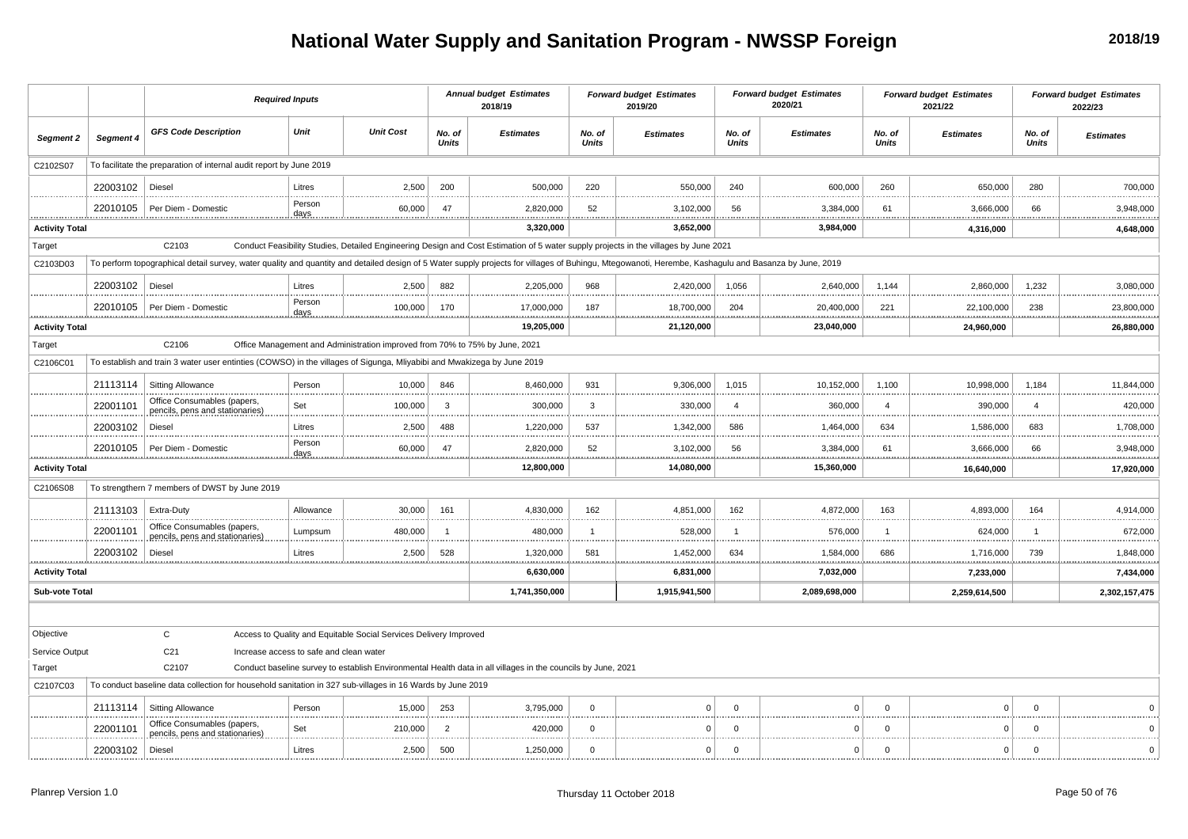# National Water Supply and Sanitation Program - NWSSP Foreign

**2018/19**

| | | *Required Inputs* | | | *Annual budget Estimates 2018/19* | | *Forward budget Estimates 2019/20* | | *Forward budget Estimates 2020/21* | | *Forward budget Estimates 2021/22* | | *Forward budget Estimates 2022/23* | |
|---|---|---|---|---|---|---|---|---|---|---|---|---|---|---|
| ***Segment 2*** | ***Segment 4*** | ***GFS Code Description*** | ***Unit*** | ***Unit Cost*** | ***No. of Units*** | ***Estimates*** | ***No. of Units*** | ***Estimates*** | ***No. of Units*** | ***Estimates*** | ***No. of Units*** | ***Estimates*** | ***No. of Units*** | ***Estimates*** |
| C2102S07 | To facilitate the preparation of internal audit report by June 2019 | | | | | | | | | | | | | |
| | 22003102 | Diesel | Litres | 2,500 | 200 | 500,000 | 220 | 550,000 | 240 | 600,000 | 260 | 650,000 | 280 | 700,000 |
| | 22010105 | Per Diem - Domestic | Person days | 60,000 | 47 | 2,820,000 | 52 | 3,102,000 | 56 | 3,384,000 | 61 | 3,666,000 | 66 | 3,948,000 |
| **Activity Total** | | | | | | **3,320,000** | | **3,652,000** | | **3,984,000** | | **4,316,000** | | **4,648,000** |
| Target | | C2103 | Conduct Feasibility Studies, Detailed Engineering Design and Cost Estimation of 5 water supply projects in the villages by June 2021 | | | | | | | | | | | |
| C2103D03 | To perform topographical detail survey, water quality and quantity and detailed design of 5 Water supply projects for villages of Buhingu, Mtegowanoti, Herembe, Kashagulu and Basanza by June, 2019 | | | | | | | | | | | | | |
| | 22003102 | Diesel | Litres | 2,500 | 882 | 2,205,000 | 968 | 2,420,000 | 1,056 | 2,640,000 | 1,144 | 2,860,000 | 1,232 | 3,080,000 |
| | 22010105 | Per Diem - Domestic | Person days | 100,000 | 170 | 17,000,000 | 187 | 18,700,000 | 204 | 20,400,000 | 221 | 22,100,000 | 238 | 23,800,000 |
| **Activity Total** | | | | | | **19,205,000** | | **21,120,000** | | **23,040,000** | | **24,960,000** | | **26,880,000** |
| Target | | C2106 | Office Management and Administration improved from 70% to 75% by June, 2021 | | | | | | | | | | | |
| C2106C01 | To establish and train 3 water user entinties (COWSO) in the villages of Sigunga, Mliyabibi and Mwakizega by June 2019 | | | | | | | | | | | | | |
| | 21113114 | Sitting Allowance | Person | 10,000 | 846 | 8,460,000 | 931 | 9,306,000 | 1,015 | 10,152,000 | 1,100 | 10,998,000 | 1,184 | 11,844,000 |
| | 22001101 | Office Consumables (papers, pencils, pens and stationaries) | Set | 100,000 | 3 | 300,000 | 3 | 330,000 | 4 | 360,000 | 4 | 390,000 | 4 | 420,000 |
| | 22003102 | Diesel | Litres | 2,500 | 488 | 1,220,000 | 537 | 1,342,000 | 586 | 1,464,000 | 634 | 1,586,000 | 683 | 1,708,000 |
| | 22010105 | Per Diem - Domestic | Person days | 60,000 | 47 | 2,820,000 | 52 | 3,102,000 | 56 | 3,384,000 | 61 | 3,666,000 | 66 | 3,948,000 |
| **Activity Total** | | | | | | **12,800,000** | | **14,080,000** | | **15,360,000** | | **16,640,000** | | **17,920,000** |
| C2106S08 | To strengthern 7 members of DWST by June 2019 | | | | | | | | | | | | | |
| | 21113103 | Extra-Duty | Allowance | 30,000 | 161 | 4,830,000 | 162 | 4,851,000 | 162 | 4,872,000 | 163 | 4,893,000 | 164 | 4,914,000 |
| | 22001101 | Office Consumables (papers, pencils, pens and stationaries) | Lumpsum | 480,000 | 1 | 480,000 | 1 | 528,000 | 1 | 576,000 | 1 | 624,000 | 1 | 672,000 |
| | 22003102 | Diesel | Litres | 2,500 | 528 | 1,320,000 | 581 | 1,452,000 | 634 | 1,584,000 | 686 | 1,716,000 | 739 | 1,848,000 |
| **Activity Total** | | | | | | **6,630,000** | | **6,831,000** | | **7,032,000** | | **7,233,000** | | **7,434,000** |
| **Sub-vote Total** | | | | | | **1,741,350,000** | | **1,915,941,500** | | **2,089,698,000** | | **2,259,614,500** | | **2,302,157,475** |
| Objective | | C | Access to Quality and Equitable Social Services Delivery Improved | | | | | | | | | | | |
| Service Output | | C21 | Increase access to safe and clean water | | | | | | | | | | | |
| Target | | C2107 | Conduct baseline survey to establish Environmental Health data in all villages in the councils by June, 2021 | | | | | | | | | | | |
| C2107C03 | To conduct baseline data collection for household sanitation in 327 sub-villages in 16 Wards by June 2019 | | | | | | | | | | | | | |
| | 21113114 | Sitting Allowance | Person | 15,000 | 253 | 3,795,000 | 0 | 0 | 0 | 0 | 0 | 0 | 0 | 0 |
| | 22001101 | Office Consumables (papers, pencils, pens and stationaries) | Set | 210,000 | 2 | 420,000 | 0 | 0 | 0 | 0 | 0 | 0 | 0 | 0 |
| | 22003102 | Diesel | Litres | 2,500 | 500 | 1,250,000 | 0 | 0 | 0 | 0 | 0 | 0 | 0 | 0 |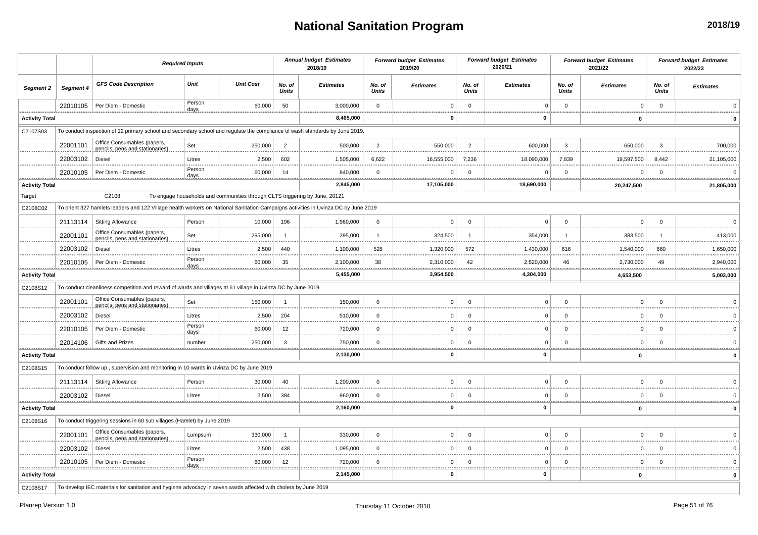# National Sanitation Program

2018/19

| | | *Required Inputs* | | | *Annual budget Estimates 2018/19* | | *Forward budget Estimates 2019/20* | | *Forward budget Estimates 2020/21* | | *Forward budget Estimates 2021/22* | | *Forward budget Estimates 2022/23* | |
|---|---|---|---|---|---|---|---|---|---|---|---|---|---|---|
| ***Segment 2*** | ***Segment 4*** | ***GFS Code Description*** | ***Unit*** | ***Unit Cost*** | ***No. of Units*** | ***Estimates*** | ***No. of Units*** | ***Estimates*** | ***No. of Units*** | ***Estimates*** | ***No. of Units*** | ***Estimates*** | ***No. of Units*** | ***Estimates*** |
| | 22010105 | Per Diem - Domestic | Person days | 60,000 | 50 | 3,000,000 | 0 | 0 | 0 | 0 | 0 | 0 | 0 | 0 |
| **Activity Total** | | | | | | **8,465,000** | | **0** | | **0** | | **0** | | **0** |
| C2107S03 | To conduct inspection of 12 primary school and secondary school and regulate the compliance of wash standards by June 2019. | | | | | | | | | | | | | |
| | 22001101 | Office Consumables (papers, pencils, pens and stationaries) | Set | 250,000 | 2 | 500,000 | 2 | 550,000 | 2 | 600,000 | 3 | 650,000 | 3 | 700,000 |
| | 22003102 | Diesel | Litres | 2,500 | 602 | 1,505,000 | 6,622 | 16,555,000 | 7,236 | 18,090,000 | 7,839 | 19,597,500 | 8,442 | 21,105,000 |
| | 22010105 | Per Diem - Domestic | Person days | 60,000 | 14 | 840,000 | 0 | 0 | 0 | 0 | 0 | 0 | 0 | 0 |
| **Activity Total** | | | | | | **2,845,000** | | **17,105,000** | | **18,690,000** | | **20,247,500** | | **21,805,000** |
| Target | | C2108 | To engage households and communities through CLTS triggering by June, 20121 | | | | | | | | | | | |
| C2108C02 | To orient 327 hamlets leaders and 122 Village health workers on National Sanitation Campaigns activities in Uvinza DC by June 2019 | | | | | | | | | | | | | |
| | 21113114 | Sitting Allowance | Person | 10,000 | 196 | 1,960,000 | 0 | 0 | 0 | 0 | 0 | 0 | 0 | 0 |
| | 22001101 | Office Consumables (papers, pencils, pens and stationaries) | Set | 295,000 | 1 | 295,000 | 1 | 324,500 | 1 | 354,000 | 1 | 383,500 | 1 | 413,000 |
| | 22003102 | Diesel | Litres | 2,500 | 440 | 1,100,000 | 528 | 1,320,000 | 572 | 1,430,000 | 616 | 1,540,000 | 660 | 1,650,000 |
| | 22010105 | Per Diem - Domestic | Person days | 60,000 | 35 | 2,100,000 | 38 | 2,310,000 | 42 | 2,520,000 | 46 | 2,730,000 | 49 | 2,940,000 |
| **Activity Total** | | | | | | **5,455,000** | | **3,954,500** | | **4,304,000** | | **4,653,500** | | **5,003,000** |
| C2108S12 | To conduct cleanliness competition and reward of wards and villages at 61 village in Uvinza DC by June 2019 | | | | | | | | | | | | | |
| | 22001101 | Office Consumables (papers, pencils, pens and stationaries) | Set | 150,000 | 1 | 150,000 | 0 | 0 | 0 | 0 | 0 | 0 | 0 | 0 |
| | 22003102 | Diesel | Litres | 2,500 | 204 | 510,000 | 0 | 0 | 0 | 0 | 0 | 0 | 0 | 0 |
| | 22010105 | Per Diem - Domestic | Person days | 60,000 | 12 | 720,000 | 0 | 0 | 0 | 0 | 0 | 0 | 0 | 0 |
| | 22014106 | Gifts and Prizes | number | 250,000 | 3 | 750,000 | 0 | 0 | 0 | 0 | 0 | 0 | 0 | 0 |
| **Activity Total** | | | | | | **2,130,000** | | **0** | | **0** | | **0** | | **0** |
| C2108S15 | To conduct follow up , supervision and monitoring in 10 wards in Uvinza DC by June 2019 | | | | | | | | | | | | | |
| | 21113114 | Sitting Allowance | Person | 30,000 | 40 | 1,200,000 | 0 | 0 | 0 | 0 | 0 | 0 | 0 | 0 |
| | 22003102 | Diesel | Litres | 2,500 | 384 | 960,000 | 0 | 0 | 0 | 0 | 0 | 0 | 0 | 0 |
| **Activity Total** | | | | | | **2,160,000** | | **0** | | **0** | | **0** | | **0** |
| C2108S16 | To conduct triggering sessions in 60 sub villages (Hamlet) by June 2019 | | | | | | | | | | | | | |
| | 22001101 | Office Consumables (papers, pencils, pens and stationaries) | Lumpsum | 330,000 | 1 | 330,000 | 0 | 0 | 0 | 0 | 0 | 0 | 0 | 0 |
| | 22003102 | Diesel | Litres | 2,500 | 438 | 1,095,000 | 0 | 0 | 0 | 0 | 0 | 0 | 0 | 0 |
| | 22010105 | Per Diem - Domestic | Person days | 60,000 | 12 | 720,000 | 0 | 0 | 0 | 0 | 0 | 0 | 0 | 0 |
| **Activity Total** | | | | | | **2,145,000** | | **0** | | **0** | | **0** | | **0** |
| C2108S17 | To develop IEC materials for sanitation and hygiene advocacy in seven wards affected with cholera by June 2019 | | | | | | | | | | | | | |

Planrep Version 1.0 — Thursday 11 October 2018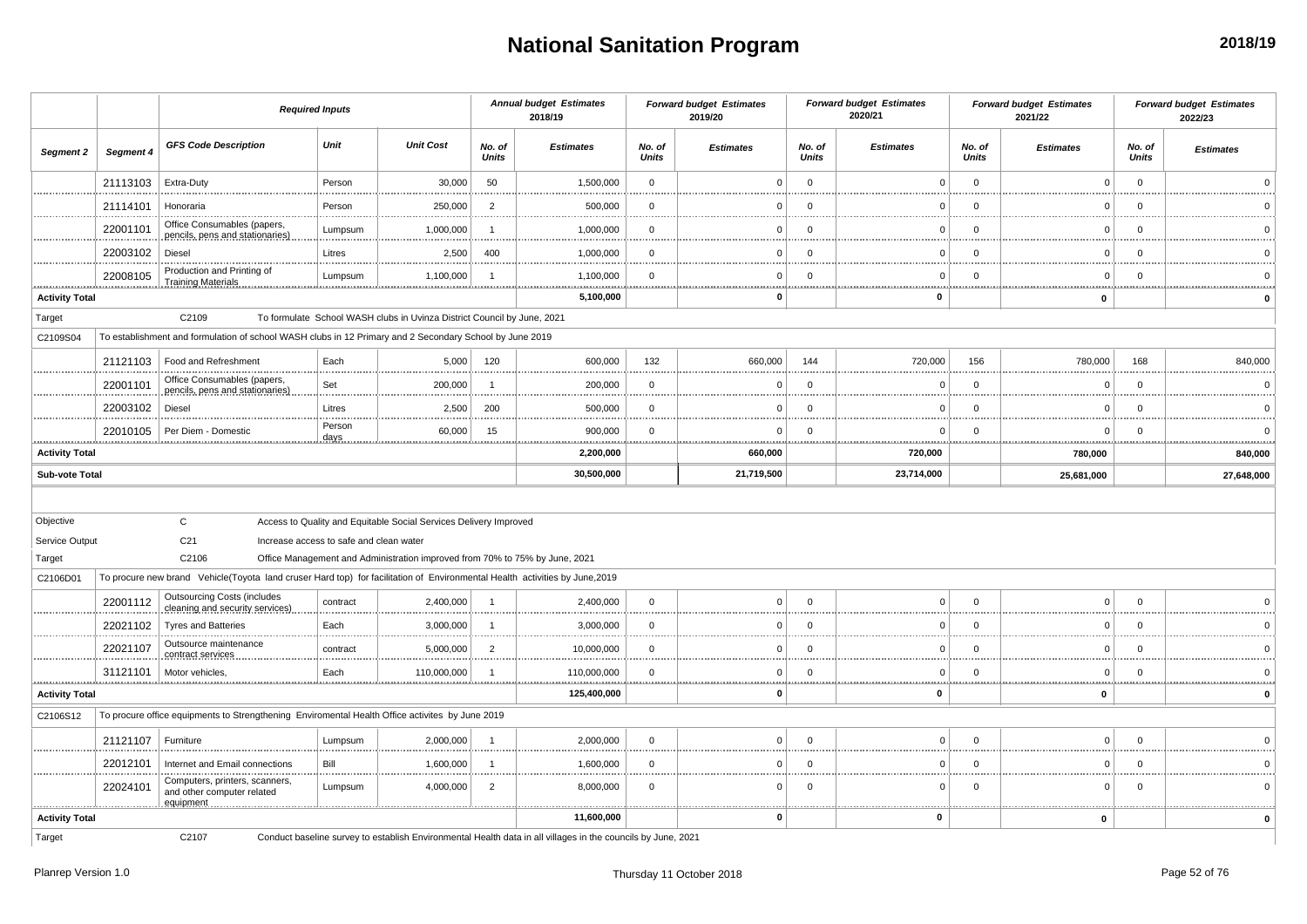# National Sanitation Program

**2018/19**

| | | *Required Inputs* | | | *Annual budget Estimates 2018/19* | | *Forward budget Estimates 2019/20* | | *Forward budget Estimates 2020/21* | | *Forward budget Estimates 2021/22* | | *Forward budget Estimates 2022/23* | |
|---|---|---|---|---|---|---|---|---|---|---|---|---|---|---|
| ***Segment 2*** | ***Segment 4*** | ***GFS Code Description*** | ***Unit*** | ***Unit Cost*** | ***No. of Units*** | ***Estimates*** | ***No. of Units*** | ***Estimates*** | ***No. of Units*** | ***Estimates*** | ***No. of Units*** | ***Estimates*** | ***No. of Units*** | ***Estimates*** |
| | 21113103 | Extra-Duty | Person | 30,000 | 50 | 1,500,000 | 0 | 0 | 0 | 0 | 0 | 0 | 0 | 0 |
| | 21114101 | Honoraria | Person | 250,000 | 2 | 500,000 | 0 | 0 | 0 | 0 | 0 | 0 | 0 | 0 |
| | 22001101 | Office Consumables (papers, pencils, pens and stationaries) | Lumpsum | 1,000,000 | 1 | 1,000,000 | 0 | 0 | 0 | 0 | 0 | 0 | 0 | 0 |
| | 22003102 | Diesel | Litres | 2,500 | 400 | 1,000,000 | 0 | 0 | 0 | 0 | 0 | 0 | 0 | 0 |
| | 22008105 | Production and Printing of Training Materials | Lumpsum | 1,100,000 | 1 | 1,100,000 | 0 | 0 | 0 | 0 | 0 | 0 | 0 | 0 |
| **Activity Total** | | | | | | **5,100,000** | | **0** | | **0** | | **0** | | **0** |
| Target | | C2109 | To formulate School WASH clubs in Uvinza District Council by June, 2021 | | | | | | | | | | | |
| C2109S04 | To establishment and formulation of school WASH clubs in 12 Primary and 2 Secondary School by June 2019 | | | | | | | | | | | | | |
| | 21121103 | Food and Refreshment | Each | 5,000 | 120 | 600,000 | 132 | 660,000 | 144 | 720,000 | 156 | 780,000 | 168 | 840,000 |
| | 22001101 | Office Consumables (papers, pencils, pens and stationaries) | Set | 200,000 | 1 | 200,000 | 0 | 0 | 0 | 0 | 0 | 0 | 0 | 0 |
| | 22003102 | Diesel | Litres | 2,500 | 200 | 500,000 | 0 | 0 | 0 | 0 | 0 | 0 | 0 | 0 |
| | 22010105 | Per Diem - Domestic | Person days | 60,000 | 15 | 900,000 | 0 | 0 | 0 | 0 | 0 | 0 | 0 | 0 |
| **Activity Total** | | | | | | **2,200,000** | | **660,000** | | **720,000** | | **780,000** | | **840,000** |
| **Sub-vote Total** | | | | | | **30,500,000** | | **21,719,500** | | **23,714,000** | | **25,681,000** | | **27,648,000** |
| Objective | | C | Access to Quality and Equitable Social Services Delivery Improved | | | | | | | | | | | |
| Service Output | | C21 | Increase access to safe and clean water | | | | | | | | | | | |
| Target | | C2106 | Office Management and Administration improved from 70% to 75% by June, 2021 | | | | | | | | | | | |
| C2106D01 | To procure new brand Vehicle(Toyota land cruser Hard top) for facilitation of Environmental Health activities by June,2019 | | | | | | | | | | | | | |
| | 22001112 | Outsourcing Costs (includes cleaning and security services) | contract | 2,400,000 | 1 | 2,400,000 | 0 | 0 | 0 | 0 | 0 | 0 | 0 | 0 |
| | 22021102 | Tyres and Batteries | Each | 3,000,000 | 1 | 3,000,000 | 0 | 0 | 0 | 0 | 0 | 0 | 0 | 0 |
| | 22021107 | Outsource maintenance contract services | contract | 5,000,000 | 2 | 10,000,000 | 0 | 0 | 0 | 0 | 0 | 0 | 0 | 0 |
| | 31121101 | Motor vehicles, | Each | 110,000,000 | 1 | 110,000,000 | 0 | 0 | 0 | 0 | 0 | 0 | 0 | 0 |
| **Activity Total** | | | | | | **125,400,000** | | **0** | | **0** | | **0** | | **0** |
| C2106S12 | To procure office equipments to Strengthening Enviromental Health Office activites by June 2019 | | | | | | | | | | | | | |
| | 21121107 | Furniture | Lumpsum | 2,000,000 | 1 | 2,000,000 | 0 | 0 | 0 | 0 | 0 | 0 | 0 | 0 |
| | 22012101 | Internet and Email connections | Bill | 1,600,000 | 1 | 1,600,000 | 0 | 0 | 0 | 0 | 0 | 0 | 0 | 0 |
| | 22024101 | Computers, printers, scanners, and other computer related equipment | Lumpsum | 4,000,000 | 2 | 8,000,000 | 0 | 0 | 0 | 0 | 0 | 0 | 0 | 0 |
| **Activity Total** | | | | | | **11,600,000** | | **0** | | **0** | | **0** | | **0** |
| Target | | C2107 | Conduct baseline survey to establish Environmental Health data in all villages in the councils by June, 2021 | | | | | | | | | | | |

Planrep Version 1.0 — Thursday 11 October 2018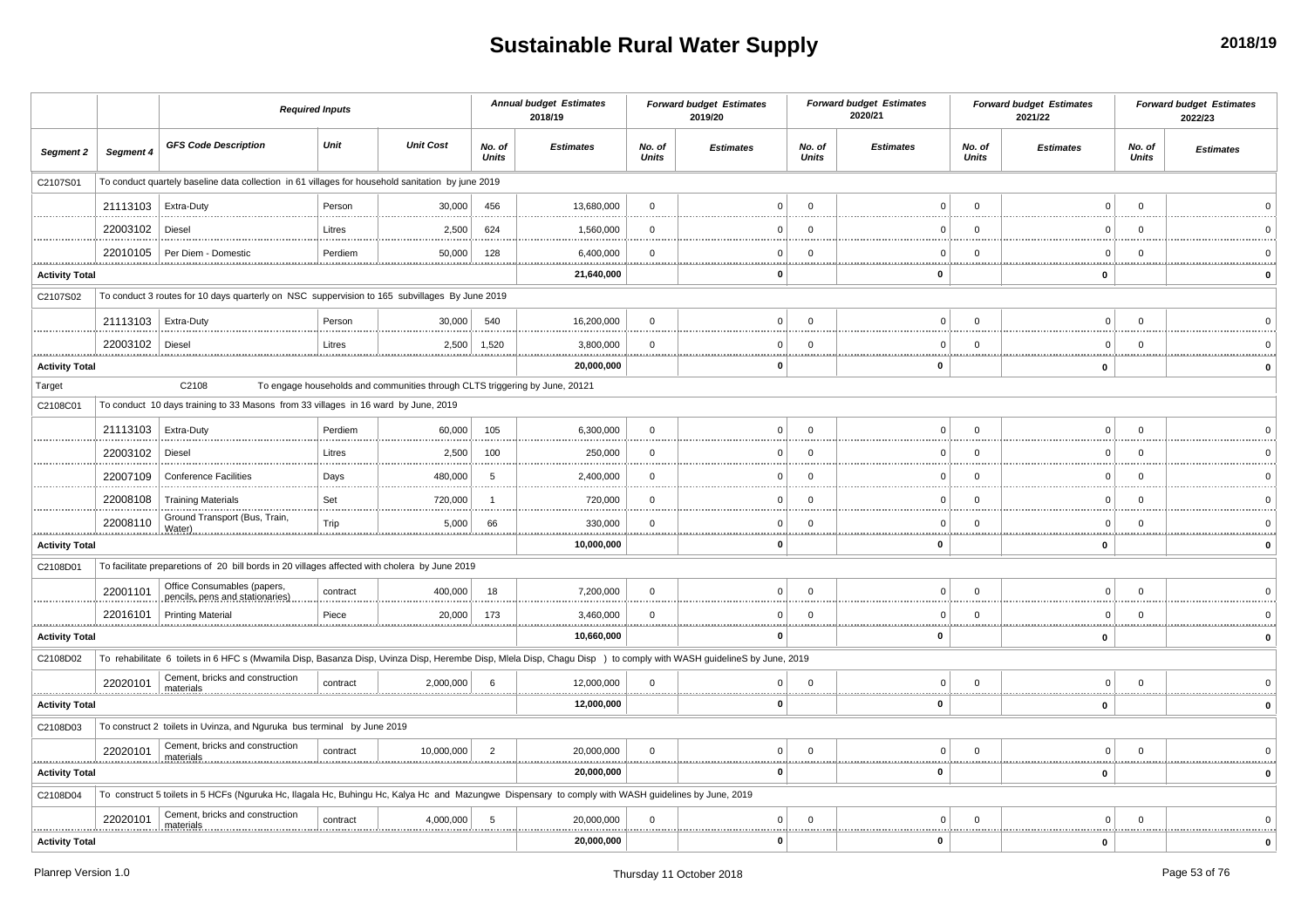# Sustainable Rural Water Supply

2018/19

| | | Required Inputs | | | Annual budget Estimates 2018/19 | | Forward budget Estimates 2019/20 | | Forward budget Estimates 2020/21 | | Forward budget Estimates 2021/22 | | Forward budget Estimates 2022/23 | |
|---|---|---|---|---|---|---|---|---|---|---|---|---|---|---|
| Segment 2 | Segment 4 | GFS Code Description | Unit | Unit Cost | No. of Units | Estimates | No. of Units | Estimates | No. of Units | Estimates | No. of Units | Estimates | No. of Units | Estimates |
| C2107S01 | To conduct quartely baseline data collection in 61 villages for household sanitation by june 2019 | | | | | | | | | | | | | |
| | 21113103 | Extra-Duty | Person | 30,000 | 456 | 13,680,000 | 0 | 0 | 0 | 0 | 0 | 0 | 0 | 0 |
| | 22003102 | Diesel | Litres | 2,500 | 624 | 1,560,000 | 0 | 0 | 0 | 0 | 0 | 0 | 0 | 0 |
| | 22010105 | Per Diem - Domestic | Perdiem | 50,000 | 128 | 6,400,000 | 0 | 0 | 0 | 0 | 0 | 0 | 0 | 0 |
| Activity Total | | | | | | 21,640,000 | | 0 | | 0 | | 0 | | 0 |
| C2107S02 | To conduct 3 routes for 10 days quarterly on NSC supppervision to 165 subvillages By June 2019 | | | | | | | | | | | | | |
| | 21113103 | Extra-Duty | Person | 30,000 | 540 | 16,200,000 | 0 | 0 | 0 | 0 | 0 | 0 | 0 | 0 |
| | 22003102 | Diesel | Litres | 2,500 | 1,520 | 3,800,000 | 0 | 0 | 0 | 0 | 0 | 0 | 0 | 0 |
| Activity Total | | | | | | 20,000,000 | | 0 | | 0 | | 0 | | 0 |
| Target | | C2108 | To engage households and communities through CLTS triggering by June, 20121 | | | | | | | | | | | |
| C2108C01 | To conduct 10 days training to 33 Masons from 33 villages in 16 ward by June, 2019 | | | | | | | | | | | | | |
| | 21113103 | Extra-Duty | Perdiem | 60,000 | 105 | 6,300,000 | 0 | 0 | 0 | 0 | 0 | 0 | 0 | 0 |
| | 22003102 | Diesel | Litres | 2,500 | 100 | 250,000 | 0 | 0 | 0 | 0 | 0 | 0 | 0 | 0 |
| | 22007109 | Conference Facilities | Days | 480,000 | 5 | 2,400,000 | 0 | 0 | 0 | 0 | 0 | 0 | 0 | 0 |
| | 22008108 | Training Materials | Set | 720,000 | 1 | 720,000 | 0 | 0 | 0 | 0 | 0 | 0 | 0 | 0 |
| | 22008110 | Ground Transport (Bus, Train, Water) | Trip | 5,000 | 66 | 330,000 | 0 | 0 | 0 | 0 | 0 | 0 | 0 | 0 |
| Activity Total | | | | | | 10,000,000 | | 0 | | 0 | | 0 | | 0 |
| C2108D01 | To facilitate preparetions of 20 bill bords in 20 villages affected with cholera by June 2019 | | | | | | | | | | | | | |
| | 22001101 | Office Consumables (papers, pencils, pens and stationaries) | contract | 400,000 | 18 | 7,200,000 | 0 | 0 | 0 | 0 | 0 | 0 | 0 | 0 |
| | 22016101 | Printing Material | Piece | 20,000 | 173 | 3,460,000 | 0 | 0 | 0 | 0 | 0 | 0 | 0 | 0 |
| Activity Total | | | | | | 10,660,000 | | 0 | | 0 | | 0 | | 0 |
| C2108D02 | To rehabilitate 6 toilets in 6 HFC s (Mwamila Disp, Basanza Disp, Uvinza Disp, Herembe Disp, Mlela Disp, Chagu Disp ) to comply with WASH guidelineS by June, 2019 | | | | | | | | | | | | | |
| | 22020101 | Cement, bricks and construction materials | contract | 2,000,000 | 6 | 12,000,000 | 0 | 0 | 0 | 0 | 0 | 0 | 0 | 0 |
| Activity Total | | | | | | 12,000,000 | | 0 | | 0 | | 0 | | 0 |
| C2108D03 | To construct 2 toilets in Uvinza, and Nguruka bus terminal by June 2019 | | | | | | | | | | | | | |
| | 22020101 | Cement, bricks and construction materials | contract | 10,000,000 | 2 | 20,000,000 | 0 | 0 | 0 | 0 | 0 | 0 | 0 | 0 |
| Activity Total | | | | | | 20,000,000 | | 0 | | 0 | | 0 | | 0 |
| C2108D04 | To construct 5 toilets in 5 HCFs (Nguruka Hc, Ilagala Hc, Buhingu Hc, Kalya Hc and Mazungwe Dispensary to comply with WASH guidelines by June, 2019 | | | | | | | | | | | | | |
| | 22020101 | Cement, bricks and construction materials | contract | 4,000,000 | 5 | 20,000,000 | 0 | 0 | 0 | 0 | 0 | 0 | 0 | 0 |
| Activity Total | | | | | | 20,000,000 | | 0 | | 0 | | 0 | | 0 |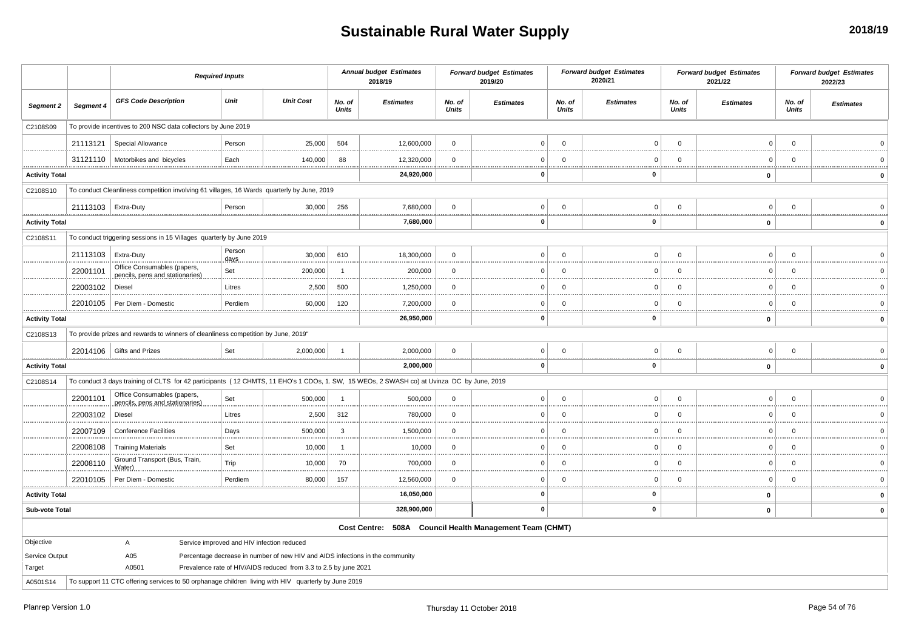# Sustainable Rural Water Supply

2018/19

| Segment 2 | Segment 4 | Required Inputs: GFS Code Description | Unit | Unit Cost | Annual budget Estimates 2018/19: No. of Units | Estimates | Forward budget Estimates 2019/20: No. of Units | Estimates | Forward budget Estimates 2020/21: No. of Units | Estimates | Forward budget Estimates 2021/22: No. of Units | Estimates | Forward budget Estimates 2022/23: No. of Units | Estimates |
|---|---|---|---|---|---|---|---|---|---|---|---|---|---|---|
| C2108S09 | To provide incentives to 200 NSC data collectors by June 2019 | | | | | | | | | | | | | |
| | 21113121 | Special Allowance | Person | 25,000 | 504 | 12,600,000 | 0 | 0 | 0 | 0 | 0 | 0 | 0 | 0 |
| | 31121110 | Motorbikes and bicycles | Each | 140,000 | 88 | 12,320,000 | 0 | 0 | 0 | 0 | 0 | 0 | 0 | 0 |
| **Activity Total** | | | | | | **24,920,000** | | **0** | | **0** | | **0** | | **0** |
| C2108S10 | To conduct Cleanliness competition involving 61 villages, 16 Wards quarterly by June, 2019 | | | | | | | | | | | | | |
| | 21113103 | Extra-Duty | Person | 30,000 | 256 | 7,680,000 | 0 | 0 | 0 | 0 | 0 | 0 | 0 | 0 |
| **Activity Total** | | | | | | **7,680,000** | | **0** | | **0** | | **0** | | **0** |
| C2108S11 | To conduct triggering sessions in 15 Villages quarterly by June 2019 | | | | | | | | | | | | | |
| | 21113103 | Extra-Duty | Person days | 30,000 | 610 | 18,300,000 | 0 | 0 | 0 | 0 | 0 | 0 | 0 | 0 |
| | 22001101 | Office Consumables (papers, pencils, pens and stationaries) | Set | 200,000 | 1 | 200,000 | 0 | 0 | 0 | 0 | 0 | 0 | 0 | 0 |
| | 22003102 | Diesel | Litres | 2,500 | 500 | 1,250,000 | 0 | 0 | 0 | 0 | 0 | 0 | 0 | 0 |
| | 22010105 | Per Diem - Domestic | Perdiem | 60,000 | 120 | 7,200,000 | 0 | 0 | 0 | 0 | 0 | 0 | 0 | 0 |
| **Activity Total** | | | | | | **26,950,000** | | **0** | | **0** | | **0** | | **0** |
| C2108S13 | To provide prizes and rewards to winners of cleanliness competition by June, 2019" | | | | | | | | | | | | | |
| | 22014106 | Gifts and Prizes | Set | 2,000,000 | 1 | 2,000,000 | 0 | 0 | 0 | 0 | 0 | 0 | 0 | 0 |
| **Activity Total** | | | | | | **2,000,000** | | **0** | | **0** | | **0** | | **0** |
| C2108S14 | To conduct 3 days training of CLTS for 42 participants ( 12 CHMTS, 11 EHO's 1 CDOs, 1. SW, 15 WEOs, 2 SWASH co) at Uvinza DC by June, 2019 | | | | | | | | | | | | | |
| | 22001101 | Office Consumables (papers, pencils, pens and stationaries) | Set | 500,000 | 1 | 500,000 | 0 | 0 | 0 | 0 | 0 | 0 | 0 | 0 |
| | 22003102 | Diesel | Litres | 2,500 | 312 | 780,000 | 0 | 0 | 0 | 0 | 0 | 0 | 0 | 0 |
| | 22007109 | Conference Facilities | Days | 500,000 | 3 | 1,500,000 | 0 | 0 | 0 | 0 | 0 | 0 | 0 | 0 |
| | 22008108 | Training Materials | Set | 10,000 | 1 | 10,000 | 0 | 0 | 0 | 0 | 0 | 0 | 0 | 0 |
| | 22008110 | Ground Transport (Bus, Train, Water) | Trip | 10,000 | 70 | 700,000 | 0 | 0 | 0 | 0 | 0 | 0 | 0 | 0 |
| | 22010105 | Per Diem - Domestic | Perdiem | 80,000 | 157 | 12,560,000 | 0 | 0 | 0 | 0 | 0 | 0 | 0 | 0 |
| **Activity Total** | | | | | | **16,050,000** | | **0** | | **0** | | **0** | | **0** |
| **Sub-vote Total** | | | | | | **328,900,000** | | **0** | | **0** | | **0** | | **0** |

**Cost Centre: 508A Council Health Management Team (CHMT)**

| | | |
|---|---|---|
| Objective | A | Service improved and HIV infection reduced |
| Service Output | A05 | Percentage decrease in number of new HIV and AIDS infections in the community |
| Target | A0501 | Prevalence rate of HIV/AIDS reduced from 3.3 to 2.5 by june 2021 |

A0501S14 To support 11 CTC offering services to 50 orphanage children living with HIV quarterly by June 2019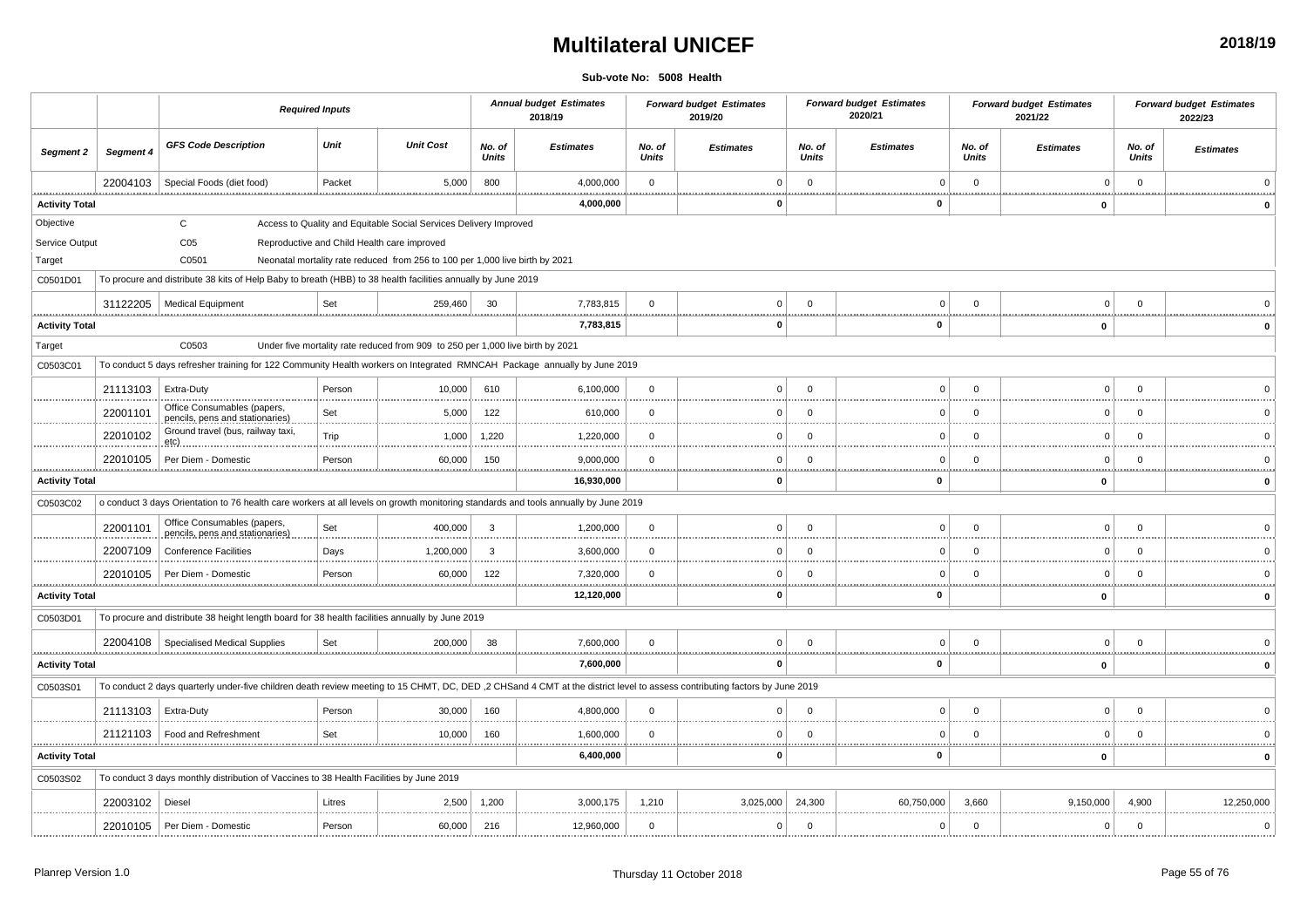# Multilateral UNICEF

**2018/19**

**Sub-vote No: 5008 Health**

| | | *Required Inputs* | | | *Annual budget Estimates 2018/19* | | *Forward budget Estimates 2019/20* | | *Forward budget Estimates 2020/21* | | *Forward budget Estimates 2021/22* | | *Forward budget Estimates 2022/23* | |
|---|---|---|---|---|---|---|---|---|---|---|---|---|---|---|
| *Segment 2* | *Segment 4* | *GFS Code Description* | *Unit* | *Unit Cost* | *No. of Units* | *Estimates* | *No. of Units* | *Estimates* | *No. of Units* | *Estimates* | *No. of Units* | *Estimates* | *No. of Units* | *Estimates* |
| | 22004103 | Special Foods (diet food) | Packet | 5,000 | 800 | 4,000,000 | 0 | 0 | 0 | 0 | 0 | 0 | 0 | 0 |
| **Activity Total** | | | | | | **4,000,000** | | **0** | | **0** | | **0** | | **0** |
| Objective | | C | Access to Quality and Equitable Social Services Delivery Improved | | | | | | | | | | | |
| Service Output | | C05 | Reproductive and Child Health care improved | | | | | | | | | | | |
| Target | | C0501 | Neonatal mortality rate reduced from 256 to 100 per 1,000 live birth by 2021 | | | | | | | | | | | |
| C0501D01 | To procure and distribute 38 kits of Help Baby to breath (HBB) to 38 health facilities annually by June 2019 | | | | | | | | | | | | | |
| | 31122205 | Medical Equipment | Set | 259,460 | 30 | 7,783,815 | 0 | 0 | 0 | 0 | 0 | 0 | 0 | 0 |
| **Activity Total** | | | | | | **7,783,815** | | **0** | | **0** | | **0** | | **0** |
| Target | | C0503 | Under five mortality rate reduced from 909 to 250 per 1,000 live birth by 2021 | | | | | | | | | | | |
| C0503C01 | To conduct 5 days refresher training for 122 Community Health workers on Integrated RMNCAH Package annually by June 2019 | | | | | | | | | | | | | |
| | 21113103 | Extra-Duty | Person | 10,000 | 610 | 6,100,000 | 0 | 0 | 0 | 0 | 0 | 0 | 0 | 0 |
| | 22001101 | Office Consumables (papers, pencils, pens and stationaries) | Set | 5,000 | 122 | 610,000 | 0 | 0 | 0 | 0 | 0 | 0 | 0 | 0 |
| | 22010102 | Ground travel (bus, railway taxi, etc) | Trip | 1,000 | 1,220 | 1,220,000 | 0 | 0 | 0 | 0 | 0 | 0 | 0 | 0 |
| | 22010105 | Per Diem - Domestic | Person | 60,000 | 150 | 9,000,000 | 0 | 0 | 0 | 0 | 0 | 0 | 0 | 0 |
| **Activity Total** | | | | | | **16,930,000** | | **0** | | **0** | | **0** | | **0** |
| C0503C02 | o conduct 3 days Orientation to 76 health care workers at all levels on growth monitoring standards and tools annually by June 2019 | | | | | | | | | | | | | |
| | 22001101 | Office Consumables (papers, pencils, pens and stationaries) | Set | 400,000 | 3 | 1,200,000 | 0 | 0 | 0 | 0 | 0 | 0 | 0 | 0 |
| | 22007109 | Conference Facilities | Days | 1,200,000 | 3 | 3,600,000 | 0 | 0 | 0 | 0 | 0 | 0 | 0 | 0 |
| | 22010105 | Per Diem - Domestic | Person | 60,000 | 122 | 7,320,000 | 0 | 0 | 0 | 0 | 0 | 0 | 0 | 0 |
| **Activity Total** | | | | | | **12,120,000** | | **0** | | **0** | | **0** | | **0** |
| C0503D01 | To procure and distribute 38 height length board for 38 health facilities annually by June 2019 | | | | | | | | | | | | | |
| | 22004108 | Specialised Medical Supplies | Set | 200,000 | 38 | 7,600,000 | 0 | 0 | 0 | 0 | 0 | 0 | 0 | 0 |
| **Activity Total** | | | | | | **7,600,000** | | **0** | | **0** | | **0** | | **0** |
| C0503S01 | To conduct 2 days quarterly under-five children death review meeting to 15 CHMT, DC, DED ,2 CHSand 4 CMT at the district level to assess contributing factors by June 2019 | | | | | | | | | | | | | |
| | 21113103 | Extra-Duty | Person | 30,000 | 160 | 4,800,000 | 0 | 0 | 0 | 0 | 0 | 0 | 0 | 0 |
| | 21121103 | Food and Refreshment | Set | 10,000 | 160 | 1,600,000 | 0 | 0 | 0 | 0 | 0 | 0 | 0 | 0 |
| **Activity Total** | | | | | | **6,400,000** | | **0** | | **0** | | **0** | | **0** |
| C0503S02 | To conduct 3 days monthly distribution of Vaccines to 38 Health Facilities by June 2019 | | | | | | | | | | | | | |
| | 22003102 | Diesel | Litres | 2,500 | 1,200 | 3,000,175 | 1,210 | 3,025,000 | 24,300 | 60,750,000 | 3,660 | 9,150,000 | 4,900 | 12,250,000 |
| | 22010105 | Per Diem - Domestic | Person | 60,000 | 216 | 12,960,000 | 0 | 0 | 0 | 0 | 0 | 0 | 0 | 0 |

Planrep Version 1.0 | Thursday 11 October 2018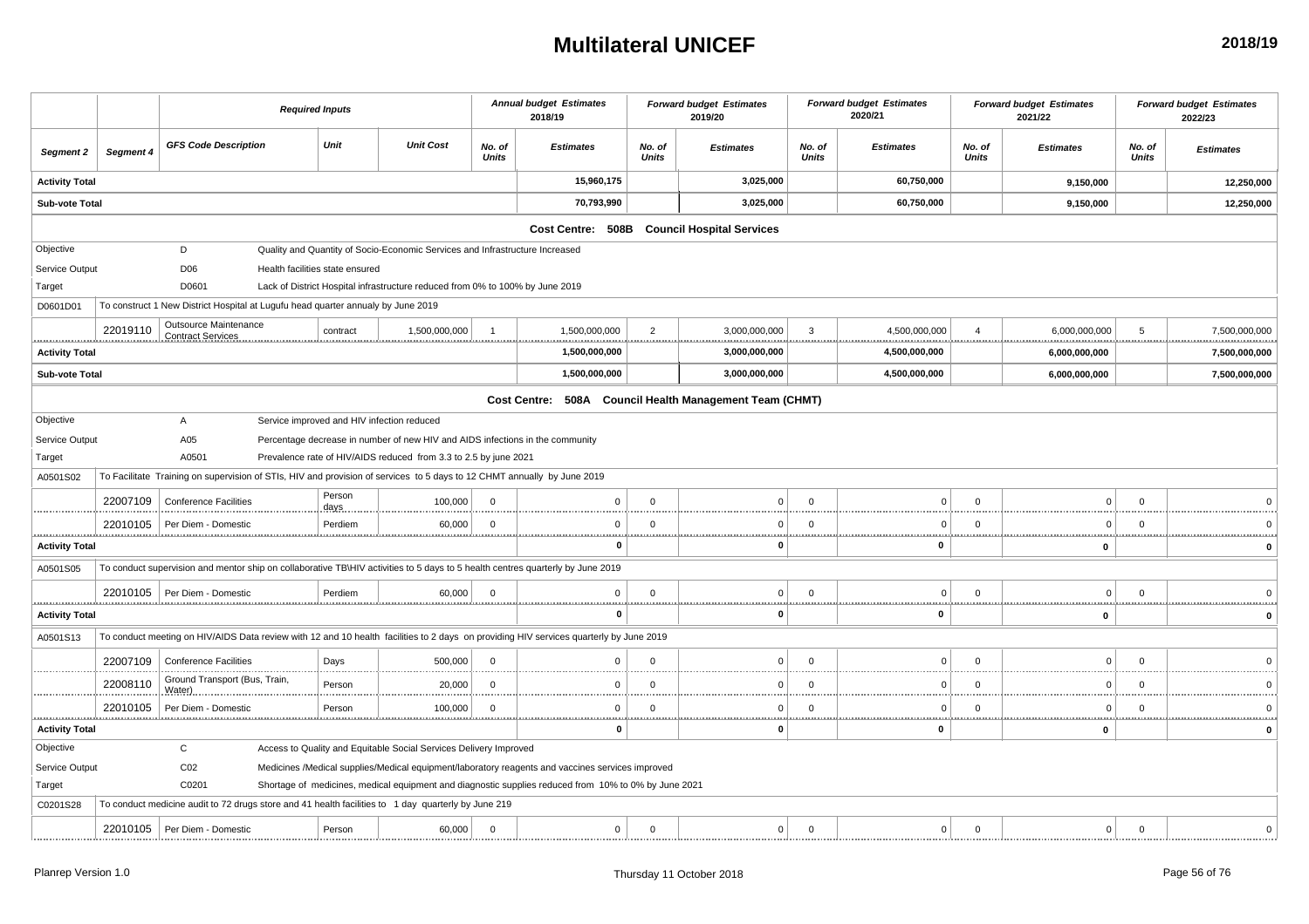# Multilateral UNICEF

2018/19

| Segment 2 | Segment 4 | GFS Code Description | Unit | Unit Cost | Annual budget Estimates 2018/19 No. of Units | Annual budget Estimates 2018/19 Estimates | Forward budget Estimates 2019/20 No. of Units | Forward budget Estimates 2019/20 Estimates | Forward budget Estimates 2020/21 No. of Units | Forward budget Estimates 2020/21 Estimates | Forward budget Estimates 2021/22 No. of Units | Forward budget Estimates 2021/22 Estimates | Forward budget Estimates 2022/23 No. of Units | Forward budget Estimates 2022/23 Estimates |
|---|---|---|---|---|---|---|---|---|---|---|---|---|---|---|
| **Activity Total** | | | | | | **15,960,175** | | **3,025,000** | | **60,750,000** | | **9,150,000** | | **12,250,000** |
| **Sub-vote Total** | | | | | | **70,793,990** | | **3,025,000** | | **60,750,000** | | **9,150,000** | | **12,250,000** |
| **Cost Centre: 508B Council Hospital Services** | | | | | | | | | | | | | | |
| Objective | | D | Quality and Quantity of Socio-Economic Services and Infrastructure Increased | | | | | | | | | | | |
| Service Output | | D06 | Health facilities state ensured | | | | | | | | | | | |
| Target | | D0601 | Lack of District Hospital infrastructure reduced from 0% to 100% by June 2019 | | | | | | | | | | | |
| D0601D01 | To construct 1 New District Hospital at Lugufu head quarter annualy by June 2019 | | | | | | | | | | | | | |
| | 22019110 | Outsource Maintenance Contract Services | contract | 1,500,000,000 | 1 | 1,500,000,000 | 2 | 3,000,000,000 | 3 | 4,500,000,000 | 4 | 6,000,000,000 | 5 | 7,500,000,000 |
| **Activity Total** | | | | | | **1,500,000,000** | | **3,000,000,000** | | **4,500,000,000** | | **6,000,000,000** | | **7,500,000,000** |
| **Sub-vote Total** | | | | | | **1,500,000,000** | | **3,000,000,000** | | **4,500,000,000** | | **6,000,000,000** | | **7,500,000,000** |
| **Cost Centre: 508A Council Health Management Team (CHMT)** | | | | | | | | | | | | | | |
| Objective | | A | Service improved and HIV infection reduced | | | | | | | | | | | |
| Service Output | | A05 | Percentage decrease in number of new HIV and AIDS infections in the community | | | | | | | | | | | |
| Target | | A0501 | Prevalence rate of HIV/AIDS reduced from 3.3 to 2.5 by june 2021 | | | | | | | | | | | |
| A0501S02 | To Facilitate Training on supervision of STIs, HIV and provision of services to 5 days to 12 CHMT annually by June 2019 | | | | | | | | | | | | | |
| | 22007109 | Conference Facilities | Person days | 100,000 | 0 | 0 | 0 | 0 | 0 | 0 | 0 | 0 | 0 | 0 |
| | 22010105 | Per Diem - Domestic | Perdiem | 60,000 | 0 | 0 | 0 | 0 | 0 | 0 | 0 | 0 | 0 | 0 |
| **Activity Total** | | | | | | **0** | | **0** | | **0** | | **0** | | **0** |
| A0501S05 | To conduct supervision and mentor ship on collaborative TB\HIV activities to 5 days to 5 health centres quarterly by June 2019 | | | | | | | | | | | | | |
| | 22010105 | Per Diem - Domestic | Perdiem | 60,000 | 0 | 0 | 0 | 0 | 0 | 0 | 0 | 0 | 0 | 0 |
| **Activity Total** | | | | | | **0** | | **0** | | **0** | | **0** | | **0** |
| A0501S13 | To conduct meeting on HIV/AIDS Data review with 12 and 10 health facilities to 2 days on providing HIV services quarterly by June 2019 | | | | | | | | | | | | | |
| | 22007109 | Conference Facilities | Days | 500,000 | 0 | 0 | 0 | 0 | 0 | 0 | 0 | 0 | 0 | 0 |
| | 22008110 | Ground Transport (Bus, Train, Water) | Person | 20,000 | 0 | 0 | 0 | 0 | 0 | 0 | 0 | 0 | 0 | 0 |
| | 22010105 | Per Diem - Domestic | Person | 100,000 | 0 | 0 | 0 | 0 | 0 | 0 | 0 | 0 | 0 | 0 |
| **Activity Total** | | | | | | **0** | | **0** | | **0** | | **0** | | **0** |
| Objective | | C | Access to Quality and Equitable Social Services Delivery Improved | | | | | | | | | | | |
| Service Output | | C02 | Medicines /Medical supplies/Medical equipment/laboratory reagents and vaccines services improved | | | | | | | | | | | |
| Target | | C0201 | Shortage of medicines, medical equipment and diagnostic supplies reduced from 10% to 0% by June 2021 | | | | | | | | | | | |
| C0201S28 | To conduct medicine audit to 72 drugs store and 41 health facilities to 1 day quarterly by June 219 | | | | | | | | | | | | | |
| | 22010105 | Per Diem - Domestic | Person | 60,000 | 0 | 0 | 0 | 0 | 0 | 0 | 0 | 0 | 0 | 0 |

Planrep Version 1.0 Thursday 11 October 2018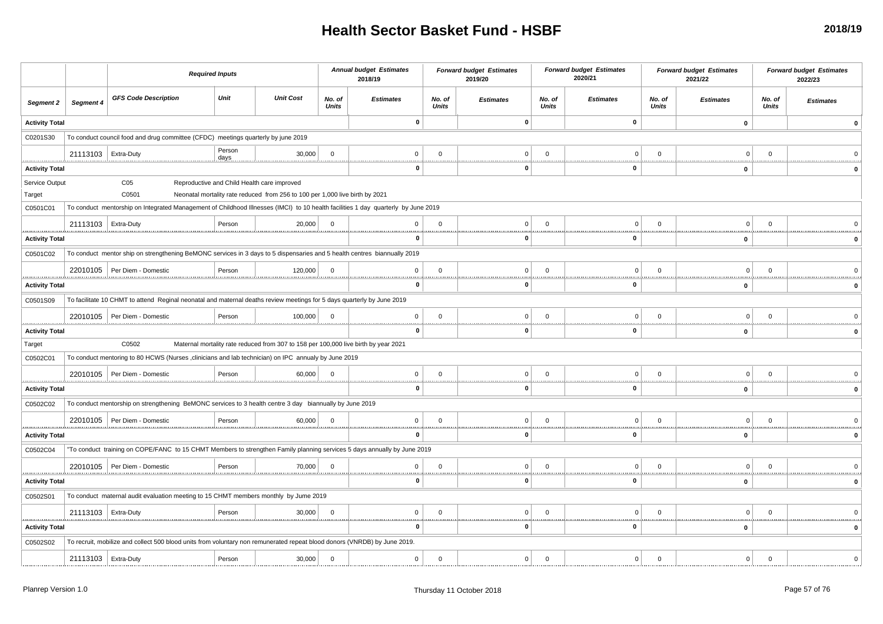# Health Sector Basket Fund - HSBF

**2018/19**

| | | *Required Inputs* | | | *Annual budget Estimates 2018/19* | | *Forward budget Estimates 2019/20* | | *Forward budget Estimates 2020/21* | | *Forward budget Estimates 2021/22* | | *Forward budget Estimates 2022/23* | |
|---|---|---|---|---|---|---|---|---|---|---|---|---|---|---|
| *Segment 2* | *Segment 4* | *GFS Code Description* | *Unit* | *Unit Cost* | *No. of Units* | *Estimates* | *No. of Units* | *Estimates* | *No. of Units* | *Estimates* | *No. of Units* | *Estimates* | *No. of Units* | *Estimates* |
| **Activity Total** | | | | | | **0** | | **0** | | **0** | | **0** | | **0** |
| C0201S30 | To conduct council food and drug committee (CFDC) meetings quarterly by june 2019 | | | | | | | | | | | | | |
| | 21113103 | Extra-Duty | Person days | 30,000 | 0 | 0 | 0 | 0 | 0 | 0 | 0 | 0 | 0 | 0 |
| **Activity Total** | | | | | | **0** | | **0** | | **0** | | **0** | | **0** |
| Service Output | | C05 | Reproductive and Child Health care improved | | | | | | | | | | | |
| Target | | C0501 | Neonatal mortality rate reduced from 256 to 100 per 1,000 live birth by 2021 | | | | | | | | | | | |
| C0501C01 | To conduct mentorship on Integrated Management of Childhood Illnesses (IMCI) to 10 health facilities 1 day quarterly by June 2019 | | | | | | | | | | | | | |
| | 21113103 | Extra-Duty | Person | 20,000 | 0 | 0 | 0 | 0 | 0 | 0 | 0 | 0 | 0 | 0 |
| **Activity Total** | | | | | | **0** | | **0** | | **0** | | **0** | | **0** |
| C0501C02 | To conduct mentor ship on strengthening BeMONC services in 3 days to 5 dispensaries and 5 health centres biannually 2019 | | | | | | | | | | | | | |
| | 22010105 | Per Diem - Domestic | Person | 120,000 | 0 | 0 | 0 | 0 | 0 | 0 | 0 | 0 | 0 | 0 |
| **Activity Total** | | | | | | **0** | | **0** | | **0** | | **0** | | **0** |
| C0501S09 | To facilitate 10 CHMT to attend Reginal neonatal and maternal deaths review meetings for 5 days quarterly by June 2019 | | | | | | | | | | | | | |
| | 22010105 | Per Diem - Domestic | Person | 100,000 | 0 | 0 | 0 | 0 | 0 | 0 | 0 | 0 | 0 | 0 |
| **Activity Total** | | | | | | **0** | | **0** | | **0** | | **0** | | **0** |
| Target | | C0502 | Maternal mortality rate reduced from 307 to 158 per 100,000 live birth by year 2021 | | | | | | | | | | | |
| C0502C01 | To conduct mentoring to 80 HCWS (Nurses ,clinicians and lab technician) on IPC annualy by June 2019 | | | | | | | | | | | | | |
| | 22010105 | Per Diem - Domestic | Person | 60,000 | 0 | 0 | 0 | 0 | 0 | 0 | 0 | 0 | 0 | 0 |
| **Activity Total** | | | | | | **0** | | **0** | | **0** | | **0** | | **0** |
| C0502C02 | To conduct mentorship on strengthening BeMONC services to 3 health centre 3 day biannually by June 2019 | | | | | | | | | | | | | |
| | 22010105 | Per Diem - Domestic | Person | 60,000 | 0 | 0 | 0 | 0 | 0 | 0 | 0 | 0 | 0 | 0 |
| **Activity Total** | | | | | | **0** | | **0** | | **0** | | **0** | | **0** |
| C0502C04 | "To conduct training on COPE/FANC to 15 CHMT Members to strengthen Family planning services 5 days annually by June 2019 | | | | | | | | | | | | | |
| | 22010105 | Per Diem - Domestic | Person | 70,000 | 0 | 0 | 0 | 0 | 0 | 0 | 0 | 0 | 0 | 0 |
| **Activity Total** | | | | | | **0** | | **0** | | **0** | | **0** | | **0** |
| C0502S01 | To conduct maternal audit evaluation meeting to 15 CHMT members monthly by Jume 2019 | | | | | | | | | | | | | |
| | 21113103 | Extra-Duty | Person | 30,000 | 0 | 0 | 0 | 0 | 0 | 0 | 0 | 0 | 0 | 0 |
| **Activity Total** | | | | | | **0** | | **0** | | **0** | | **0** | | **0** |
| C0502S02 | To recruit, mobilize and collect 500 blood units from voluntary non remunerated repeat blood donors (VNRDB) by June 2019. | | | | | | | | | | | | | |
| | 21113103 | Extra-Duty | Person | 30,000 | 0 | 0 | 0 | 0 | 0 | 0 | 0 | 0 | 0 | 0 |

Planrep Version 1.0 — Thursday 11 October 2018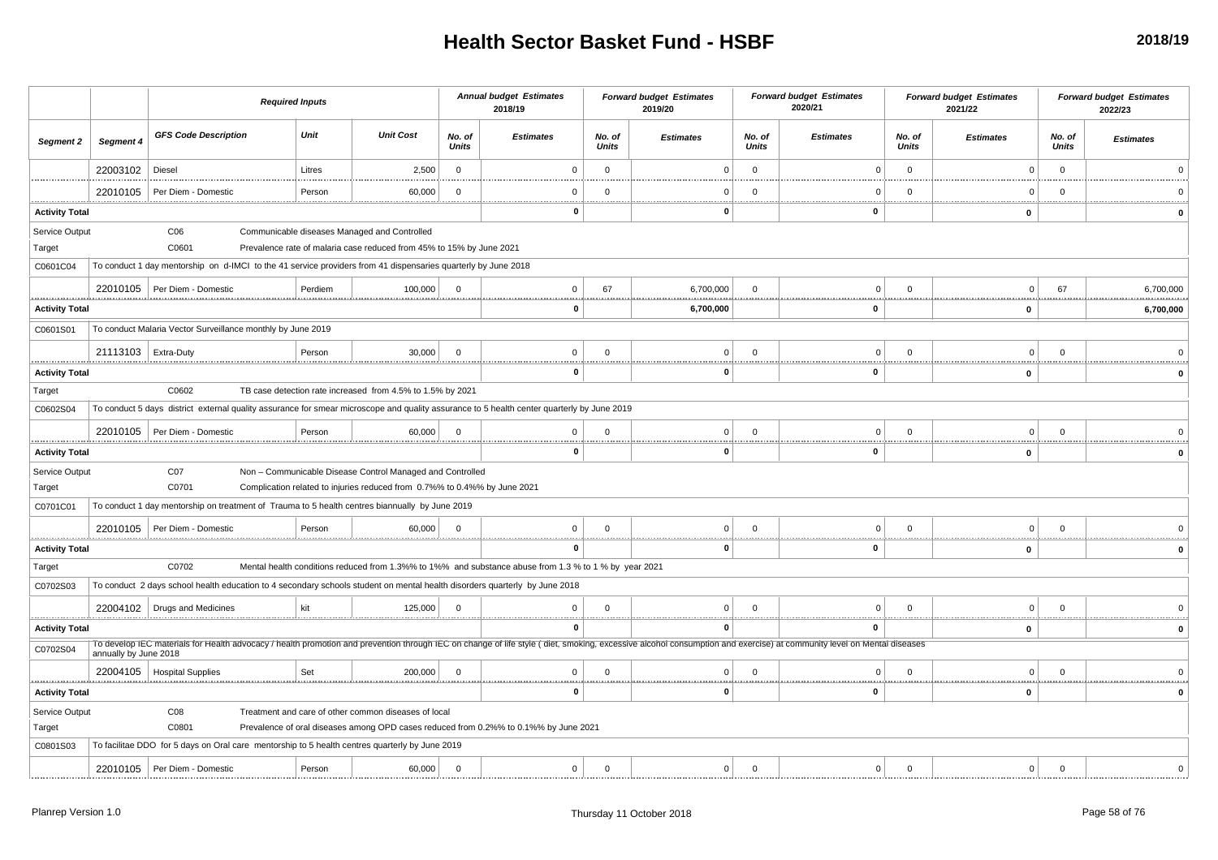# Health Sector Basket Fund - HSBF

**2018/19**

| | | *Required Inputs* | | | *Annual budget Estimates 2018/19* | | *Forward budget Estimates 2019/20* | | *Forward budget Estimates 2020/21* | | *Forward budget Estimates 2021/22* | | *Forward budget Estimates 2022/23* | |
|---|---|---|---|---|---|---|---|---|---|---|---|---|---|---|
| ***Segment 2*** | ***Segment 4*** | ***GFS Code Description*** | ***Unit*** | ***Unit Cost*** | ***No. of Units*** | ***Estimates*** | ***No. of Units*** | ***Estimates*** | ***No. of Units*** | ***Estimates*** | ***No. of Units*** | ***Estimates*** | ***No. of Units*** | ***Estimates*** |
| | 22003102 | Diesel | Litres | 2,500 | 0 | 0 | 0 | 0 | 0 | 0 | 0 | 0 | 0 | 0 |
| | 22010105 | Per Diem - Domestic | Person | 60,000 | 0 | 0 | 0 | 0 | 0 | 0 | 0 | 0 | 0 | 0 |
| **Activity Total** | | | | | | **0** | | **0** | | **0** | | **0** | | **0** |
| Service Output | | C06 | Communicable diseases Managed and Controlled | | | | | | | | | | | |
| Target | | C0601 | Prevalence rate of malaria case reduced from 45% to 15% by June 2021 | | | | | | | | | | | |
| C0601C04 | To conduct 1 day mentorship on d-IMCI to the 41 service providers from 41 dispensaries quarterly by June 2018 | | | | | | | | | | | | | |
| | 22010105 | Per Diem - Domestic | Perdiem | 100,000 | 0 | 0 | 67 | 6,700,000 | 0 | 0 | 0 | 0 | 67 | 6,700,000 |
| **Activity Total** | | | | | | **0** | | **6,700,000** | | **0** | | **0** | | **6,700,000** |
| C0601S01 | To conduct Malaria Vector Surveillance monthly by June 2019 | | | | | | | | | | | | | |
| | 21113103 | Extra-Duty | Person | 30,000 | 0 | 0 | 0 | 0 | 0 | 0 | 0 | 0 | 0 | 0 |
| **Activity Total** | | | | | | **0** | | **0** | | **0** | | **0** | | **0** |
| Target | | C0602 | TB case detection rate increased from 4.5% to 1.5% by 2021 | | | | | | | | | | | |
| C0602S04 | To conduct 5 days district external quality assurance for smear microscope and quality assurance to 5 health center quarterly by June 2019 | | | | | | | | | | | | | |
| | 22010105 | Per Diem - Domestic | Person | 60,000 | 0 | 0 | 0 | 0 | 0 | 0 | 0 | 0 | 0 | 0 |
| **Activity Total** | | | | | | **0** | | **0** | | **0** | | **0** | | **0** |
| Service Output | | C07 | Non – Communicable Disease Control Managed and Controlled | | | | | | | | | | | |
| Target | | C0701 | Complication related to injuries reduced from 0.7%% to 0.4%% by June 2021 | | | | | | | | | | | |
| C0701C01 | To conduct 1 day mentorship on treatment of Trauma to 5 health centres biannually by June 2019 | | | | | | | | | | | | | |
| | 22010105 | Per Diem - Domestic | Person | 60,000 | 0 | 0 | 0 | 0 | 0 | 0 | 0 | 0 | 0 | 0 |
| **Activity Total** | | | | | | **0** | | **0** | | **0** | | **0** | | **0** |
| Target | | C0702 | Mental health conditions reduced from 1.3%% to 1%% and substance abuse from 1.3 % to 1 % by year 2021 | | | | | | | | | | | |
| C0702S03 | To conduct 2 days school health education to 4 secondary schools student on mental health disorders quarterly by June 2018 | | | | | | | | | | | | | |
| | 22004102 | Drugs and Medicines | kit | 125,000 | 0 | 0 | 0 | 0 | 0 | 0 | 0 | 0 | 0 | 0 |
| **Activity Total** | | | | | | **0** | | **0** | | **0** | | **0** | | **0** |
| C0702S04 | To develop IEC materials for Health advocacy / health promotion and prevention through IEC on change of life style ( diet, smoking, excessive alcohol consumption and exercise) at community level on Mental diseases annually by June 2018 | | | | | | | | | | | | | |
| | 22004105 | Hospital Supplies | Set | 200,000 | 0 | 0 | 0 | 0 | 0 | 0 | 0 | 0 | 0 | 0 |
| **Activity Total** | | | | | | **0** | | **0** | | **0** | | **0** | | **0** |
| Service Output | | C08 | Treatment and care of other common diseases of local | | | | | | | | | | | |
| Target | | C0801 | Prevalence of oral diseases among OPD cases reduced from 0.2%% to 0.1%% by June 2021 | | | | | | | | | | | |
| C0801S03 | To facilitae DDO for 5 days on Oral care mentorship to 5 health centres quarterly by June 2019 | | | | | | | | | | | | | |
| | 22010105 | Per Diem - Domestic | Person | 60,000 | 0 | 0 | 0 | 0 | 0 | 0 | 0 | 0 | 0 | 0 |

Planrep Version 1.0 — Thursday 11 October 2018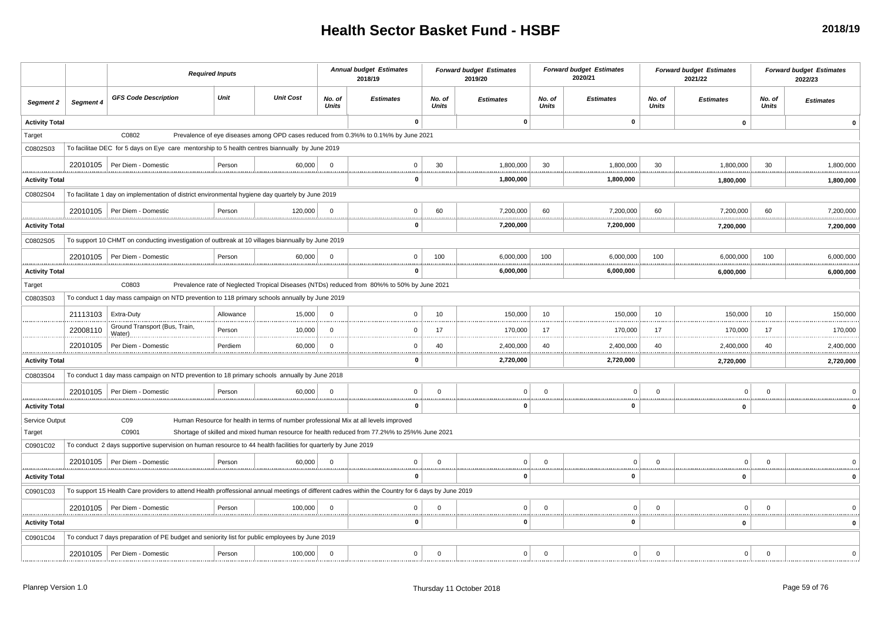# Health Sector Basket Fund - HSBF

**2018/19**

| | | *Required Inputs* | | | *Annual budget Estimates 2018/19* | | *Forward budget Estimates 2019/20* | | *Forward budget Estimates 2020/21* | | *Forward budget Estimates 2021/22* | | *Forward budget Estimates 2022/23* | |
|---|---|---|---|---|---|---|---|---|---|---|---|---|---|---|
| ***Segment 2*** | ***Segment 4*** | ***GFS Code Description*** | ***Unit*** | ***Unit Cost*** | ***No. of Units*** | ***Estimates*** | ***No. of Units*** | ***Estimates*** | ***No. of Units*** | ***Estimates*** | ***No. of Units*** | ***Estimates*** | ***No. of Units*** | ***Estimates*** |
| **Activity Total** | | | | | | **0** | | **0** | | **0** | | **0** | | **0** |
| Target | | C0802 | Prevalence of eye diseases among OPD cases reduced from 0.3%% to 0.1%% by June 2021 | | | | | | | | | | | |
| C0802S03 | To facilitae DEC for 5 days on Eye care mentorship to 5 health centres biannually by June 2019 | | | | | | | | | | | | | |
| | 22010105 | Per Diem - Domestic | Person | 60,000 | 0 | 0 | 30 | 1,800,000 | 30 | 1,800,000 | 30 | 1,800,000 | 30 | 1,800,000 |
| **Activity Total** | | | | | | **0** | | **1,800,000** | | **1,800,000** | | **1,800,000** | | **1,800,000** |
| C0802S04 | To facilitate 1 day on implementation of district environmental hygiene day quartely by June 2019 | | | | | | | | | | | | | |
| | 22010105 | Per Diem - Domestic | Person | 120,000 | 0 | 0 | 60 | 7,200,000 | 60 | 7,200,000 | 60 | 7,200,000 | 60 | 7,200,000 |
| **Activity Total** | | | | | | **0** | | **7,200,000** | | **7,200,000** | | **7,200,000** | | **7,200,000** |
| C0802S05 | To support 10 CHMT on conducting investigation of outbreak at 10 villages biannually by June 2019 | | | | | | | | | | | | | |
| | 22010105 | Per Diem - Domestic | Person | 60,000 | 0 | 0 | 100 | 6,000,000 | 100 | 6,000,000 | 100 | 6,000,000 | 100 | 6,000,000 |
| **Activity Total** | | | | | | **0** | | **6,000,000** | | **6,000,000** | | **6,000,000** | | **6,000,000** |
| Target | | C0803 | Prevalence rate of Neglected Tropical Diseases (NTDs) reduced from 80%% to 50% by June 2021 | | | | | | | | | | | |
| C0803S03 | To conduct 1 day mass campaign on NTD prevention to 118 primary schools annually by June 2019 | | | | | | | | | | | | | |
| | 21113103 | Extra-Duty | Allowance | 15,000 | 0 | 0 | 10 | 150,000 | 10 | 150,000 | 10 | 150,000 | 10 | 150,000 |
| | 22008110 | Ground Transport (Bus, Train, Water) | Person | 10,000 | 0 | 0 | 17 | 170,000 | 17 | 170,000 | 17 | 170,000 | 17 | 170,000 |
| | 22010105 | Per Diem - Domestic | Perdiem | 60,000 | 0 | 0 | 40 | 2,400,000 | 40 | 2,400,000 | 40 | 2,400,000 | 40 | 2,400,000 |
| **Activity Total** | | | | | | **0** | | **2,720,000** | | **2,720,000** | | **2,720,000** | | **2,720,000** |
| C0803S04 | To conduct 1 day mass campaign on NTD prevention to 18 primary schools annually by June 2018 | | | | | | | | | | | | | |
| | 22010105 | Per Diem - Domestic | Person | 60,000 | 0 | 0 | 0 | 0 | 0 | 0 | 0 | 0 | 0 | 0 |
| **Activity Total** | | | | | | **0** | | **0** | | **0** | | **0** | | **0** |
| Service Output | | C09 | Human Resource for health in terms of number professional Mix at all levels improved | | | | | | | | | | | |
| Target | | C0901 | Shortage of skilled and mixed human resource for health reduced from 77.2%% to 25%% June 2021 | | | | | | | | | | | |
| C0901C02 | To conduct 2 days supportive supervision on human resource to 44 health facilities for quarterly by June 2019 | | | | | | | | | | | | | |
| | 22010105 | Per Diem - Domestic | Person | 60,000 | 0 | 0 | 0 | 0 | 0 | 0 | 0 | 0 | 0 | 0 |
| **Activity Total** | | | | | | **0** | | **0** | | **0** | | **0** | | **0** |
| C0901C03 | To support 15 Health Care providers to attend Health proffessional annual meetings of different cadres within the Country for 6 days by June 2019 | | | | | | | | | | | | | |
| | 22010105 | Per Diem - Domestic | Person | 100,000 | 0 | 0 | 0 | 0 | 0 | 0 | 0 | 0 | 0 | 0 |
| **Activity Total** | | | | | | **0** | | **0** | | **0** | | **0** | | **0** |
| C0901C04 | To conduct 7 days preparation of PE budget and seniority list for public employees by June 2019 | | | | | | | | | | | | | |
| | 22010105 | Per Diem - Domestic | Person | 100,000 | 0 | 0 | 0 | 0 | 0 | 0 | 0 | 0 | 0 | 0 |

Planrep Version 1.0 | Thursday 11 October 2018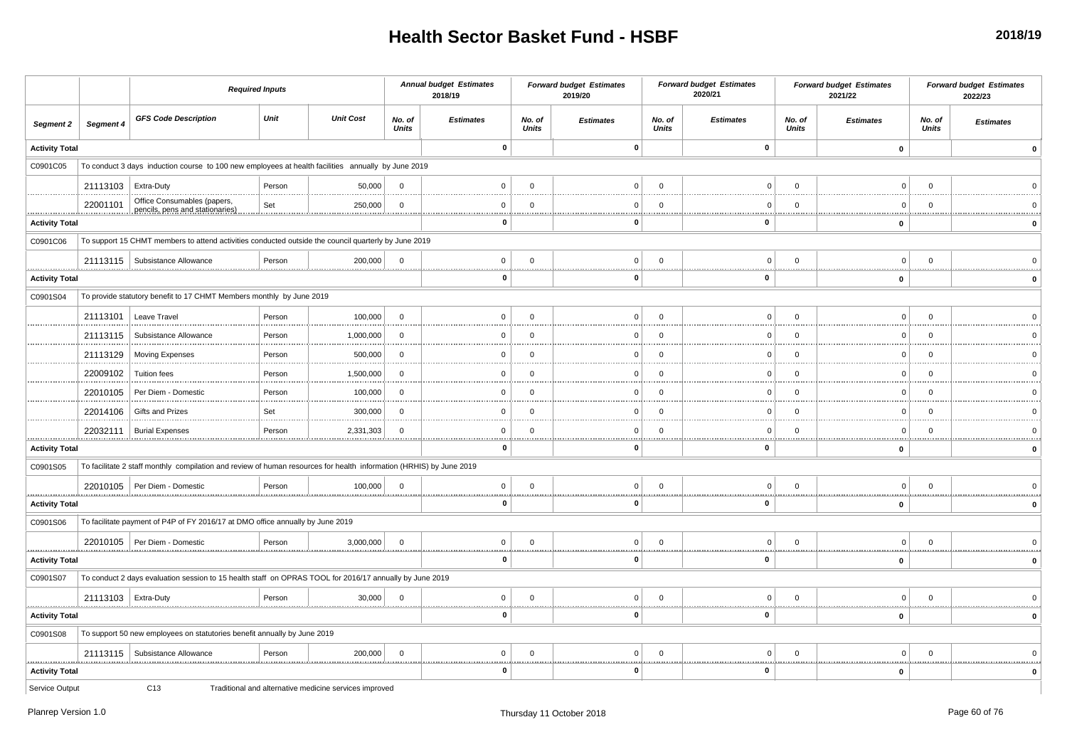# Health Sector Basket Fund - HSBF

**2018/19**

| | | Required Inputs | | | Annual budget Estimates 2018/19 | | Forward budget Estimates 2019/20 | | Forward budget Estimates 2020/21 | | Forward budget Estimates 2021/22 | | Forward budget Estimates 2022/23 | |
|---|---|---|---|---|---|---|---|---|---|---|---|---|---|---|
| **Segment 2** | **Segment 4** | **GFS Code Description** | **Unit** | **Unit Cost** | **No. of Units** | **Estimates** | **No. of Units** | **Estimates** | **No. of Units** | **Estimates** | **No. of Units** | **Estimates** | **No. of Units** | **Estimates** |
| **Activity Total** | | | | | | **0** | | **0** | | **0** | | **0** | | **0** |
| C0901C05 | To conduct 3 days induction course to 100 new employees at health facilities annually by June 2019 | | | | | | | | | | | | | |
| | 21113103 | Extra-Duty | Person | 50,000 | 0 | 0 | 0 | 0 | 0 | 0 | 0 | 0 | 0 | 0 |
| | 22001101 | Office Consumables (papers, pencils, pens and stationaries) | Set | 250,000 | 0 | 0 | 0 | 0 | 0 | 0 | 0 | 0 | 0 | 0 |
| **Activity Total** | | | | | | **0** | | **0** | | **0** | | **0** | | **0** |
| C0901C06 | To support 15 CHMT members to attend activities conducted outside the council quarterly by June 2019 | | | | | | | | | | | | | |
| | 21113115 | Subsistance Allowance | Person | 200,000 | 0 | 0 | 0 | 0 | 0 | 0 | 0 | 0 | 0 | 0 |
| **Activity Total** | | | | | | **0** | | **0** | | **0** | | **0** | | **0** |
| C0901S04 | To provide statutory benefit to 17 CHMT Members monthly by June 2019 | | | | | | | | | | | | | |
| | 21113101 | Leave Travel | Person | 100,000 | 0 | 0 | 0 | 0 | 0 | 0 | 0 | 0 | 0 | 0 |
| | 21113115 | Subsistance Allowance | Person | 1,000,000 | 0 | 0 | 0 | 0 | 0 | 0 | 0 | 0 | 0 | 0 |
| | 21113129 | Moving Expenses | Person | 500,000 | 0 | 0 | 0 | 0 | 0 | 0 | 0 | 0 | 0 | 0 |
| | 22009102 | Tuition fees | Person | 1,500,000 | 0 | 0 | 0 | 0 | 0 | 0 | 0 | 0 | 0 | 0 |
| | 22010105 | Per Diem - Domestic | Person | 100,000 | 0 | 0 | 0 | 0 | 0 | 0 | 0 | 0 | 0 | 0 |
| | 22014106 | Gifts and Prizes | Set | 300,000 | 0 | 0 | 0 | 0 | 0 | 0 | 0 | 0 | 0 | 0 |
| | 22032111 | Burial Expenses | Person | 2,331,303 | 0 | 0 | 0 | 0 | 0 | 0 | 0 | 0 | 0 | 0 |
| **Activity Total** | | | | | | **0** | | **0** | | **0** | | **0** | | **0** |
| C0901S05 | To facilitate 2 staff monthly compilation and review of human resources for health information (HRHIS) by June 2019 | | | | | | | | | | | | | |
| | 22010105 | Per Diem - Domestic | Person | 100,000 | 0 | 0 | 0 | 0 | 0 | 0 | 0 | 0 | 0 | 0 |
| **Activity Total** | | | | | | **0** | | **0** | | **0** | | **0** | | **0** |
| C0901S06 | To facilitate payment of P4P of FY 2016/17 at DMO office annually by June 2019 | | | | | | | | | | | | | |
| | 22010105 | Per Diem - Domestic | Person | 3,000,000 | 0 | 0 | 0 | 0 | 0 | 0 | 0 | 0 | 0 | 0 |
| **Activity Total** | | | | | | **0** | | **0** | | **0** | | **0** | | **0** |
| C0901S07 | To conduct 2 days evaluation session to 15 health staff on OPRAS TOOL for 2016/17 annually by June 2019 | | | | | | | | | | | | | |
| | 21113103 | Extra-Duty | Person | 30,000 | 0 | 0 | 0 | 0 | 0 | 0 | 0 | 0 | 0 | 0 |
| **Activity Total** | | | | | | **0** | | **0** | | **0** | | **0** | | **0** |
| C0901S08 | To support 50 new employees on statutories benefit annually by June 2019 | | | | | | | | | | | | | |
| | 21113115 | Subsistance Allowance | Person | 200,000 | 0 | 0 | 0 | 0 | 0 | 0 | 0 | 0 | 0 | 0 |
| **Activity Total** | | | | | | **0** | | **0** | | **0** | | **0** | | **0** |
| Service Output | C13 | Traditional and alternative medicine services improved | | | | | | | | | | | | |

Planrep Version 1.0 — Thursday 11 October 2018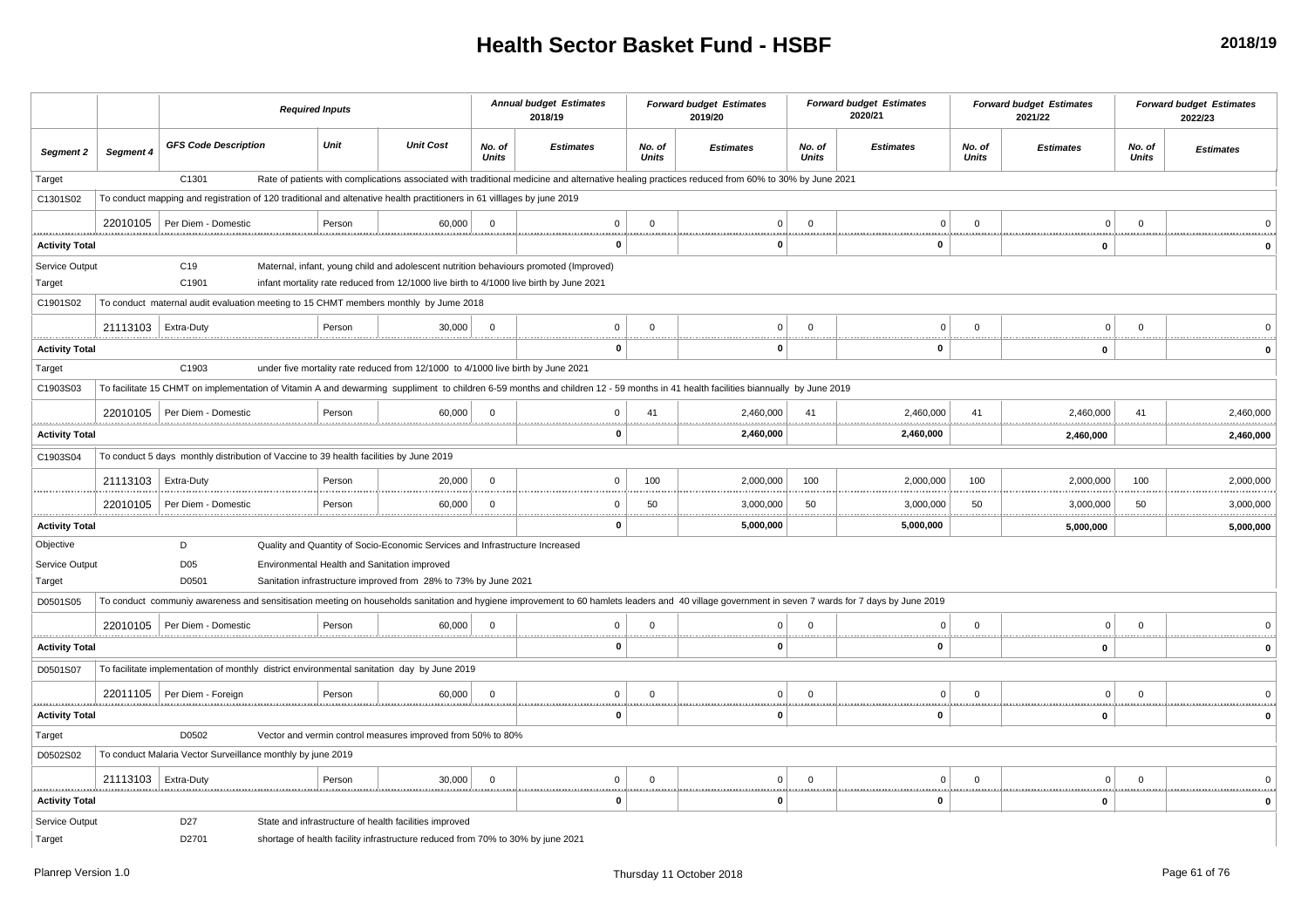# Health Sector Basket Fund - HSBF

**2018/19**

| | | Required Inputs | | | Annual budget Estimates 2018/19 | | Forward budget Estimates 2019/20 | | Forward budget Estimates 2020/21 | | Forward budget Estimates 2021/22 | | Forward budget Estimates 2022/23 | |
|---|---|---|---|---|---|---|---|---|---|---|---|---|---|---|
| **Segment 2** | **Segment 4** | **GFS Code Description** | **Unit** | **Unit Cost** | **No. of Units** | **Estimates** | **No. of Units** | **Estimates** | **No. of Units** | **Estimates** | **No. of Units** | **Estimates** | **No. of Units** | **Estimates** |
| Target | | C1301 | Rate of patients with complications associated with traditional medicine and alternative healing practices reduced from 60% to 30% by June 2021 | | | | | | | | | | | |
| C1301S02 | To conduct mapping and registration of 120 traditional and altenative health practitioners in 61 villlages by june 2019 | | | | | | | | | | | | | |
| | 22010105 | Per Diem - Domestic | Person | 60,000 | 0 | 0 | 0 | 0 | 0 | 0 | 0 | 0 | 0 | 0 |
| **Activity Total** | | | | | | **0** | | **0** | | **0** | | **0** | | **0** |
| Service Output | | C19 | Maternal, infant, young child and adolescent nutrition behaviours promoted (Improved) | | | | | | | | | | | |
| Target | | C1901 | infant mortality rate reduced from 12/1000 live birth to 4/1000 live birth by June 2021 | | | | | | | | | | | |
| C1901S02 | To conduct maternal audit evaluation meeting to 15 CHMT members monthly by Jume 2018 | | | | | | | | | | | | | |
| | 21113103 | Extra-Duty | Person | 30,000 | 0 | 0 | 0 | 0 | 0 | 0 | 0 | 0 | 0 | 0 |
| **Activity Total** | | | | | | **0** | | **0** | | **0** | | **0** | | **0** |
| Target | | C1903 | under five mortality rate reduced from 12/1000 to 4/1000 live birth by June 2021 | | | | | | | | | | | |
| C1903S03 | To facilitate 15 CHMT on implementation of Vitamin A and dewarming suppliment to children 6-59 months and children 12 - 59 months in 41 health facilities biannually by June 2019 | | | | | | | | | | | | | |
| | 22010105 | Per Diem - Domestic | Person | 60,000 | 0 | 0 | 41 | 2,460,000 | 41 | 2,460,000 | 41 | 2,460,000 | 41 | 2,460,000 |
| **Activity Total** | | | | | | **0** | | **2,460,000** | | **2,460,000** | | **2,460,000** | | **2,460,000** |
| C1903S04 | To conduct 5 days monthly distribution of Vaccine to 39 health facilities by June 2019 | | | | | | | | | | | | | |
| | 21113103 | Extra-Duty | Person | 20,000 | 0 | 0 | 100 | 2,000,000 | 100 | 2,000,000 | 100 | 2,000,000 | 100 | 2,000,000 |
| | 22010105 | Per Diem - Domestic | Person | 60,000 | 0 | 0 | 50 | 3,000,000 | 50 | 3,000,000 | 50 | 3,000,000 | 50 | 3,000,000 |
| **Activity Total** | | | | | | **0** | | **5,000,000** | | **5,000,000** | | **5,000,000** | | **5,000,000** |
| Objective | | D | Quality and Quantity of Socio-Economic Services and Infrastructure Increased | | | | | | | | | | | |
| Service Output | | D05 | Environmental Health and Sanitation improved | | | | | | | | | | | |
| Target | | D0501 | Sanitation infrastructure improved from 28% to 73% by June 2021 | | | | | | | | | | | |
| D0501S05 | To conduct communiy awareness and sensitisation meeting on households sanitation and hygiene improvement to 60 hamlets leaders and 40 village government in seven 7 wards for 7 days by June 2019 | | | | | | | | | | | | | |
| | 22010105 | Per Diem - Domestic | Person | 60,000 | 0 | 0 | 0 | 0 | 0 | 0 | 0 | 0 | 0 | 0 |
| **Activity Total** | | | | | | **0** | | **0** | | **0** | | **0** | | **0** |
| D0501S07 | To facilitate implementation of monthly district environmental sanitation day by June 2019 | | | | | | | | | | | | | |
| | 22011105 | Per Diem - Foreign | Person | 60,000 | 0 | 0 | 0 | 0 | 0 | 0 | 0 | 0 | 0 | 0 |
| **Activity Total** | | | | | | **0** | | **0** | | **0** | | **0** | | **0** |
| Target | | D0502 | Vector and vermin control measures improved from 50% to 80% | | | | | | | | | | | |
| D0502S02 | To conduct Malaria Vector Surveillance monthly by june 2019 | | | | | | | | | | | | | |
| | 21113103 | Extra-Duty | Person | 30,000 | 0 | 0 | 0 | 0 | 0 | 0 | 0 | 0 | 0 | 0 |
| **Activity Total** | | | | | | **0** | | **0** | | **0** | | **0** | | **0** |
| Service Output | | D27 | State and infrastructure of health facilities improved | | | | | | | | | | | |
| Target | | D2701 | shortage of health facility infrastructure reduced from 70% to 30% by june 2021 | | | | | | | | | | | |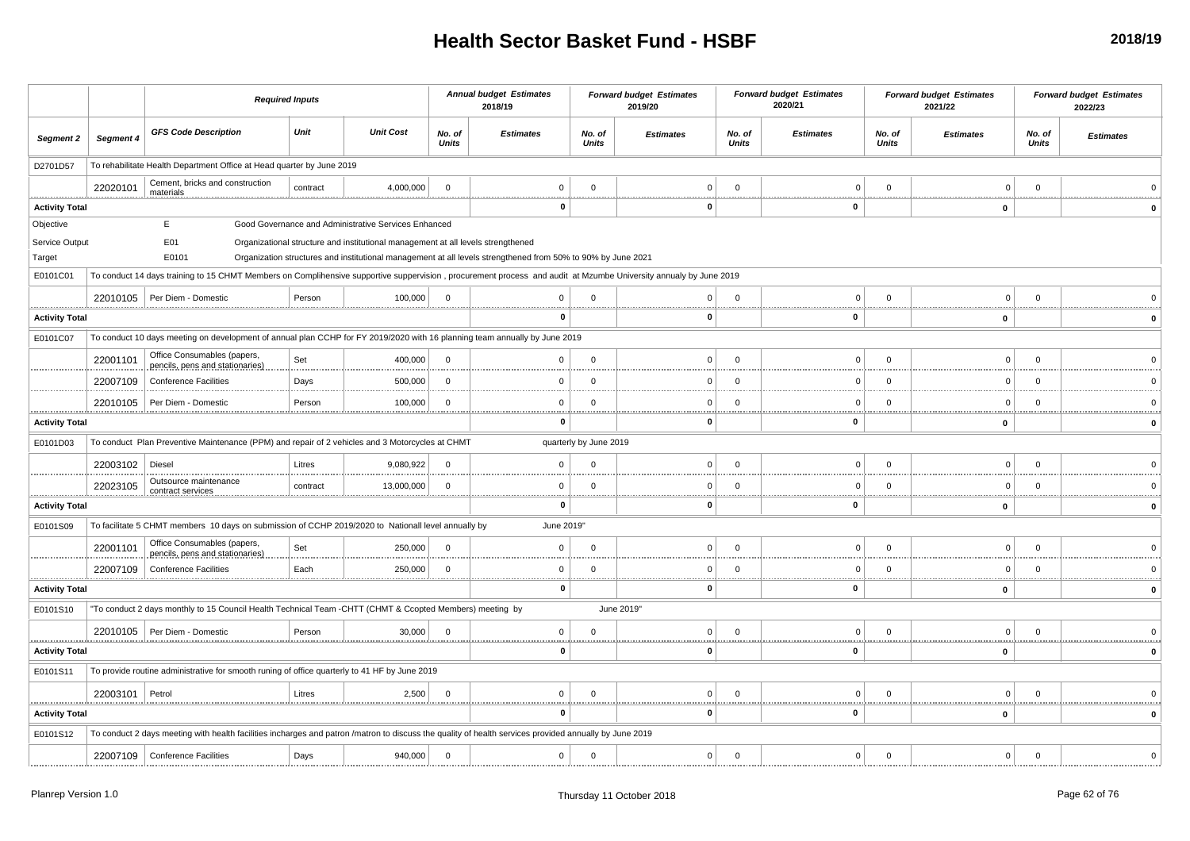# Health Sector Basket Fund - HSBF

2018/19

| | | Required Inputs | | | Annual budget Estimates 2018/19 | | Forward budget Estimates 2019/20 | | Forward budget Estimates 2020/21 | | Forward budget Estimates 2021/22 | | Forward budget Estimates 2022/23 | |
|---|---|---|---|---|---|---|---|---|---|---|---|---|---|---|
| Segment 2 | Segment 4 | GFS Code Description | Unit | Unit Cost | No. of Units | Estimates | No. of Units | Estimates | No. of Units | Estimates | No. of Units | Estimates | No. of Units | Estimates |
| D2701D57 | To rehabilitate Health Department Office at Head quarter by June 2019 | | | | | | | | | | | | | |
| | 22020101 | Cement, bricks and construction materials | contract | 4,000,000 | 0 | 0 | 0 | 0 | 0 | 0 | 0 | 0 | 0 | 0 |
| Activity Total | | | | | | 0 | | 0 | | 0 | | 0 | | 0 |
| Objective | | E | Good Governance and Administrative Services Enhanced | | | | | | | | | | | |
| Service Output | | E01 | Organizational structure and institutional management at all levels strengthened | | | | | | | | | | | |
| Target | | E0101 | Organization structures and institutional management at all levels strengthened from 50% to 90% by June 2021 | | | | | | | | | | | |
| E0101C01 | To conduct 14 days training to 15 CHMT Members on Complihensive supportive suppervision , procurement process and audit at Mzumbe University annualy by June 2019 | | | | | | | | | | | | | |
| | 22010105 | Per Diem - Domestic | Person | 100,000 | 0 | 0 | 0 | 0 | 0 | 0 | 0 | 0 | 0 | 0 |
| Activity Total | | | | | | 0 | | 0 | | 0 | | 0 | | 0 |
| E0101C07 | To conduct 10 days meeting on development of annual plan CCHP for FY 2019/2020 with 16 planning team annually by June 2019 | | | | | | | | | | | | | |
| | 22001101 | Office Consumables (papers, pencils, pens and stationaries) | Set | 400,000 | 0 | 0 | 0 | 0 | 0 | 0 | 0 | 0 | 0 | 0 |
| | 22007109 | Conference Facilities | Days | 500,000 | 0 | 0 | 0 | 0 | 0 | 0 | 0 | 0 | 0 | 0 |
| | 22010105 | Per Diem - Domestic | Person | 100,000 | 0 | 0 | 0 | 0 | 0 | 0 | 0 | 0 | 0 | 0 |
| Activity Total | | | | | | 0 | | 0 | | 0 | | 0 | | 0 |
| E0101D03 | To conduct Plan Preventive Maintenance (PPM) and repair of 2 vehicles and 3 Motorcycles at CHMT quarterly by June 2019 | | | | | | | | | | | | | |
| | 22003102 | Diesel | Litres | 9,080,922 | 0 | 0 | 0 | 0 | 0 | 0 | 0 | 0 | 0 | 0 |
| | 22023105 | Outsource maintenance contract services | contract | 13,000,000 | 0 | 0 | 0 | 0 | 0 | 0 | 0 | 0 | 0 | 0 |
| Activity Total | | | | | | 0 | | 0 | | 0 | | 0 | | 0 |
| E0101S09 | To facilitate 5 CHMT members 10 days on submission of CCHP 2019/2020 to Nationall level annually by June 2019" | | | | | | | | | | | | | |
| | 22001101 | Office Consumables (papers, pencils, pens and stationaries) | Set | 250,000 | 0 | 0 | 0 | 0 | 0 | 0 | 0 | 0 | 0 | 0 |
| | 22007109 | Conference Facilities | Each | 250,000 | 0 | 0 | 0 | 0 | 0 | 0 | 0 | 0 | 0 | 0 |
| Activity Total | | | | | | 0 | | 0 | | 0 | | 0 | | 0 |
| E0101S10 | "To conduct 2 days monthly to 15 Council Health Technical Team -CHTT (CHMT & Ccopted Members) meeting by June 2019" | | | | | | | | | | | | | |
| | 22010105 | Per Diem - Domestic | Person | 30,000 | 0 | 0 | 0 | 0 | 0 | 0 | 0 | 0 | 0 | 0 |
| Activity Total | | | | | | 0 | | 0 | | 0 | | 0 | | 0 |
| E0101S11 | To provide routine administrative for smooth runing of office quarterly to 41 HF by June 2019 | | | | | | | | | | | | | |
| | 22003101 | Petrol | Litres | 2,500 | 0 | 0 | 0 | 0 | 0 | 0 | 0 | 0 | 0 | 0 |
| Activity Total | | | | | | 0 | | 0 | | 0 | | 0 | | 0 |
| E0101S12 | To conduct 2 days meeting with health facilities incharges and patron /matron to discuss the quality of health services provided annually by June 2019 | | | | | | | | | | | | | |
| | 22007109 | Conference Facilities | Days | 940,000 | 0 | 0 | 0 | 0 | 0 | 0 | 0 | 0 | 0 | 0 |

Planrep Version 1.0 Thursday 11 October 2018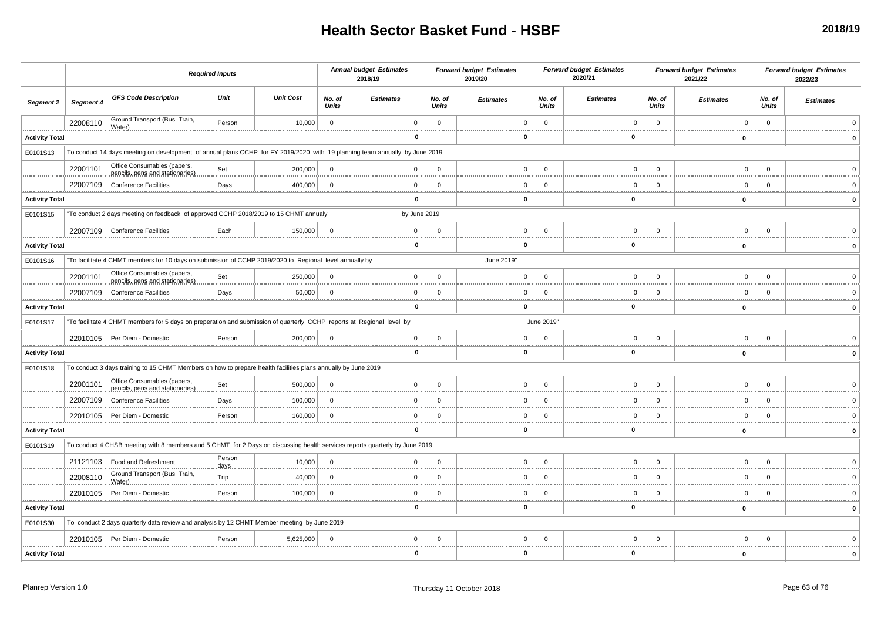# Health Sector Basket Fund - HSBF

2018/19

| | | Required Inputs | | | Annual budget Estimates 2018/19 | | Forward budget Estimates 2019/20 | | Forward budget Estimates 2020/21 | | Forward budget Estimates 2021/22 | | Forward budget Estimates 2022/23 | |
|---|---|---|---|---|---|---|---|---|---|---|---|---|---|---|
| Segment 2 | Segment 4 | GFS Code Description | Unit | Unit Cost | No. of Units | Estimates | No. of Units | Estimates | No. of Units | Estimates | No. of Units | Estimates | No. of Units | Estimates |
| | 22008110 | Ground Transport (Bus, Train, Water) | Person | 10,000 | 0 | 0 | 0 | 0 | 0 | 0 | 0 | 0 | 0 | 0 |
| Activity Total | | | | | | 0 | | 0 | | 0 | | 0 | | 0 |
| E0101S13 | To conduct 14 days meeting on development of annual plans CCHP for FY 2019/2020 with 19 planning team annually by June 2019 | | | | | | | | | | | | | |
| | 22001101 | Office Consumables (papers, pencils, pens and stationaries) | Set | 200,000 | 0 | 0 | 0 | 0 | 0 | 0 | 0 | 0 | 0 | 0 |
| | 22007109 | Conference Facilities | Days | 400,000 | 0 | 0 | 0 | 0 | 0 | 0 | 0 | 0 | 0 | 0 |
| Activity Total | | | | | | 0 | | 0 | | 0 | | 0 | | 0 |
| E0101S15 | "To conduct 2 days meeting on feedback of approved CCHP 2018/2019 to 15 CHMT annualy by June 2019 | | | | | | | | | | | | | |
| | 22007109 | Conference Facilities | Each | 150,000 | 0 | 0 | 0 | 0 | 0 | 0 | 0 | 0 | 0 | 0 |
| Activity Total | | | | | | 0 | | 0 | | 0 | | 0 | | 0 |
| E0101S16 | "To facilitate 4 CHMT members for 10 days on submission of CCHP 2019/2020 to Regional level annually by June 2019" | | | | | | | | | | | | | |
| | 22001101 | Office Consumables (papers, pencils, pens and stationaries) | Set | 250,000 | 0 | 0 | 0 | 0 | 0 | 0 | 0 | 0 | 0 | 0 |
| | 22007109 | Conference Facilities | Days | 50,000 | 0 | 0 | 0 | 0 | 0 | 0 | 0 | 0 | 0 | 0 |
| Activity Total | | | | | | 0 | | 0 | | 0 | | 0 | | 0 |
| E0101S17 | "To facilitate 4 CHMT members for 5 days on preperation and submission of quarterly CCHP reports at Regional level by June 2019" | | | | | | | | | | | | | |
| | 22010105 | Per Diem - Domestic | Person | 200,000 | 0 | 0 | 0 | 0 | 0 | 0 | 0 | 0 | 0 | 0 |
| Activity Total | | | | | | 0 | | 0 | | 0 | | 0 | | 0 |
| E0101S18 | To conduct 3 days training to 15 CHMT Members on how to prepare health facilities plans annually by June 2019 | | | | | | | | | | | | | |
| | 22001101 | Office Consumables (papers, pencils, pens and stationaries) | Set | 500,000 | 0 | 0 | 0 | 0 | 0 | 0 | 0 | 0 | 0 | 0 |
| | 22007109 | Conference Facilities | Days | 100,000 | 0 | 0 | 0 | 0 | 0 | 0 | 0 | 0 | 0 | 0 |
| | 22010105 | Per Diem - Domestic | Person | 160,000 | 0 | 0 | 0 | 0 | 0 | 0 | 0 | 0 | 0 | 0 |
| Activity Total | | | | | | 0 | | 0 | | 0 | | 0 | | 0 |
| E0101S19 | To conduct 4 CHSB meeting with 8 members and 5 CHMT for 2 Days on discussing health services reports quarterly by June 2019 | | | | | | | | | | | | | |
| | 21121103 | Food and Refreshment | Person days | 10,000 | 0 | 0 | 0 | 0 | 0 | 0 | 0 | 0 | 0 | 0 |
| | 22008110 | Ground Transport (Bus, Train, Water) | Trip | 40,000 | 0 | 0 | 0 | 0 | 0 | 0 | 0 | 0 | 0 | 0 |
| | 22010105 | Per Diem - Domestic | Person | 100,000 | 0 | 0 | 0 | 0 | 0 | 0 | 0 | 0 | 0 | 0 |
| Activity Total | | | | | | 0 | | 0 | | 0 | | 0 | | 0 |
| E0101S30 | To conduct 2 days quarterly data review and analysis by 12 CHMT Member meeting by June 2019 | | | | | | | | | | | | | |
| | 22010105 | Per Diem - Domestic | Person | 5,625,000 | 0 | 0 | 0 | 0 | 0 | 0 | 0 | 0 | 0 | 0 |
| Activity Total | | | | | | 0 | | 0 | | 0 | | 0 | | 0 |

Planrep Version 1.0 — Thursday 11 October 2018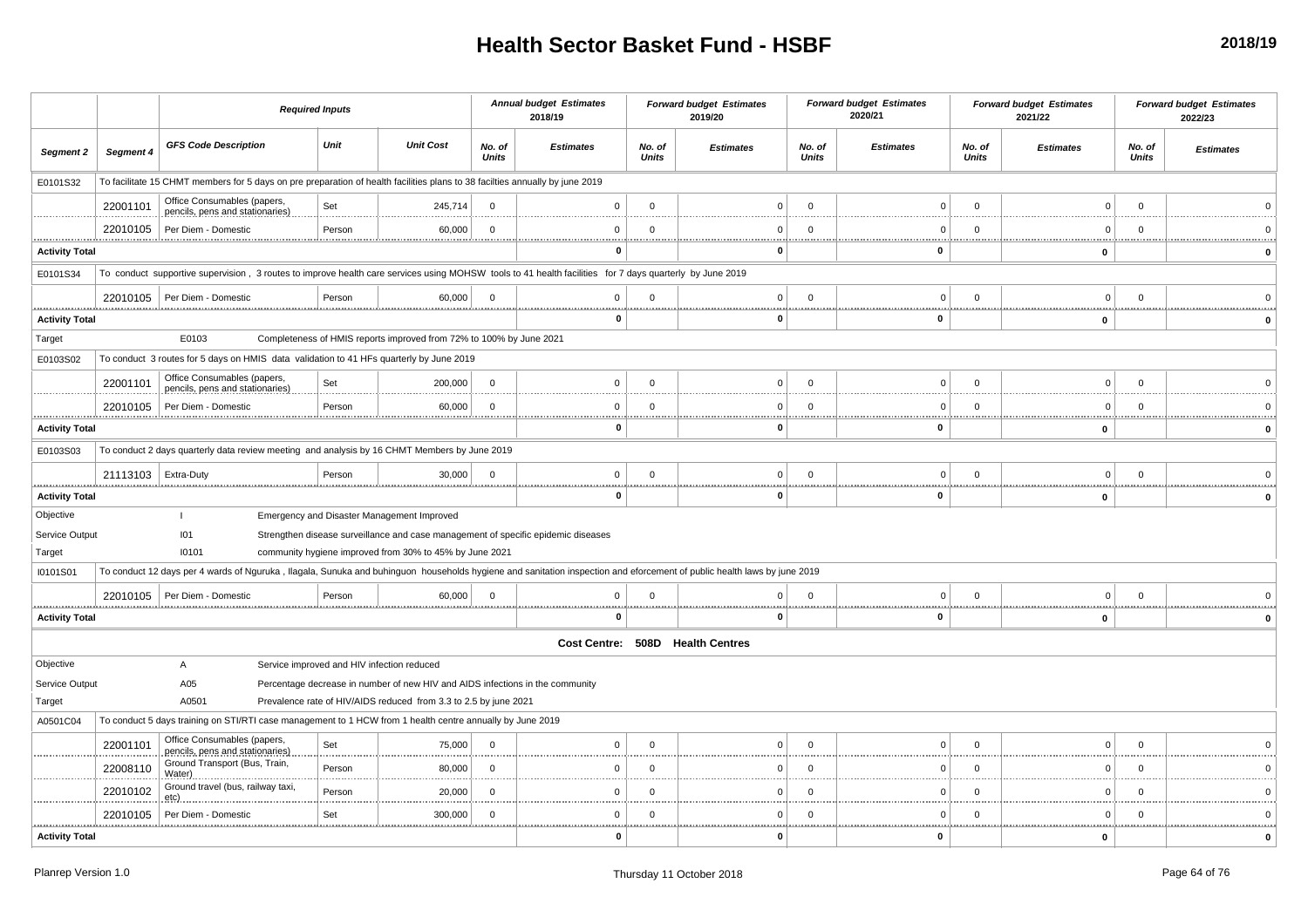# Health Sector Basket Fund - HSBF

**2018/19**

| | | Required Inputs | | | Annual budget Estimates 2018/19 | | Forward budget Estimates 2019/20 | | Forward budget Estimates 2020/21 | | Forward budget Estimates 2021/22 | | Forward budget Estimates 2022/23 | |
|---|---|---|---|---|---|---|---|---|---|---|---|---|---|---|
| **Segment 2** | **Segment 4** | **GFS Code Description** | **Unit** | **Unit Cost** | **No. of Units** | **Estimates** | **No. of Units** | **Estimates** | **No. of Units** | **Estimates** | **No. of Units** | **Estimates** | **No. of Units** | **Estimates** |
| E0101S32 | To facilitate 15 CHMT members for 5 days on pre preparation of health facilities plans to 38 facilties annually by june 2019 | | | | | | | | | | | | | |
| | 22001101 | Office Consumables (papers, pencils, pens and stationaries) | Set | 245,714 | 0 | 0 | 0 | 0 | 0 | 0 | 0 | 0 | 0 | 0 |
| | 22010105 | Per Diem - Domestic | Person | 60,000 | 0 | 0 | 0 | 0 | 0 | 0 | 0 | 0 | 0 | 0 |
| **Activity Total** | | | | | | **0** | | **0** | | **0** | | **0** | | **0** |
| E0101S34 | To conduct supportive supervision , 3 routes to improve health care services using MOHSW tools to 41 health facilities for 7 days quarterly by June 2019 | | | | | | | | | | | | | |
| | 22010105 | Per Diem - Domestic | Person | 60,000 | 0 | 0 | 0 | 0 | 0 | 0 | 0 | 0 | 0 | 0 |
| **Activity Total** | | | | | | **0** | | **0** | | **0** | | **0** | | **0** |
| Target | | E0103 | Completeness of HMIS reports improved from 72% to 100% by June 2021 | | | | | | | | | | | |
| E0103S02 | To conduct 3 routes for 5 days on HMIS data validation to 41 HFs quarterly by June 2019 | | | | | | | | | | | | | |
| | 22001101 | Office Consumables (papers, pencils, pens and stationaries) | Set | 200,000 | 0 | 0 | 0 | 0 | 0 | 0 | 0 | 0 | 0 | 0 |
| | 22010105 | Per Diem - Domestic | Person | 60,000 | 0 | 0 | 0 | 0 | 0 | 0 | 0 | 0 | 0 | 0 |
| **Activity Total** | | | | | | **0** | | **0** | | **0** | | **0** | | **0** |
| E0103S03 | To conduct 2 days quarterly data review meeting and analysis by 16 CHMT Members by June 2019 | | | | | | | | | | | | | |
| | 21113103 | Extra-Duty | Person | 30,000 | 0 | 0 | 0 | 0 | 0 | 0 | 0 | 0 | 0 | 0 |
| **Activity Total** | | | | | | **0** | | **0** | | **0** | | **0** | | **0** |
| Objective | | I | Emergency and Disaster Management Improved | | | | | | | | | | | |
| Service Output | | I01 | Strengthen disease surveillance and case management of specific epidemic diseases | | | | | | | | | | | |
| Target | | I0101 | community hygiene improved from 30% to 45% by June 2021 | | | | | | | | | | | |
| I0101S01 | To conduct 12 days per 4 wards of Nguruka , Ilagala, Sunuka and buhinguon households hygiene and sanitation inspection and eforcement of public health laws by june 2019 | | | | | | | | | | | | | |
| | 22010105 | Per Diem - Domestic | Person | 60,000 | 0 | 0 | 0 | 0 | 0 | 0 | 0 | 0 | 0 | 0 |
| **Activity Total** | | | | | | **0** | | **0** | | **0** | | **0** | | **0** |
| | | | | | | **Cost Centre: 508D Health Centres** | | | | | | | | |
| Objective | | A | Service improved and HIV infection reduced | | | | | | | | | | | |
| Service Output | | A05 | Percentage decrease in number of new HIV and AIDS infections in the community | | | | | | | | | | | |
| Target | | A0501 | Prevalence rate of HIV/AIDS reduced from 3.3 to 2.5 by june 2021 | | | | | | | | | | | |
| A0501C04 | To conduct 5 days training on STI/RTI case management to 1 HCW from 1 health centre annually by June 2019 | | | | | | | | | | | | | |
| | 22001101 | Office Consumables (papers, pencils, pens and stationaries) | Set | 75,000 | 0 | 0 | 0 | 0 | 0 | 0 | 0 | 0 | 0 | 0 |
| | 22008110 | Ground Transport (Bus, Train, Water) | Person | 80,000 | 0 | 0 | 0 | 0 | 0 | 0 | 0 | 0 | 0 | 0 |
| | 22010102 | Ground travel (bus, railway taxi, etc) | Person | 20,000 | 0 | 0 | 0 | 0 | 0 | 0 | 0 | 0 | 0 | 0 |
| | 22010105 | Per Diem - Domestic | Set | 300,000 | 0 | 0 | 0 | 0 | 0 | 0 | 0 | 0 | 0 | 0 |
| **Activity Total** | | | | | | **0** | | **0** | | **0** | | **0** | | **0** |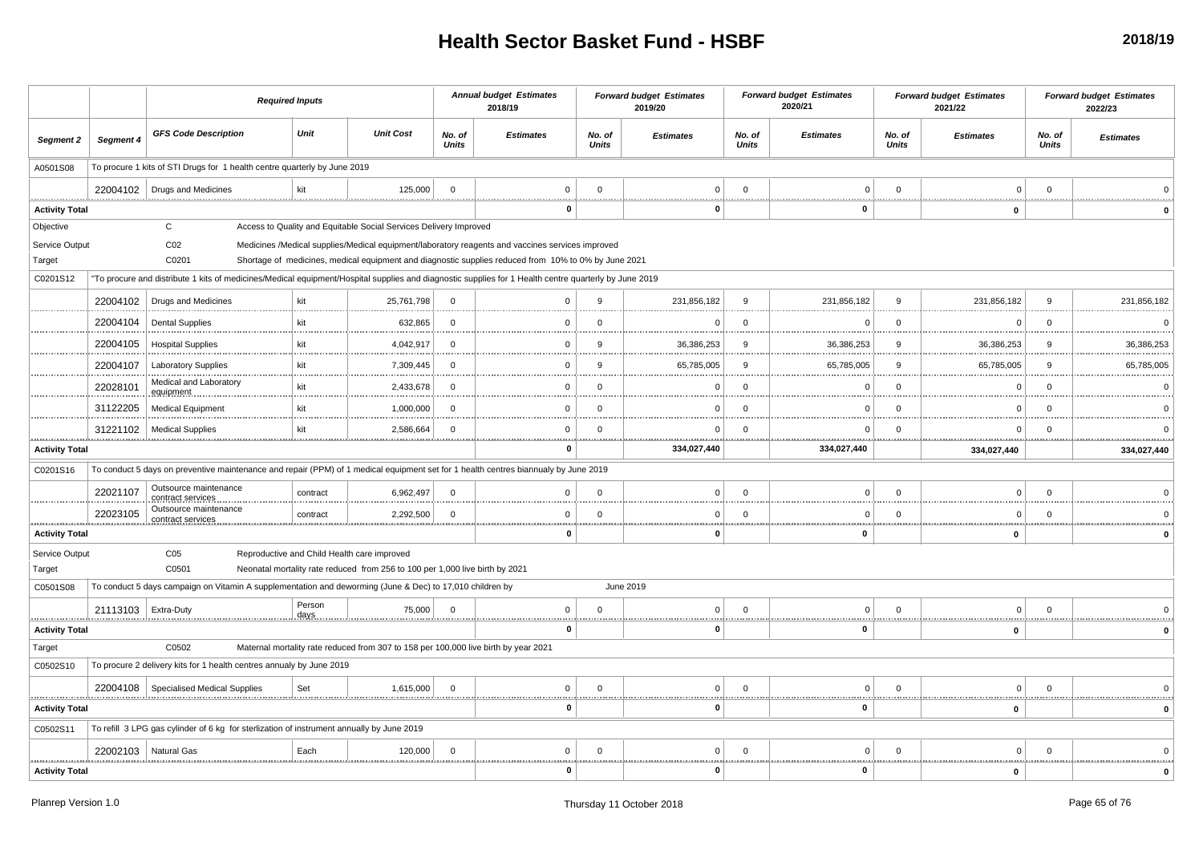# Health Sector Basket Fund - HSBF

**2018/19**

| | | Required Inputs | | | Annual budget Estimates 2018/19 | | Forward budget Estimates 2019/20 | | Forward budget Estimates 2020/21 | | Forward budget Estimates 2021/22 | | Forward budget Estimates 2022/23 | |
|---|---|---|---|---|---|---|---|---|---|---|---|---|---|---|
| **Segment 2** | **Segment 4** | **GFS Code Description** | **Unit** | **Unit Cost** | **No. of Units** | **Estimates** | **No. of Units** | **Estimates** | **No. of Units** | **Estimates** | **No. of Units** | **Estimates** | **No. of Units** | **Estimates** |
| A0501S08 | To procure 1 kits of STI Drugs for 1 health centre quarterly by June 2019 | | | | | | | | | | | | | |
| | 22004102 | Drugs and Medicines | kit | 125,000 | 0 | 0 | 0 | 0 | 0 | 0 | 0 | 0 | 0 | 0 |
| **Activity Total** | | | | | | **0** | | **0** | | **0** | | **0** | | **0** |
| Objective | C | Access to Quality and Equitable Social Services Delivery Improved | | | | | | | | | | | | |
| Service Output | C02 | Medicines /Medical supplies/Medical equipment/laboratory reagents and vaccines services improved | | | | | | | | | | | | |
| Target | C0201 | Shortage of medicines, medical equipment and diagnostic supplies reduced from 10% to 0% by June 2021 | | | | | | | | | | | | |
| C0201S12 | "To procure and distribute 1 kits of medicines/Medical equipment/Hospital supplies and diagnostic supplies for 1 Health centre quarterly by June 2019 | | | | | | | | | | | | | |
| | 22004102 | Drugs and Medicines | kit | 25,761,798 | 0 | 0 | 9 | 231,856,182 | 9 | 231,856,182 | 9 | 231,856,182 | 9 | 231,856,182 |
| | 22004104 | Dental Supplies | kit | 632,865 | 0 | 0 | 0 | 0 | 0 | 0 | 0 | 0 | 0 | 0 |
| | 22004105 | Hospital Supplies | kit | 4,042,917 | 0 | 0 | 9 | 36,386,253 | 9 | 36,386,253 | 9 | 36,386,253 | 9 | 36,386,253 |
| | 22004107 | Laboratory Supplies | kit | 7,309,445 | 0 | 0 | 9 | 65,785,005 | 9 | 65,785,005 | 9 | 65,785,005 | 9 | 65,785,005 |
| | 22028101 | Medical and Laboratory equipment | kit | 2,433,678 | 0 | 0 | 0 | 0 | 0 | 0 | 0 | 0 | 0 | 0 |
| | 31122205 | Medical Equipment | kit | 1,000,000 | 0 | 0 | 0 | 0 | 0 | 0 | 0 | 0 | 0 | 0 |
| | 31221102 | Medical Supplies | kit | 2,586,664 | 0 | 0 | 0 | 0 | 0 | 0 | 0 | 0 | 0 | 0 |
| **Activity Total** | | | | | | **0** | | **334,027,440** | | **334,027,440** | | **334,027,440** | | **334,027,440** |
| C0201S16 | To conduct 5 days on preventive maintenance and repair (PPM) of 1 medical equipment set for 1 health centres biannualy by June 2019 | | | | | | | | | | | | | |
| | 22021107 | Outsource maintenance contract services | contract | 6,962,497 | 0 | 0 | 0 | 0 | 0 | 0 | 0 | 0 | 0 | 0 |
| | 22023105 | Outsource maintenance contract services | contract | 2,292,500 | 0 | 0 | 0 | 0 | 0 | 0 | 0 | 0 | 0 | 0 |
| **Activity Total** | | | | | | **0** | | **0** | | **0** | | **0** | | **0** |
| Service Output | C05 | Reproductive and Child Health care improved | | | | | | | | | | | | |
| Target | C0501 | Neonatal mortality rate reduced from 256 to 100 per 1,000 live birth by 2021 | | | | | | | | | | | | |
| C0501S08 | To conduct 5 days campaign on Vitamin A supplementation and deworming (June & Dec) to 17,010 children by June 2019 | | | | | | | | | | | | | |
| | 21113103 | Extra-Duty | Person days | 75,000 | 0 | 0 | 0 | 0 | 0 | 0 | 0 | 0 | 0 | 0 |
| **Activity Total** | | | | | | **0** | | **0** | | **0** | | **0** | | **0** |
| Target | C0502 | Maternal mortality rate reduced from 307 to 158 per 100,000 live birth by year 2021 | | | | | | | | | | | | |
| C0502S10 | To procure 2 delivery kits for 1 health centres annualy by June 2019 | | | | | | | | | | | | | |
| | 22004108 | Specialised Medical Supplies | Set | 1,615,000 | 0 | 0 | 0 | 0 | 0 | 0 | 0 | 0 | 0 | 0 |
| **Activity Total** | | | | | | **0** | | **0** | | **0** | | **0** | | **0** |
| C0502S11 | To refill 3 LPG gas cylinder of 6 kg for sterlization of instrument annually by June 2019 | | | | | | | | | | | | | |
| | 22002103 | Natural Gas | Each | 120,000 | 0 | 0 | 0 | 0 | 0 | 0 | 0 | 0 | 0 | 0 |
| **Activity Total** | | | | | | **0** | | **0** | | **0** | | **0** | | **0** |

Planrep Version 1.0 — Thursday 11 October 2018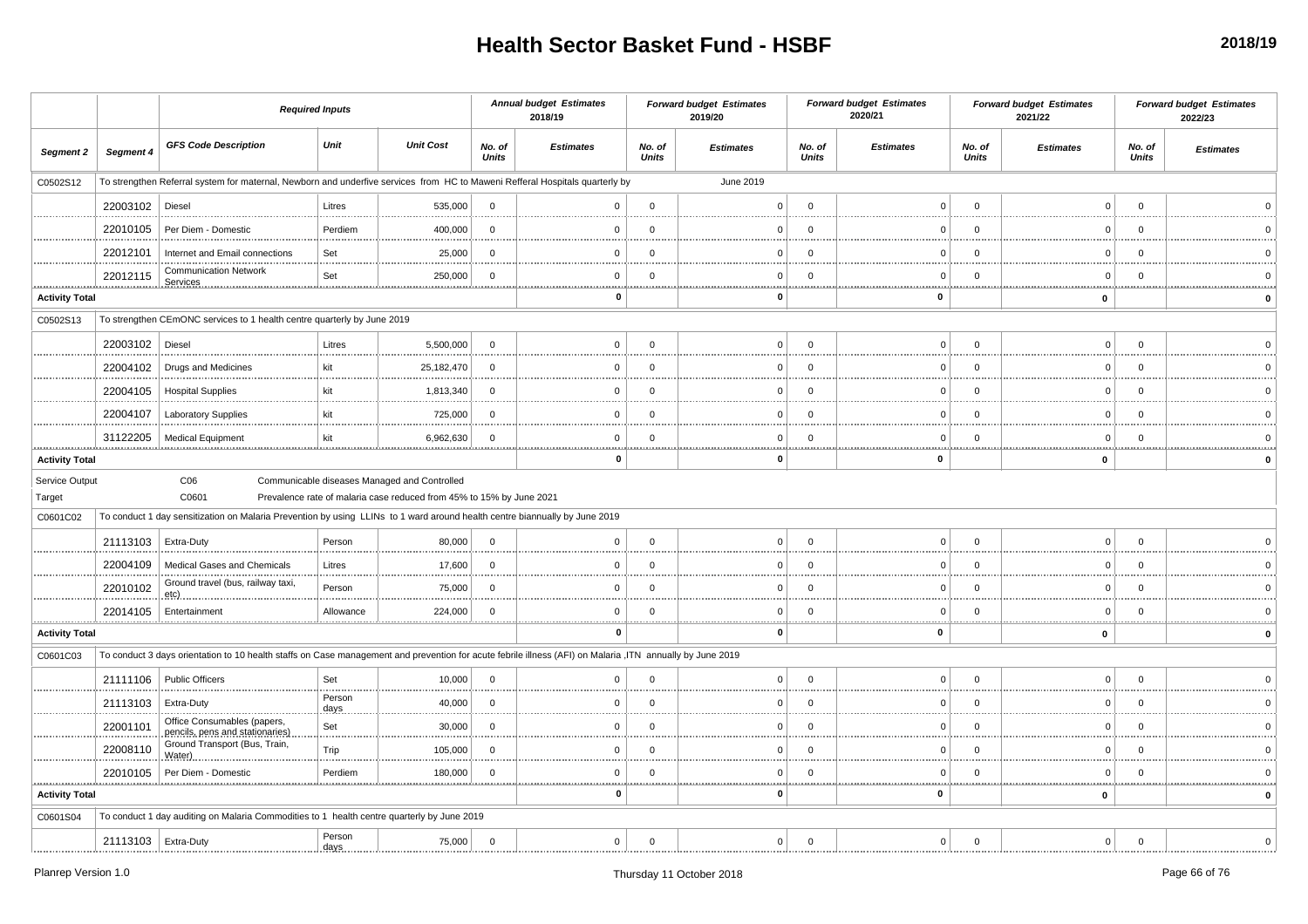# Health Sector Basket Fund - HSBF

**2018/19**

| | | *Required Inputs* | | | *Annual budget Estimates 2018/19* | | *Forward budget Estimates 2019/20* | | *Forward budget Estimates 2020/21* | | *Forward budget Estimates 2021/22* | | *Forward budget Estimates 2022/23* | |
|---|---|---|---|---|---|---|---|---|---|---|---|---|---|---|
| *Segment 2* | *Segment 4* | *GFS Code Description* | *Unit* | *Unit Cost* | *No. of Units* | *Estimates* | *No. of Units* | *Estimates* | *No. of Units* | *Estimates* | *No. of Units* | *Estimates* | *No. of Units* | *Estimates* |
| C0502S12 | To strengthen Referral system for maternal, Newborn and underfive services from HC to Maweni Refferal Hospitals quarterly by June 2019 | | | | | | | | | | | | | |
| | 22003102 | Diesel | Litres | 535,000 | 0 | 0 | 0 | 0 | 0 | 0 | 0 | 0 | 0 | 0 |
| | 22010105 | Per Diem - Domestic | Perdiem | 400,000 | 0 | 0 | 0 | 0 | 0 | 0 | 0 | 0 | 0 | 0 |
| | 22012101 | Internet and Email connections | Set | 25,000 | 0 | 0 | 0 | 0 | 0 | 0 | 0 | 0 | 0 | 0 |
| | 22012115 | Communication Network Services | Set | 250,000 | 0 | 0 | 0 | 0 | 0 | 0 | 0 | 0 | 0 | 0 |
| **Activity Total** | | | | | | **0** | | **0** | | **0** | | **0** | | **0** |
| C0502S13 | To strengthen CEmONC services to 1 health centre quarterly by June 2019 | | | | | | | | | | | | | |
| | 22003102 | Diesel | Litres | 5,500,000 | 0 | 0 | 0 | 0 | 0 | 0 | 0 | 0 | 0 | 0 |
| | 22004102 | Drugs and Medicines | kit | 25,182,470 | 0 | 0 | 0 | 0 | 0 | 0 | 0 | 0 | 0 | 0 |
| | 22004105 | Hospital Supplies | kit | 1,813,340 | 0 | 0 | 0 | 0 | 0 | 0 | 0 | 0 | 0 | 0 |
| | 22004107 | Laboratory Supplies | kit | 725,000 | 0 | 0 | 0 | 0 | 0 | 0 | 0 | 0 | 0 | 0 |
| | 31122205 | Medical Equipment | kit | 6,962,630 | 0 | 0 | 0 | 0 | 0 | 0 | 0 | 0 | 0 | 0 |
| **Activity Total** | | | | | | **0** | | **0** | | **0** | | **0** | | **0** |
| Service Output | | C06 | Communicable diseases Managed and Controlled | | | | | | | | | | | |
| Target | | C0601 | Prevalence rate of malaria case reduced from 45% to 15% by June 2021 | | | | | | | | | | | |
| C0601C02 | To conduct 1 day sensitization on Malaria Prevention by using LLINs to 1 ward around health centre biannually by June 2019 | | | | | | | | | | | | | |
| | 21113103 | Extra-Duty | Person | 80,000 | 0 | 0 | 0 | 0 | 0 | 0 | 0 | 0 | 0 | 0 |
| | 22004109 | Medical Gases and Chemicals | Litres | 17,600 | 0 | 0 | 0 | 0 | 0 | 0 | 0 | 0 | 0 | 0 |
| | 22010102 | Ground travel (bus, railway taxi, etc) | Person | 75,000 | 0 | 0 | 0 | 0 | 0 | 0 | 0 | 0 | 0 | 0 |
| | 22014105 | Entertainment | Allowance | 224,000 | 0 | 0 | 0 | 0 | 0 | 0 | 0 | 0 | 0 | 0 |
| **Activity Total** | | | | | | **0** | | **0** | | **0** | | **0** | | **0** |
| C0601C03 | To conduct 3 days orientation to 10 health staffs on Case management and prevention for acute febrile illness (AFI) on Malaria ,ITN annually by June 2019 | | | | | | | | | | | | | |
| | 21111106 | Public Officers | Set | 10,000 | 0 | 0 | 0 | 0 | 0 | 0 | 0 | 0 | 0 | 0 |
| | 21113103 | Extra-Duty | Person days | 40,000 | 0 | 0 | 0 | 0 | 0 | 0 | 0 | 0 | 0 | 0 |
| | 22001101 | Office Consumables (papers, pencils, pens and stationaries) | Set | 30,000 | 0 | 0 | 0 | 0 | 0 | 0 | 0 | 0 | 0 | 0 |
| | 22008110 | Ground Transport (Bus, Train, Water) | Trip | 105,000 | 0 | 0 | 0 | 0 | 0 | 0 | 0 | 0 | 0 | 0 |
| | 22010105 | Per Diem - Domestic | Perdiem | 180,000 | 0 | 0 | 0 | 0 | 0 | 0 | 0 | 0 | 0 | 0 |
| **Activity Total** | | | | | | **0** | | **0** | | **0** | | **0** | | **0** |
| C0601S04 | To conduct 1 day auditing on Malaria Commodities to 1 health centre quarterly by June 2019 | | | | | | | | | | | | | |
| | 21113103 | Extra-Duty | Person days | 75,000 | 0 | 0 | 0 | 0 | 0 | 0 | 0 | 0 | 0 | 0 |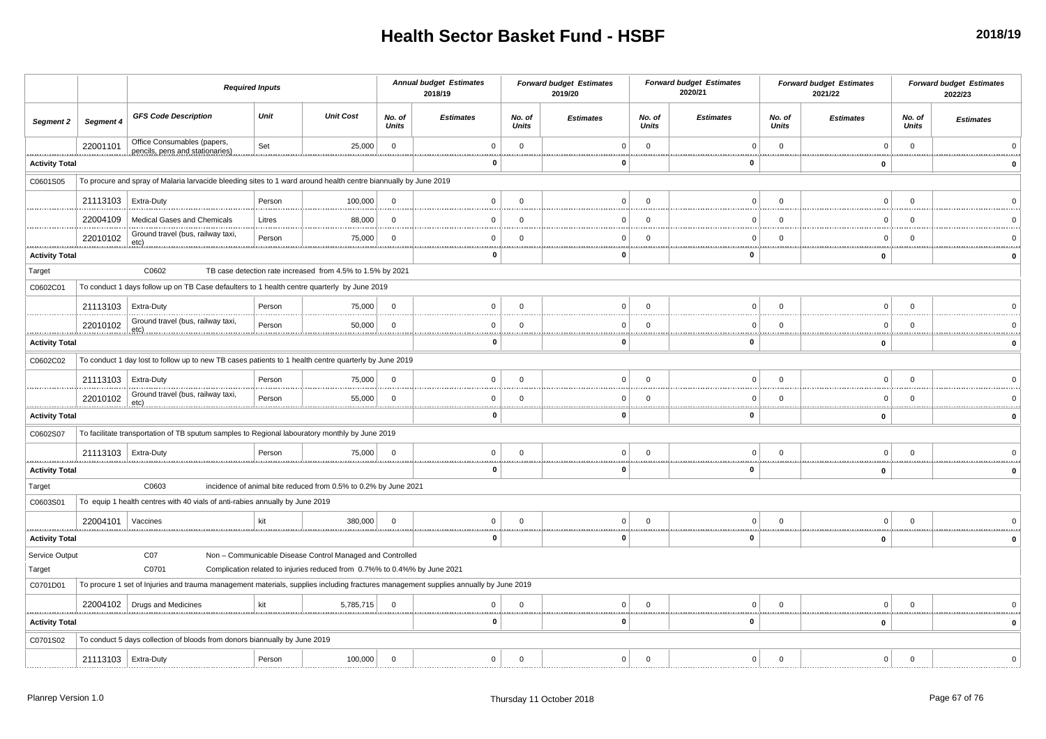# Health Sector Basket Fund - HSBF

2018/19

| | | Required Inputs | | | Annual budget Estimates 2018/19 | | Forward budget Estimates 2019/20 | | Forward budget Estimates 2020/21 | | Forward budget Estimates 2021/22 | | Forward budget Estimates 2022/23 | |
|---|---|---|---|---|---|---|---|---|---|---|---|---|---|---|
| Segment 2 | Segment 4 | GFS Code Description | Unit | Unit Cost | No. of Units | Estimates | No. of Units | Estimates | No. of Units | Estimates | No. of Units | Estimates | No. of Units | Estimates |
| | 22001101 | Office Consumables (papers, pencils, pens and stationaries) | Set | 25,000 | 0 | 0 | 0 | 0 | 0 | 0 | 0 | 0 | 0 | 0 |
| Activity Total | | | | | | 0 | | 0 | | 0 | | 0 | | 0 |
| C0601S05 | To procure and spray of Malaria larvacide bleeding sites to 1 ward around health centre biannually by June 2019 | | | | | | | | | | | | | |
| | 21113103 | Extra-Duty | Person | 100,000 | 0 | 0 | 0 | 0 | 0 | 0 | 0 | 0 | 0 | 0 |
| | 22004109 | Medical Gases and Chemicals | Litres | 88,000 | 0 | 0 | 0 | 0 | 0 | 0 | 0 | 0 | 0 | 0 |
| | 22010102 | Ground travel (bus, railway taxi, etc) | Person | 75,000 | 0 | 0 | 0 | 0 | 0 | 0 | 0 | 0 | 0 | 0 |
| Activity Total | | | | | | 0 | | 0 | | 0 | | 0 | | 0 |
| Target | | C0602 | TB case detection rate increased from 4.5% to 1.5% by 2021 | | | | | | | | | | | |
| C0602C01 | To conduct 1 days follow up on TB Case defaulters to 1 health centre quarterly by June 2019 | | | | | | | | | | | | | |
| | 21113103 | Extra-Duty | Person | 75,000 | 0 | 0 | 0 | 0 | 0 | 0 | 0 | 0 | 0 | 0 |
| | 22010102 | Ground travel (bus, railway taxi, etc) | Person | 50,000 | 0 | 0 | 0 | 0 | 0 | 0 | 0 | 0 | 0 | 0 |
| Activity Total | | | | | | 0 | | 0 | | 0 | | 0 | | 0 |
| C0602C02 | To conduct 1 day lost to follow up to new TB cases patients to 1 health centre quarterly by June 2019 | | | | | | | | | | | | | |
| | 21113103 | Extra-Duty | Person | 75,000 | 0 | 0 | 0 | 0 | 0 | 0 | 0 | 0 | 0 | 0 |
| | 22010102 | Ground travel (bus, railway taxi, etc) | Person | 55,000 | 0 | 0 | 0 | 0 | 0 | 0 | 0 | 0 | 0 | 0 |
| Activity Total | | | | | | 0 | | 0 | | 0 | | 0 | | 0 |
| C0602S07 | To facilitate transportation of TB sputum samples to Regional labouratory monthly by June 2019 | | | | | | | | | | | | | |
| | 21113103 | Extra-Duty | Person | 75,000 | 0 | 0 | 0 | 0 | 0 | 0 | 0 | 0 | 0 | 0 |
| Activity Total | | | | | | 0 | | 0 | | 0 | | 0 | | 0 |
| Target | | C0603 | incidence of animal bite reduced from 0.5% to 0.2% by June 2021 | | | | | | | | | | | |
| C0603S01 | To equip 1 health centres with 40 vials of anti-rabies annually by June 2019 | | | | | | | | | | | | | |
| | 22004101 | Vaccines | kit | 380,000 | 0 | 0 | 0 | 0 | 0 | 0 | 0 | 0 | 0 | 0 |
| Activity Total | | | | | | 0 | | 0 | | 0 | | 0 | | 0 |
| Service Output | | C07 | Non – Communicable Disease Control Managed and Controlled | | | | | | | | | | | |
| Target | | C0701 | Complication related to injuries reduced from 0.7%% to 0.4%% by June 2021 | | | | | | | | | | | |
| C0701D01 | To procure 1 set of Injuries and trauma management materials, supplies including fractures management supplies annually by June 2019 | | | | | | | | | | | | | |
| | 22004102 | Drugs and Medicines | kit | 5,785,715 | 0 | 0 | 0 | 0 | 0 | 0 | 0 | 0 | 0 | 0 |
| Activity Total | | | | | | 0 | | 0 | | 0 | | 0 | | 0 |
| C0701S02 | To conduct 5 days collection of bloods from donors biannually by June 2019 | | | | | | | | | | | | | |
| | 21113103 | Extra-Duty | Person | 100,000 | 0 | 0 | 0 | 0 | 0 | 0 | 0 | 0 | 0 | 0 |

Planrep Version 1.0 | Thursday 11 October 2018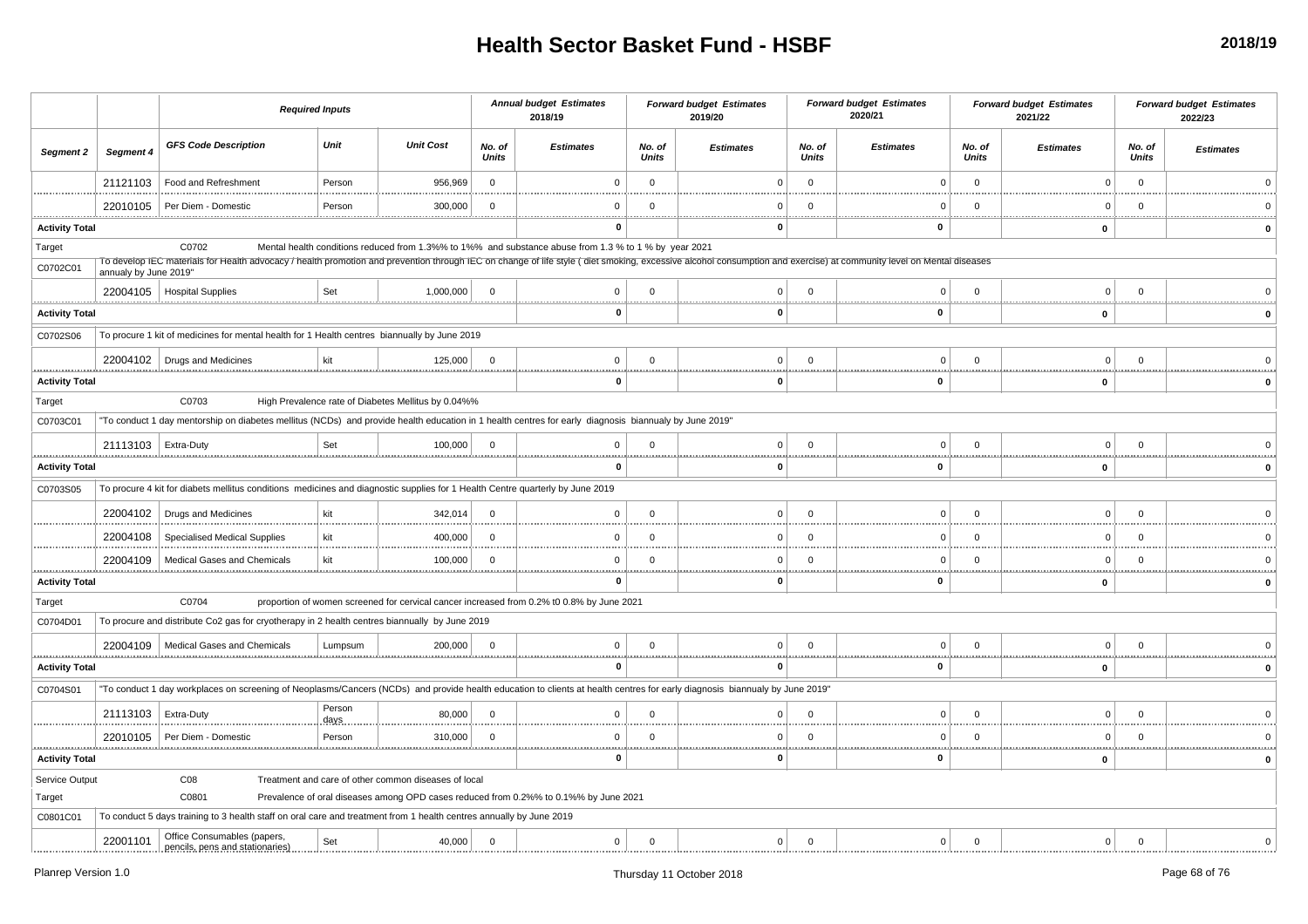# Health Sector Basket Fund - HSBF

2018/19

| | | Required Inputs | | | Annual budget Estimates 2018/19 | | Forward budget Estimates 2019/20 | | Forward budget Estimates 2020/21 | | Forward budget Estimates 2021/22 | | Forward budget Estimates 2022/23 | |
|---|---|---|---|---|---|---|---|---|---|---|---|---|---|---|
| **Segment 2** | **Segment 4** | **GFS Code Description** | **Unit** | **Unit Cost** | **No. of Units** | **Estimates** | **No. of Units** | **Estimates** | **No. of Units** | **Estimates** | **No. of Units** | **Estimates** | **No. of Units** | **Estimates** |
| | 21121103 | Food and Refreshment | Person | 956,969 | 0 | 0 | 0 | 0 | 0 | 0 | 0 | 0 | 0 | 0 |
| | 22010105 | Per Diem - Domestic | Person | 300,000 | 0 | 0 | 0 | 0 | 0 | 0 | 0 | 0 | 0 | 0 |
| **Activity Total** | | | | | | **0** | | **0** | | **0** | | **0** | | **0** |
| Target | | C0702 | Mental health conditions reduced from 1.3%% to 1%% and substance abuse from 1.3 % to 1 % by year 2021 | | | | | | | | | | | |
| C0702C01 | To develop IEC materials for Health advocacy / health promotion and prevention through IEC on change of life style ( diet smoking, excessive alcohol consumption and exercise) at community level on Mental diseases annualy by June 2019" | | | | | | | | | | | | | |
| | 22004105 | Hospital Supplies | Set | 1,000,000 | 0 | 0 | 0 | 0 | 0 | 0 | 0 | 0 | 0 | 0 |
| **Activity Total** | | | | | | **0** | | **0** | | **0** | | **0** | | **0** |
| C0702S06 | To procure 1 kit of medicines for mental health for 1 Health centres biannually by June 2019 | | | | | | | | | | | | | |
| | 22004102 | Drugs and Medicines | kit | 125,000 | 0 | 0 | 0 | 0 | 0 | 0 | 0 | 0 | 0 | 0 |
| **Activity Total** | | | | | | **0** | | **0** | | **0** | | **0** | | **0** |
| Target | | C0703 | High Prevalence rate of Diabetes Mellitus by 0.04%% | | | | | | | | | | | |
| C0703C01 | "To conduct 1 day mentorship on diabetes mellitus (NCDs) and provide health education in 1 health centres for early diagnosis biannualy by June 2019" | | | | | | | | | | | | | |
| | 21113103 | Extra-Duty | Set | 100,000 | 0 | 0 | 0 | 0 | 0 | 0 | 0 | 0 | 0 | 0 |
| **Activity Total** | | | | | | **0** | | **0** | | **0** | | **0** | | **0** |
| C0703S05 | To procure 4 kit for diabets mellitus conditions medicines and diagnostic supplies for 1 Health Centre quarterly by June 2019 | | | | | | | | | | | | | |
| | 22004102 | Drugs and Medicines | kit | 342,014 | 0 | 0 | 0 | 0 | 0 | 0 | 0 | 0 | 0 | 0 |
| | 22004108 | Specialised Medical Supplies | kit | 400,000 | 0 | 0 | 0 | 0 | 0 | 0 | 0 | 0 | 0 | 0 |
| | 22004109 | Medical Gases and Chemicals | kit | 100,000 | 0 | 0 | 0 | 0 | 0 | 0 | 0 | 0 | 0 | 0 |
| **Activity Total** | | | | | | **0** | | **0** | | **0** | | **0** | | **0** |
| Target | | C0704 | proportion of women screened for cervical cancer increased from 0.2% t0 0.8% by June 2021 | | | | | | | | | | | |
| C0704D01 | To procure and distribute Co2 gas for cryotherapy in 2 health centres biannually by June 2019 | | | | | | | | | | | | | |
| | 22004109 | Medical Gases and Chemicals | Lumpsum | 200,000 | 0 | 0 | 0 | 0 | 0 | 0 | 0 | 0 | 0 | 0 |
| **Activity Total** | | | | | | **0** | | **0** | | **0** | | **0** | | **0** |
| C0704S01 | "To conduct 1 day workplaces on screening of Neoplasms/Cancers (NCDs) and provide health education to clients at health centres for early diagnosis biannualy by June 2019" | | | | | | | | | | | | | |
| | 21113103 | Extra-Duty | Person days | 80,000 | 0 | 0 | 0 | 0 | 0 | 0 | 0 | 0 | 0 | 0 |
| | 22010105 | Per Diem - Domestic | Person | 310,000 | 0 | 0 | 0 | 0 | 0 | 0 | 0 | 0 | 0 | 0 |
| **Activity Total** | | | | | | **0** | | **0** | | **0** | | **0** | | **0** |
| Service Output | | C08 | Treatment and care of other common diseases of local | | | | | | | | | | | |
| Target | | C0801 | Prevalence of oral diseases among OPD cases reduced from 0.2%% to 0.1%% by June 2021 | | | | | | | | | | | |
| C0801C01 | To conduct 5 days training to 3 health staff on oral care and treatment from 1 health centres annually by June 2019 | | | | | | | | | | | | | |
| | 22001101 | Office Consumables (papers, pencils, pens and stationaries) | Set | 40,000 | 0 | 0 | 0 | 0 | 0 | 0 | 0 | 0 | 0 | 0 |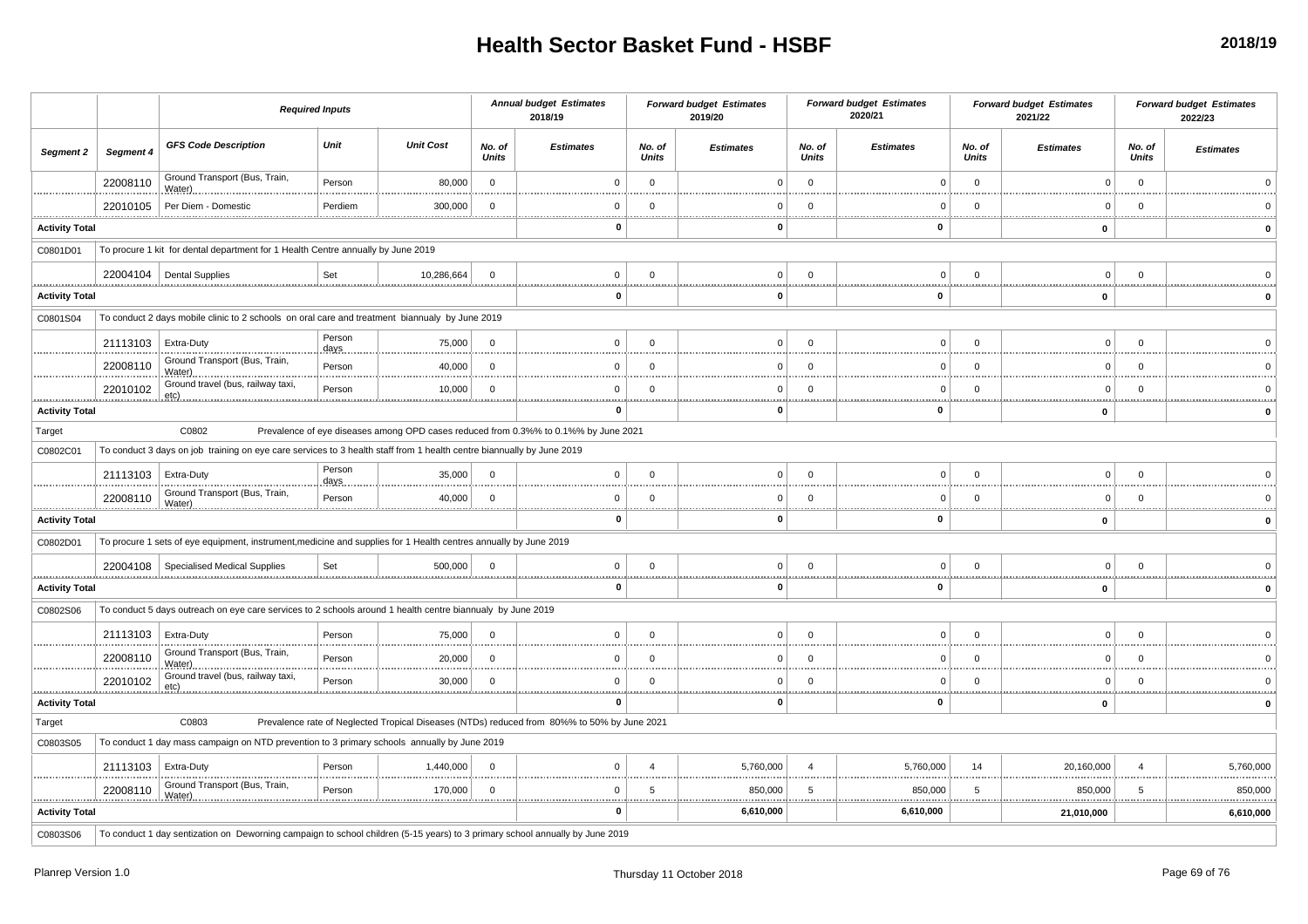# Health Sector Basket Fund - HSBF

2018/19

| | | Required Inputs | | | Annual budget Estimates 2018/19 | | Forward budget Estimates 2019/20 | | Forward budget Estimates 2020/21 | | Forward budget Estimates 2021/22 | | Forward budget Estimates 2022/23 | |
|---|---|---|---|---|---|---|---|---|---|---|---|---|---|---|
| Segment 2 | Segment 4 | GFS Code Description | Unit | Unit Cost | No. of Units | Estimates | No. of Units | Estimates | No. of Units | Estimates | No. of Units | Estimates | No. of Units | Estimates |
| | 22008110 | Ground Transport (Bus, Train, Water) | Person | 80,000 | 0 | 0 | 0 | 0 | 0 | 0 | 0 | 0 | 0 | 0 |
| | 22010105 | Per Diem - Domestic | Perdiem | 300,000 | 0 | 0 | 0 | 0 | 0 | 0 | 0 | 0 | 0 | 0 |
| Activity Total | | | | | | 0 | | 0 | | 0 | | 0 | | 0 |
| C0801D01 | To procure 1 kit for dental department for 1 Health Centre annually by June 2019 | | | | | | | | | | | | | |
| | 22004104 | Dental Supplies | Set | 10,286,664 | 0 | 0 | 0 | 0 | 0 | 0 | 0 | 0 | 0 | 0 |
| Activity Total | | | | | | 0 | | 0 | | 0 | | 0 | | 0 |
| C0801S04 | To conduct 2 days mobile clinic to 2 schools on oral care and treatment biannualy by June 2019 | | | | | | | | | | | | | |
| | 21113103 | Extra-Duty | Person days | 75,000 | 0 | 0 | 0 | 0 | 0 | 0 | 0 | 0 | 0 | 0 |
| | 22008110 | Ground Transport (Bus, Train, Water) | Person | 40,000 | 0 | 0 | 0 | 0 | 0 | 0 | 0 | 0 | 0 | 0 |
| | 22010102 | Ground travel (bus, railway taxi, etc) | Person | 10,000 | 0 | 0 | 0 | 0 | 0 | 0 | 0 | 0 | 0 | 0 |
| Activity Total | | | | | | 0 | | 0 | | 0 | | 0 | | 0 |
| Target | | C0802 | Prevalence of eye diseases among OPD cases reduced from 0.3%% to 0.1%% by June 2021 | | | | | | | | | | | |
| C0802C01 | To conduct 3 days on job training on eye care services to 3 health staff from 1 health centre biannually by June 2019 | | | | | | | | | | | | | |
| | 21113103 | Extra-Duty | Person days | 35,000 | 0 | 0 | 0 | 0 | 0 | 0 | 0 | 0 | 0 | 0 |
| | 22008110 | Ground Transport (Bus, Train, Water) | Person | 40,000 | 0 | 0 | 0 | 0 | 0 | 0 | 0 | 0 | 0 | 0 |
| Activity Total | | | | | | 0 | | 0 | | 0 | | 0 | | 0 |
| C0802D01 | To procure 1 sets of eye equipment, instrument,medicine and supplies for 1 Health centres annually by June 2019 | | | | | | | | | | | | | |
| | 22004108 | Specialised Medical Supplies | Set | 500,000 | 0 | 0 | 0 | 0 | 0 | 0 | 0 | 0 | 0 | 0 |
| Activity Total | | | | | | 0 | | 0 | | 0 | | 0 | | 0 |
| C0802S06 | To conduct 5 days outreach on eye care services to 2 schools around 1 health centre biannualy by June 2019 | | | | | | | | | | | | | |
| | 21113103 | Extra-Duty | Person | 75,000 | 0 | 0 | 0 | 0 | 0 | 0 | 0 | 0 | 0 | 0 |
| | 22008110 | Ground Transport (Bus, Train, Water) | Person | 20,000 | 0 | 0 | 0 | 0 | 0 | 0 | 0 | 0 | 0 | 0 |
| | 22010102 | Ground travel (bus, railway taxi, etc) | Person | 30,000 | 0 | 0 | 0 | 0 | 0 | 0 | 0 | 0 | 0 | 0 |
| Activity Total | | | | | | 0 | | 0 | | 0 | | 0 | | 0 |
| Target | | C0803 | Prevalence rate of Neglected Tropical Diseases (NTDs) reduced from 80%% to 50% by June 2021 | | | | | | | | | | | |
| C0803S05 | To conduct 1 day mass campaign on NTD prevention to 3 primary schools annually by June 2019 | | | | | | | | | | | | | |
| | 21113103 | Extra-Duty | Person | 1,440,000 | 0 | 0 | 4 | 5,760,000 | 4 | 5,760,000 | 14 | 20,160,000 | 4 | 5,760,000 |
| | 22008110 | Ground Transport (Bus, Train, Water) | Person | 170,000 | 0 | 0 | 5 | 850,000 | 5 | 850,000 | 5 | 850,000 | 5 | 850,000 |
| Activity Total | | | | | | 0 | | 6,610,000 | | 6,610,000 | | 21,010,000 | | 6,610,000 |
| C0803S06 | To conduct 1 day sentization on Deworning campaign to school children (5-15 years) to 3 primary school annually by June 2019 | | | | | | | | | | | | | |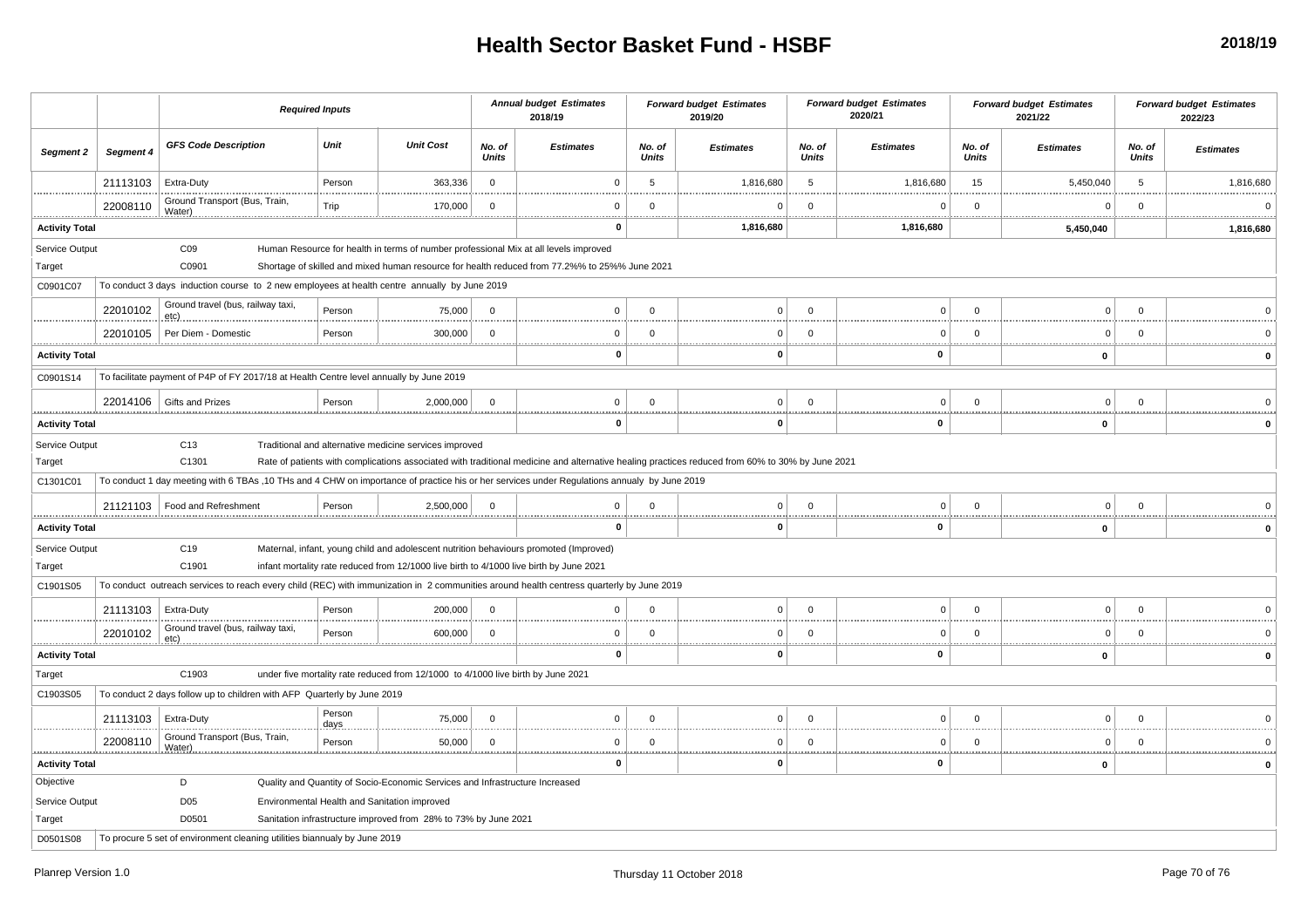# Health Sector Basket Fund - HSBF

2018/19

| Segment 2 | Segment 4 | GFS Code Description | Unit | Unit Cost | Annual budget Estimates 2018/19 No. of Units | Annual budget Estimates 2018/19 Estimates | Forward budget Estimates 2019/20 No. of Units | Forward budget Estimates 2019/20 Estimates | Forward budget Estimates 2020/21 No. of Units | Forward budget Estimates 2020/21 Estimates | Forward budget Estimates 2021/22 No. of Units | Forward budget Estimates 2021/22 Estimates | Forward budget Estimates 2022/23 No. of Units | Forward budget Estimates 2022/23 Estimates |
|---|---|---|---|---|---|---|---|---|---|---|---|---|---|---|
| | 21113103 | Extra-Duty | Person | 363,336 | 0 | 0 | 5 | 1,816,680 | 5 | 1,816,680 | 15 | 5,450,040 | 5 | 1,816,680 |
| | 22008110 | Ground Transport (Bus, Train, Water) | Trip | 170,000 | 0 | 0 | 0 | 0 | 0 | 0 | 0 | 0 | 0 | 0 |
| **Activity Total** | | | | | | **0** | | **1,816,680** | | **1,816,680** | | **5,450,040** | | **1,816,680** |
| Service Output | | C09 | Human Resource for health in terms of number professional Mix at all levels improved | | | | | | | | | | | |
| Target | | C0901 | Shortage of skilled and mixed human resource for health reduced from 77.2%% to 25%% June 2021 | | | | | | | | | | | |
| C0901C07 | To conduct 3 days induction course to 2 new employees at health centre annually by June 2019 | | | | | | | | | | | | | |
| | 22010102 | Ground travel (bus, railway taxi, etc) | Person | 75,000 | 0 | 0 | 0 | 0 | 0 | 0 | 0 | 0 | 0 | 0 |
| | 22010105 | Per Diem - Domestic | Person | 300,000 | 0 | 0 | 0 | 0 | 0 | 0 | 0 | 0 | 0 | 0 |
| **Activity Total** | | | | | | **0** | | **0** | | **0** | | **0** | | **0** |
| C0901S14 | To facilitate payment of P4P of FY 2017/18 at Health Centre level annually by June 2019 | | | | | | | | | | | | | |
| | 22014106 | Gifts and Prizes | Person | 2,000,000 | 0 | 0 | 0 | 0 | 0 | 0 | 0 | 0 | 0 | 0 |
| **Activity Total** | | | | | | **0** | | **0** | | **0** | | **0** | | **0** |
| Service Output | | C13 | Traditional and alternative medicine services improved | | | | | | | | | | | |
| Target | | C1301 | Rate of patients with complications associated with traditional medicine and alternative healing practices reduced from 60% to 30% by June 2021 | | | | | | | | | | | |
| C1301C01 | To conduct 1 day meeting with 6 TBAs ,10 THs and 4 CHW on importance of practice his or her services under Regulations annualy by June 2019 | | | | | | | | | | | | | |
| | 21121103 | Food and Refreshment | Person | 2,500,000 | 0 | 0 | 0 | 0 | 0 | 0 | 0 | 0 | 0 | 0 |
| **Activity Total** | | | | | | **0** | | **0** | | **0** | | **0** | | **0** |
| Service Output | | C19 | Maternal, infant, young child and adolescent nutrition behaviours promoted (Improved) | | | | | | | | | | | |
| Target | | C1901 | infant mortality rate reduced from 12/1000 live birth to 4/1000 live birth by June 2021 | | | | | | | | | | | |
| C1901S05 | To conduct outreach services to reach every child (REC) with immunization in 2 communities around health centress quarterly by June 2019 | | | | | | | | | | | | | |
| | 21113103 | Extra-Duty | Person | 200,000 | 0 | 0 | 0 | 0 | 0 | 0 | 0 | 0 | 0 | 0 |
| | 22010102 | Ground travel (bus, railway taxi, etc) | Person | 600,000 | 0 | 0 | 0 | 0 | 0 | 0 | 0 | 0 | 0 | 0 |
| **Activity Total** | | | | | | **0** | | **0** | | **0** | | **0** | | **0** |
| Target | | C1903 | under five mortality rate reduced from 12/1000 to 4/1000 live birth by June 2021 | | | | | | | | | | | |
| C1903S05 | To conduct 2 days follow up to children with AFP Quarterly by June 2019 | | | | | | | | | | | | | |
| | 21113103 | Extra-Duty | Person days | 75,000 | 0 | 0 | 0 | 0 | 0 | 0 | 0 | 0 | 0 | 0 |
| | 22008110 | Ground Transport (Bus, Train, Water) | Person | 50,000 | 0 | 0 | 0 | 0 | 0 | 0 | 0 | 0 | 0 | 0 |
| **Activity Total** | | | | | | **0** | | **0** | | **0** | | **0** | | **0** |
| Objective | | D | Quality and Quantity of Socio-Economic Services and Infrastructure Increased | | | | | | | | | | | |
| Service Output | | D05 | Environmental Health and Sanitation improved | | | | | | | | | | | |
| Target | | D0501 | Sanitation infrastructure improved from 28% to 73% by June 2021 | | | | | | | | | | | |
| D0501S08 | To procure 5 set of environment cleaning utilities biannualy by June 2019 | | | | | | | | | | | | | |

Planrep Version 1.0

Thursday 11 October 2018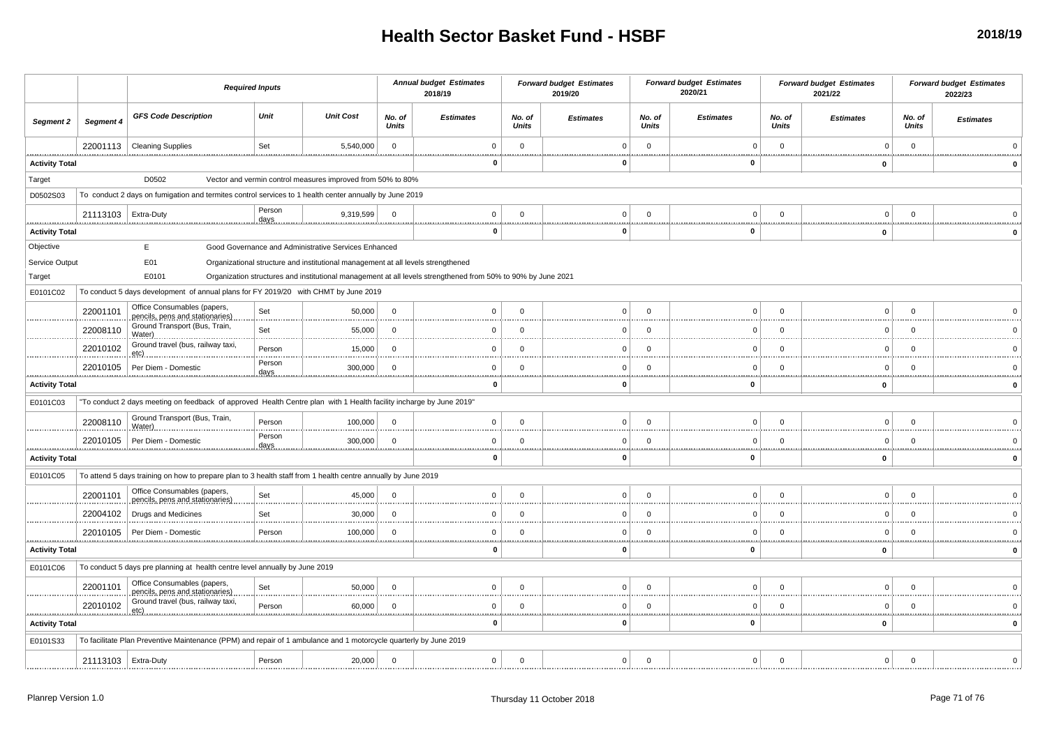# Health Sector Basket Fund - HSBF

2018/19

| | | Required Inputs | | | Annual budget Estimates 2018/19 | | Forward budget Estimates 2019/20 | | Forward budget Estimates 2020/21 | | Forward budget Estimates 2021/22 | | Forward budget Estimates 2022/23 | |
|---|---|---|---|---|---|---|---|---|---|---|---|---|---|---|
| Segment 2 | Segment 4 | GFS Code Description | Unit | Unit Cost | No. of Units | Estimates | No. of Units | Estimates | No. of Units | Estimates | No. of Units | Estimates | No. of Units | Estimates |
| | 22001113 | Cleaning Supplies | Set | 5,540,000 | 0 | 0 | 0 | 0 | 0 | 0 | 0 | 0 | 0 | 0 |
| Activity Total | | | | | | 0 | | 0 | | 0 | | 0 | | 0 |
| Target | | D0502 | Vector and vermin control measures improved from 50% to 80% | | | | | | | | | | | |
| D0502S03 | To conduct 2 days on fumigation and termites control services to 1 health center annually by June 2019 | | | | | | | | | | | | | |
| | 21113103 | Extra-Duty | Person days | 9,319,599 | 0 | 0 | 0 | 0 | 0 | 0 | 0 | 0 | 0 | 0 |
| Activity Total | | | | | | 0 | | 0 | | 0 | | 0 | | 0 |
| Objective | | E | Good Governance and Administrative Services Enhanced | | | | | | | | | | | |
| Service Output | | E01 | Organizational structure and institutional management at all levels strengthened | | | | | | | | | | | |
| Target | | E0101 | Organization structures and institutional management at all levels strengthened from 50% to 90% by June 2021 | | | | | | | | | | | |
| E0101C02 | To conduct 5 days development of annual plans for FY 2019/20 with CHMT by June 2019 | | | | | | | | | | | | | |
| | 22001101 | Office Consumables (papers, pencils, pens and stationaries) | Set | 50,000 | 0 | 0 | 0 | 0 | 0 | 0 | 0 | 0 | 0 | 0 |
| | 22008110 | Ground Transport (Bus, Train, Water) | Set | 55,000 | 0 | 0 | 0 | 0 | 0 | 0 | 0 | 0 | 0 | 0 |
| | 22010102 | Ground travel (bus, railway taxi, etc) | Person | 15,000 | 0 | 0 | 0 | 0 | 0 | 0 | 0 | 0 | 0 | 0 |
| | 22010105 | Per Diem - Domestic | Person days | 300,000 | 0 | 0 | 0 | 0 | 0 | 0 | 0 | 0 | 0 | 0 |
| Activity Total | | | | | | 0 | | 0 | | 0 | | 0 | | 0 |
| E0101C03 | "To conduct 2 days meeting on feedback of approved Health Centre plan with 1 Health facility incharge by June 2019" | | | | | | | | | | | | | |
| | 22008110 | Ground Transport (Bus, Train, Water) | Person | 100,000 | 0 | 0 | 0 | 0 | 0 | 0 | 0 | 0 | 0 | 0 |
| | 22010105 | Per Diem - Domestic | Person days | 300,000 | 0 | 0 | 0 | 0 | 0 | 0 | 0 | 0 | 0 | 0 |
| Activity Total | | | | | | 0 | | 0 | | 0 | | 0 | | 0 |
| E0101C05 | To attend 5 days training on how to prepare plan to 3 health staff from 1 health centre annually by June 2019 | | | | | | | | | | | | | |
| | 22001101 | Office Consumables (papers, pencils, pens and stationaries) | Set | 45,000 | 0 | 0 | 0 | 0 | 0 | 0 | 0 | 0 | 0 | 0 |
| | 22004102 | Drugs and Medicines | Set | 30,000 | 0 | 0 | 0 | 0 | 0 | 0 | 0 | 0 | 0 | 0 |
| | 22010105 | Per Diem - Domestic | Person | 100,000 | 0 | 0 | 0 | 0 | 0 | 0 | 0 | 0 | 0 | 0 |
| Activity Total | | | | | | 0 | | 0 | | 0 | | 0 | | 0 |
| E0101C06 | To conduct 5 days pre planning at health centre level annually by June 2019 | | | | | | | | | | | | | |
| | 22001101 | Office Consumables (papers, pencils, pens and stationaries) | Set | 50,000 | 0 | 0 | 0 | 0 | 0 | 0 | 0 | 0 | 0 | 0 |
| | 22010102 | Ground travel (bus, railway taxi, etc) | Person | 60,000 | 0 | 0 | 0 | 0 | 0 | 0 | 0 | 0 | 0 | 0 |
| Activity Total | | | | | | 0 | | 0 | | 0 | | 0 | | 0 |
| E0101S33 | To facilitate Plan Preventive Maintenance (PPM) and repair of 1 ambulance and 1 motorcycle quarterly by June 2019 | | | | | | | | | | | | | |
| | 21113103 | Extra-Duty | Person | 20,000 | 0 | 0 | 0 | 0 | 0 | 0 | 0 | 0 | 0 | 0 |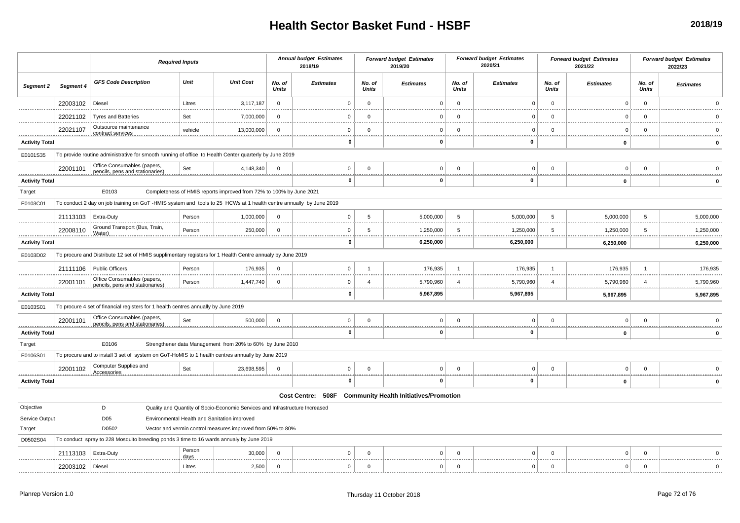# Health Sector Basket Fund - HSBF

2018/19

| Segment 2 | Segment 4 | GFS Code Description | Unit | Unit Cost | Annual budget Estimates 2018/19 No. of Units | Annual budget Estimates 2018/19 Estimates | Forward budget Estimates 2019/20 No. of Units | Forward budget Estimates 2019/20 Estimates | Forward budget Estimates 2020/21 No. of Units | Forward budget Estimates 2020/21 Estimates | Forward budget Estimates 2021/22 No. of Units | Forward budget Estimates 2021/22 Estimates | Forward budget Estimates 2022/23 No. of Units | Forward budget Estimates 2022/23 Estimates |
|---|---|---|---|---|---|---|---|---|---|---|---|---|---|---|
| | 22003102 | Diesel | Litres | 3,117,187 | 0 | 0 | 0 | 0 | 0 | 0 | 0 | 0 | 0 | 0 |
| | 22021102 | Tyres and Batteries | Set | 7,000,000 | 0 | 0 | 0 | 0 | 0 | 0 | 0 | 0 | 0 | 0 |
| | 22021107 | Outsource maintenance contract services | vehicle | 13,000,000 | 0 | 0 | 0 | 0 | 0 | 0 | 0 | 0 | 0 | 0 |
| **Activity Total** | | | | | | **0** | | **0** | | **0** | | **0** | | **0** |
| E0101S35 | To provide routine administrative for smooth running of office to Health Center quarterly by June 2019 | | | | | | | | | | | | | |
| | 22001101 | Office Consumables (papers, pencils, pens and stationaries) | Set | 4,148,340 | 0 | 0 | 0 | 0 | 0 | 0 | 0 | 0 | 0 | 0 |
| **Activity Total** | | | | | | **0** | | **0** | | **0** | | **0** | | **0** |
| Target | | E0103 | Completeness of HMIS reports improved from 72% to 100% by June 2021 | | | | | | | | | | | |
| E0103C01 | To conduct 2 day on job training on GoT -HMIS system and tools to 25 HCWs at 1 health centre annually by June 2019 | | | | | | | | | | | | | |
| | 21113103 | Extra-Duty | Person | 1,000,000 | 0 | 0 | 5 | 5,000,000 | 5 | 5,000,000 | 5 | 5,000,000 | 5 | 5,000,000 |
| | 22008110 | Ground Transport (Bus, Train, Water) | Person | 250,000 | 0 | 0 | 5 | 1,250,000 | 5 | 1,250,000 | 5 | 1,250,000 | 5 | 1,250,000 |
| **Activity Total** | | | | | | **0** | | **6,250,000** | | **6,250,000** | | **6,250,000** | | **6,250,000** |
| E0103D02 | To procure and Distribute 12 set of HMIS supplimentary registers for 1 Health Centre annualy by June 2019 | | | | | | | | | | | | | |
| | 21111106 | Public Officers | Person | 176,935 | 0 | 0 | 1 | 176,935 | 1 | 176,935 | 1 | 176,935 | 1 | 176,935 |
| | 22001101 | Office Consumables (papers, pencils, pens and stationaries) | Person | 1,447,740 | 0 | 0 | 4 | 5,790,960 | 4 | 5,790,960 | 4 | 5,790,960 | 4 | 5,790,960 |
| **Activity Total** | | | | | | **0** | | **5,967,895** | | **5,967,895** | | **5,967,895** | | **5,967,895** |
| E0103S01 | To procure 4 set of financial registers for 1 health centres annually by June 2019 | | | | | | | | | | | | | |
| | 22001101 | Office Consumables (papers, pencils, pens and stationaries) | Set | 500,000 | 0 | 0 | 0 | 0 | 0 | 0 | 0 | 0 | 0 | 0 |
| **Activity Total** | | | | | | **0** | | **0** | | **0** | | **0** | | **0** |
| Target | | E0106 | Strengthener data Management from 20% to 60% by June 2010 | | | | | | | | | | | |
| E0106S01 | To procure and to install 3 set of system on GoT-HoMIS to 1 health centres annually by June 2019 | | | | | | | | | | | | | |
| | 22001102 | Computer Supplies and Accessories | Set | 23,698,595 | 0 | 0 | 0 | 0 | 0 | 0 | 0 | 0 | 0 | 0 |
| **Activity Total** | | | | | | **0** | | **0** | | **0** | | **0** | | **0** |
| **Cost Centre: 508F Community Health Initiatives/Promotion** | | | | | | | | | | | | | | |
| Objective | | D | Quality and Quantity of Socio-Economic Services and Infrastructure Increased | | | | | | | | | | | |
| Service Output | | D05 | Environmental Health and Sanitation improved | | | | | | | | | | | |
| Target | | D0502 | Vector and vermin control measures improved from 50% to 80% | | | | | | | | | | | |
| D0502S04 | To conduct spray to 228 Mosquito breeding ponds 3 time to 16 wards annualy by June 2019 | | | | | | | | | | | | | |
| | 21113103 | Extra-Duty | Person days | 30,000 | 0 | 0 | 0 | 0 | 0 | 0 | 0 | 0 | 0 | 0 |
| | 22003102 | Diesel | Litres | 2,500 | 0 | 0 | 0 | 0 | 0 | 0 | 0 | 0 | 0 | 0 |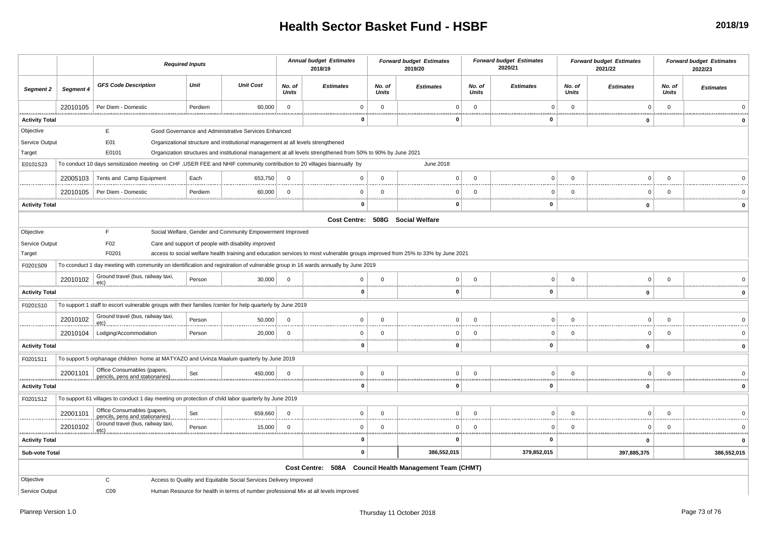# Health Sector Basket Fund - HSBF

**2018/19**

| | | Required Inputs | | | Annual budget Estimates 2018/19 | | Forward budget Estimates 2019/20 | | Forward budget Estimates 2020/21 | | Forward budget Estimates 2021/22 | | Forward budget Estimates 2022/23 | |
|---|---|---|---|---|---|---|---|---|---|---|---|---|---|---|
| **Segment 2** | **Segment 4** | **GFS Code Description** | **Unit** | **Unit Cost** | **No. of Units** | **Estimates** | **No. of Units** | **Estimates** | **No. of Units** | **Estimates** | **No. of Units** | **Estimates** | **No. of Units** | **Estimates** |
| | 22010105 | Per Diem - Domestic | Perdiem | 60,000 | 0 | 0 | 0 | 0 | 0 | 0 | 0 | 0 | 0 | 0 |
| **Activity Total** | | | | | | **0** | | **0** | | **0** | | **0** | | **0** |
| Objective | | E | Good Governance and Administrative Services Enhanced | | | | | | | | | | | |
| Service Output | | E01 | Organizational structure and institutional management at all levels strengthened | | | | | | | | | | | |
| Target | | E0101 | Organization structures and institutional management at all levels strengthened from 50% to 90% by June 2021 | | | | | | | | | | | |
| E0101S23 | To conduct 10 days sensitization meeting on CHF ,USER FEE and NHIF community contribution to 20 villages biannually by June 2018 | | | | | | | | | | | | | |
| | 22005103 | Tents and Camp Equipment | Each | 653,750 | 0 | 0 | 0 | 0 | 0 | 0 | 0 | 0 | 0 | 0 |
| | 22010105 | Per Diem - Domestic | Perdiem | 60,000 | 0 | 0 | 0 | 0 | 0 | 0 | 0 | 0 | 0 | 0 |
| **Activity Total** | | | | | | **0** | | **0** | | **0** | | **0** | | **0** |
| | | | | | | **Cost Centre: 508G Social Welfare** | | | | | | | | |
| Objective | | F | Social Welfare, Gender and Community Empowerment Improved | | | | | | | | | | | |
| Service Output | | F02 | Care and support of people with disability improved | | | | | | | | | | | |
| Target | | F0201 | access to social welfare health training and education services to most vulnerable groups improved from 25% to 33% by June 2021 | | | | | | | | | | | |
| F0201S09 | To cconduct 1 day meeting with community on identification and registration of vulnerable group in 16 wards annually by June 2019 | | | | | | | | | | | | | |
| | 22010102 | Ground travel (bus, railway taxi, etc) | Person | 30,000 | 0 | 0 | 0 | 0 | 0 | 0 | 0 | 0 | 0 | 0 |
| **Activity Total** | | | | | | **0** | | **0** | | **0** | | **0** | | **0** |
| F0201S10 | To support 1 staff to escort vulnerable groups with their families /center for help quarterly by June 2019 | | | | | | | | | | | | | |
| | 22010102 | Ground travel (bus, railway taxi, etc) | Person | 50,000 | 0 | 0 | 0 | 0 | 0 | 0 | 0 | 0 | 0 | 0 |
| | 22010104 | Lodging/Accommodation | Person | 20,000 | 0 | 0 | 0 | 0 | 0 | 0 | 0 | 0 | 0 | 0 |
| **Activity Total** | | | | | | **0** | | **0** | | **0** | | **0** | | **0** |
| F0201S11 | To support 5 orphanage children home at MATYAZO and Uvinza Maalum quarterly by June 2019 | | | | | | | | | | | | | |
| | 22001101 | Office Consumables (papers, pencils, pens and stationaries) | Set | 450,000 | 0 | 0 | 0 | 0 | 0 | 0 | 0 | 0 | 0 | 0 |
| **Activity Total** | | | | | | **0** | | **0** | | **0** | | **0** | | **0** |
| F0201S12 | To support 61 villages to conduct 1 day meeting on protection of child labor quarterly by June 2019 | | | | | | | | | | | | | |
| | 22001101 | Office Consumables (papers, pencils, pens and stationaries) | Set | 659,660 | 0 | 0 | 0 | 0 | 0 | 0 | 0 | 0 | 0 | 0 |
| | 22010102 | Ground travel (bus, railway taxi, etc) | Person | 15,000 | 0 | 0 | 0 | 0 | 0 | 0 | 0 | 0 | 0 | 0 |
| **Activity Total** | | | | | | **0** | | **0** | | **0** | | **0** | | **0** |
| **Sub-vote Total** | | | | | | **0** | | **386,552,015** | | **379,852,015** | | **397,885,375** | | **386,552,015** |
| | | | | | | **Cost Centre: 508A Council Health Management Team (CHMT)** | | | | | | | | |
| Objective | | C | Access to Quality and Equitable Social Services Delivery Improved | | | | | | | | | | | |
| Service Output | | C09 | Human Resource for health in terms of number professional Mix at all levels improved | | | | | | | | | | | |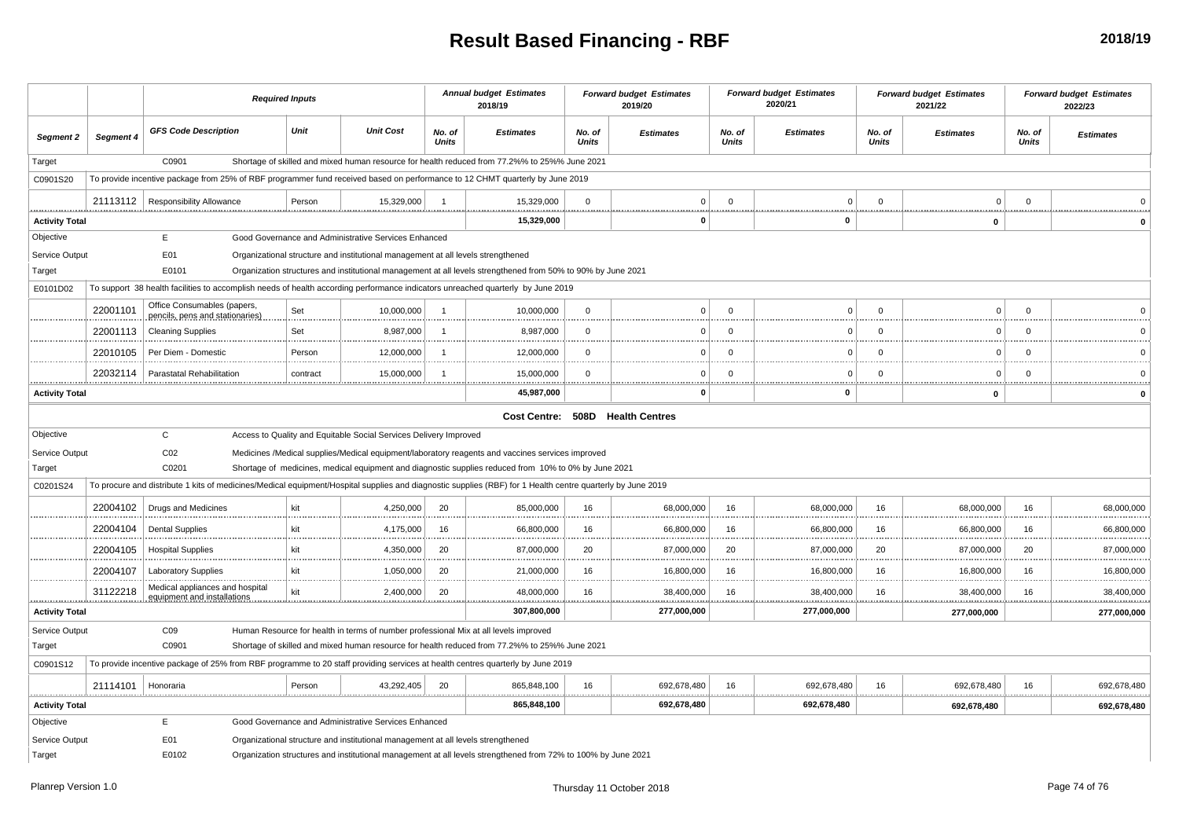# Result Based Financing - RBF

**2018/19**

| | | *Required Inputs* | | | *Annual budget Estimates 2018/19* | | *Forward budget Estimates 2019/20* | | *Forward budget Estimates 2020/21* | | *Forward budget Estimates 2021/22* | | *Forward budget Estimates 2022/23* | |
|---|---|---|---|---|---|---|---|---|---|---|---|---|---|---|
| *Segment 2* | *Segment 4* | *GFS Code Description* | *Unit* | *Unit Cost* | *No. of Units* | *Estimates* | *No. of Units* | *Estimates* | *No. of Units* | *Estimates* | *No. of Units* | *Estimates* | *No. of Units* | *Estimates* |
| Target | | C0901 | Shortage of skilled and mixed human resource for health reduced from 77.2%% to 25%% June 2021 | | | | | | | | | | | |
| C0901S20 | To provide incentive package from 25% of RBF programmer fund received based on performance to 12 CHMT quarterly by June 2019 | | | | | | | | | | | | | |
| | 21113112 | Responsibility Allowance | Person | 15,329,000 | 1 | 15,329,000 | 0 | 0 | 0 | 0 | 0 | 0 | 0 | 0 |
| **Activity Total** | | | | | | **15,329,000** | | **0** | | **0** | | **0** | | **0** |
| Objective | | E | Good Governance and Administrative Services Enhanced | | | | | | | | | | | |
| Service Output | | E01 | Organizational structure and institutional management at all levels strengthened | | | | | | | | | | | |
| Target | | E0101 | Organization structures and institutional management at all levels strengthened from 50% to 90% by June 2021 | | | | | | | | | | | |
| E0101D02 | To support 38 health facilities to accomplish needs of health according performance indicators unreached quarterly by June 2019 | | | | | | | | | | | | | |
| | 22001101 | Office Consumables (papers, pencils, pens and stationaries) | Set | 10,000,000 | 1 | 10,000,000 | 0 | 0 | 0 | 0 | 0 | 0 | 0 | 0 |
| | 22001113 | Cleaning Supplies | Set | 8,987,000 | 1 | 8,987,000 | 0 | 0 | 0 | 0 | 0 | 0 | 0 | 0 |
| | 22010105 | Per Diem - Domestic | Person | 12,000,000 | 1 | 12,000,000 | 0 | 0 | 0 | 0 | 0 | 0 | 0 | 0 |
| | 22032114 | Parastatal Rehabilitation | contract | 15,000,000 | 1 | 15,000,000 | 0 | 0 | 0 | 0 | 0 | 0 | 0 | 0 |
| **Activity Total** | | | | | | **45,987,000** | | **0** | | **0** | | **0** | | **0** |
| | | | | | | **Cost Centre: 508D Health Centres** | | | | | | | | |
| Objective | | C | Access to Quality and Equitable Social Services Delivery Improved | | | | | | | | | | | |
| Service Output | | C02 | Medicines /Medical supplies/Medical equipment/laboratory reagents and vaccines services improved | | | | | | | | | | | |
| Target | | C0201 | Shortage of medicines, medical equipment and diagnostic supplies reduced from 10% to 0% by June 2021 | | | | | | | | | | | |
| C0201S24 | To procure and distribute 1 kits of medicines/Medical equipment/Hospital supplies and diagnostic supplies (RBF) for 1 Health centre quarterly by June 2019 | | | | | | | | | | | | | |
| | 22004102 | Drugs and Medicines | kit | 4,250,000 | 20 | 85,000,000 | 16 | 68,000,000 | 16 | 68,000,000 | 16 | 68,000,000 | 16 | 68,000,000 |
| | 22004104 | Dental Supplies | kit | 4,175,000 | 16 | 66,800,000 | 16 | 66,800,000 | 16 | 66,800,000 | 16 | 66,800,000 | 16 | 66,800,000 |
| | 22004105 | Hospital Supplies | kit | 4,350,000 | 20 | 87,000,000 | 20 | 87,000,000 | 20 | 87,000,000 | 20 | 87,000,000 | 20 | 87,000,000 |
| | 22004107 | Laboratory Supplies | kit | 1,050,000 | 20 | 21,000,000 | 16 | 16,800,000 | 16 | 16,800,000 | 16 | 16,800,000 | 16 | 16,800,000 |
| | 31122218 | Medical appliances and hospital equipment and installations | kit | 2,400,000 | 20 | 48,000,000 | 16 | 38,400,000 | 16 | 38,400,000 | 16 | 38,400,000 | 16 | 38,400,000 |
| **Activity Total** | | | | | | **307,800,000** | | **277,000,000** | | **277,000,000** | | **277,000,000** | | **277,000,000** |
| Service Output | | C09 | Human Resource for health in terms of number professional Mix at all levels improved | | | | | | | | | | | |
| Target | | C0901 | Shortage of skilled and mixed human resource for health reduced from 77.2%% to 25%% June 2021 | | | | | | | | | | | |
| C0901S12 | To provide incentive package of 25% from RBF programme to 20 staff providing services at health centres quarterly by June 2019 | | | | | | | | | | | | | |
| | 21114101 | Honoraria | Person | 43,292,405 | 20 | 865,848,100 | 16 | 692,678,480 | 16 | 692,678,480 | 16 | 692,678,480 | 16 | 692,678,480 |
| **Activity Total** | | | | | | **865,848,100** | | **692,678,480** | | **692,678,480** | | **692,678,480** | | **692,678,480** |
| Objective | | E | Good Governance and Administrative Services Enhanced | | | | | | | | | | | |
| Service Output | | E01 | Organizational structure and institutional management at all levels strengthened | | | | | | | | | | | |
| Target | | E0102 | Organization structures and institutional management at all levels strengthened from 72% to 100% by June 2021 | | | | | | | | | | | |

Planrep Version 1.0 — Thursday 11 October 2018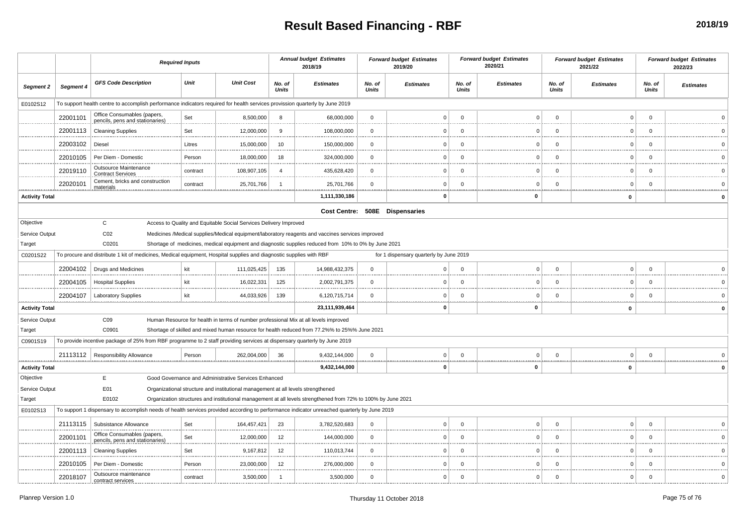# Result Based Financing - RBF

2018/19

| | | Required Inputs | | | Annual budget Estimates 2018/19 | | Forward budget Estimates 2019/20 | | Forward budget Estimates 2020/21 | | Forward budget Estimates 2021/22 | | Forward budget Estimates 2022/23 | |
|---|---|---|---|---|---|---|---|---|---|---|---|---|---|---|
| **Segment 2** | **Segment 4** | **GFS Code Description** | **Unit** | **Unit Cost** | **No. of Units** | **Estimates** | **No. of Units** | **Estimates** | **No. of Units** | **Estimates** | **No. of Units** | **Estimates** | **No. of Units** | **Estimates** |
| E0102S12 | To support health centre to accomplish performance indicators required for health services provission quarterly by June 2019 | | | | | | | | | | | | | |
| | 22001101 | Office Consumables (papers, pencils, pens and stationaries) | Set | 8,500,000 | 8 | 68,000,000 | 0 | 0 | 0 | 0 | 0 | 0 | 0 | 0 |
| | 22001113 | Cleaning Supplies | Set | 12,000,000 | 9 | 108,000,000 | 0 | 0 | 0 | 0 | 0 | 0 | 0 | 0 |
| | 22003102 | Diesel | Litres | 15,000,000 | 10 | 150,000,000 | 0 | 0 | 0 | 0 | 0 | 0 | 0 | 0 |
| | 22010105 | Per Diem - Domestic | Person | 18,000,000 | 18 | 324,000,000 | 0 | 0 | 0 | 0 | 0 | 0 | 0 | 0 |
| | 22019110 | Outsource Maintenance Contract Services | contract | 108,907,105 | 4 | 435,628,420 | 0 | 0 | 0 | 0 | 0 | 0 | 0 | 0 |
| | 22020101 | Cement, bricks and construction materials | contract | 25,701,766 | 1 | 25,701,766 | 0 | 0 | 0 | 0 | 0 | 0 | 0 | 0 |
| **Activity Total** | | | | | | **1,111,330,186** | | **0** | | **0** | | **0** | | **0** |
| | | | | | | **Cost Centre: 508E Dispensaries** | | | | | | | | |
| Objective | | C | Access to Quality and Equitable Social Services Delivery Improved | | | | | | | | | | | |
| Service Output | | C02 | Medicines /Medical supplies/Medical equipment/laboratory reagents and vaccines services improved | | | | | | | | | | | |
| Target | | C0201 | Shortage of medicines, medical equipment and diagnostic supplies reduced from 10% to 0% by June 2021 | | | | | | | | | | | |
| C0201S22 | To procure and distribute 1 kit of medicines, Medical equipment, Hospital supplies and diagnostic supplies with RBF for 1 dispensary quarterly by June 2019 | | | | | | | | | | | | | |
| | 22004102 | Drugs and Medicines | kit | 111,025,425 | 135 | 14,988,432,375 | 0 | 0 | 0 | 0 | 0 | 0 | 0 | 0 |
| | 22004105 | Hospital Supplies | kit | 16,022,331 | 125 | 2,002,791,375 | 0 | 0 | 0 | 0 | 0 | 0 | 0 | 0 |
| | 22004107 | Laboratory Supplies | kit | 44,033,926 | 139 | 6,120,715,714 | 0 | 0 | 0 | 0 | 0 | 0 | 0 | 0 |
| **Activity Total** | | | | | | **23,111,939,464** | | **0** | | **0** | | **0** | | **0** |
| Service Output | | C09 | Human Resource for health in terms of number professional Mix at all levels improved | | | | | | | | | | | |
| Target | | C0901 | Shortage of skilled and mixed human resource for health reduced from 77.2%% to 25%% June 2021 | | | | | | | | | | | |
| C0901S19 | To provide incentive package of 25% from RBF programme to 2 staff providing services at dispensary quarterly by June 2019 | | | | | | | | | | | | | |
| | 21113112 | Responsibility Allowance | Person | 262,004,000 | 36 | 9,432,144,000 | 0 | 0 | 0 | 0 | 0 | 0 | 0 | 0 |
| **Activity Total** | | | | | | **9,432,144,000** | | **0** | | **0** | | **0** | | **0** |
| Objective | | E | Good Governance and Administrative Services Enhanced | | | | | | | | | | | |
| Service Output | | E01 | Organizational structure and institutional management at all levels strengthened | | | | | | | | | | | |
| Target | | E0102 | Organization structures and institutional management at all levels strengthened from 72% to 100% by June 2021 | | | | | | | | | | | |
| E0102S13 | To support 1 dispensary to accomplish needs of health services provided according to performance indicator unreached quarterly by June 2019 | | | | | | | | | | | | | |
| | 21113115 | Subsistance Allowance | Set | 164,457,421 | 23 | 3,782,520,683 | 0 | 0 | 0 | 0 | 0 | 0 | 0 | 0 |
| | 22001101 | Office Consumables (papers, pencils, pens and stationaries) | Set | 12,000,000 | 12 | 144,000,000 | 0 | 0 | 0 | 0 | 0 | 0 | 0 | 0 |
| | 22001113 | Cleaning Supplies | Set | 9,167,812 | 12 | 110,013,744 | 0 | 0 | 0 | 0 | 0 | 0 | 0 | 0 |
| | 22010105 | Per Diem - Domestic | Person | 23,000,000 | 12 | 276,000,000 | 0 | 0 | 0 | 0 | 0 | 0 | 0 | 0 |
| | 22018107 | Outsource maintenance contract services | contract | 3,500,000 | 1 | 3,500,000 | 0 | 0 | 0 | 0 | 0 | 0 | 0 | 0 |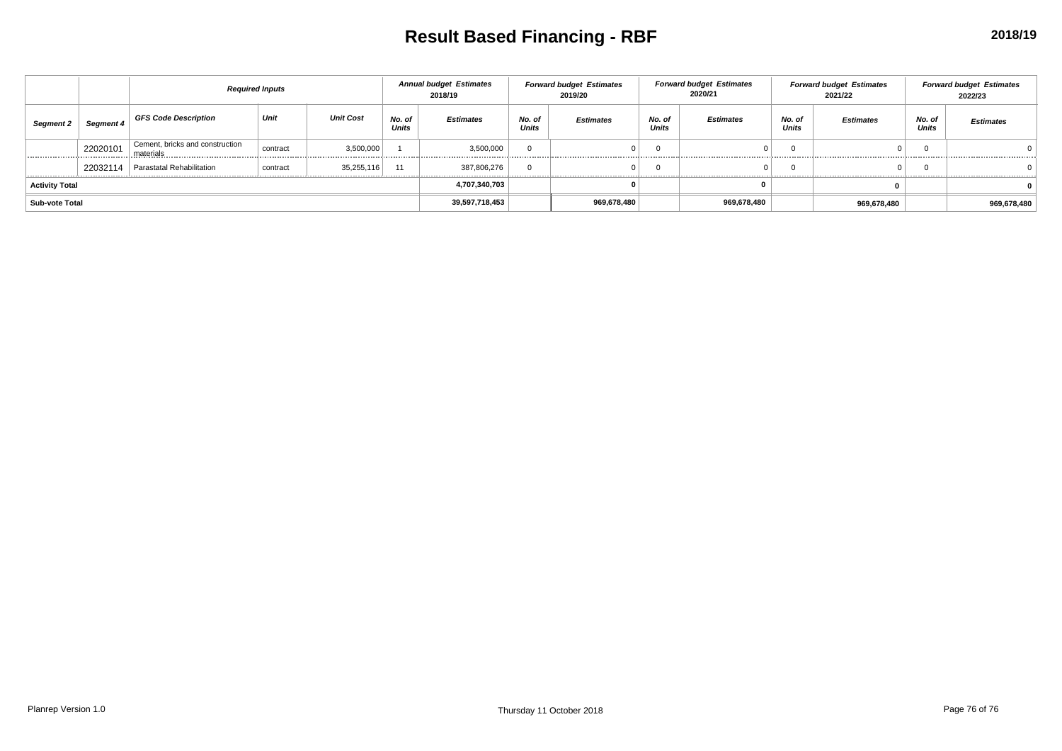# Result Based Financing - RBF

2018/19

| | | Required Inputs | | | Annual budget Estimates 2018/19 | | Forward budget Estimates 2019/20 | | Forward budget Estimates 2020/21 | | Forward budget Estimates 2021/22 | | Forward budget Estimates 2022/23 | |
|---|---|---|---|---|---|---|---|---|---|---|---|---|---|---|
| Segment 2 | Segment 4 | GFS Code Description | Unit | Unit Cost | No. of Units | Estimates | No. of Units | Estimates | No. of Units | Estimates | No. of Units | Estimates | No. of Units | Estimates |
| | 22020101 | Cement, bricks and construction materials | contract | 3,500,000 | 1 | 3,500,000 | 0 | 0 | 0 | 0 | 0 | 0 | 0 | 0 |
| | 22032114 | Parastatal Rehabilitation | contract | 35,255,116 | 11 | 387,806,276 | 0 | 0 | 0 | 0 | 0 | 0 | 0 | 0 |
| **Activity Total** | | | | | | **4,707,340,703** | | **0** | | **0** | | **0** | | **0** |
| **Sub-vote Total** | | | | | | **39,597,718,453** | | **969,678,480** | | **969,678,480** | | **969,678,480** | | **969,678,480** |

Planrep Version 1.0

Thursday 11 October 2018